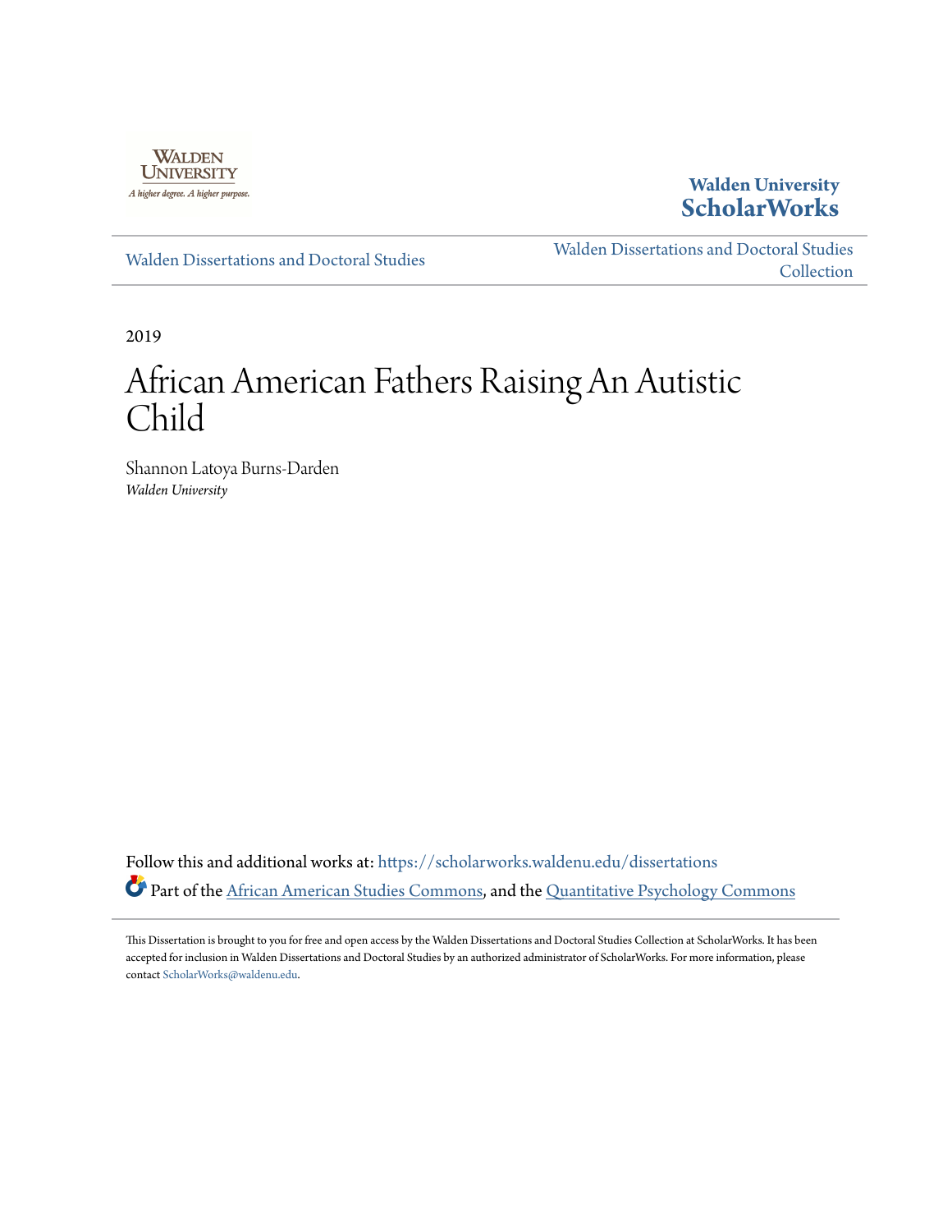Walden University

A higher degree. A higher purpose.

**Walden University ScholarWorks**

Walden Dissertations and Doctoral Studies

Walden Dissertations and Doctoral Studies Collection

2019

# African American Fathers Raising An Autistic Child

Shannon Latoya Burns-Darden

*Walden University*

Follow this and additional works at: https://scholarworks.waldenu.edu/dissertations

Part of the African American Studies Commons, and the Quantitative Psychology Commons

This Dissertation is brought to you for free and open access by the Walden Dissertations and Doctoral Studies Collection at ScholarWorks. It has been accepted for inclusion in Walden Dissertations and Doctoral Studies by an authorized administrator of ScholarWorks. For more information, please contact ScholarWorks@waldenu.edu.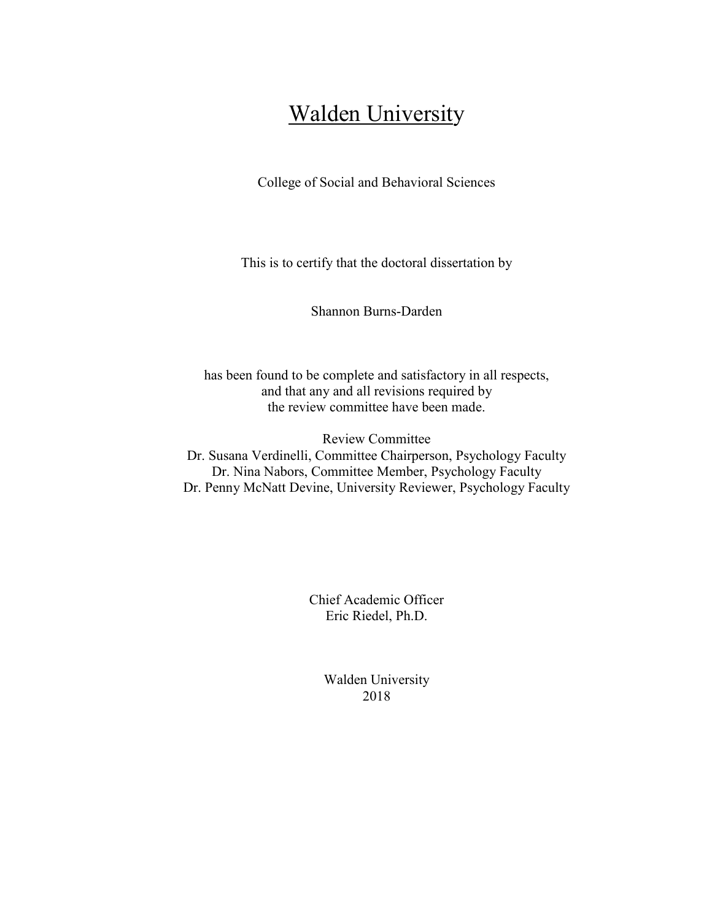# Walden University

College of Social and Behavioral Sciences

This is to certify that the doctoral dissertation by

Shannon Burns-Darden

has been found to be complete and satisfactory in all respects,
and that any and all revisions required by
the review committee have been made.

Review Committee
Dr. Susana Verdinelli, Committee Chairperson, Psychology Faculty
Dr. Nina Nabors, Committee Member, Psychology Faculty
Dr. Penny McNatt Devine, University Reviewer, Psychology Faculty

Chief Academic Officer
Eric Riedel, Ph.D.

Walden University
2018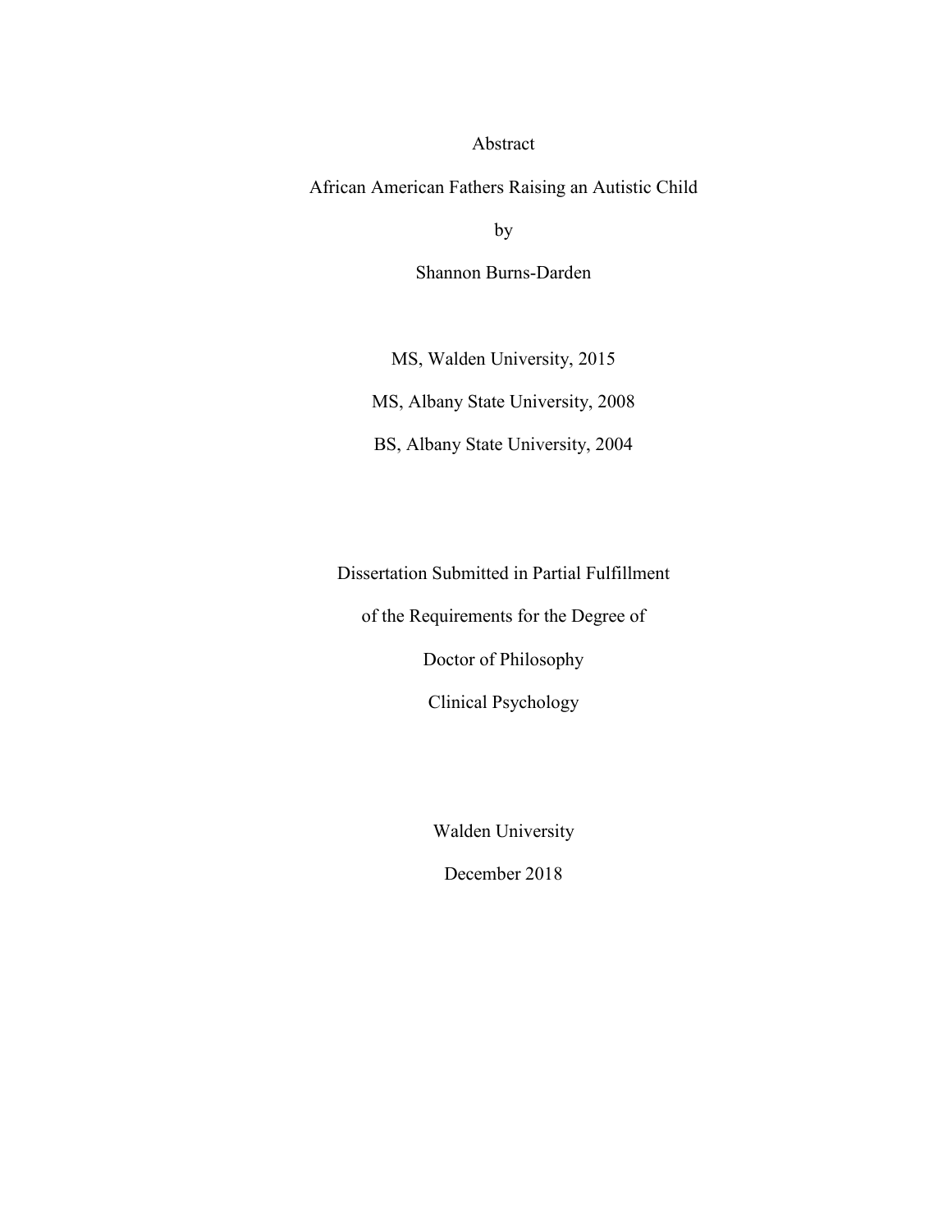Abstract

African American Fathers Raising an Autistic Child

by

Shannon Burns-Darden

MS, Walden University, 2015

MS, Albany State University, 2008

BS, Albany State University, 2004

Dissertation Submitted in Partial Fulfillment

of the Requirements for the Degree of

Doctor of Philosophy

Clinical Psychology

Walden University

December 2018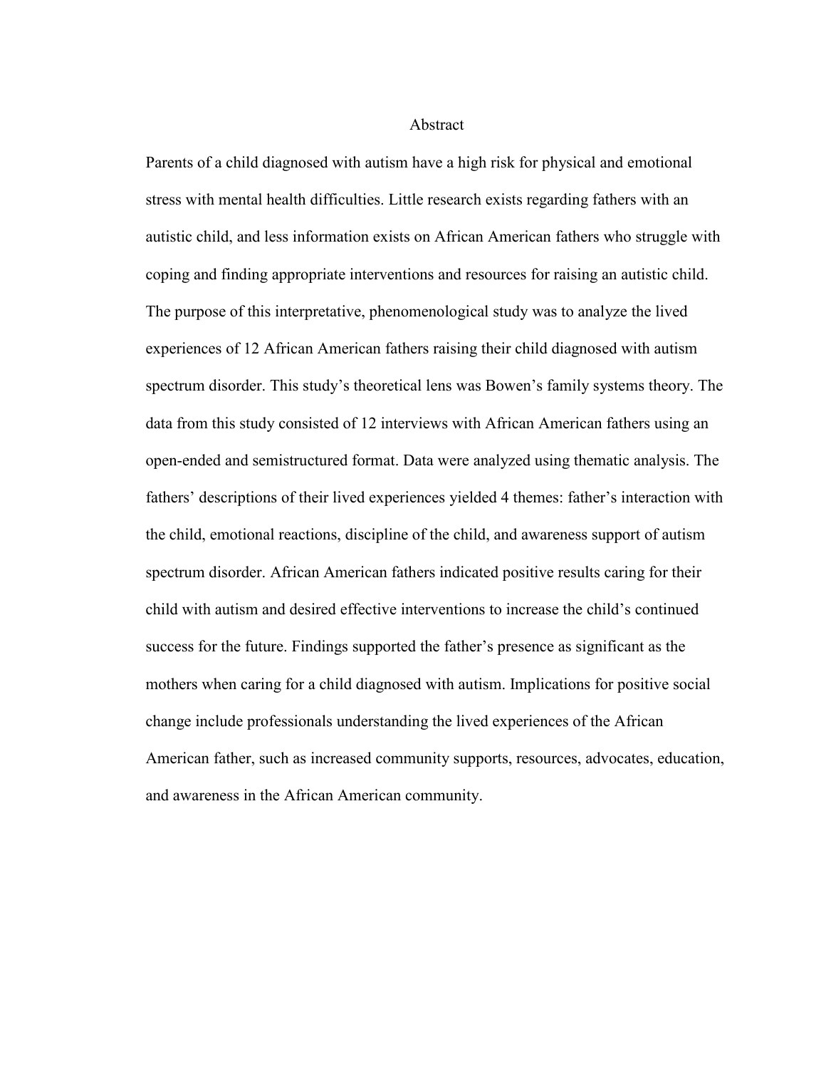# Abstract

Parents of a child diagnosed with autism have a high risk for physical and emotional stress with mental health difficulties. Little research exists regarding fathers with an autistic child, and less information exists on African American fathers who struggle with coping and finding appropriate interventions and resources for raising an autistic child. The purpose of this interpretative, phenomenological study was to analyze the lived experiences of 12 African American fathers raising their child diagnosed with autism spectrum disorder. This study's theoretical lens was Bowen's family systems theory. The data from this study consisted of 12 interviews with African American fathers using an open-ended and semistructured format. Data were analyzed using thematic analysis. The fathers' descriptions of their lived experiences yielded 4 themes: father's interaction with the child, emotional reactions, discipline of the child, and awareness support of autism spectrum disorder. African American fathers indicated positive results caring for their child with autism and desired effective interventions to increase the child's continued success for the future. Findings supported the father's presence as significant as the mothers when caring for a child diagnosed with autism. Implications for positive social change include professionals understanding the lived experiences of the African American father, such as increased community supports, resources, advocates, education, and awareness in the African American community.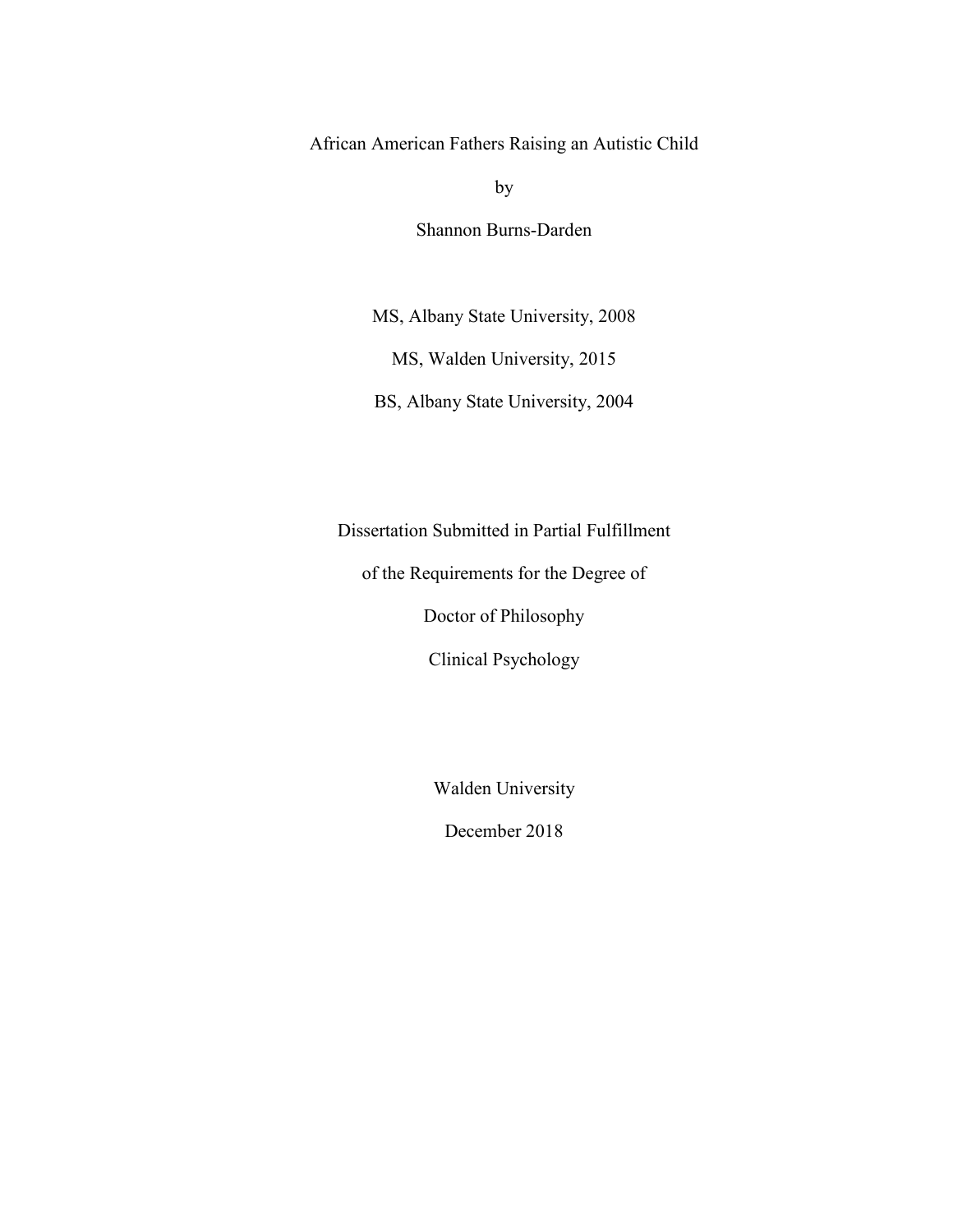# African American Fathers Raising an Autistic Child

by

Shannon Burns-Darden

MS, Albany State University, 2008

MS, Walden University, 2015

BS, Albany State University, 2004

Dissertation Submitted in Partial Fulfillment

of the Requirements for the Degree of

Doctor of Philosophy

Clinical Psychology

Walden University

December 2018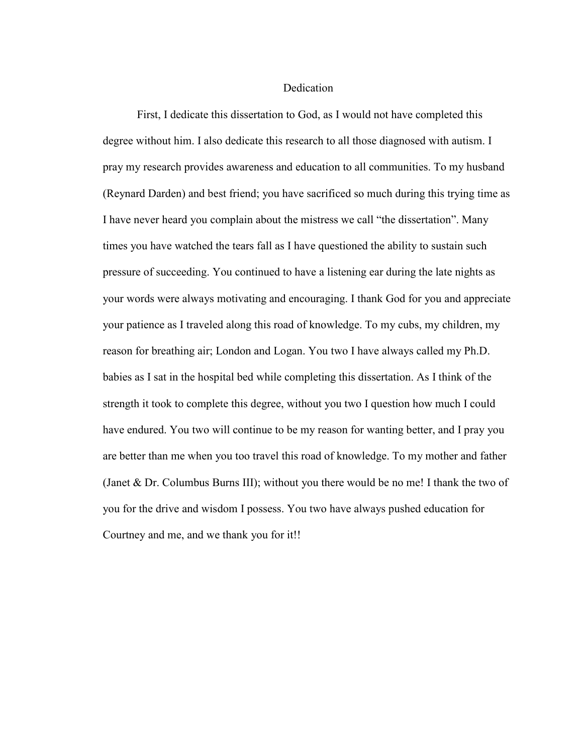# Dedication

First, I dedicate this dissertation to God, as I would not have completed this degree without him. I also dedicate this research to all those diagnosed with autism. I pray my research provides awareness and education to all communities. To my husband (Reynard Darden) and best friend; you have sacrificed so much during this trying time as I have never heard you complain about the mistress we call "the dissertation". Many times you have watched the tears fall as I have questioned the ability to sustain such pressure of succeeding. You continued to have a listening ear during the late nights as your words were always motivating and encouraging. I thank God for you and appreciate your patience as I traveled along this road of knowledge. To my cubs, my children, my reason for breathing air; London and Logan. You two I have always called my Ph.D. babies as I sat in the hospital bed while completing this dissertation. As I think of the strength it took to complete this degree, without you two I question how much I could have endured. You two will continue to be my reason for wanting better, and I pray you are better than me when you too travel this road of knowledge. To my mother and father (Janet & Dr. Columbus Burns III); without you there would be no me! I thank the two of you for the drive and wisdom I possess. You two have always pushed education for Courtney and me, and we thank you for it!!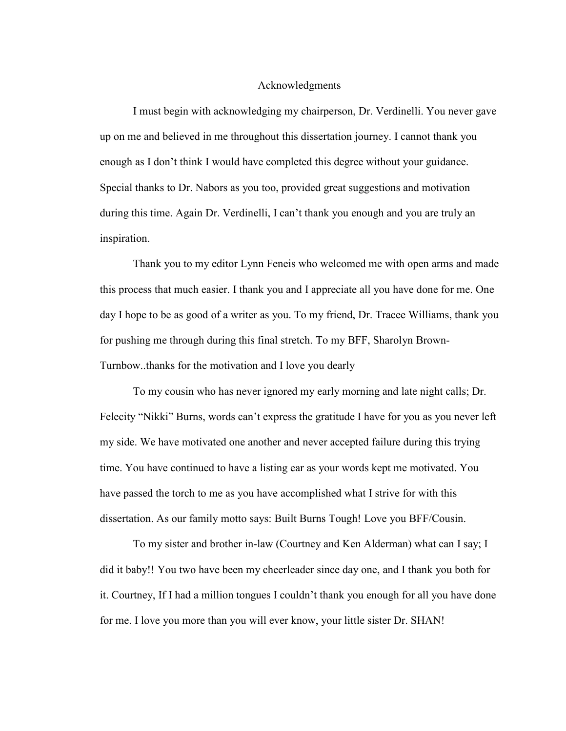# Acknowledgments

I must begin with acknowledging my chairperson, Dr. Verdinelli. You never gave up on me and believed in me throughout this dissertation journey. I cannot thank you enough as I don't think I would have completed this degree without your guidance. Special thanks to Dr. Nabors as you too, provided great suggestions and motivation during this time. Again Dr. Verdinelli, I can't thank you enough and you are truly an inspiration.

Thank you to my editor Lynn Feneis who welcomed me with open arms and made this process that much easier. I thank you and I appreciate all you have done for me. One day I hope to be as good of a writer as you. To my friend, Dr. Tracee Williams, thank you for pushing me through during this final stretch. To my BFF, Sharolyn Brown-Turnbow..thanks for the motivation and I love you dearly

To my cousin who has never ignored my early morning and late night calls; Dr. Felecity "Nikki" Burns, words can't express the gratitude I have for you as you never left my side. We have motivated one another and never accepted failure during this trying time. You have continued to have a listing ear as your words kept me motivated. You have passed the torch to me as you have accomplished what I strive for with this dissertation. As our family motto says: Built Burns Tough! Love you BFF/Cousin.

To my sister and brother in-law (Courtney and Ken Alderman) what can I say; I did it baby!! You two have been my cheerleader since day one, and I thank you both for it. Courtney, If I had a million tongues I couldn't thank you enough for all you have done for me. I love you more than you will ever know, your little sister Dr. SHAN!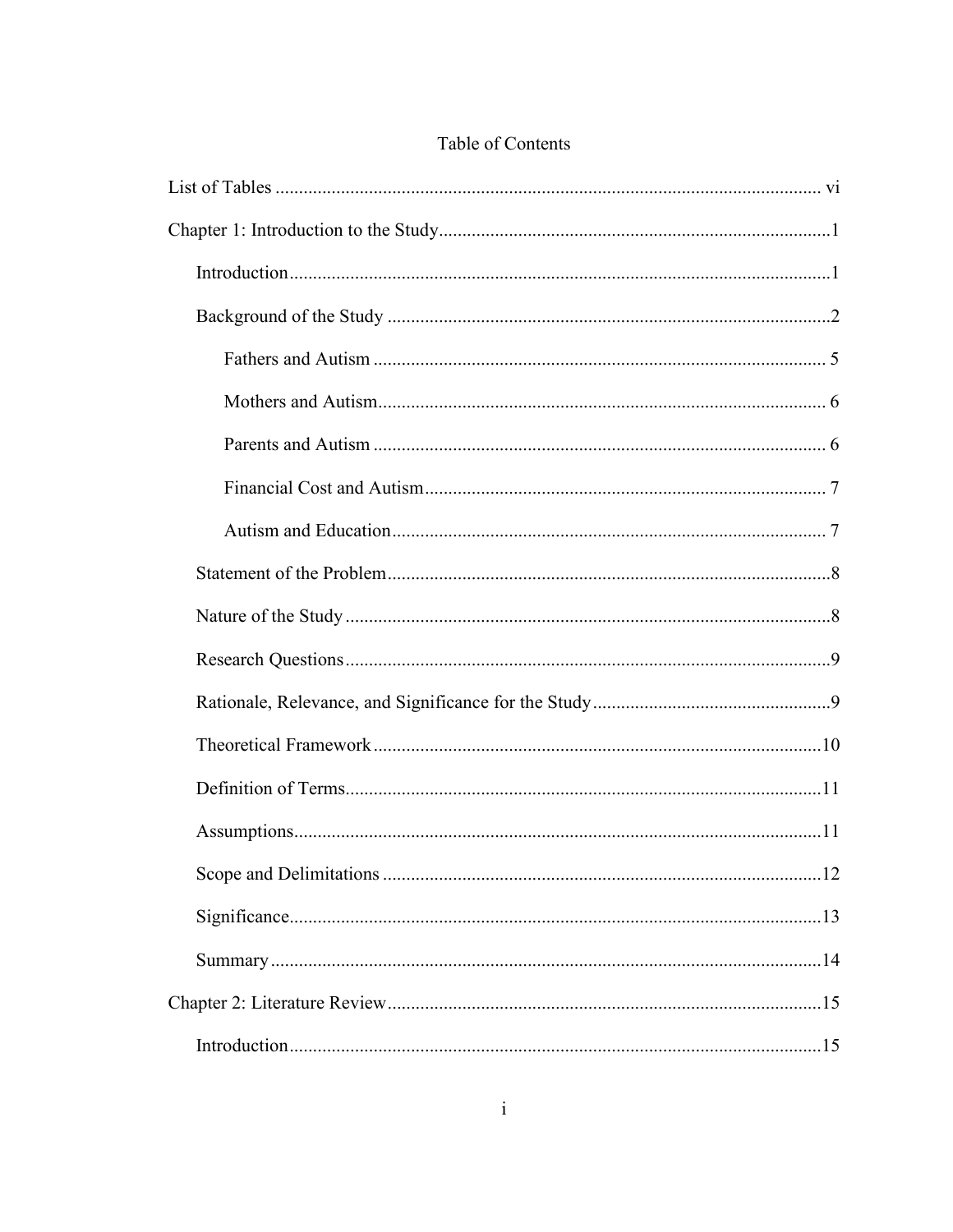# Table of Contents

List of Tables ............................................................................................................ vi

Chapter 1: Introduction to the Study.......................................................................................1

- Introduction.......................................................................................................................1
- Background of the Study ..................................................................................................2
  - Fathers and Autism ...................................................................................................... 5
  - Mothers and Autism...................................................................................................... 6
  - Parents and Autism ....................................................................................................... 6
  - Financial Cost and Autism............................................................................................ 7
  - Autism and Education................................................................................................... 7
- Statement of the Problem..................................................................................................8
- Nature of the Study ...........................................................................................................8
- Research Questions...........................................................................................................9
- Rationale, Relevance, and Significance for the Study......................................................9
- Theoretical Framework ...................................................................................................10
- Definition of Terms.........................................................................................................11
- Assumptions....................................................................................................................11
- Scope and Delimitations .................................................................................................12
- Significance.....................................................................................................................13
- Summary .........................................................................................................................14

Chapter 2: Literature Review................................................................................................15

- Introduction.....................................................................................................................15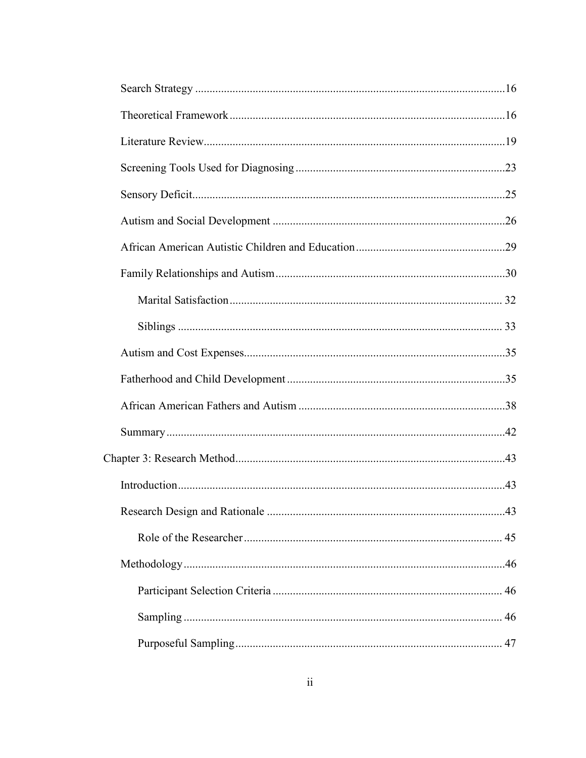Search Strategy ..........16

Theoretical Framework ..........16

Literature Review..........19

Screening Tools Used for Diagnosing ..........23

Sensory Deficit..........25

Autism and Social Development ..........26

African American Autistic Children and Education..........29

Family Relationships and Autism..........30

Marital Satisfaction.......... 32

Siblings .......... 33

Autism and Cost Expenses..........35

Fatherhood and Child Development..........35

African American Fathers and Autism ..........38

Summary..........42

Chapter 3: Research Method..........43

Introduction..........43

Research Design and Rationale ..........43

Role of the Researcher.......... 45

Methodology..........46

Participant Selection Criteria .......... 46

Sampling .......... 46

Purposeful Sampling.......... 47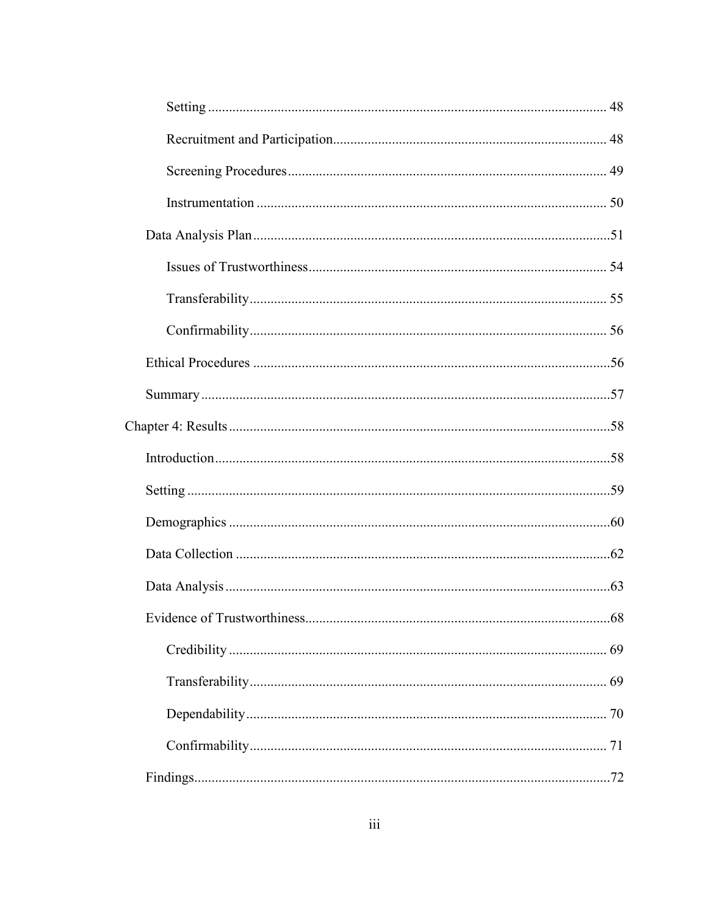Setting ... 48

Recruitment and Participation ... 48

Screening Procedures ... 49

Instrumentation ... 50

Data Analysis Plan ... 51

Issues of Trustworthiness ... 54

Transferability ... 55

Confirmability ... 56

Ethical Procedures ... 56

Summary ... 57

Chapter 4: Results ... 58

Introduction ... 58

Setting ... 59

Demographics ... 60

Data Collection ... 62

Data Analysis ... 63

Evidence of Trustworthiness ... 68

Credibility ... 69

Transferability ... 69

Dependability ... 70

Confirmability ... 71

Findings ... 72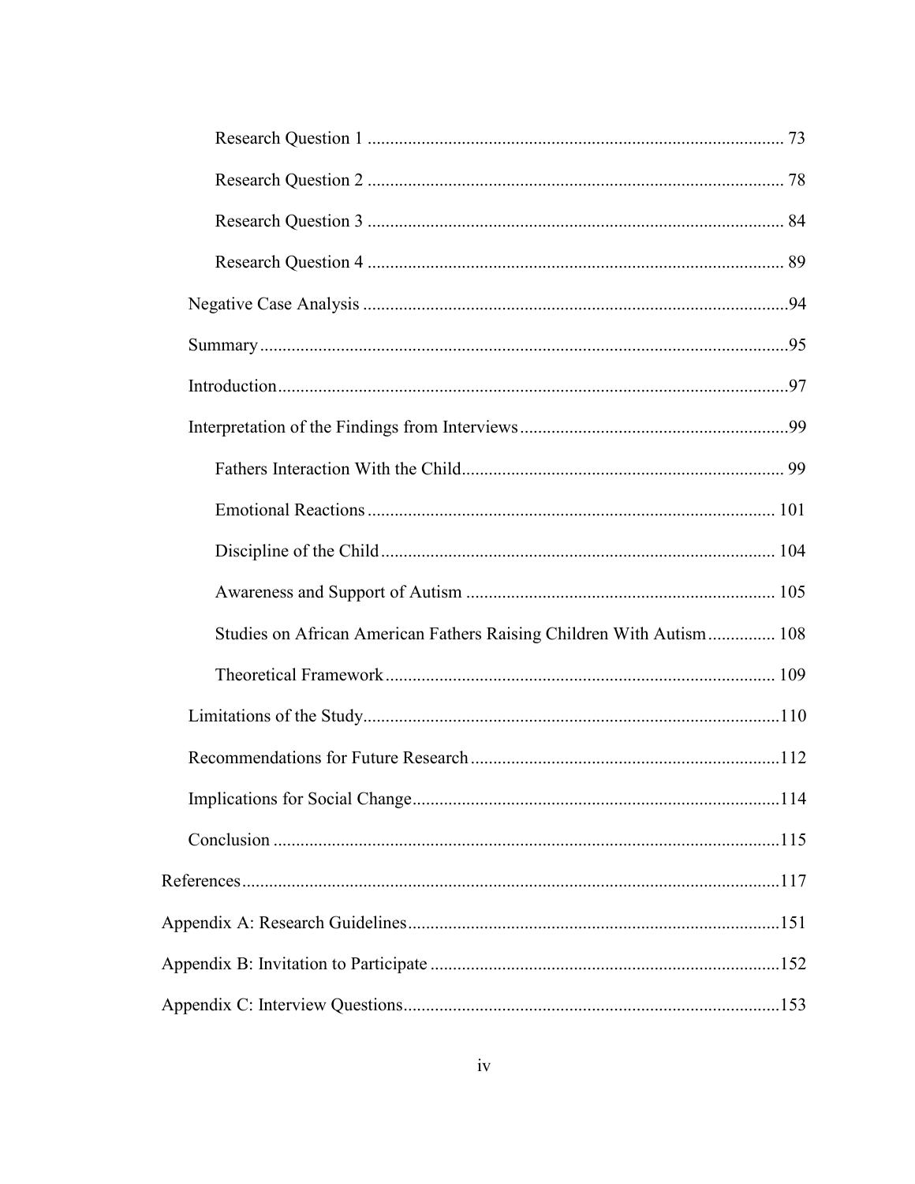Research Question 1 ........................................................................................ 73

Research Question 2 ........................................................................................ 78

Research Question 3 ........................................................................................ 84

Research Question 4 ........................................................................................ 89

Negative Case Analysis ..........................................................................................94

Summary ..................................................................................................................95

Introduction ..............................................................................................................97

Interpretation of the Findings from Interviews ........................................................99

Fathers Interaction With the Child ..................................................................... 99

Emotional Reactions ........................................................................................ 101

Discipline of the Child ..................................................................................... 104

Awareness and Support of Autism ................................................................... 105

Studies on African American Fathers Raising Children With Autism ............... 108

Theoretical Framework .................................................................................... 109

Limitations of the Study .........................................................................................110

Recommendations for Future Research ..................................................................112

Implications for Social Change ...............................................................................114

Conclusion .............................................................................................................115

References ....................................................................................................................117

Appendix A: Research Guidelines ...............................................................................151

Appendix B: Invitation to Participate ..........................................................................152

Appendix C: Interview Questions ................................................................................153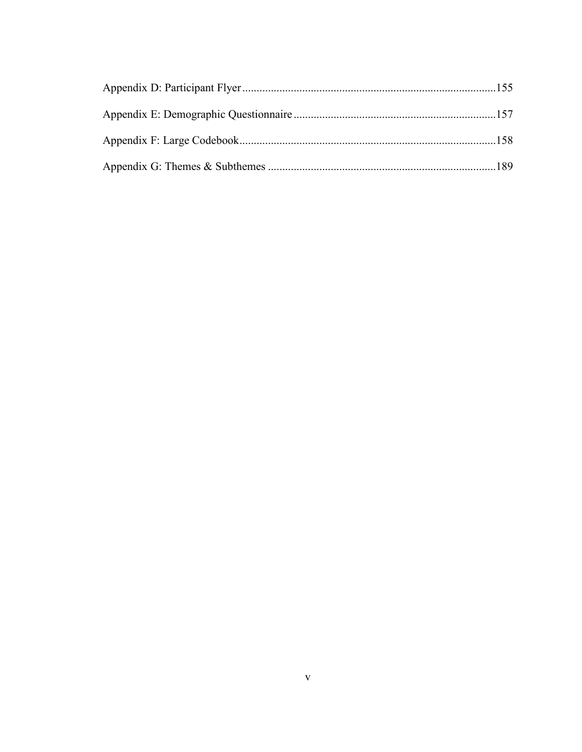Appendix D: Participant Flyer........................................................................................155

Appendix E: Demographic Questionnaire.......................................................................157

Appendix F: Large Codebook.........................................................................................158

Appendix G: Themes & Subthemes ...............................................................................189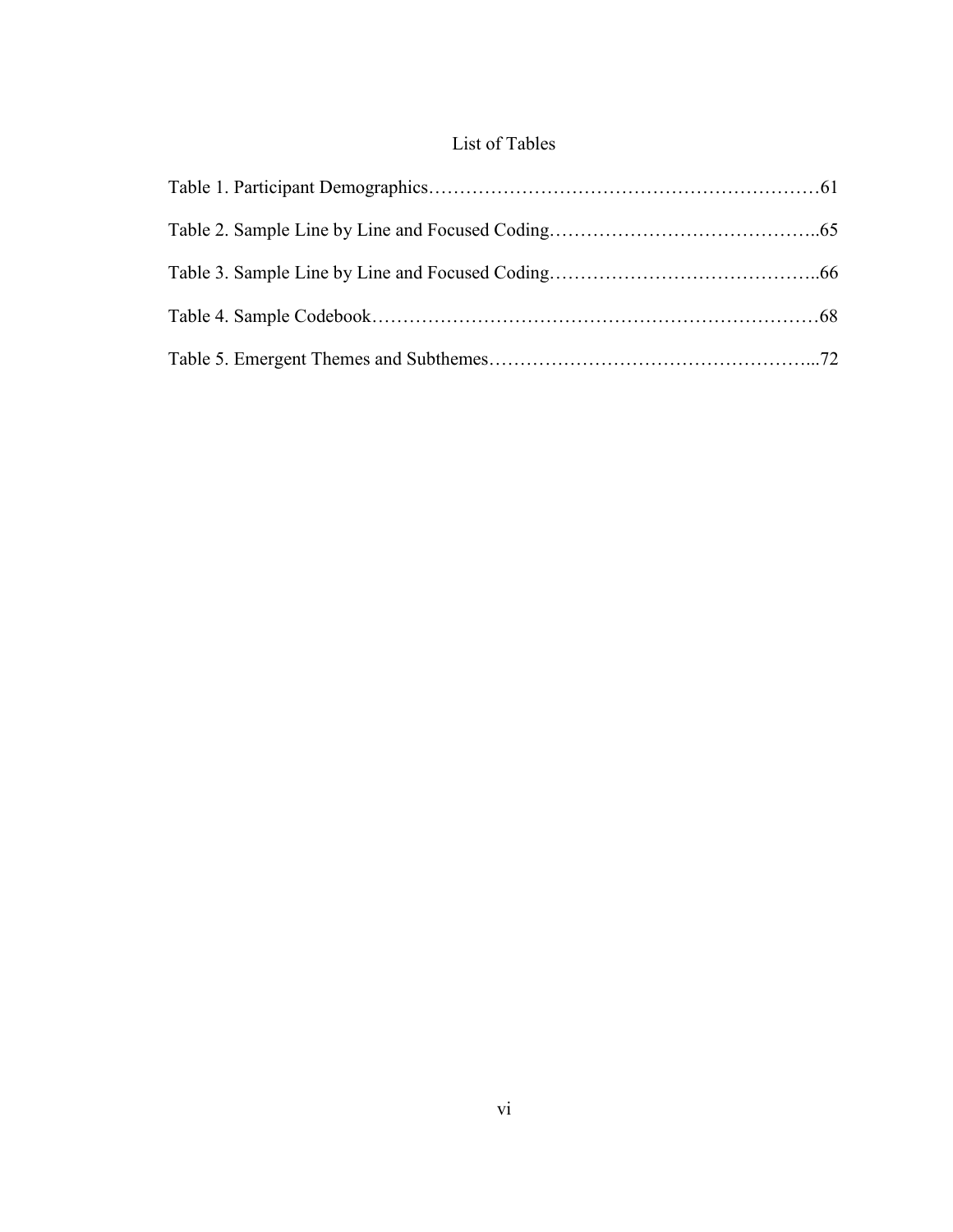# List of Tables

Table 1. Participant Demographics……………………………………………………61

Table 2. Sample Line by Line and Focused Coding……………………………………..65

Table 3. Sample Line by Line and Focused Coding……………………………………..66

Table 4. Sample Codebook………………………………………………………………68

Table 5. Emergent Themes and Subthemes……………………………………………...72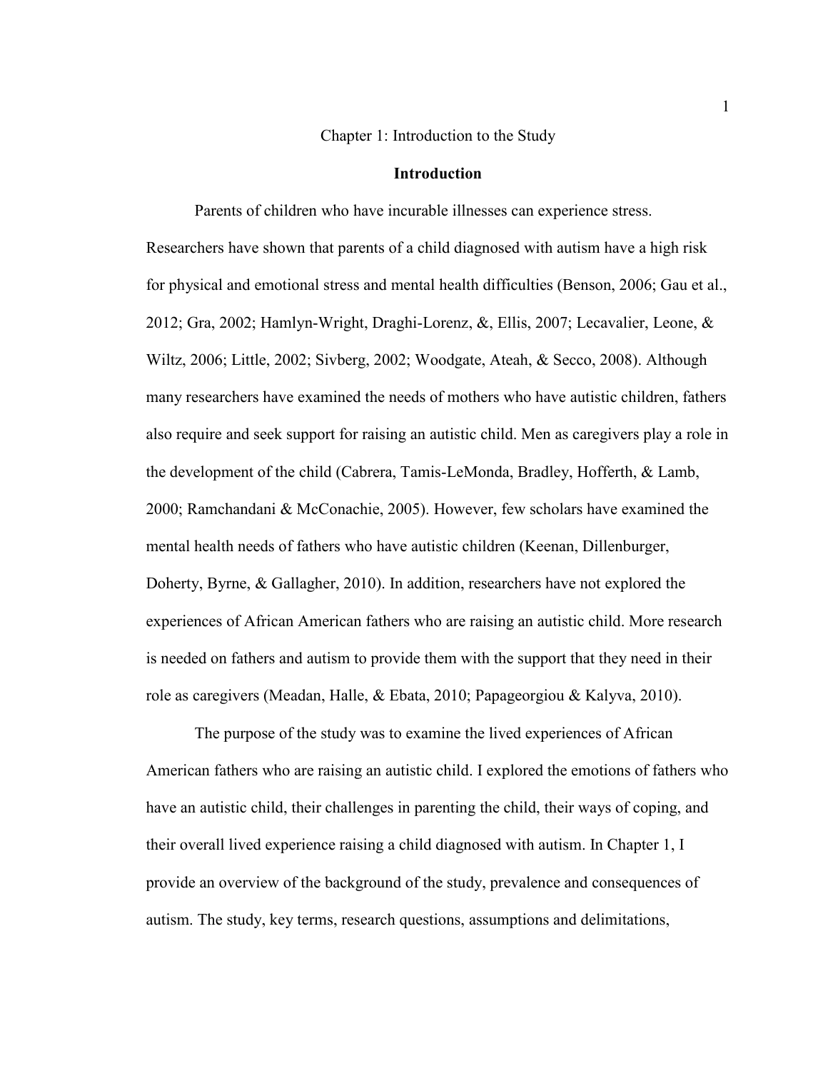# Chapter 1: Introduction to the Study

## Introduction

Parents of children who have incurable illnesses can experience stress. Researchers have shown that parents of a child diagnosed with autism have a high risk for physical and emotional stress and mental health difficulties (Benson, 2006; Gau et al., 2012; Gra, 2002; Hamlyn-Wright, Draghi-Lorenz, &, Ellis, 2007; Lecavalier, Leone, & Wiltz, 2006; Little, 2002; Sivberg, 2002; Woodgate, Ateah, & Secco, 2008). Although many researchers have examined the needs of mothers who have autistic children, fathers also require and seek support for raising an autistic child. Men as caregivers play a role in the development of the child (Cabrera, Tamis-LeMonda, Bradley, Hofferth, & Lamb, 2000; Ramchandani & McConachie, 2005). However, few scholars have examined the mental health needs of fathers who have autistic children (Keenan, Dillenburger, Doherty, Byrne, & Gallagher, 2010). In addition, researchers have not explored the experiences of African American fathers who are raising an autistic child. More research is needed on fathers and autism to provide them with the support that they need in their role as caregivers (Meadan, Halle, & Ebata, 2010; Papageorgiou & Kalyva, 2010).

The purpose of the study was to examine the lived experiences of African American fathers who are raising an autistic child. I explored the emotions of fathers who have an autistic child, their challenges in parenting the child, their ways of coping, and their overall lived experience raising a child diagnosed with autism. In Chapter 1, I provide an overview of the background of the study, prevalence and consequences of autism. The study, key terms, research questions, assumptions and delimitations,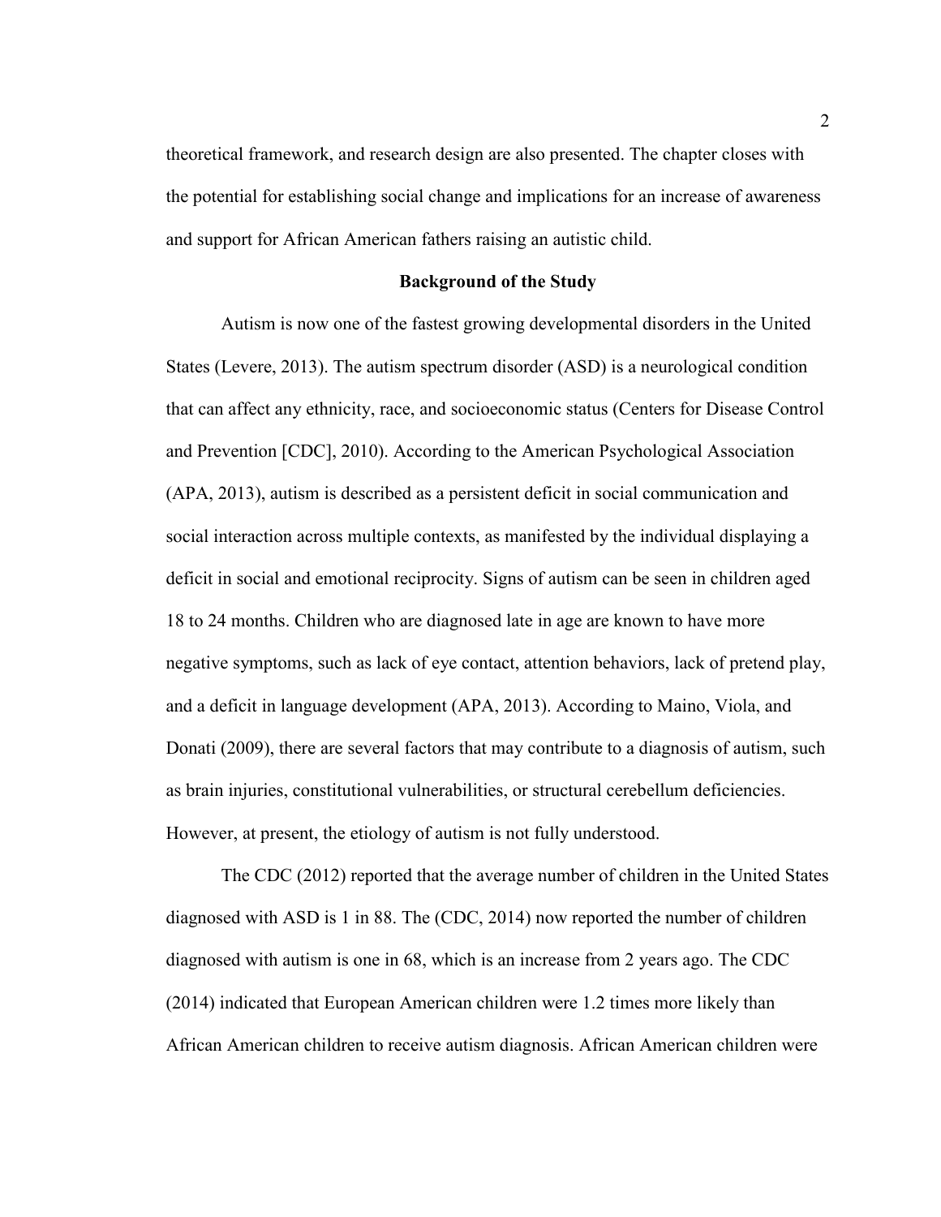theoretical framework, and research design are also presented. The chapter closes with the potential for establishing social change and implications for an increase of awareness and support for African American fathers raising an autistic child.

## Background of the Study

Autism is now one of the fastest growing developmental disorders in the United States (Levere, 2013). The autism spectrum disorder (ASD) is a neurological condition that can affect any ethnicity, race, and socioeconomic status (Centers for Disease Control and Prevention [CDC], 2010). According to the American Psychological Association (APA, 2013), autism is described as a persistent deficit in social communication and social interaction across multiple contexts, as manifested by the individual displaying a deficit in social and emotional reciprocity. Signs of autism can be seen in children aged 18 to 24 months. Children who are diagnosed late in age are known to have more negative symptoms, such as lack of eye contact, attention behaviors, lack of pretend play, and a deficit in language development (APA, 2013). According to Maino, Viola, and Donati (2009), there are several factors that may contribute to a diagnosis of autism, such as brain injuries, constitutional vulnerabilities, or structural cerebellum deficiencies. However, at present, the etiology of autism is not fully understood.

The CDC (2012) reported that the average number of children in the United States diagnosed with ASD is 1 in 88. The (CDC, 2014) now reported the number of children diagnosed with autism is one in 68, which is an increase from 2 years ago. The CDC (2014) indicated that European American children were 1.2 times more likely than African American children to receive autism diagnosis. African American children were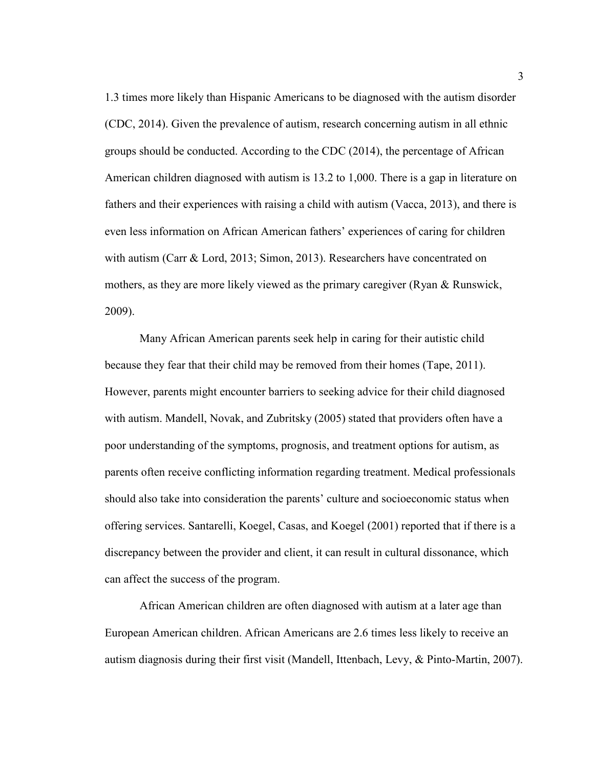1.3 times more likely than Hispanic Americans to be diagnosed with the autism disorder (CDC, 2014). Given the prevalence of autism, research concerning autism in all ethnic groups should be conducted. According to the CDC (2014), the percentage of African American children diagnosed with autism is 13.2 to 1,000. There is a gap in literature on fathers and their experiences with raising a child with autism (Vacca, 2013), and there is even less information on African American fathers' experiences of caring for children with autism (Carr & Lord, 2013; Simon, 2013). Researchers have concentrated on mothers, as they are more likely viewed as the primary caregiver (Ryan & Runswick, 2009).

Many African American parents seek help in caring for their autistic child because they fear that their child may be removed from their homes (Tape, 2011). However, parents might encounter barriers to seeking advice for their child diagnosed with autism. Mandell, Novak, and Zubritsky (2005) stated that providers often have a poor understanding of the symptoms, prognosis, and treatment options for autism, as parents often receive conflicting information regarding treatment. Medical professionals should also take into consideration the parents' culture and socioeconomic status when offering services. Santarelli, Koegel, Casas, and Koegel (2001) reported that if there is a discrepancy between the provider and client, it can result in cultural dissonance, which can affect the success of the program.

African American children are often diagnosed with autism at a later age than European American children. African Americans are 2.6 times less likely to receive an autism diagnosis during their first visit (Mandell, Ittenbach, Levy, & Pinto-Martin, 2007).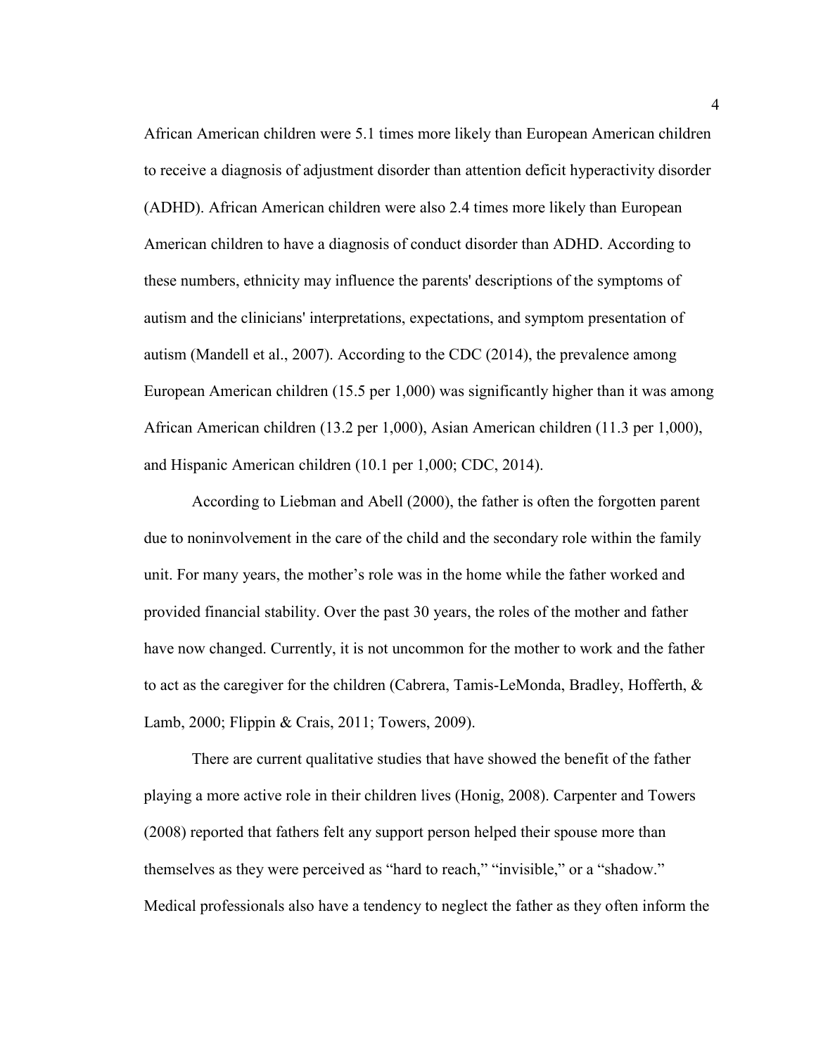African American children were 5.1 times more likely than European American children to receive a diagnosis of adjustment disorder than attention deficit hyperactivity disorder (ADHD). African American children were also 2.4 times more likely than European American children to have a diagnosis of conduct disorder than ADHD. According to these numbers, ethnicity may influence the parents' descriptions of the symptoms of autism and the clinicians' interpretations, expectations, and symptom presentation of autism (Mandell et al., 2007). According to the CDC (2014), the prevalence among European American children (15.5 per 1,000) was significantly higher than it was among African American children (13.2 per 1,000), Asian American children (11.3 per 1,000), and Hispanic American children (10.1 per 1,000; CDC, 2014).

According to Liebman and Abell (2000), the father is often the forgotten parent due to noninvolvement in the care of the child and the secondary role within the family unit. For many years, the mother's role was in the home while the father worked and provided financial stability. Over the past 30 years, the roles of the mother and father have now changed. Currently, it is not uncommon for the mother to work and the father to act as the caregiver for the children (Cabrera, Tamis-LeMonda, Bradley, Hofferth, & Lamb, 2000; Flippin & Crais, 2011; Towers, 2009).

There are current qualitative studies that have showed the benefit of the father playing a more active role in their children lives (Honig, 2008). Carpenter and Towers (2008) reported that fathers felt any support person helped their spouse more than themselves as they were perceived as "hard to reach," "invisible," or a "shadow." Medical professionals also have a tendency to neglect the father as they often inform the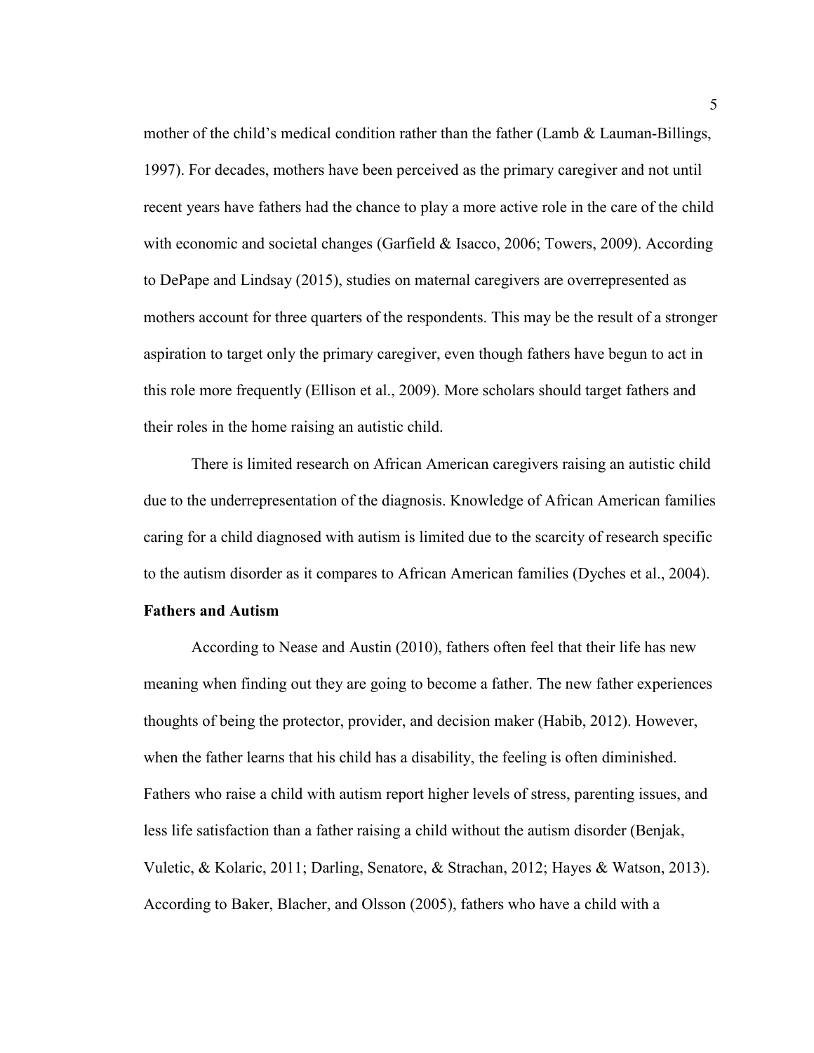mother of the child's medical condition rather than the father (Lamb & Lauman-Billings, 1997). For decades, mothers have been perceived as the primary caregiver and not until recent years have fathers had the chance to play a more active role in the care of the child with economic and societal changes (Garfield & Isacco, 2006; Towers, 2009). According to DePape and Lindsay (2015), studies on maternal caregivers are overrepresented as mothers account for three quarters of the respondents. This may be the result of a stronger aspiration to target only the primary caregiver, even though fathers have begun to act in this role more frequently (Ellison et al., 2009). More scholars should target fathers and their roles in the home raising an autistic child.

There is limited research on African American caregivers raising an autistic child due to the underrepresentation of the diagnosis. Knowledge of African American families caring for a child diagnosed with autism is limited due to the scarcity of research specific to the autism disorder as it compares to African American families (Dyches et al., 2004).

**Fathers and Autism**

According to Nease and Austin (2010), fathers often feel that their life has new meaning when finding out they are going to become a father. The new father experiences thoughts of being the protector, provider, and decision maker (Habib, 2012). However, when the father learns that his child has a disability, the feeling is often diminished. Fathers who raise a child with autism report higher levels of stress, parenting issues, and less life satisfaction than a father raising a child without the autism disorder (Benjak, Vuletic, & Kolaric, 2011; Darling, Senatore, & Strachan, 2012; Hayes & Watson, 2013). According to Baker, Blacher, and Olsson (2005), fathers who have a child with a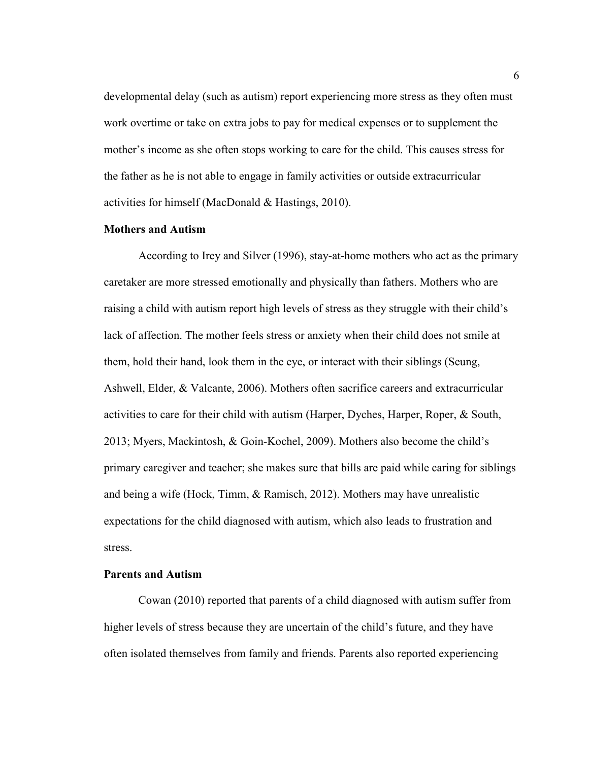developmental delay (such as autism) report experiencing more stress as they often must work overtime or take on extra jobs to pay for medical expenses or to supplement the mother's income as she often stops working to care for the child. This causes stress for the father as he is not able to engage in family activities or outside extracurricular activities for himself (MacDonald & Hastings, 2010).

**Mothers and Autism**

According to Irey and Silver (1996), stay-at-home mothers who act as the primary caretaker are more stressed emotionally and physically than fathers. Mothers who are raising a child with autism report high levels of stress as they struggle with their child's lack of affection. The mother feels stress or anxiety when their child does not smile at them, hold their hand, look them in the eye, or interact with their siblings (Seung, Ashwell, Elder, & Valcante, 2006). Mothers often sacrifice careers and extracurricular activities to care for their child with autism (Harper, Dyches, Harper, Roper, & South, 2013; Myers, Mackintosh, & Goin-Kochel, 2009). Mothers also become the child's primary caregiver and teacher; she makes sure that bills are paid while caring for siblings and being a wife (Hock, Timm, & Ramisch, 2012). Mothers may have unrealistic expectations for the child diagnosed with autism, which also leads to frustration and stress.

**Parents and Autism**

Cowan (2010) reported that parents of a child diagnosed with autism suffer from higher levels of stress because they are uncertain of the child's future, and they have often isolated themselves from family and friends. Parents also reported experiencing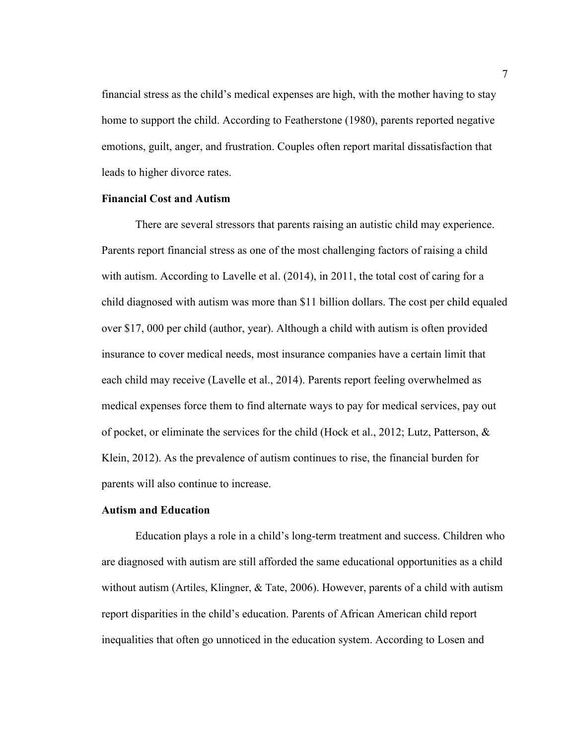financial stress as the child's medical expenses are high, with the mother having to stay home to support the child. According to Featherstone (1980), parents reported negative emotions, guilt, anger, and frustration. Couples often report marital dissatisfaction that leads to higher divorce rates.

### Financial Cost and Autism

There are several stressors that parents raising an autistic child may experience. Parents report financial stress as one of the most challenging factors of raising a child with autism. According to Lavelle et al. (2014), in 2011, the total cost of caring for a child diagnosed with autism was more than $11 billion dollars. The cost per child equaled over $17, 000 per child (author, year). Although a child with autism is often provided insurance to cover medical needs, most insurance companies have a certain limit that each child may receive (Lavelle et al., 2014). Parents report feeling overwhelmed as medical expenses force them to find alternate ways to pay for medical services, pay out of pocket, or eliminate the services for the child (Hock et al., 2012; Lutz, Patterson, & Klein, 2012). As the prevalence of autism continues to rise, the financial burden for parents will also continue to increase.

### Autism and Education

Education plays a role in a child's long-term treatment and success. Children who are diagnosed with autism are still afforded the same educational opportunities as a child without autism (Artiles, Klingner, & Tate, 2006). However, parents of a child with autism report disparities in the child's education. Parents of African American child report inequalities that often go unnoticed in the education system. According to Losen and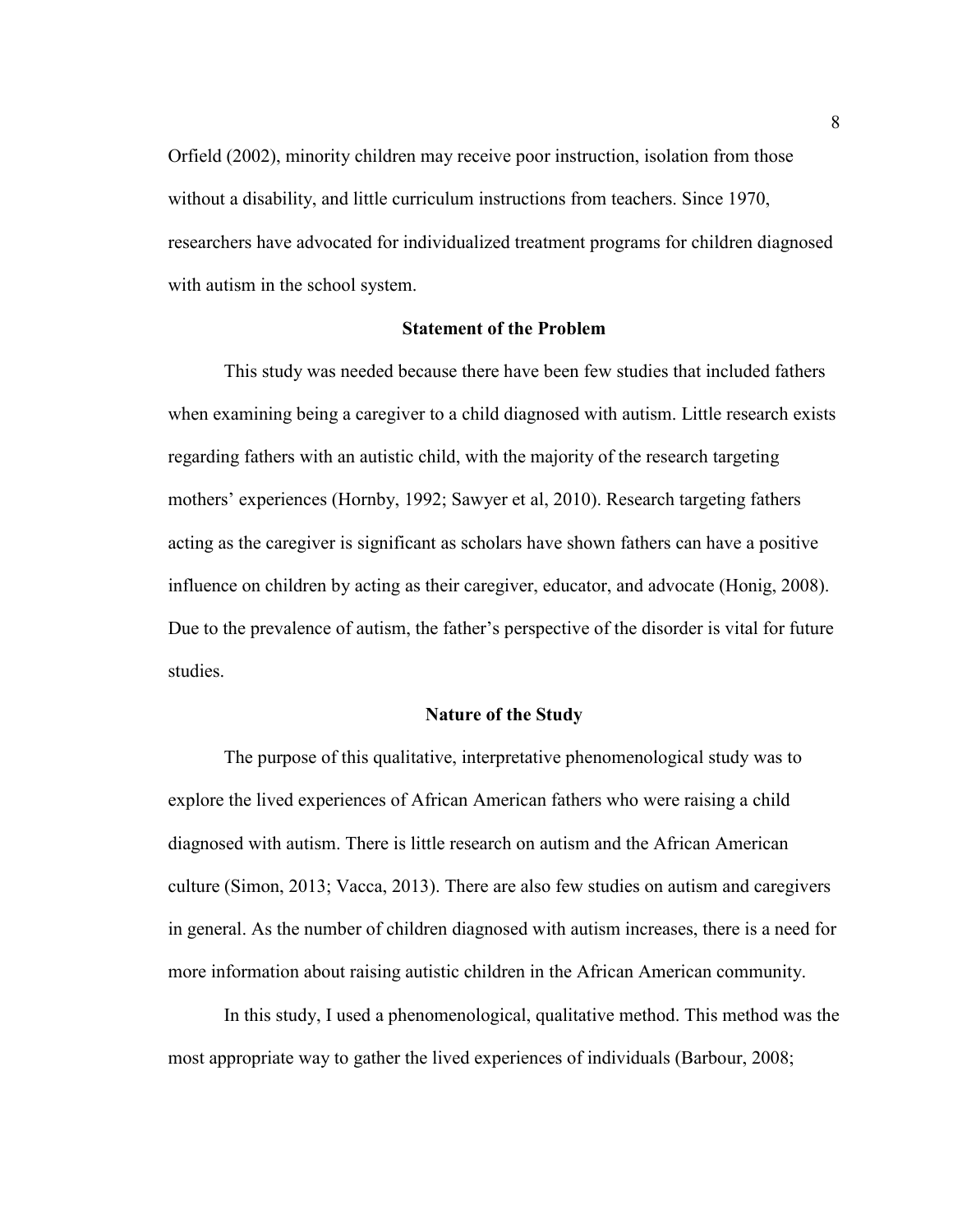Orfield (2002), minority children may receive poor instruction, isolation from those without a disability, and little curriculum instructions from teachers. Since 1970, researchers have advocated for individualized treatment programs for children diagnosed with autism in the school system.

## Statement of the Problem

This study was needed because there have been few studies that included fathers when examining being a caregiver to a child diagnosed with autism. Little research exists regarding fathers with an autistic child, with the majority of the research targeting mothers' experiences (Hornby, 1992; Sawyer et al, 2010). Research targeting fathers acting as the caregiver is significant as scholars have shown fathers can have a positive influence on children by acting as their caregiver, educator, and advocate (Honig, 2008). Due to the prevalence of autism, the father's perspective of the disorder is vital for future studies.

## Nature of the Study

The purpose of this qualitative, interpretative phenomenological study was to explore the lived experiences of African American fathers who were raising a child diagnosed with autism. There is little research on autism and the African American culture (Simon, 2013; Vacca, 2013). There are also few studies on autism and caregivers in general. As the number of children diagnosed with autism increases, there is a need for more information about raising autistic children in the African American community.

In this study, I used a phenomenological, qualitative method. This method was the most appropriate way to gather the lived experiences of individuals (Barbour, 2008;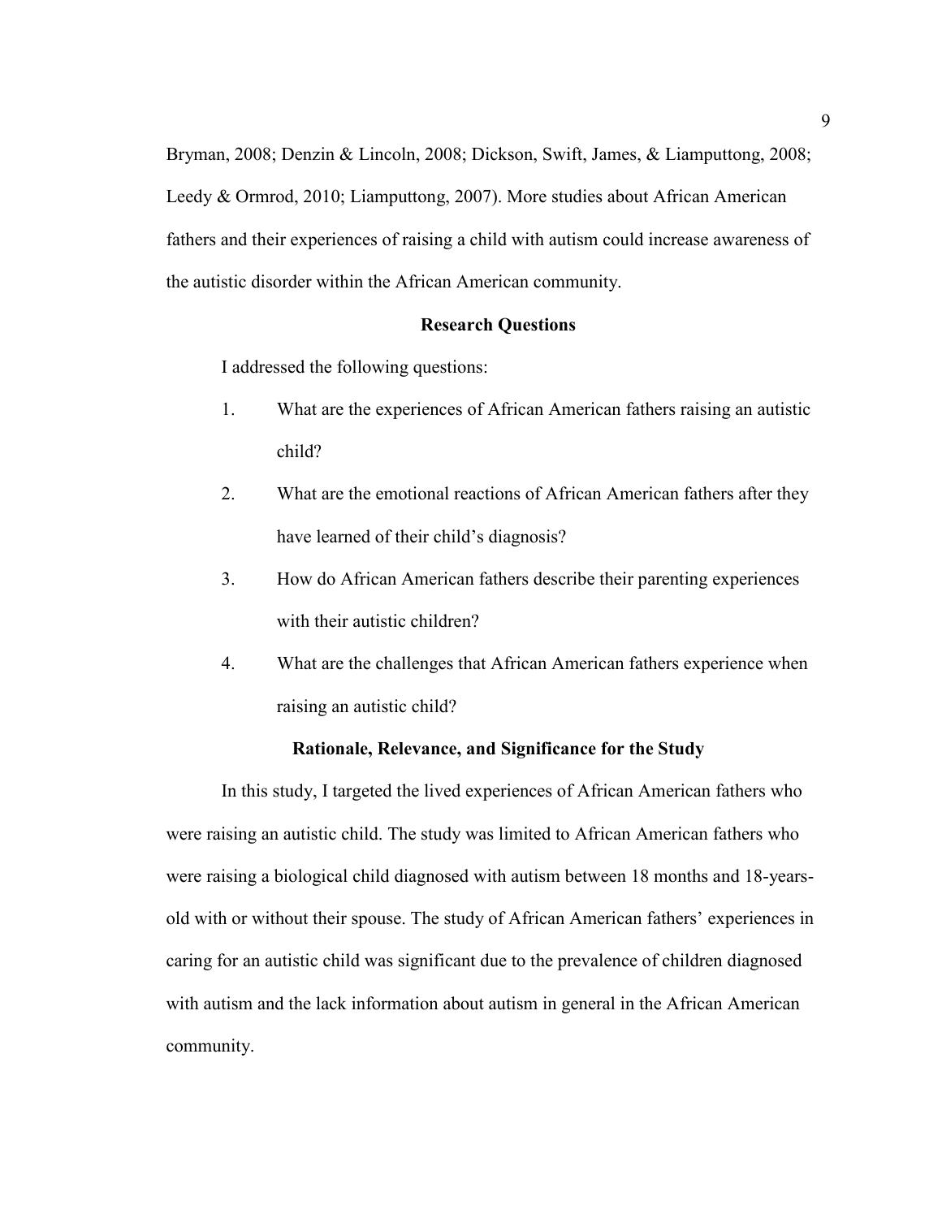Bryman, 2008; Denzin & Lincoln, 2008; Dickson, Swift, James, & Liamputtong, 2008; Leedy & Ormrod, 2010; Liamputtong, 2007). More studies about African American fathers and their experiences of raising a child with autism could increase awareness of the autistic disorder within the African American community.

## Research Questions

I addressed the following questions:

1. What are the experiences of African American fathers raising an autistic child?
2. What are the emotional reactions of African American fathers after they have learned of their child's diagnosis?
3. How do African American fathers describe their parenting experiences with their autistic children?
4. What are the challenges that African American fathers experience when raising an autistic child?

## Rationale, Relevance, and Significance for the Study

In this study, I targeted the lived experiences of African American fathers who were raising an autistic child. The study was limited to African American fathers who were raising a biological child diagnosed with autism between 18 months and 18-years-old with or without their spouse. The study of African American fathers' experiences in caring for an autistic child was significant due to the prevalence of children diagnosed with autism and the lack information about autism in general in the African American community.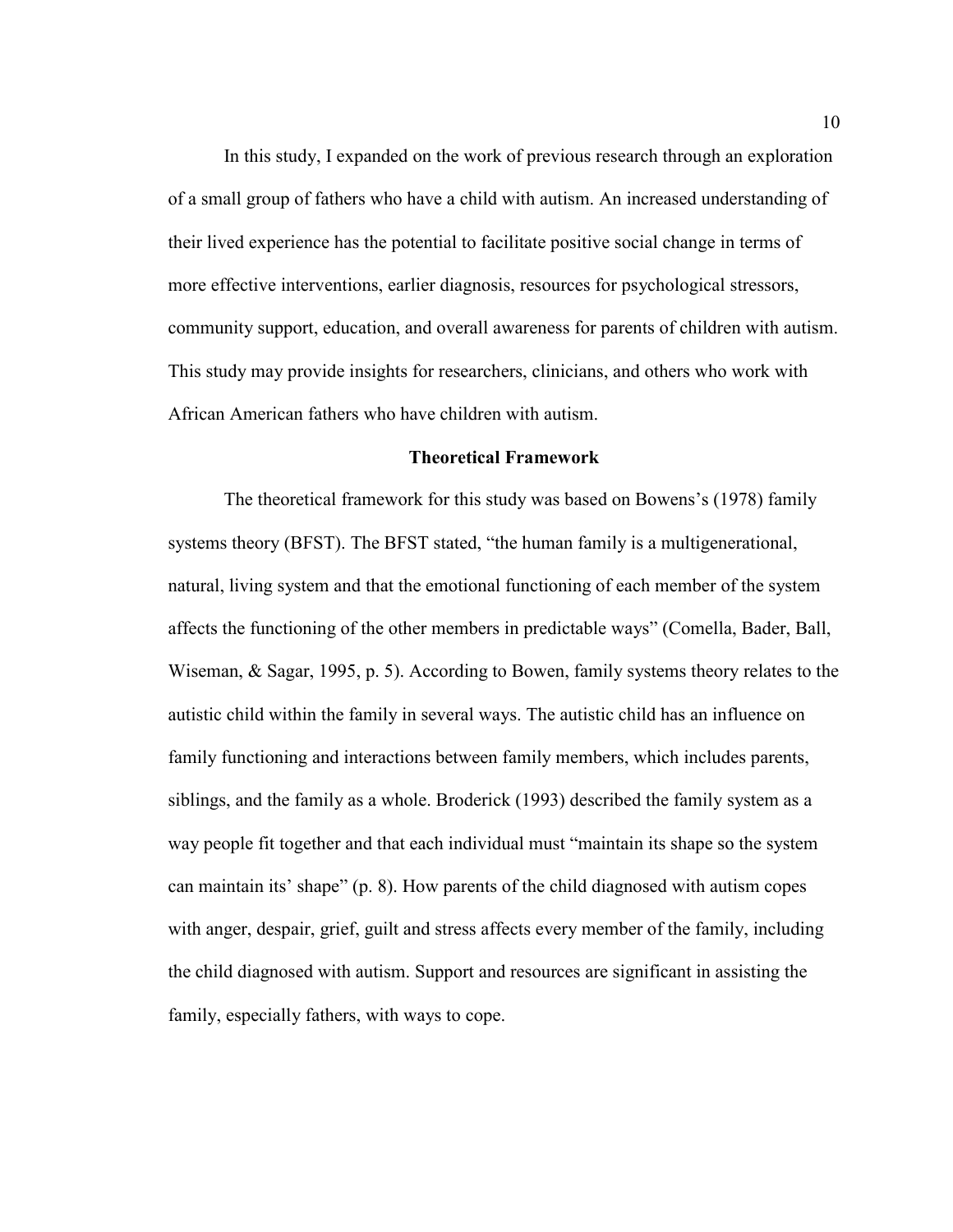In this study, I expanded on the work of previous research through an exploration of a small group of fathers who have a child with autism. An increased understanding of their lived experience has the potential to facilitate positive social change in terms of more effective interventions, earlier diagnosis, resources for psychological stressors, community support, education, and overall awareness for parents of children with autism. This study may provide insights for researchers, clinicians, and others who work with African American fathers who have children with autism.

## Theoretical Framework

The theoretical framework for this study was based on Bowens's (1978) family systems theory (BFST). The BFST stated, "the human family is a multigenerational, natural, living system and that the emotional functioning of each member of the system affects the functioning of the other members in predictable ways" (Comella, Bader, Ball, Wiseman, & Sagar, 1995, p. 5). According to Bowen, family systems theory relates to the autistic child within the family in several ways. The autistic child has an influence on family functioning and interactions between family members, which includes parents, siblings, and the family as a whole. Broderick (1993) described the family system as a way people fit together and that each individual must "maintain its shape so the system can maintain its' shape" (p. 8). How parents of the child diagnosed with autism copes with anger, despair, grief, guilt and stress affects every member of the family, including the child diagnosed with autism. Support and resources are significant in assisting the family, especially fathers, with ways to cope.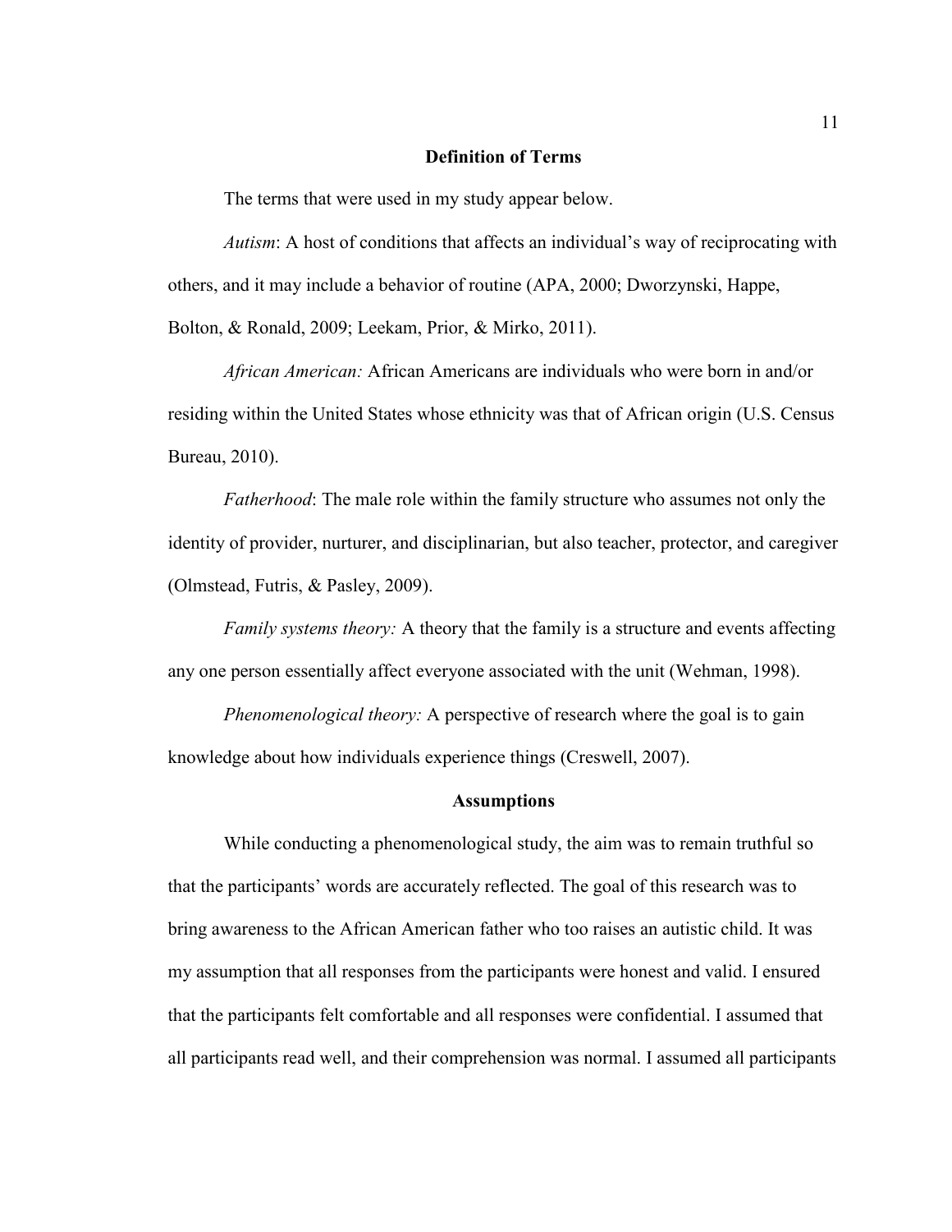## Definition of Terms

The terms that were used in my study appear below.

*Autism*: A host of conditions that affects an individual's way of reciprocating with others, and it may include a behavior of routine (APA, 2000; Dworzynski, Happe, Bolton, & Ronald, 2009; Leekam, Prior, & Mirko, 2011).

*African American:* African Americans are individuals who were born in and/or residing within the United States whose ethnicity was that of African origin (U.S. Census Bureau, 2010).

*Fatherhood*: The male role within the family structure who assumes not only the identity of provider, nurturer, and disciplinarian, but also teacher, protector, and caregiver (Olmstead, Futris, & Pasley, 2009).

*Family systems theory:* A theory that the family is a structure and events affecting any one person essentially affect everyone associated with the unit (Wehman, 1998).

*Phenomenological theory:* A perspective of research where the goal is to gain knowledge about how individuals experience things (Creswell, 2007).

## Assumptions

While conducting a phenomenological study, the aim was to remain truthful so that the participants' words are accurately reflected. The goal of this research was to bring awareness to the African American father who too raises an autistic child. It was my assumption that all responses from the participants were honest and valid. I ensured that the participants felt comfortable and all responses were confidential. I assumed that all participants read well, and their comprehension was normal. I assumed all participants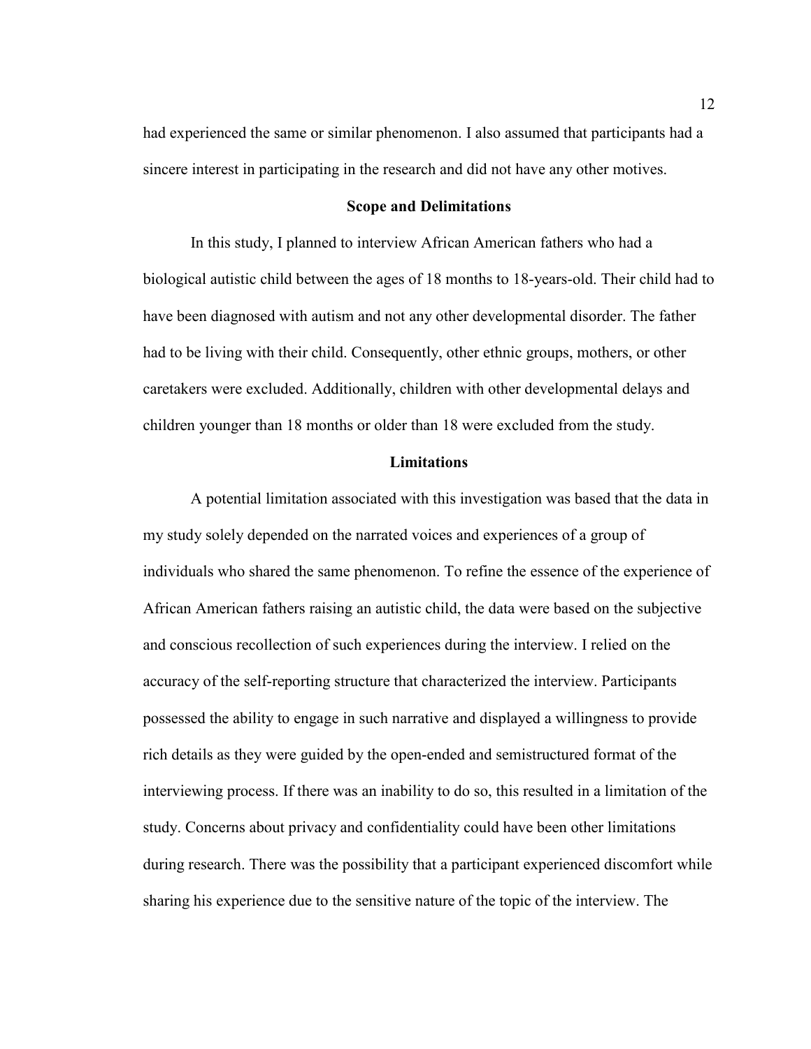had experienced the same or similar phenomenon. I also assumed that participants had a sincere interest in participating in the research and did not have any other motives.

## Scope and Delimitations

In this study, I planned to interview African American fathers who had a biological autistic child between the ages of 18 months to 18-years-old. Their child had to have been diagnosed with autism and not any other developmental disorder. The father had to be living with their child. Consequently, other ethnic groups, mothers, or other caretakers were excluded. Additionally, children with other developmental delays and children younger than 18 months or older than 18 were excluded from the study.

## Limitations

A potential limitation associated with this investigation was based that the data in my study solely depended on the narrated voices and experiences of a group of individuals who shared the same phenomenon. To refine the essence of the experience of African American fathers raising an autistic child, the data were based on the subjective and conscious recollection of such experiences during the interview. I relied on the accuracy of the self-reporting structure that characterized the interview. Participants possessed the ability to engage in such narrative and displayed a willingness to provide rich details as they were guided by the open-ended and semistructured format of the interviewing process. If there was an inability to do so, this resulted in a limitation of the study. Concerns about privacy and confidentiality could have been other limitations during research. There was the possibility that a participant experienced discomfort while sharing his experience due to the sensitive nature of the topic of the interview. The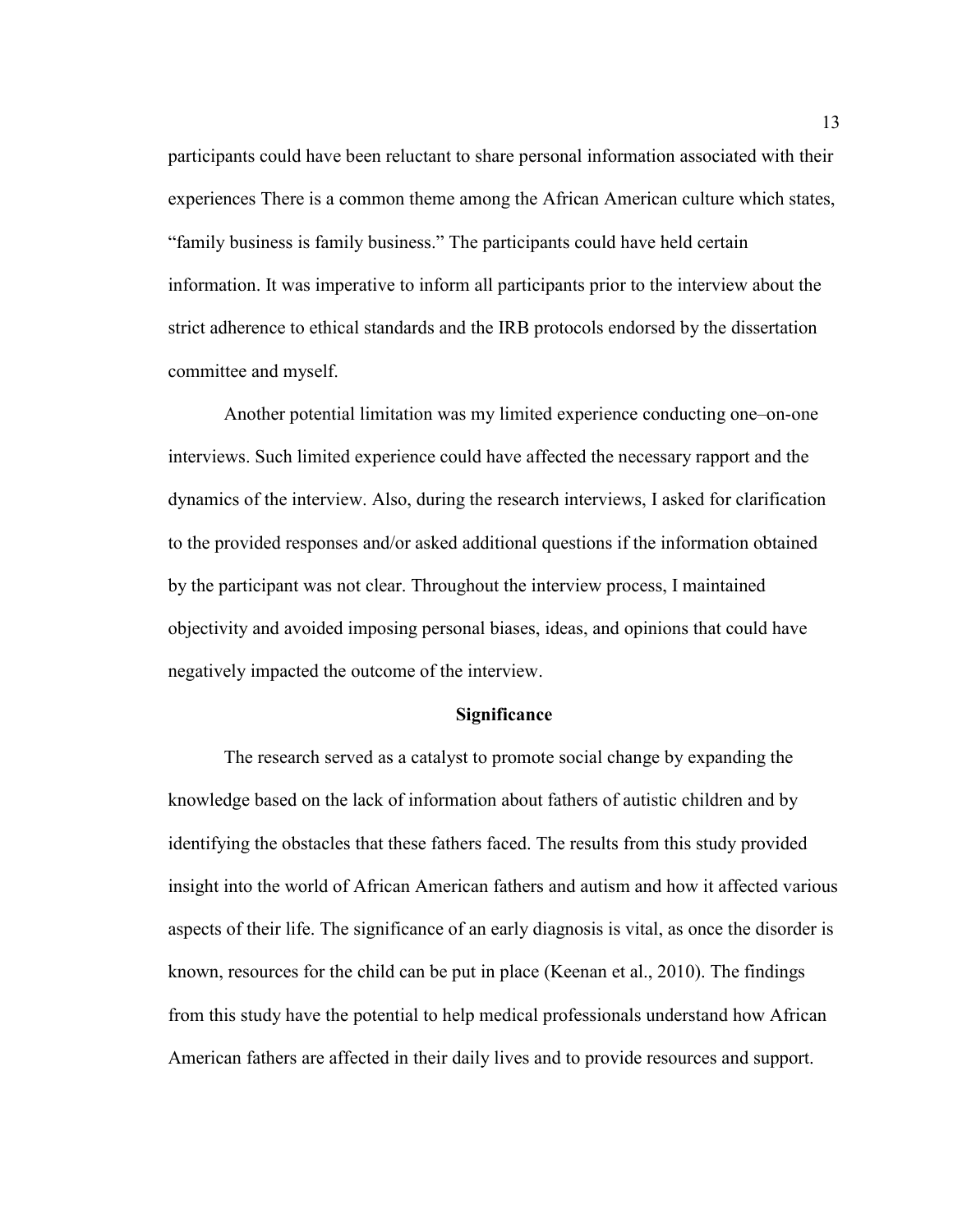participants could have been reluctant to share personal information associated with their experiences There is a common theme among the African American culture which states, "family business is family business." The participants could have held certain information. It was imperative to inform all participants prior to the interview about the strict adherence to ethical standards and the IRB protocols endorsed by the dissertation committee and myself.

Another potential limitation was my limited experience conducting one–on-one interviews. Such limited experience could have affected the necessary rapport and the dynamics of the interview. Also, during the research interviews, I asked for clarification to the provided responses and/or asked additional questions if the information obtained by the participant was not clear. Throughout the interview process, I maintained objectivity and avoided imposing personal biases, ideas, and opinions that could have negatively impacted the outcome of the interview.

## Significance

The research served as a catalyst to promote social change by expanding the knowledge based on the lack of information about fathers of autistic children and by identifying the obstacles that these fathers faced. The results from this study provided insight into the world of African American fathers and autism and how it affected various aspects of their life. The significance of an early diagnosis is vital, as once the disorder is known, resources for the child can be put in place (Keenan et al., 2010). The findings from this study have the potential to help medical professionals understand how African American fathers are affected in their daily lives and to provide resources and support.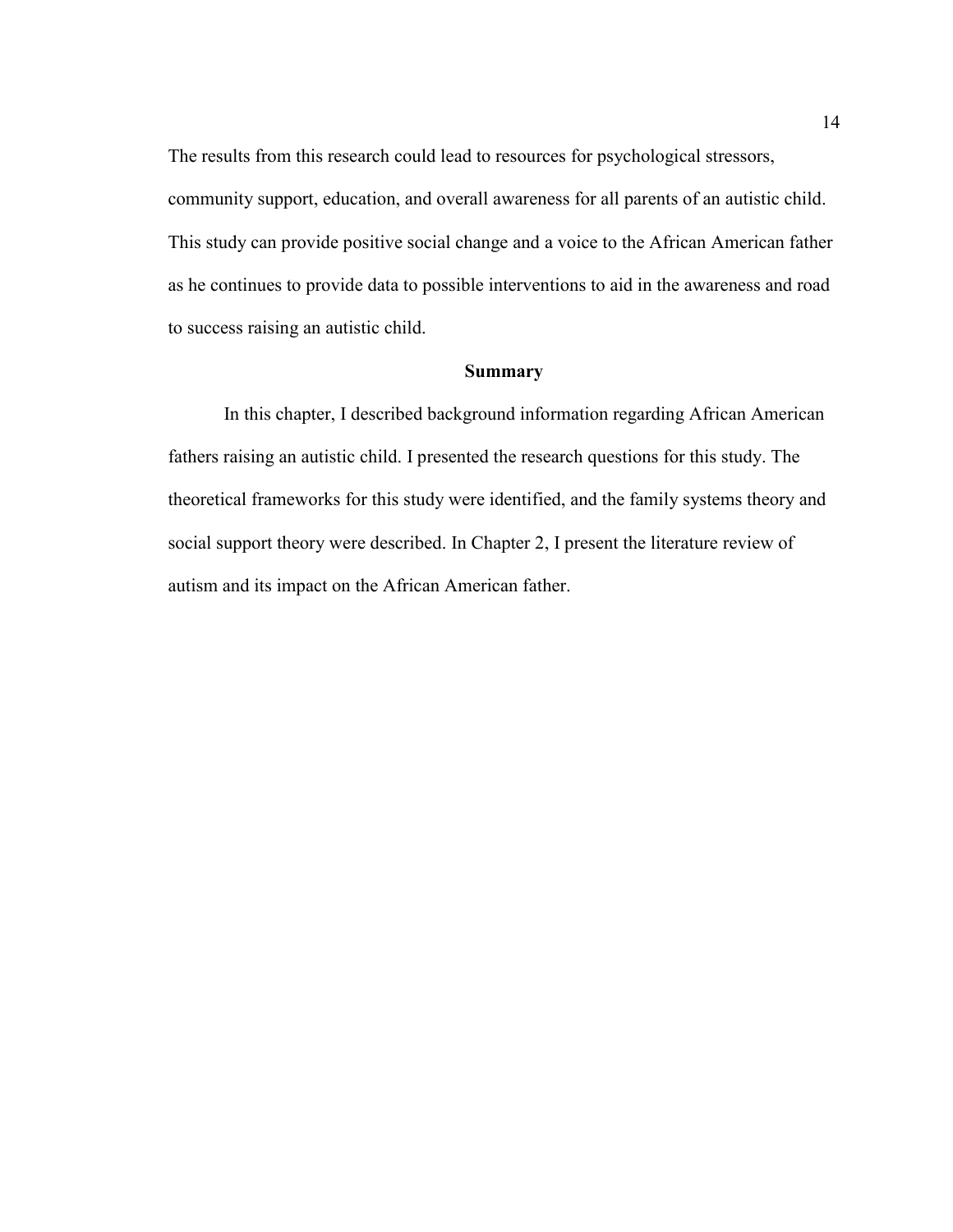The results from this research could lead to resources for psychological stressors, community support, education, and overall awareness for all parents of an autistic child. This study can provide positive social change and a voice to the African American father as he continues to provide data to possible interventions to aid in the awareness and road to success raising an autistic child.

## Summary

In this chapter, I described background information regarding African American fathers raising an autistic child. I presented the research questions for this study. The theoretical frameworks for this study were identified, and the family systems theory and social support theory were described. In Chapter 2, I present the literature review of autism and its impact on the African American father.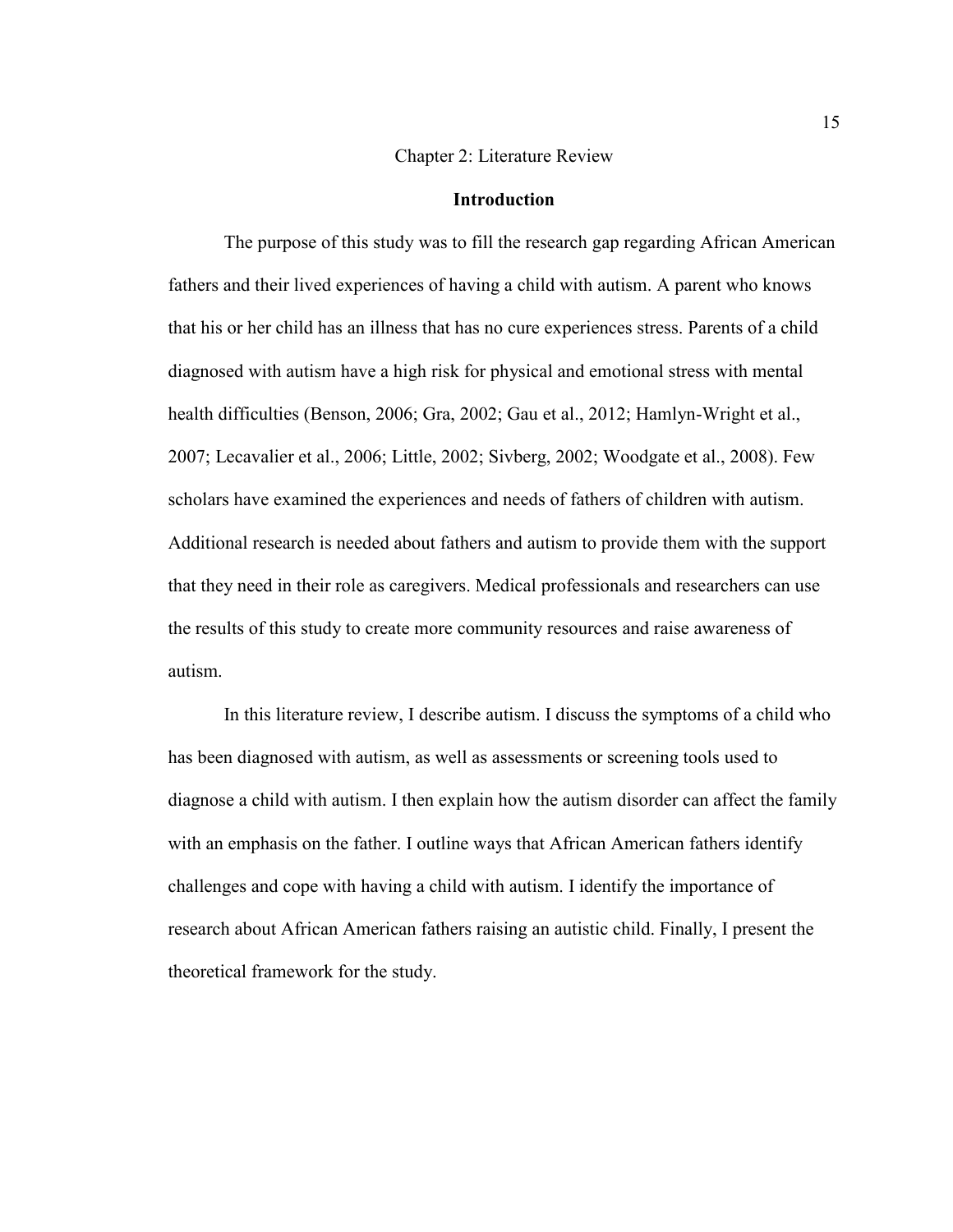# Chapter 2: Literature Review

## Introduction

The purpose of this study was to fill the research gap regarding African American fathers and their lived experiences of having a child with autism. A parent who knows that his or her child has an illness that has no cure experiences stress. Parents of a child diagnosed with autism have a high risk for physical and emotional stress with mental health difficulties (Benson, 2006; Gra, 2002; Gau et al., 2012; Hamlyn-Wright et al., 2007; Lecavalier et al., 2006; Little, 2002; Sivberg, 2002; Woodgate et al., 2008). Few scholars have examined the experiences and needs of fathers of children with autism. Additional research is needed about fathers and autism to provide them with the support that they need in their role as caregivers. Medical professionals and researchers can use the results of this study to create more community resources and raise awareness of autism.

In this literature review, I describe autism. I discuss the symptoms of a child who has been diagnosed with autism, as well as assessments or screening tools used to diagnose a child with autism. I then explain how the autism disorder can affect the family with an emphasis on the father. I outline ways that African American fathers identify challenges and cope with having a child with autism. I identify the importance of research about African American fathers raising an autistic child. Finally, I present the theoretical framework for the study.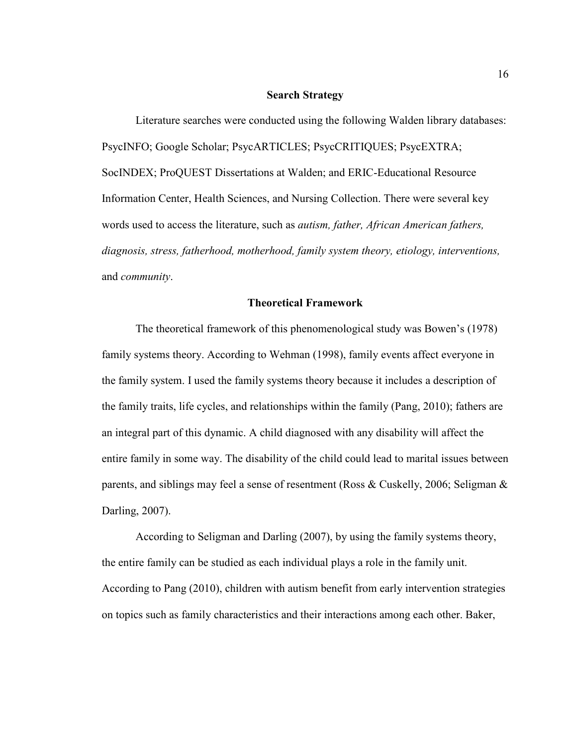## Search Strategy

Literature searches were conducted using the following Walden library databases: PsycINFO; Google Scholar; PsycARTICLES; PsycCRITIQUES; PsycEXTRA; SocINDEX; ProQUEST Dissertations at Walden; and ERIC-Educational Resource Information Center, Health Sciences, and Nursing Collection. There were several key words used to access the literature, such as *autism, father, African American fathers, diagnosis, stress, fatherhood, motherhood, family system theory, etiology, interventions,* and *community*.

## Theoretical Framework

The theoretical framework of this phenomenological study was Bowen's (1978) family systems theory. According to Wehman (1998), family events affect everyone in the family system. I used the family systems theory because it includes a description of the family traits, life cycles, and relationships within the family (Pang, 2010); fathers are an integral part of this dynamic. A child diagnosed with any disability will affect the entire family in some way. The disability of the child could lead to marital issues between parents, and siblings may feel a sense of resentment (Ross & Cuskelly, 2006; Seligman & Darling, 2007).

According to Seligman and Darling (2007), by using the family systems theory, the entire family can be studied as each individual plays a role in the family unit. According to Pang (2010), children with autism benefit from early intervention strategies on topics such as family characteristics and their interactions among each other. Baker,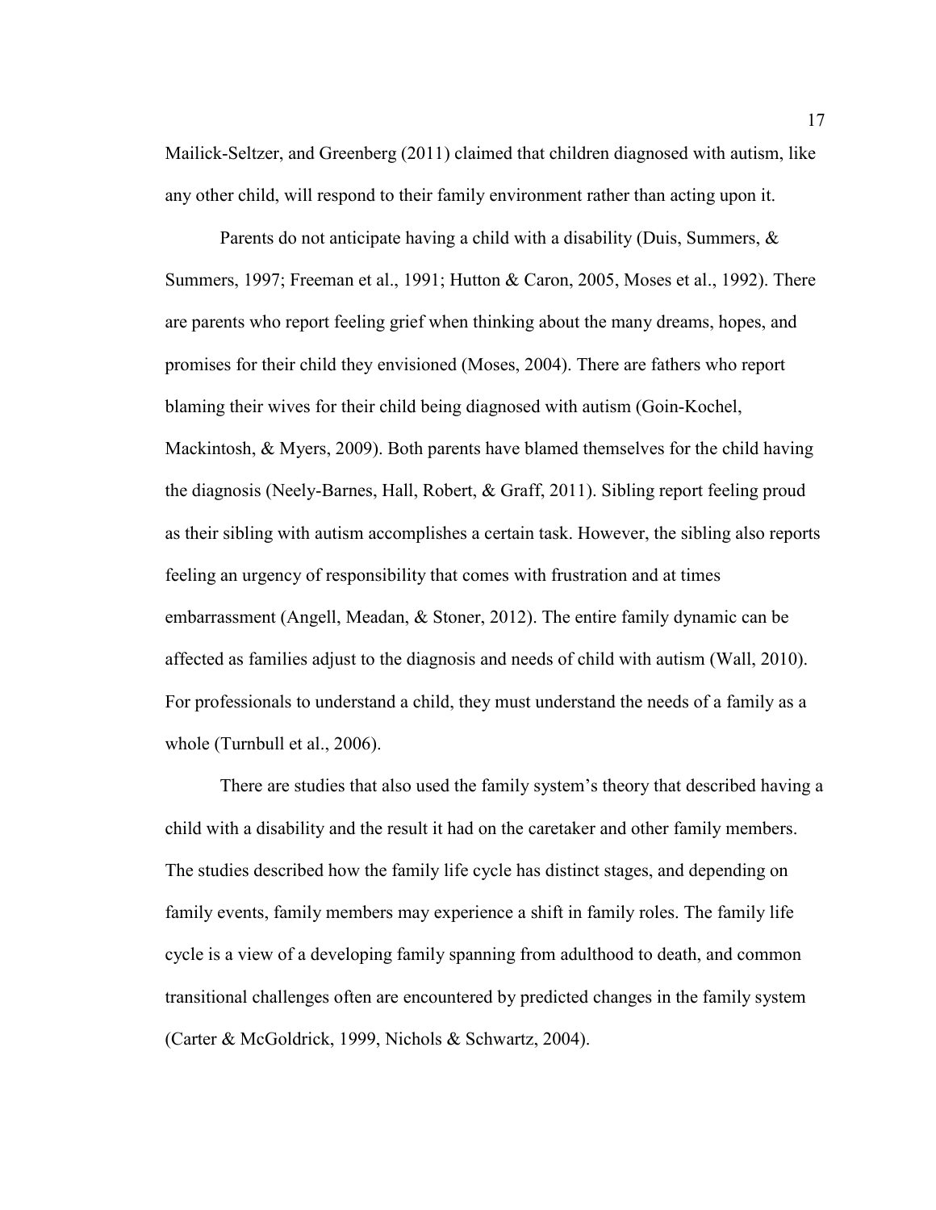Mailick-Seltzer, and Greenberg (2011) claimed that children diagnosed with autism, like any other child, will respond to their family environment rather than acting upon it.

Parents do not anticipate having a child with a disability (Duis, Summers, & Summers, 1997; Freeman et al., 1991; Hutton & Caron, 2005, Moses et al., 1992). There are parents who report feeling grief when thinking about the many dreams, hopes, and promises for their child they envisioned (Moses, 2004). There are fathers who report blaming their wives for their child being diagnosed with autism (Goin-Kochel, Mackintosh, & Myers, 2009). Both parents have blamed themselves for the child having the diagnosis (Neely-Barnes, Hall, Robert, & Graff, 2011). Sibling report feeling proud as their sibling with autism accomplishes a certain task. However, the sibling also reports feeling an urgency of responsibility that comes with frustration and at times embarrassment (Angell, Meadan, & Stoner, 2012). The entire family dynamic can be affected as families adjust to the diagnosis and needs of child with autism (Wall, 2010). For professionals to understand a child, they must understand the needs of a family as a whole (Turnbull et al., 2006).

There are studies that also used the family system's theory that described having a child with a disability and the result it had on the caretaker and other family members. The studies described how the family life cycle has distinct stages, and depending on family events, family members may experience a shift in family roles. The family life cycle is a view of a developing family spanning from adulthood to death, and common transitional challenges often are encountered by predicted changes in the family system (Carter & McGoldrick, 1999, Nichols & Schwartz, 2004).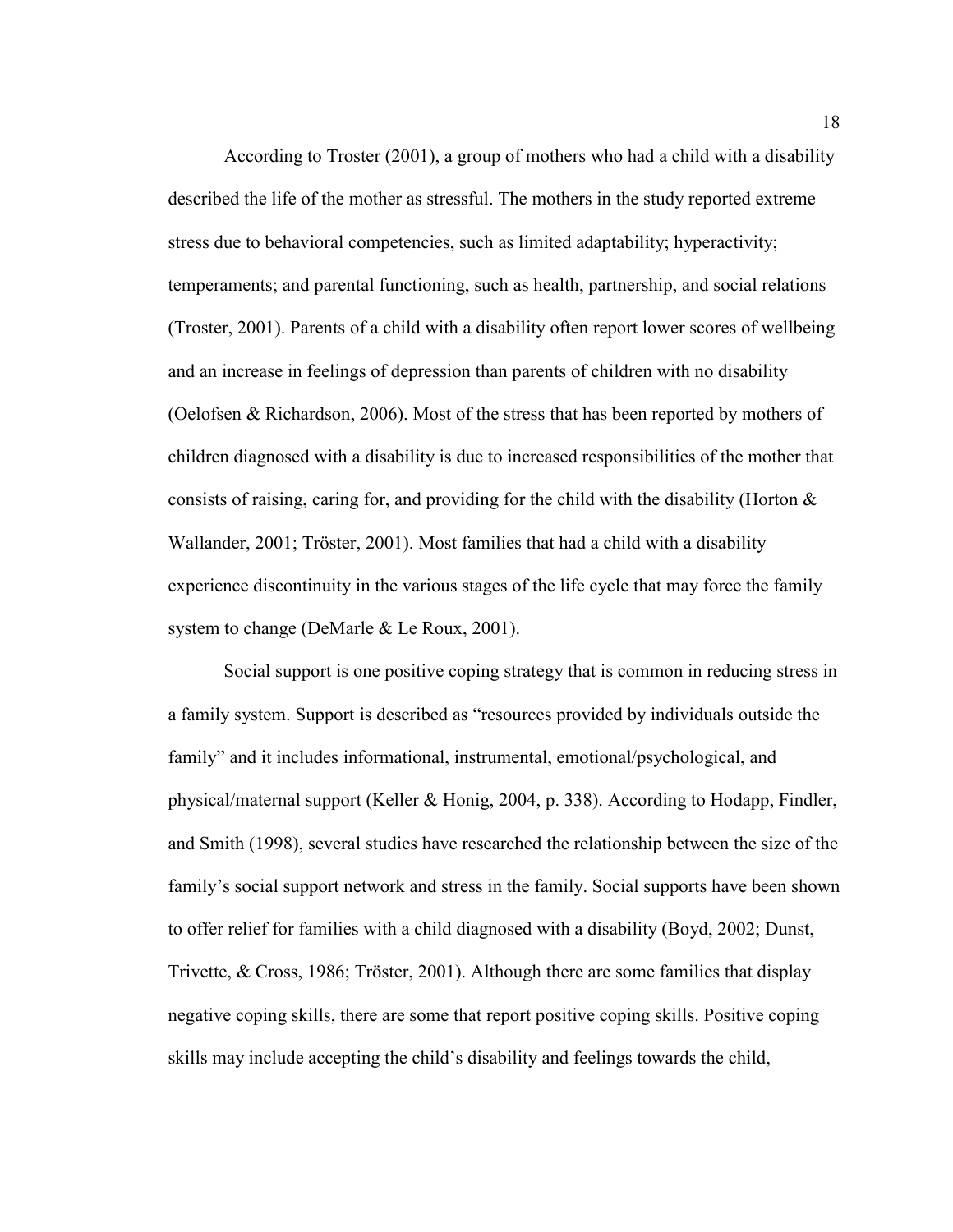According to Troster (2001), a group of mothers who had a child with a disability described the life of the mother as stressful. The mothers in the study reported extreme stress due to behavioral competencies, such as limited adaptability; hyperactivity; temperaments; and parental functioning, such as health, partnership, and social relations (Troster, 2001). Parents of a child with a disability often report lower scores of wellbeing and an increase in feelings of depression than parents of children with no disability (Oelofsen & Richardson, 2006). Most of the stress that has been reported by mothers of children diagnosed with a disability is due to increased responsibilities of the mother that consists of raising, caring for, and providing for the child with the disability (Horton & Wallander, 2001; Tröster, 2001). Most families that had a child with a disability experience discontinuity in the various stages of the life cycle that may force the family system to change (DeMarle & Le Roux, 2001).

Social support is one positive coping strategy that is common in reducing stress in a family system. Support is described as "resources provided by individuals outside the family" and it includes informational, instrumental, emotional/psychological, and physical/maternal support (Keller & Honig, 2004, p. 338). According to Hodapp, Findler, and Smith (1998), several studies have researched the relationship between the size of the family's social support network and stress in the family. Social supports have been shown to offer relief for families with a child diagnosed with a disability (Boyd, 2002; Dunst, Trivette, & Cross, 1986; Tröster, 2001). Although there are some families that display negative coping skills, there are some that report positive coping skills. Positive coping skills may include accepting the child's disability and feelings towards the child,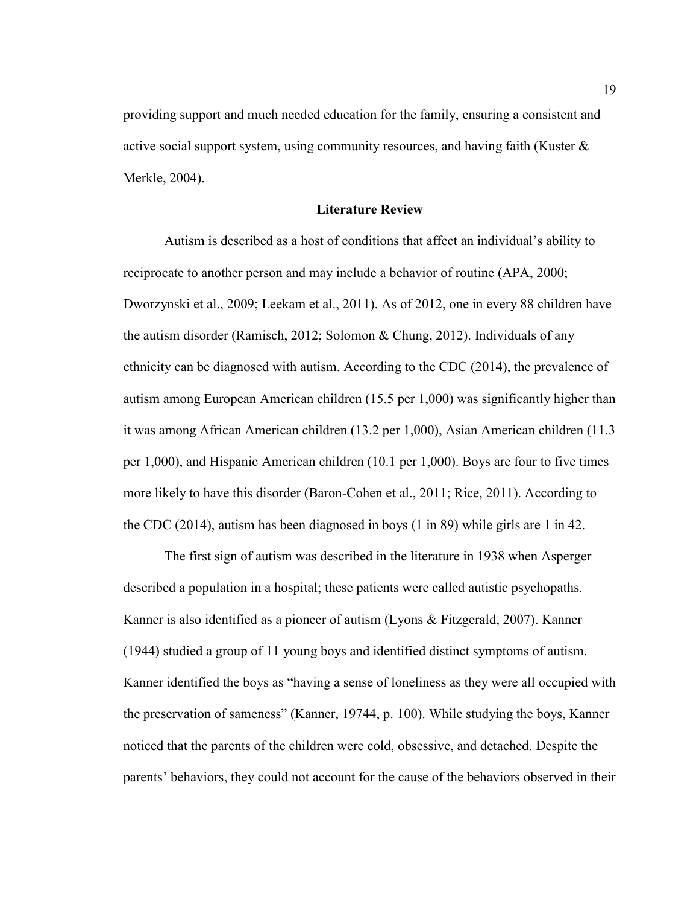providing support and much needed education for the family, ensuring a consistent and active social support system, using community resources, and having faith (Kuster & Merkle, 2004).

## Literature Review

Autism is described as a host of conditions that affect an individual's ability to reciprocate to another person and may include a behavior of routine (APA, 2000; Dworzynski et al., 2009; Leekam et al., 2011). As of 2012, one in every 88 children have the autism disorder (Ramisch, 2012; Solomon & Chung, 2012). Individuals of any ethnicity can be diagnosed with autism. According to the CDC (2014), the prevalence of autism among European American children (15.5 per 1,000) was significantly higher than it was among African American children (13.2 per 1,000), Asian American children (11.3 per 1,000), and Hispanic American children (10.1 per 1,000). Boys are four to five times more likely to have this disorder (Baron-Cohen et al., 2011; Rice, 2011). According to the CDC (2014), autism has been diagnosed in boys (1 in 89) while girls are 1 in 42.

The first sign of autism was described in the literature in 1938 when Asperger described a population in a hospital; these patients were called autistic psychopaths. Kanner is also identified as a pioneer of autism (Lyons & Fitzgerald, 2007). Kanner (1944) studied a group of 11 young boys and identified distinct symptoms of autism. Kanner identified the boys as "having a sense of loneliness as they were all occupied with the preservation of sameness" (Kanner, 19744, p. 100). While studying the boys, Kanner noticed that the parents of the children were cold, obsessive, and detached. Despite the parents' behaviors, they could not account for the cause of the behaviors observed in their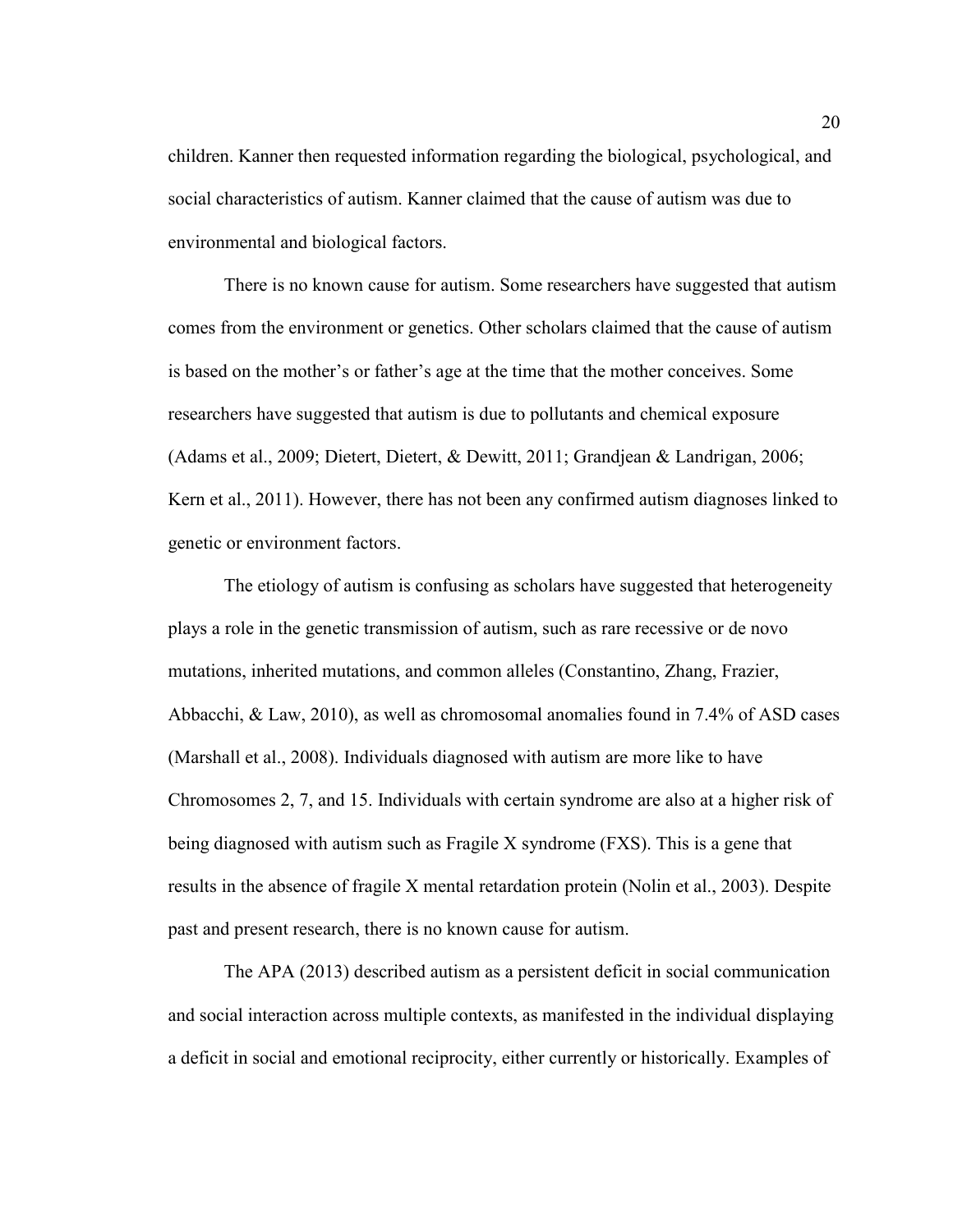children. Kanner then requested information regarding the biological, psychological, and social characteristics of autism. Kanner claimed that the cause of autism was due to environmental and biological factors.

There is no known cause for autism. Some researchers have suggested that autism comes from the environment or genetics. Other scholars claimed that the cause of autism is based on the mother's or father's age at the time that the mother conceives. Some researchers have suggested that autism is due to pollutants and chemical exposure (Adams et al., 2009; Dietert, Dietert, & Dewitt, 2011; Grandjean & Landrigan, 2006; Kern et al., 2011). However, there has not been any confirmed autism diagnoses linked to genetic or environment factors.

The etiology of autism is confusing as scholars have suggested that heterogeneity plays a role in the genetic transmission of autism, such as rare recessive or de novo mutations, inherited mutations, and common alleles (Constantino, Zhang, Frazier, Abbacchi, & Law, 2010), as well as chromosomal anomalies found in 7.4% of ASD cases (Marshall et al., 2008). Individuals diagnosed with autism are more like to have Chromosomes 2, 7, and 15. Individuals with certain syndrome are also at a higher risk of being diagnosed with autism such as Fragile X syndrome (FXS). This is a gene that results in the absence of fragile X mental retardation protein (Nolin et al., 2003). Despite past and present research, there is no known cause for autism.

The APA (2013) described autism as a persistent deficit in social communication and social interaction across multiple contexts, as manifested in the individual displaying a deficit in social and emotional reciprocity, either currently or historically. Examples of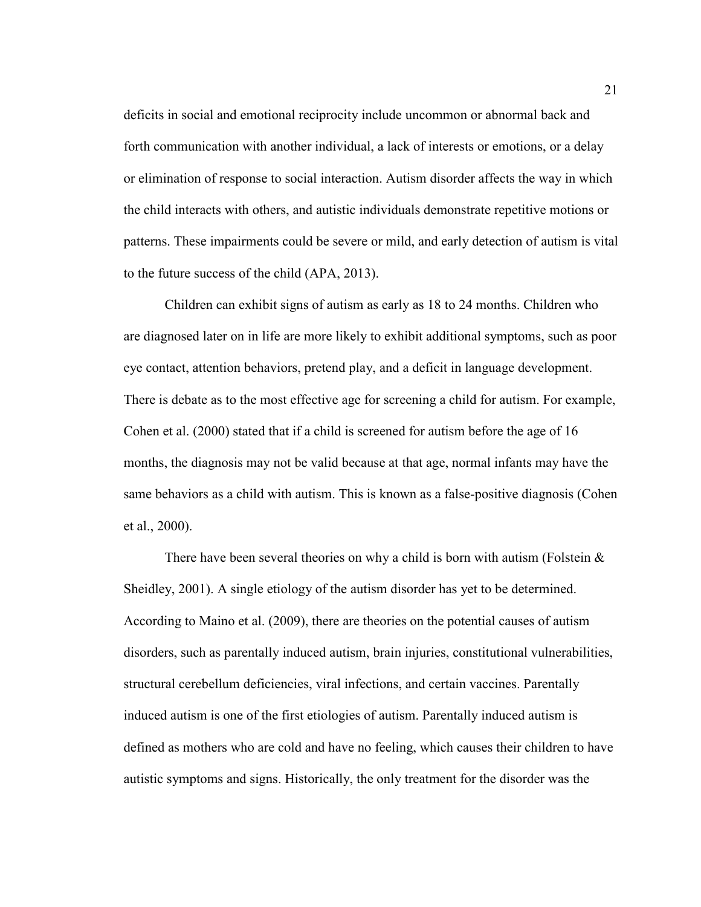deficits in social and emotional reciprocity include uncommon or abnormal back and forth communication with another individual, a lack of interests or emotions, or a delay or elimination of response to social interaction. Autism disorder affects the way in which the child interacts with others, and autistic individuals demonstrate repetitive motions or patterns. These impairments could be severe or mild, and early detection of autism is vital to the future success of the child (APA, 2013).

Children can exhibit signs of autism as early as 18 to 24 months. Children who are diagnosed later on in life are more likely to exhibit additional symptoms, such as poor eye contact, attention behaviors, pretend play, and a deficit in language development. There is debate as to the most effective age for screening a child for autism. For example, Cohen et al. (2000) stated that if a child is screened for autism before the age of 16 months, the diagnosis may not be valid because at that age, normal infants may have the same behaviors as a child with autism. This is known as a false-positive diagnosis (Cohen et al., 2000).

There have been several theories on why a child is born with autism (Folstein & Sheidley, 2001). A single etiology of the autism disorder has yet to be determined. According to Maino et al. (2009), there are theories on the potential causes of autism disorders, such as parentally induced autism, brain injuries, constitutional vulnerabilities, structural cerebellum deficiencies, viral infections, and certain vaccines. Parentally induced autism is one of the first etiologies of autism. Parentally induced autism is defined as mothers who are cold and have no feeling, which causes their children to have autistic symptoms and signs. Historically, the only treatment for the disorder was the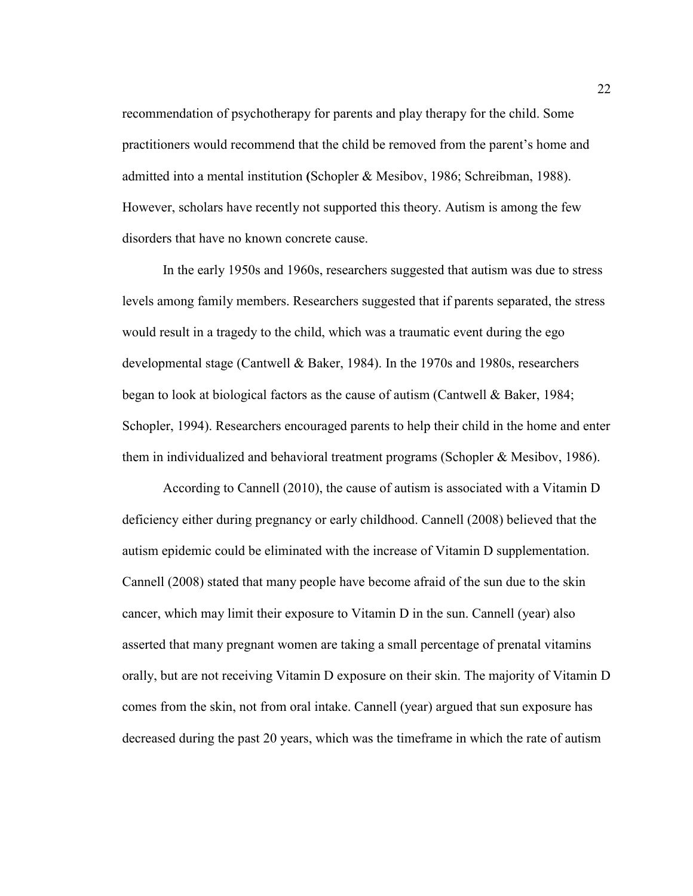recommendation of psychotherapy for parents and play therapy for the child. Some practitioners would recommend that the child be removed from the parent's home and admitted into a mental institution (Schopler & Mesibov, 1986; Schreibman, 1988). However, scholars have recently not supported this theory. Autism is among the few disorders that have no known concrete cause.

In the early 1950s and 1960s, researchers suggested that autism was due to stress levels among family members. Researchers suggested that if parents separated, the stress would result in a tragedy to the child, which was a traumatic event during the ego developmental stage (Cantwell & Baker, 1984). In the 1970s and 1980s, researchers began to look at biological factors as the cause of autism (Cantwell & Baker, 1984; Schopler, 1994). Researchers encouraged parents to help their child in the home and enter them in individualized and behavioral treatment programs (Schopler & Mesibov, 1986).

According to Cannell (2010), the cause of autism is associated with a Vitamin D deficiency either during pregnancy or early childhood. Cannell (2008) believed that the autism epidemic could be eliminated with the increase of Vitamin D supplementation. Cannell (2008) stated that many people have become afraid of the sun due to the skin cancer, which may limit their exposure to Vitamin D in the sun. Cannell (year) also asserted that many pregnant women are taking a small percentage of prenatal vitamins orally, but are not receiving Vitamin D exposure on their skin. The majority of Vitamin D comes from the skin, not from oral intake. Cannell (year) argued that sun exposure has decreased during the past 20 years, which was the timeframe in which the rate of autism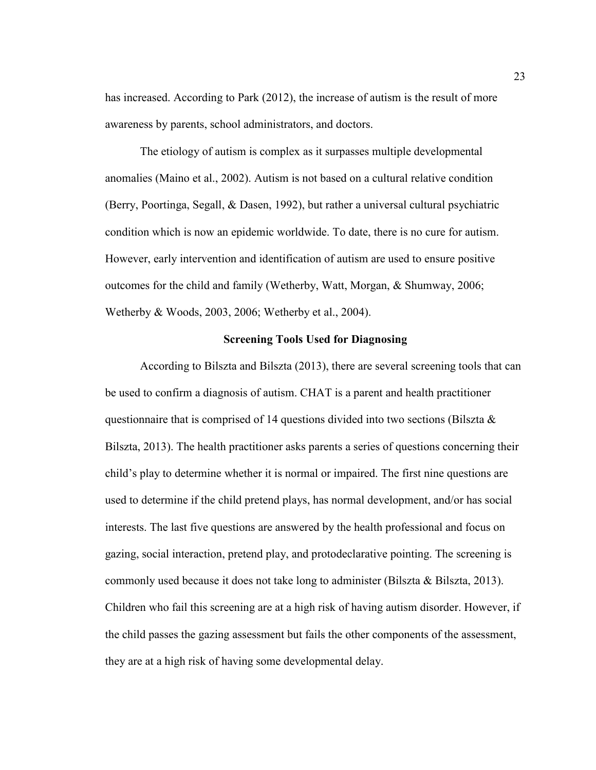has increased. According to Park (2012), the increase of autism is the result of more awareness by parents, school administrators, and doctors.

The etiology of autism is complex as it surpasses multiple developmental anomalies (Maino et al., 2002). Autism is not based on a cultural relative condition (Berry, Poortinga, Segall, & Dasen, 1992), but rather a universal cultural psychiatric condition which is now an epidemic worldwide. To date, there is no cure for autism. However, early intervention and identification of autism are used to ensure positive outcomes for the child and family (Wetherby, Watt, Morgan, & Shumway, 2006; Wetherby & Woods, 2003, 2006; Wetherby et al., 2004).

## Screening Tools Used for Diagnosing

According to Bilszta and Bilszta (2013), there are several screening tools that can be used to confirm a diagnosis of autism. CHAT is a parent and health practitioner questionnaire that is comprised of 14 questions divided into two sections (Bilszta & Bilszta, 2013). The health practitioner asks parents a series of questions concerning their child's play to determine whether it is normal or impaired. The first nine questions are used to determine if the child pretend plays, has normal development, and/or has social interests. The last five questions are answered by the health professional and focus on gazing, social interaction, pretend play, and protodeclarative pointing. The screening is commonly used because it does not take long to administer (Bilszta & Bilszta, 2013). Children who fail this screening are at a high risk of having autism disorder. However, if the child passes the gazing assessment but fails the other components of the assessment, they are at a high risk of having some developmental delay.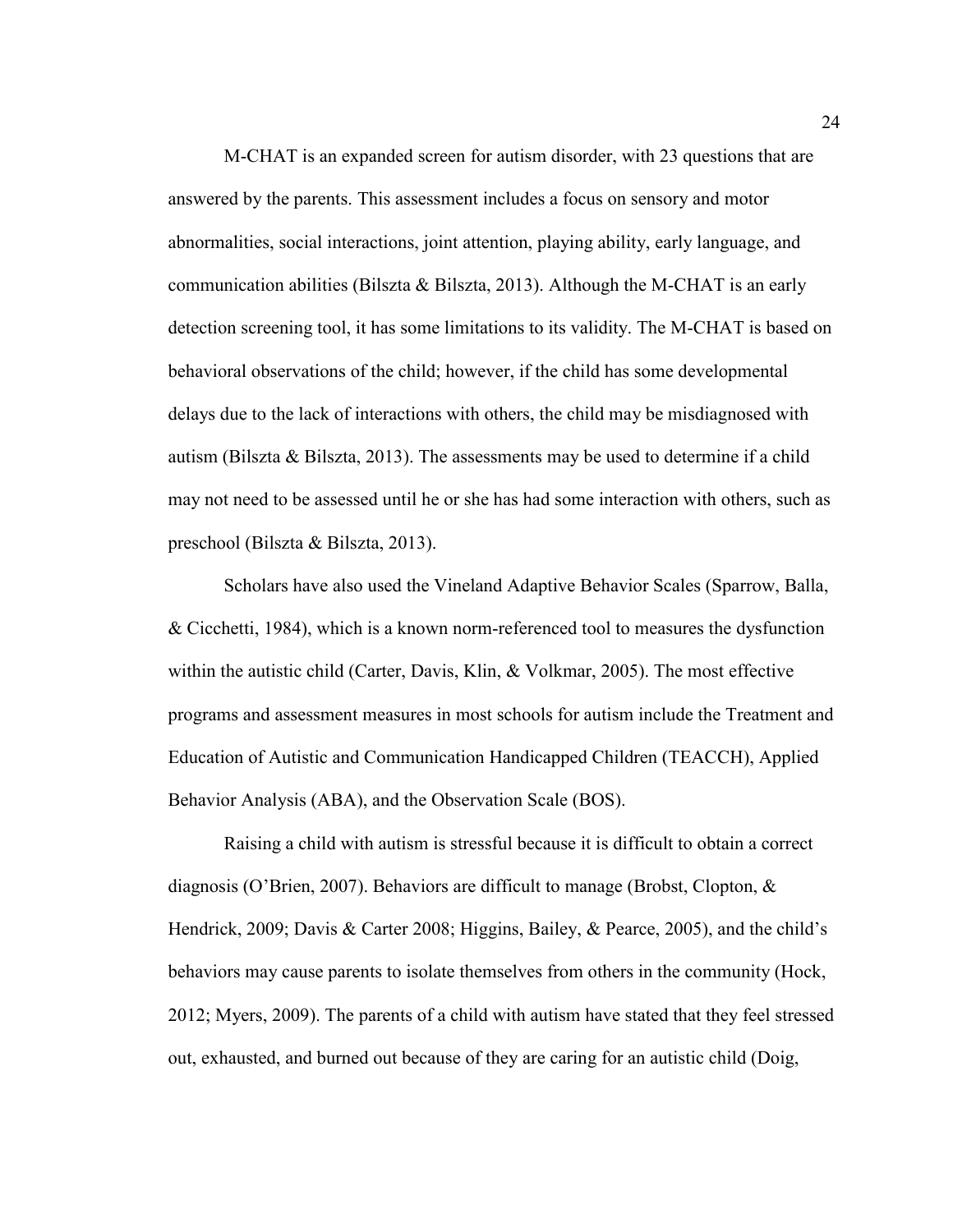M-CHAT is an expanded screen for autism disorder, with 23 questions that are answered by the parents. This assessment includes a focus on sensory and motor abnormalities, social interactions, joint attention, playing ability, early language, and communication abilities (Bilszta & Bilszta, 2013). Although the M-CHAT is an early detection screening tool, it has some limitations to its validity. The M-CHAT is based on behavioral observations of the child; however, if the child has some developmental delays due to the lack of interactions with others, the child may be misdiagnosed with autism (Bilszta & Bilszta, 2013). The assessments may be used to determine if a child may not need to be assessed until he or she has had some interaction with others, such as preschool (Bilszta & Bilszta, 2013).

Scholars have also used the Vineland Adaptive Behavior Scales (Sparrow, Balla, & Cicchetti, 1984), which is a known norm-referenced tool to measures the dysfunction within the autistic child (Carter, Davis, Klin, & Volkmar, 2005). The most effective programs and assessment measures in most schools for autism include the Treatment and Education of Autistic and Communication Handicapped Children (TEACCH), Applied Behavior Analysis (ABA), and the Observation Scale (BOS).

Raising a child with autism is stressful because it is difficult to obtain a correct diagnosis (O'Brien, 2007). Behaviors are difficult to manage (Brobst, Clopton, & Hendrick, 2009; Davis & Carter 2008; Higgins, Bailey, & Pearce, 2005), and the child's behaviors may cause parents to isolate themselves from others in the community (Hock, 2012; Myers, 2009). The parents of a child with autism have stated that they feel stressed out, exhausted, and burned out because of they are caring for an autistic child (Doig,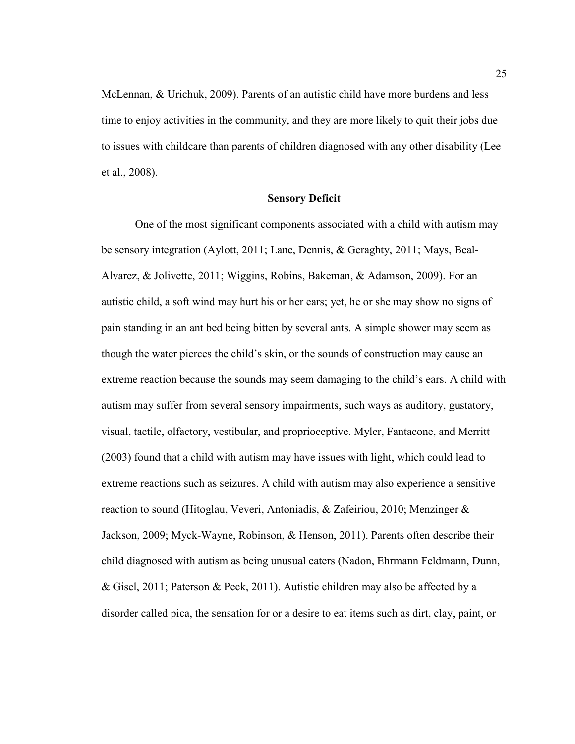McLennan, & Urichuk, 2009). Parents of an autistic child have more burdens and less time to enjoy activities in the community, and they are more likely to quit their jobs due to issues with childcare than parents of children diagnosed with any other disability (Lee et al., 2008).

## Sensory Deficit

One of the most significant components associated with a child with autism may be sensory integration (Aylott, 2011; Lane, Dennis, & Geraghty, 2011; Mays, Beal-Alvarez, & Jolivette, 2011; Wiggins, Robins, Bakeman, & Adamson, 2009). For an autistic child, a soft wind may hurt his or her ears; yet, he or she may show no signs of pain standing in an ant bed being bitten by several ants. A simple shower may seem as though the water pierces the child's skin, or the sounds of construction may cause an extreme reaction because the sounds may seem damaging to the child's ears. A child with autism may suffer from several sensory impairments, such ways as auditory, gustatory, visual, tactile, olfactory, vestibular, and proprioceptive. Myler, Fantacone, and Merritt (2003) found that a child with autism may have issues with light, which could lead to extreme reactions such as seizures. A child with autism may also experience a sensitive reaction to sound (Hitoglau, Veveri, Antoniadis, & Zafeiriou, 2010; Menzinger & Jackson, 2009; Myck-Wayne, Robinson, & Henson, 2011). Parents often describe their child diagnosed with autism as being unusual eaters (Nadon, Ehrmann Feldmann, Dunn, & Gisel, 2011; Paterson & Peck, 2011). Autistic children may also be affected by a disorder called pica, the sensation for or a desire to eat items such as dirt, clay, paint, or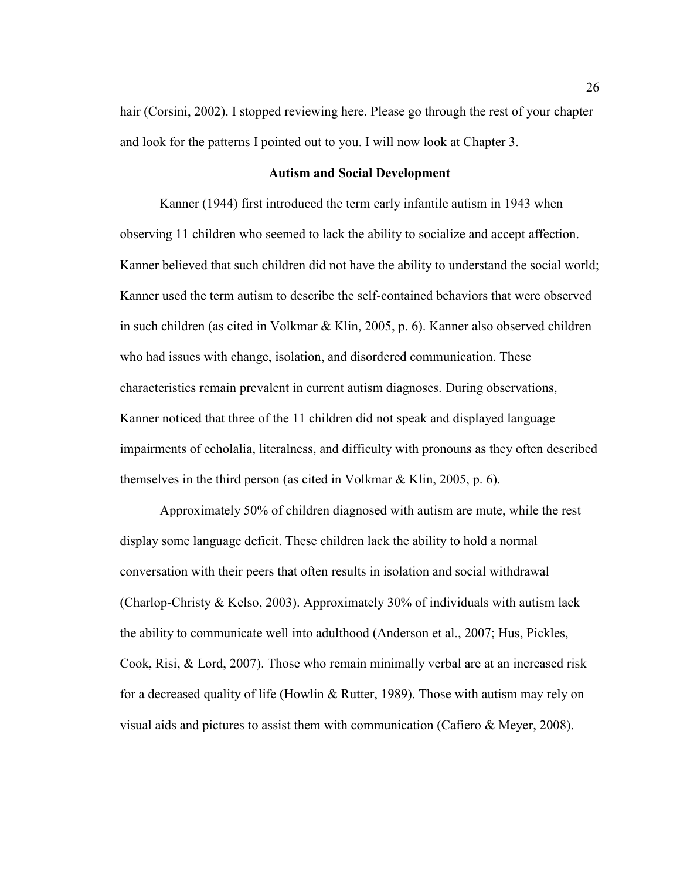hair (Corsini, 2002). I stopped reviewing here. Please go through the rest of your chapter and look for the patterns I pointed out to you. I will now look at Chapter 3.

## Autism and Social Development

Kanner (1944) first introduced the term early infantile autism in 1943 when observing 11 children who seemed to lack the ability to socialize and accept affection. Kanner believed that such children did not have the ability to understand the social world; Kanner used the term autism to describe the self-contained behaviors that were observed in such children (as cited in Volkmar & Klin, 2005, p. 6). Kanner also observed children who had issues with change, isolation, and disordered communication. These characteristics remain prevalent in current autism diagnoses. During observations, Kanner noticed that three of the 11 children did not speak and displayed language impairments of echolalia, literalness, and difficulty with pronouns as they often described themselves in the third person (as cited in Volkmar & Klin, 2005, p. 6).

Approximately 50% of children diagnosed with autism are mute, while the rest display some language deficit. These children lack the ability to hold a normal conversation with their peers that often results in isolation and social withdrawal (Charlop-Christy & Kelso, 2003). Approximately 30% of individuals with autism lack the ability to communicate well into adulthood (Anderson et al., 2007; Hus, Pickles, Cook, Risi, & Lord, 2007). Those who remain minimally verbal are at an increased risk for a decreased quality of life (Howlin & Rutter, 1989). Those with autism may rely on visual aids and pictures to assist them with communication (Cafiero & Meyer, 2008).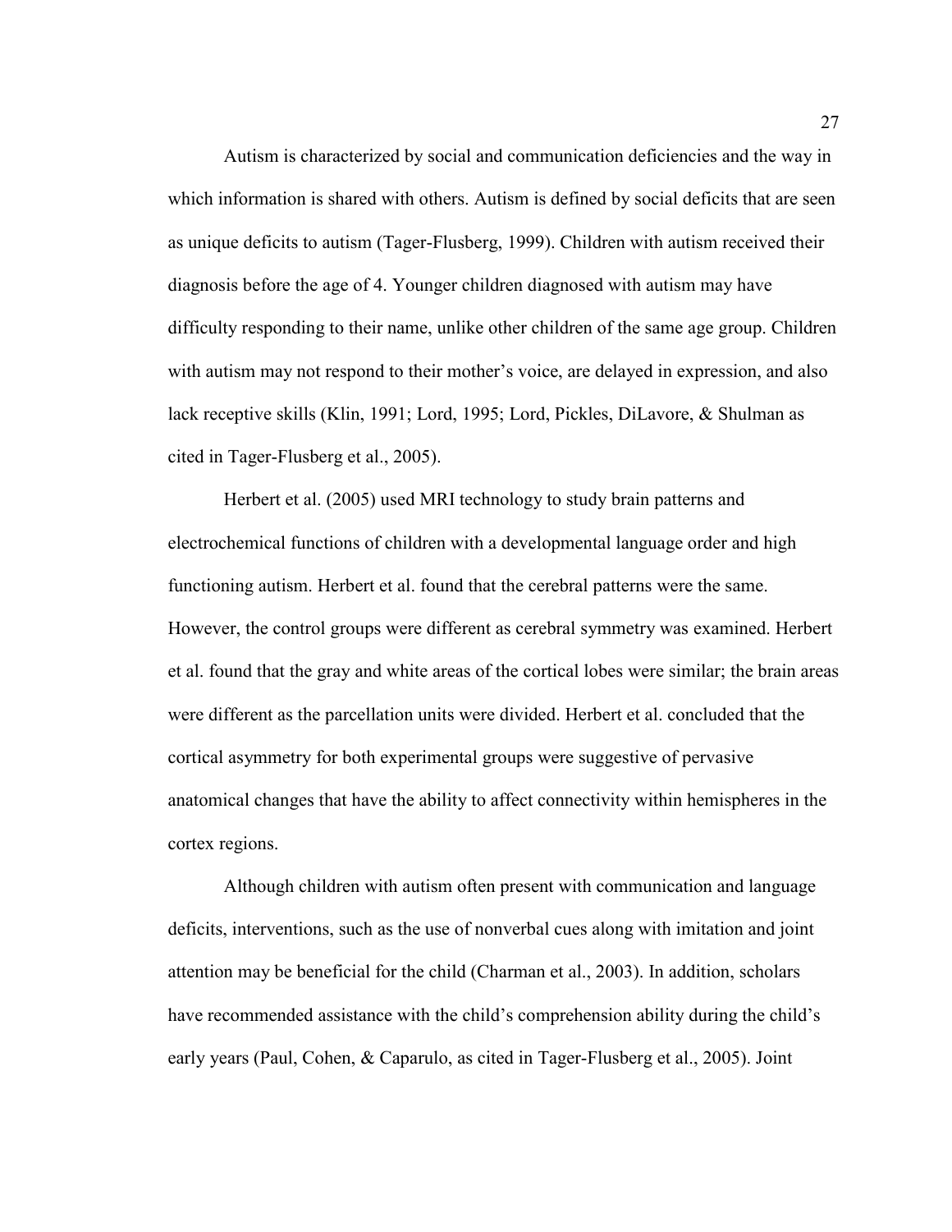Autism is characterized by social and communication deficiencies and the way in which information is shared with others. Autism is defined by social deficits that are seen as unique deficits to autism (Tager-Flusberg, 1999). Children with autism received their diagnosis before the age of 4. Younger children diagnosed with autism may have difficulty responding to their name, unlike other children of the same age group. Children with autism may not respond to their mother's voice, are delayed in expression, and also lack receptive skills (Klin, 1991; Lord, 1995; Lord, Pickles, DiLavore, & Shulman as cited in Tager-Flusberg et al., 2005).

Herbert et al. (2005) used MRI technology to study brain patterns and electrochemical functions of children with a developmental language order and high functioning autism. Herbert et al. found that the cerebral patterns were the same. However, the control groups were different as cerebral symmetry was examined. Herbert et al. found that the gray and white areas of the cortical lobes were similar; the brain areas were different as the parcellation units were divided. Herbert et al. concluded that the cortical asymmetry for both experimental groups were suggestive of pervasive anatomical changes that have the ability to affect connectivity within hemispheres in the cortex regions.

Although children with autism often present with communication and language deficits, interventions, such as the use of nonverbal cues along with imitation and joint attention may be beneficial for the child (Charman et al., 2003). In addition, scholars have recommended assistance with the child's comprehension ability during the child's early years (Paul, Cohen, & Caparulo, as cited in Tager-Flusberg et al., 2005). Joint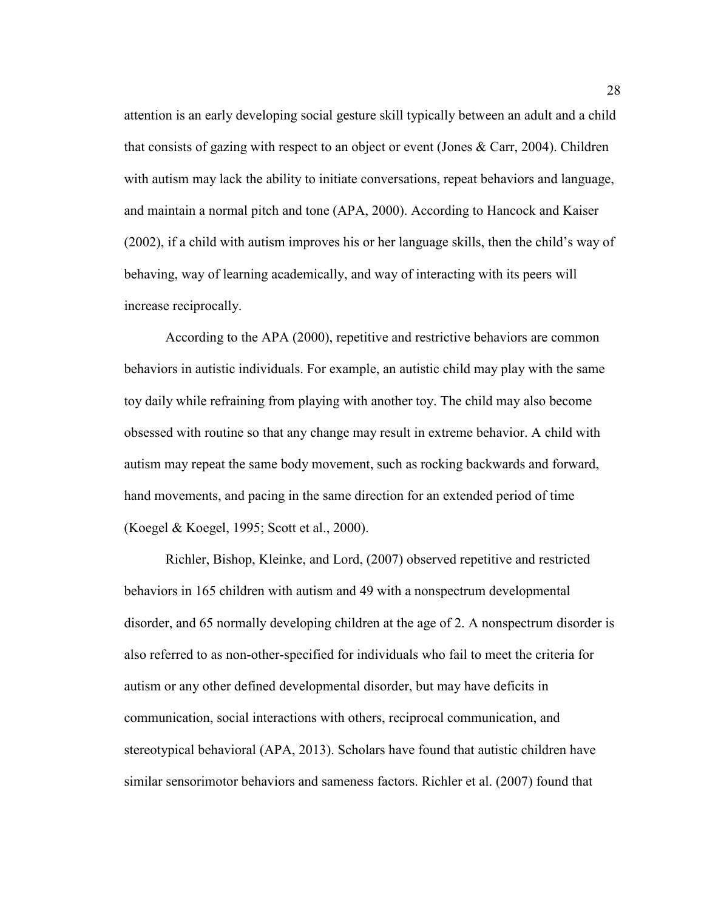attention is an early developing social gesture skill typically between an adult and a child that consists of gazing with respect to an object or event (Jones & Carr, 2004). Children with autism may lack the ability to initiate conversations, repeat behaviors and language, and maintain a normal pitch and tone (APA, 2000). According to Hancock and Kaiser (2002), if a child with autism improves his or her language skills, then the child's way of behaving, way of learning academically, and way of interacting with its peers will increase reciprocally.

According to the APA (2000), repetitive and restrictive behaviors are common behaviors in autistic individuals. For example, an autistic child may play with the same toy daily while refraining from playing with another toy. The child may also become obsessed with routine so that any change may result in extreme behavior. A child with autism may repeat the same body movement, such as rocking backwards and forward, hand movements, and pacing in the same direction for an extended period of time (Koegel & Koegel, 1995; Scott et al., 2000).

Richler, Bishop, Kleinke, and Lord, (2007) observed repetitive and restricted behaviors in 165 children with autism and 49 with a nonspectrum developmental disorder, and 65 normally developing children at the age of 2. A nonspectrum disorder is also referred to as non-other-specified for individuals who fail to meet the criteria for autism or any other defined developmental disorder, but may have deficits in communication, social interactions with others, reciprocal communication, and stereotypical behavioral (APA, 2013). Scholars have found that autistic children have similar sensorimotor behaviors and sameness factors. Richler et al. (2007) found that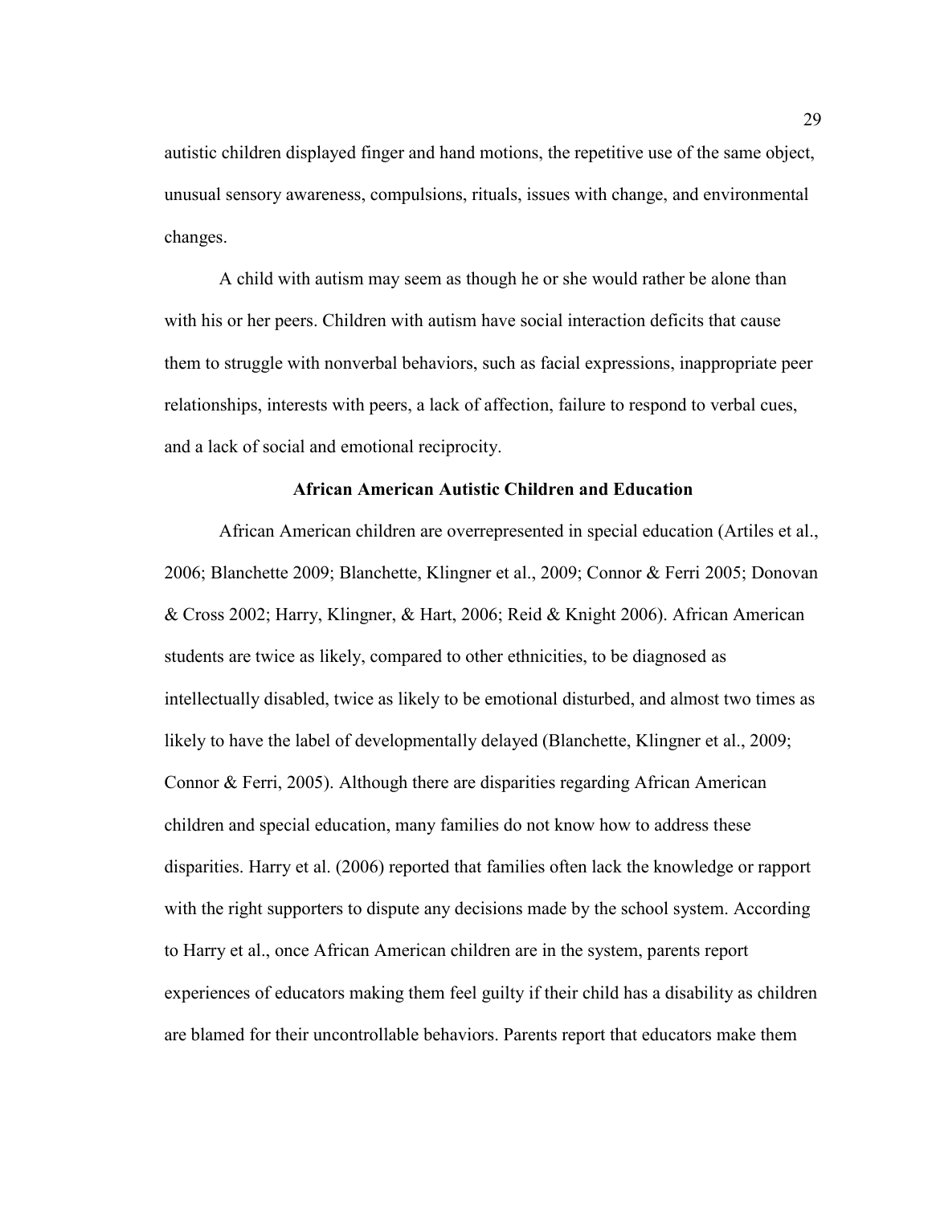autistic children displayed finger and hand motions, the repetitive use of the same object, unusual sensory awareness, compulsions, rituals, issues with change, and environmental changes.

A child with autism may seem as though he or she would rather be alone than with his or her peers. Children with autism have social interaction deficits that cause them to struggle with nonverbal behaviors, such as facial expressions, inappropriate peer relationships, interests with peers, a lack of affection, failure to respond to verbal cues, and a lack of social and emotional reciprocity.

## African American Autistic Children and Education

African American children are overrepresented in special education (Artiles et al., 2006; Blanchette 2009; Blanchette, Klingner et al., 2009; Connor & Ferri 2005; Donovan & Cross 2002; Harry, Klingner, & Hart, 2006; Reid & Knight 2006). African American students are twice as likely, compared to other ethnicities, to be diagnosed as intellectually disabled, twice as likely to be emotional disturbed, and almost two times as likely to have the label of developmentally delayed (Blanchette, Klingner et al., 2009; Connor & Ferri, 2005). Although there are disparities regarding African American children and special education, many families do not know how to address these disparities. Harry et al. (2006) reported that families often lack the knowledge or rapport with the right supporters to dispute any decisions made by the school system. According to Harry et al., once African American children are in the system, parents report experiences of educators making them feel guilty if their child has a disability as children are blamed for their uncontrollable behaviors. Parents report that educators make them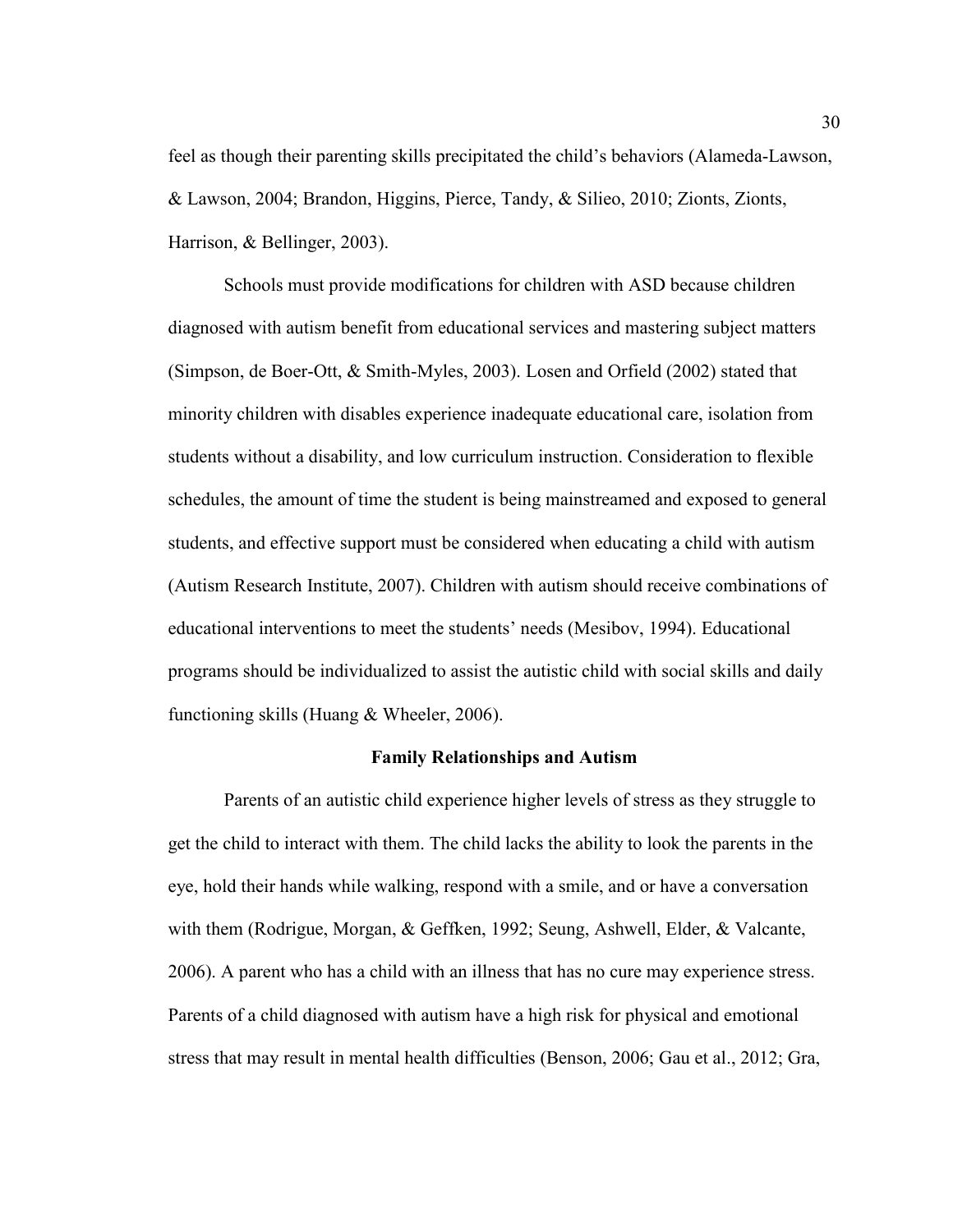feel as though their parenting skills precipitated the child's behaviors (Alameda-Lawson, & Lawson, 2004; Brandon, Higgins, Pierce, Tandy, & Silieo, 2010; Zionts, Zionts, Harrison, & Bellinger, 2003).

Schools must provide modifications for children with ASD because children diagnosed with autism benefit from educational services and mastering subject matters (Simpson, de Boer-Ott, & Smith-Myles, 2003). Losen and Orfield (2002) stated that minority children with disables experience inadequate educational care, isolation from students without a disability, and low curriculum instruction. Consideration to flexible schedules, the amount of time the student is being mainstreamed and exposed to general students, and effective support must be considered when educating a child with autism (Autism Research Institute, 2007). Children with autism should receive combinations of educational interventions to meet the students' needs (Mesibov, 1994). Educational programs should be individualized to assist the autistic child with social skills and daily functioning skills (Huang & Wheeler, 2006).

## Family Relationships and Autism

Parents of an autistic child experience higher levels of stress as they struggle to get the child to interact with them. The child lacks the ability to look the parents in the eye, hold their hands while walking, respond with a smile, and or have a conversation with them (Rodrigue, Morgan, & Geffken, 1992; Seung, Ashwell, Elder, & Valcante, 2006). A parent who has a child with an illness that has no cure may experience stress. Parents of a child diagnosed with autism have a high risk for physical and emotional stress that may result in mental health difficulties (Benson, 2006; Gau et al., 2012; Gra,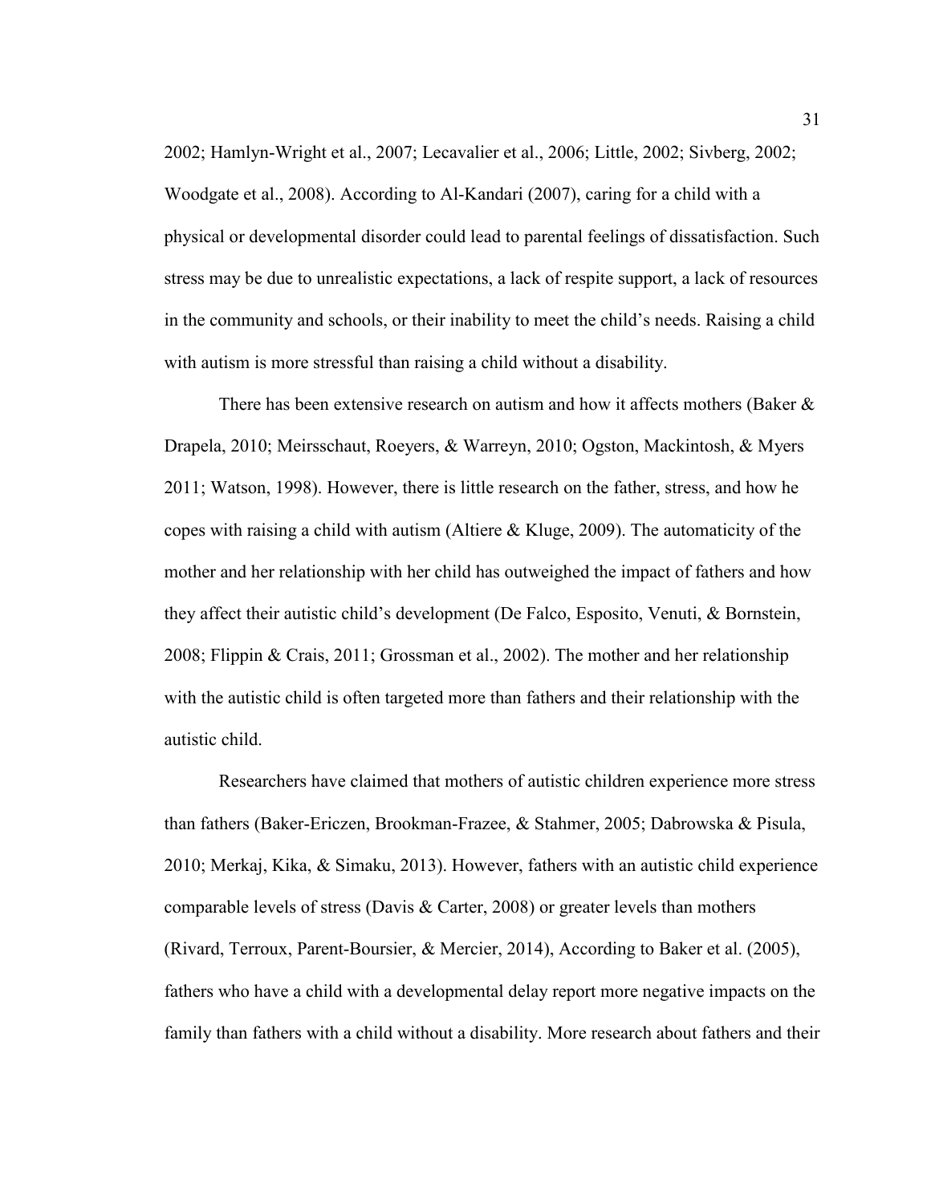2002; Hamlyn-Wright et al., 2007; Lecavalier et al., 2006; Little, 2002; Sivberg, 2002; Woodgate et al., 2008). According to Al-Kandari (2007), caring for a child with a physical or developmental disorder could lead to parental feelings of dissatisfaction. Such stress may be due to unrealistic expectations, a lack of respite support, a lack of resources in the community and schools, or their inability to meet the child's needs. Raising a child with autism is more stressful than raising a child without a disability.

There has been extensive research on autism and how it affects mothers (Baker & Drapela, 2010; Meirsschaut, Roeyers, & Warreyn, 2010; Ogston, Mackintosh, & Myers 2011; Watson, 1998). However, there is little research on the father, stress, and how he copes with raising a child with autism (Altiere & Kluge, 2009). The automaticity of the mother and her relationship with her child has outweighed the impact of fathers and how they affect their autistic child's development (De Falco, Esposito, Venuti, & Bornstein, 2008; Flippin & Crais, 2011; Grossman et al., 2002). The mother and her relationship with the autistic child is often targeted more than fathers and their relationship with the autistic child.

Researchers have claimed that mothers of autistic children experience more stress than fathers (Baker-Ericzen, Brookman-Frazee, & Stahmer, 2005; Dabrowska & Pisula, 2010; Merkaj, Kika, & Simaku, 2013). However, fathers with an autistic child experience comparable levels of stress (Davis & Carter, 2008) or greater levels than mothers (Rivard, Terroux, Parent-Boursier, & Mercier, 2014), According to Baker et al. (2005), fathers who have a child with a developmental delay report more negative impacts on the family than fathers with a child without a disability. More research about fathers and their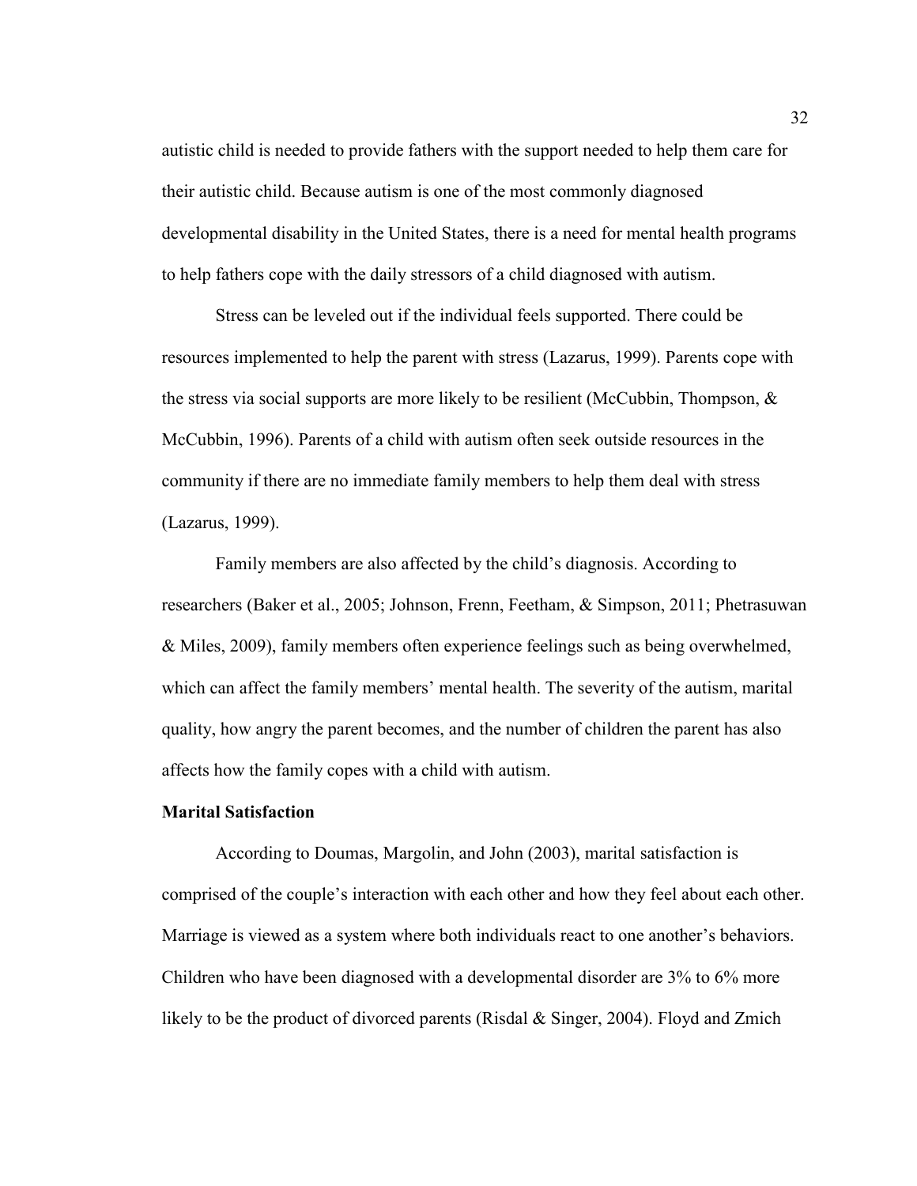autistic child is needed to provide fathers with the support needed to help them care for their autistic child. Because autism is one of the most commonly diagnosed developmental disability in the United States, there is a need for mental health programs to help fathers cope with the daily stressors of a child diagnosed with autism.

Stress can be leveled out if the individual feels supported. There could be resources implemented to help the parent with stress (Lazarus, 1999). Parents cope with the stress via social supports are more likely to be resilient (McCubbin, Thompson, & McCubbin, 1996). Parents of a child with autism often seek outside resources in the community if there are no immediate family members to help them deal with stress (Lazarus, 1999).

Family members are also affected by the child's diagnosis. According to researchers (Baker et al., 2005; Johnson, Frenn, Feetham, & Simpson, 2011; Phetrasuwan & Miles, 2009), family members often experience feelings such as being overwhelmed, which can affect the family members' mental health. The severity of the autism, marital quality, how angry the parent becomes, and the number of children the parent has also affects how the family copes with a child with autism.

**Marital Satisfaction**

According to Doumas, Margolin, and John (2003), marital satisfaction is comprised of the couple's interaction with each other and how they feel about each other. Marriage is viewed as a system where both individuals react to one another's behaviors. Children who have been diagnosed with a developmental disorder are 3% to 6% more likely to be the product of divorced parents (Risdal & Singer, 2004). Floyd and Zmich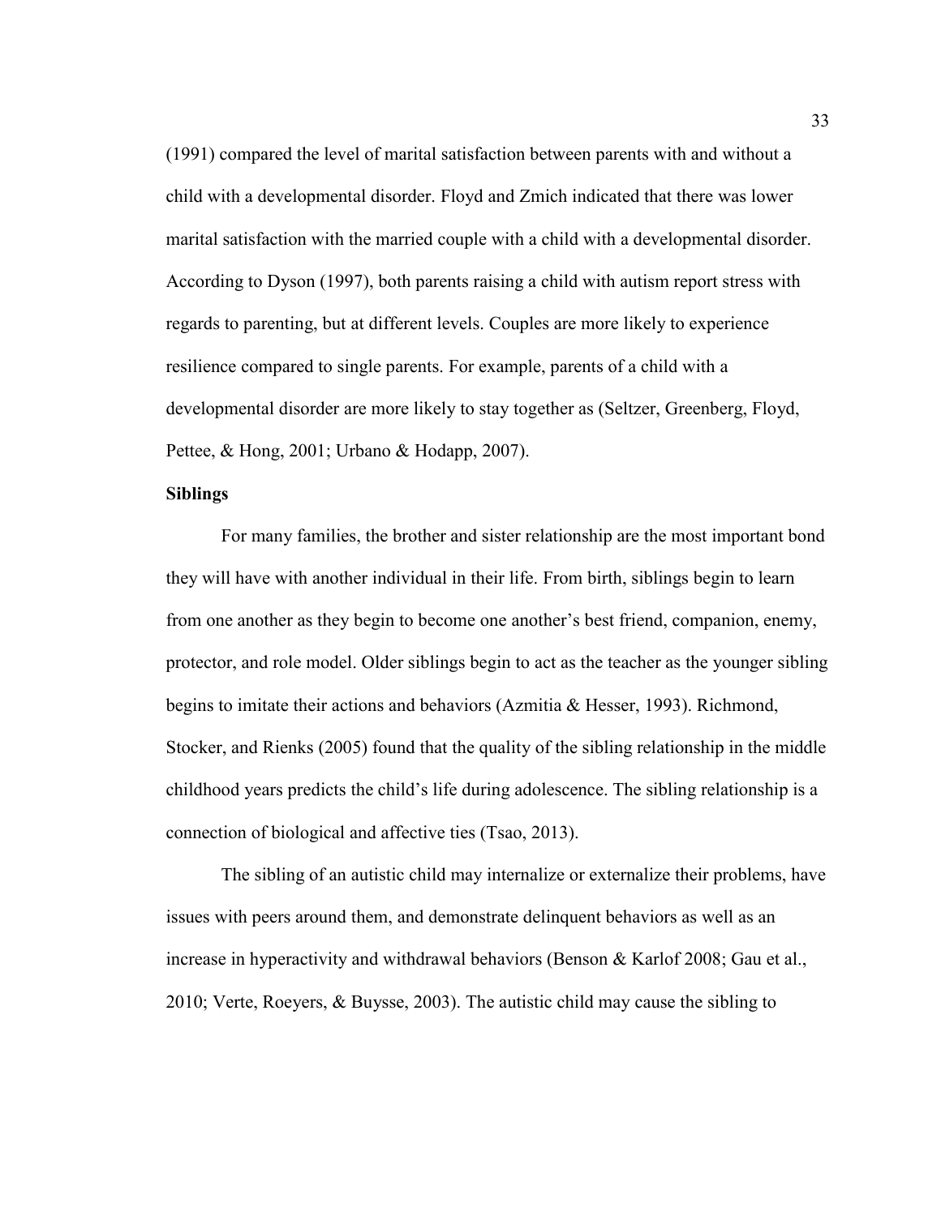(1991) compared the level of marital satisfaction between parents with and without a child with a developmental disorder. Floyd and Zmich indicated that there was lower marital satisfaction with the married couple with a child with a developmental disorder. According to Dyson (1997), both parents raising a child with autism report stress with regards to parenting, but at different levels. Couples are more likely to experience resilience compared to single parents. For example, parents of a child with a developmental disorder are more likely to stay together as (Seltzer, Greenberg, Floyd, Pettee, & Hong, 2001; Urbano & Hodapp, 2007).

**Siblings**

For many families, the brother and sister relationship are the most important bond they will have with another individual in their life. From birth, siblings begin to learn from one another as they begin to become one another's best friend, companion, enemy, protector, and role model. Older siblings begin to act as the teacher as the younger sibling begins to imitate their actions and behaviors (Azmitia & Hesser, 1993). Richmond, Stocker, and Rienks (2005) found that the quality of the sibling relationship in the middle childhood years predicts the child's life during adolescence. The sibling relationship is a connection of biological and affective ties (Tsao, 2013).

The sibling of an autistic child may internalize or externalize their problems, have issues with peers around them, and demonstrate delinquent behaviors as well as an increase in hyperactivity and withdrawal behaviors (Benson & Karlof 2008; Gau et al., 2010; Verte, Roeyers, & Buysse, 2003). The autistic child may cause the sibling to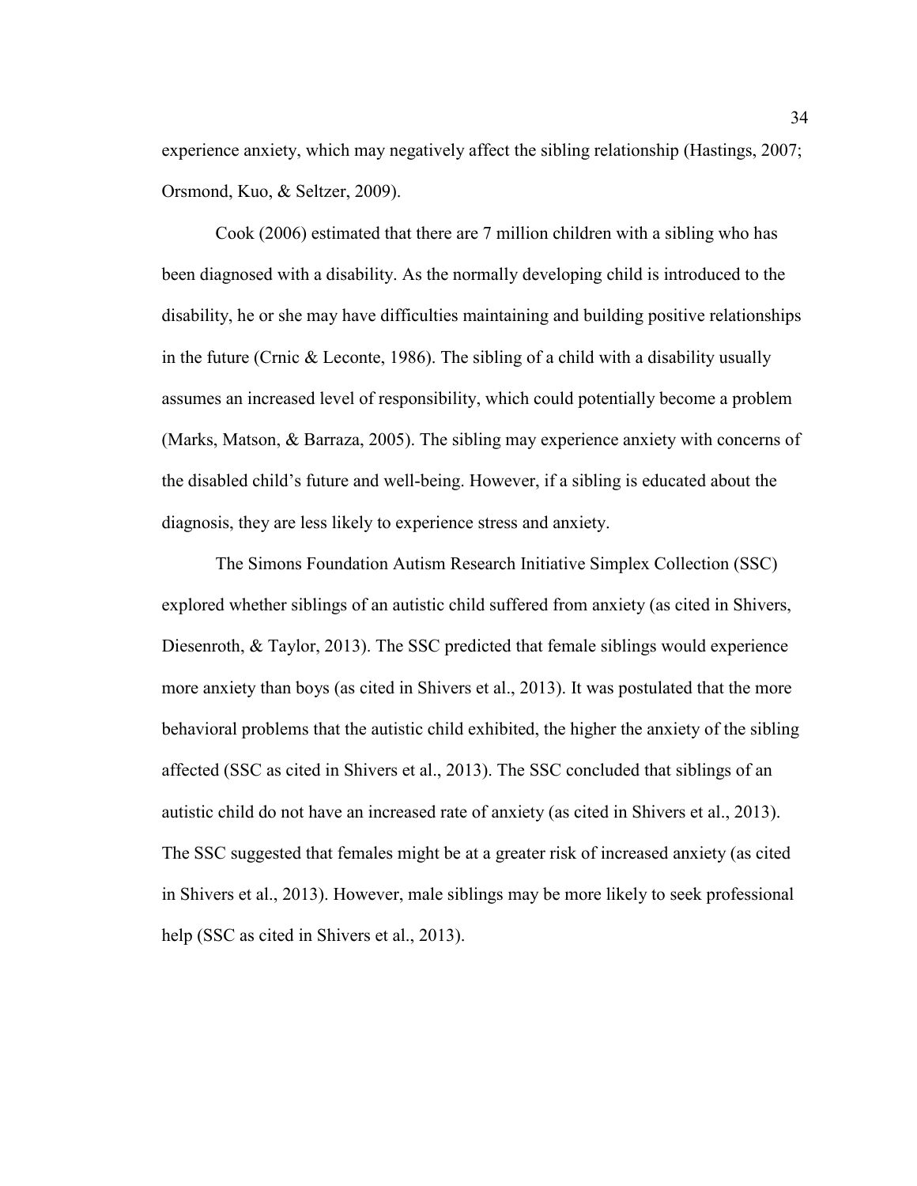experience anxiety, which may negatively affect the sibling relationship (Hastings, 2007; Orsmond, Kuo, & Seltzer, 2009).

Cook (2006) estimated that there are 7 million children with a sibling who has been diagnosed with a disability. As the normally developing child is introduced to the disability, he or she may have difficulties maintaining and building positive relationships in the future (Crnic & Leconte, 1986). The sibling of a child with a disability usually assumes an increased level of responsibility, which could potentially become a problem (Marks, Matson, & Barraza, 2005). The sibling may experience anxiety with concerns of the disabled child's future and well-being. However, if a sibling is educated about the diagnosis, they are less likely to experience stress and anxiety.

The Simons Foundation Autism Research Initiative Simplex Collection (SSC) explored whether siblings of an autistic child suffered from anxiety (as cited in Shivers, Diesenroth, & Taylor, 2013). The SSC predicted that female siblings would experience more anxiety than boys (as cited in Shivers et al., 2013). It was postulated that the more behavioral problems that the autistic child exhibited, the higher the anxiety of the sibling affected (SSC as cited in Shivers et al., 2013). The SSC concluded that siblings of an autistic child do not have an increased rate of anxiety (as cited in Shivers et al., 2013). The SSC suggested that females might be at a greater risk of increased anxiety (as cited in Shivers et al., 2013). However, male siblings may be more likely to seek professional help (SSC as cited in Shivers et al., 2013).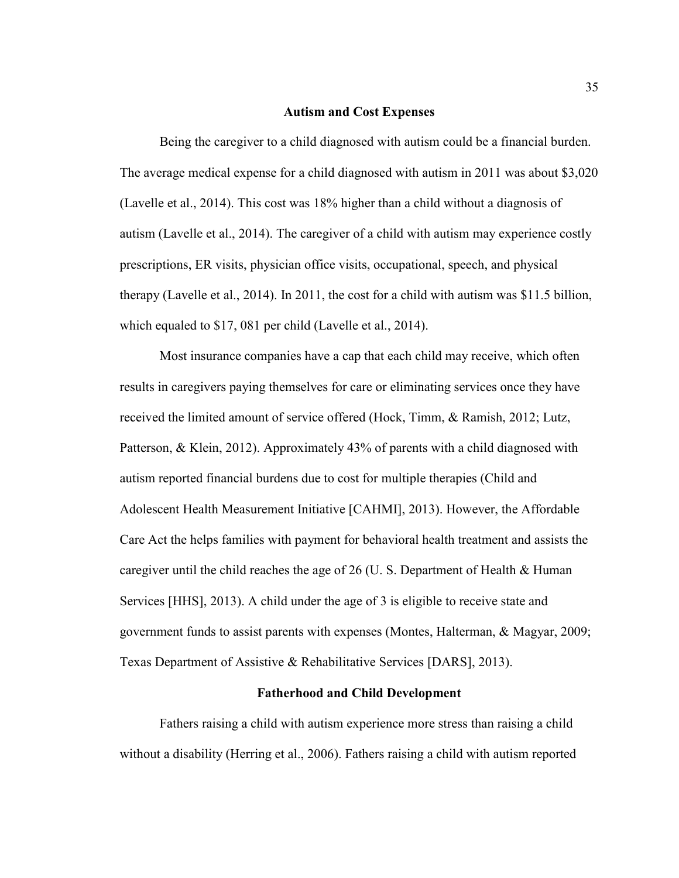## Autism and Cost Expenses

Being the caregiver to a child diagnosed with autism could be a financial burden. The average medical expense for a child diagnosed with autism in 2011 was about $3,020 (Lavelle et al., 2014). This cost was 18% higher than a child without a diagnosis of autism (Lavelle et al., 2014). The caregiver of a child with autism may experience costly prescriptions, ER visits, physician office visits, occupational, speech, and physical therapy (Lavelle et al., 2014). In 2011, the cost for a child with autism was $11.5 billion, which equaled to $17, 081 per child (Lavelle et al., 2014).

Most insurance companies have a cap that each child may receive, which often results in caregivers paying themselves for care or eliminating services once they have received the limited amount of service offered (Hock, Timm, & Ramish, 2012; Lutz, Patterson, & Klein, 2012). Approximately 43% of parents with a child diagnosed with autism reported financial burdens due to cost for multiple therapies (Child and Adolescent Health Measurement Initiative [CAHMI], 2013). However, the Affordable Care Act the helps families with payment for behavioral health treatment and assists the caregiver until the child reaches the age of 26 (U. S. Department of Health & Human Services [HHS], 2013). A child under the age of 3 is eligible to receive state and government funds to assist parents with expenses (Montes, Halterman, & Magyar, 2009; Texas Department of Assistive & Rehabilitative Services [DARS], 2013).

## Fatherhood and Child Development

Fathers raising a child with autism experience more stress than raising a child without a disability (Herring et al., 2006). Fathers raising a child with autism reported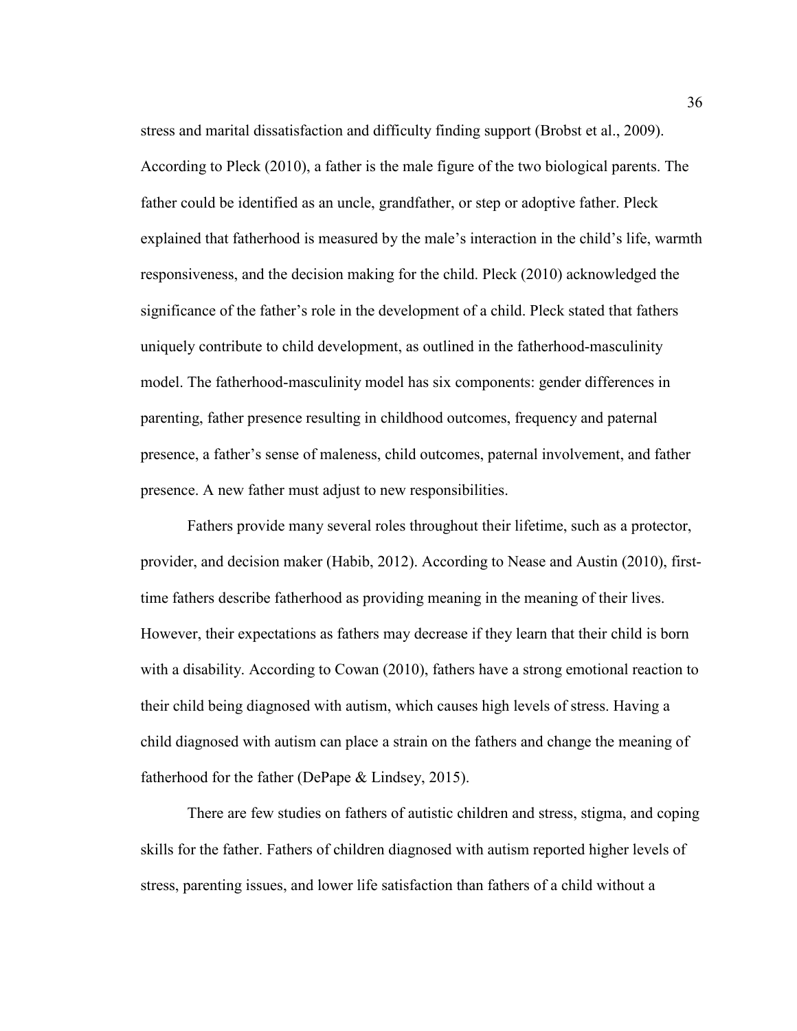stress and marital dissatisfaction and difficulty finding support (Brobst et al., 2009). According to Pleck (2010), a father is the male figure of the two biological parents. The father could be identified as an uncle, grandfather, or step or adoptive father. Pleck explained that fatherhood is measured by the male's interaction in the child's life, warmth responsiveness, and the decision making for the child. Pleck (2010) acknowledged the significance of the father's role in the development of a child. Pleck stated that fathers uniquely contribute to child development, as outlined in the fatherhood-masculinity model. The fatherhood-masculinity model has six components: gender differences in parenting, father presence resulting in childhood outcomes, frequency and paternal presence, a father's sense of maleness, child outcomes, paternal involvement, and father presence. A new father must adjust to new responsibilities.

Fathers provide many several roles throughout their lifetime, such as a protector, provider, and decision maker (Habib, 2012). According to Nease and Austin (2010), first-time fathers describe fatherhood as providing meaning in the meaning of their lives. However, their expectations as fathers may decrease if they learn that their child is born with a disability. According to Cowan (2010), fathers have a strong emotional reaction to their child being diagnosed with autism, which causes high levels of stress. Having a child diagnosed with autism can place a strain on the fathers and change the meaning of fatherhood for the father (DePape & Lindsey, 2015).

There are few studies on fathers of autistic children and stress, stigma, and coping skills for the father. Fathers of children diagnosed with autism reported higher levels of stress, parenting issues, and lower life satisfaction than fathers of a child without a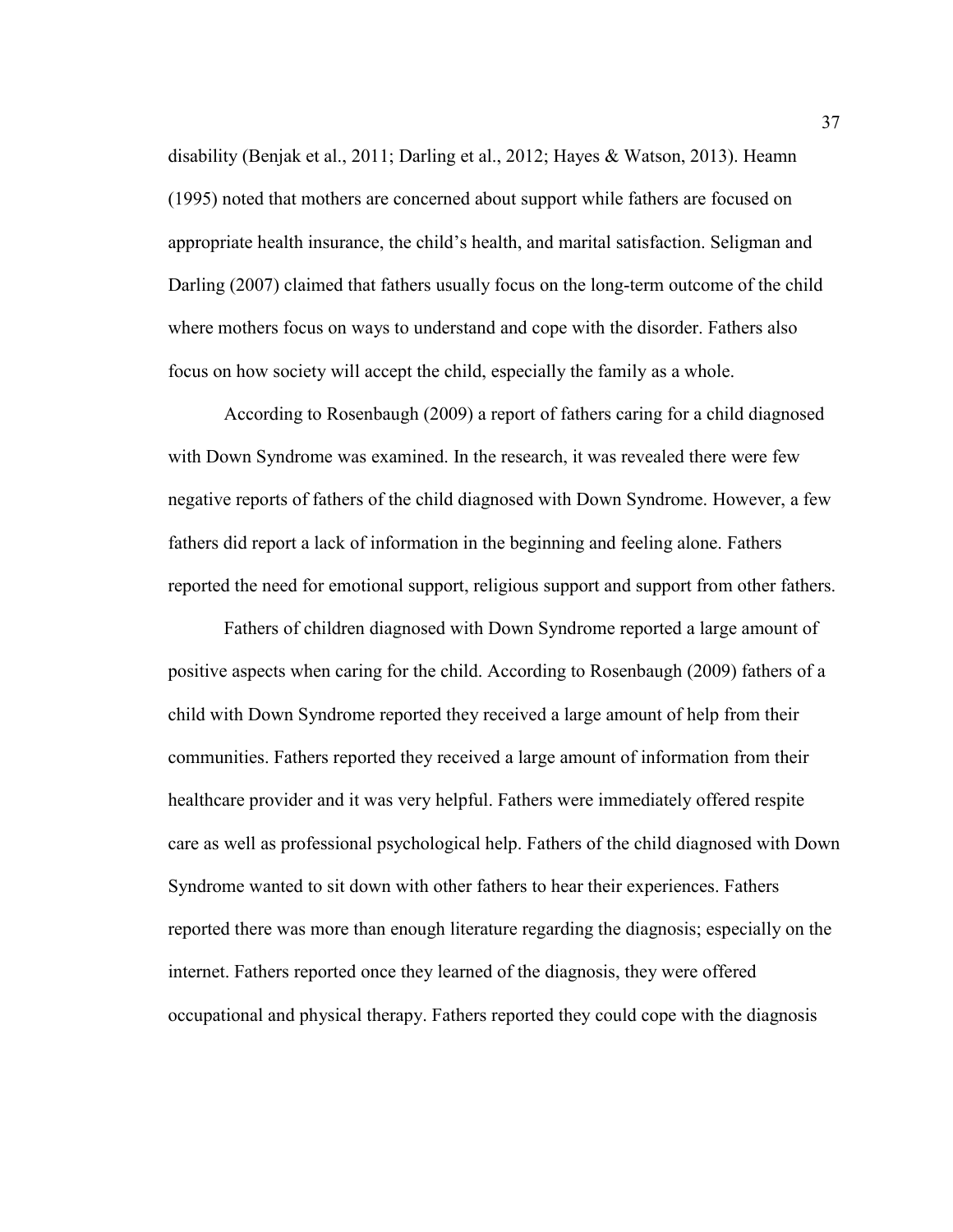disability (Benjak et al., 2011; Darling et al., 2012; Hayes & Watson, 2013). Heamn (1995) noted that mothers are concerned about support while fathers are focused on appropriate health insurance, the child's health, and marital satisfaction. Seligman and Darling (2007) claimed that fathers usually focus on the long-term outcome of the child where mothers focus on ways to understand and cope with the disorder. Fathers also focus on how society will accept the child, especially the family as a whole.

According to Rosenbaugh (2009) a report of fathers caring for a child diagnosed with Down Syndrome was examined. In the research, it was revealed there were few negative reports of fathers of the child diagnosed with Down Syndrome. However, a few fathers did report a lack of information in the beginning and feeling alone. Fathers reported the need for emotional support, religious support and support from other fathers.

Fathers of children diagnosed with Down Syndrome reported a large amount of positive aspects when caring for the child. According to Rosenbaugh (2009) fathers of a child with Down Syndrome reported they received a large amount of help from their communities. Fathers reported they received a large amount of information from their healthcare provider and it was very helpful. Fathers were immediately offered respite care as well as professional psychological help. Fathers of the child diagnosed with Down Syndrome wanted to sit down with other fathers to hear their experiences. Fathers reported there was more than enough literature regarding the diagnosis; especially on the internet. Fathers reported once they learned of the diagnosis, they were offered occupational and physical therapy. Fathers reported they could cope with the diagnosis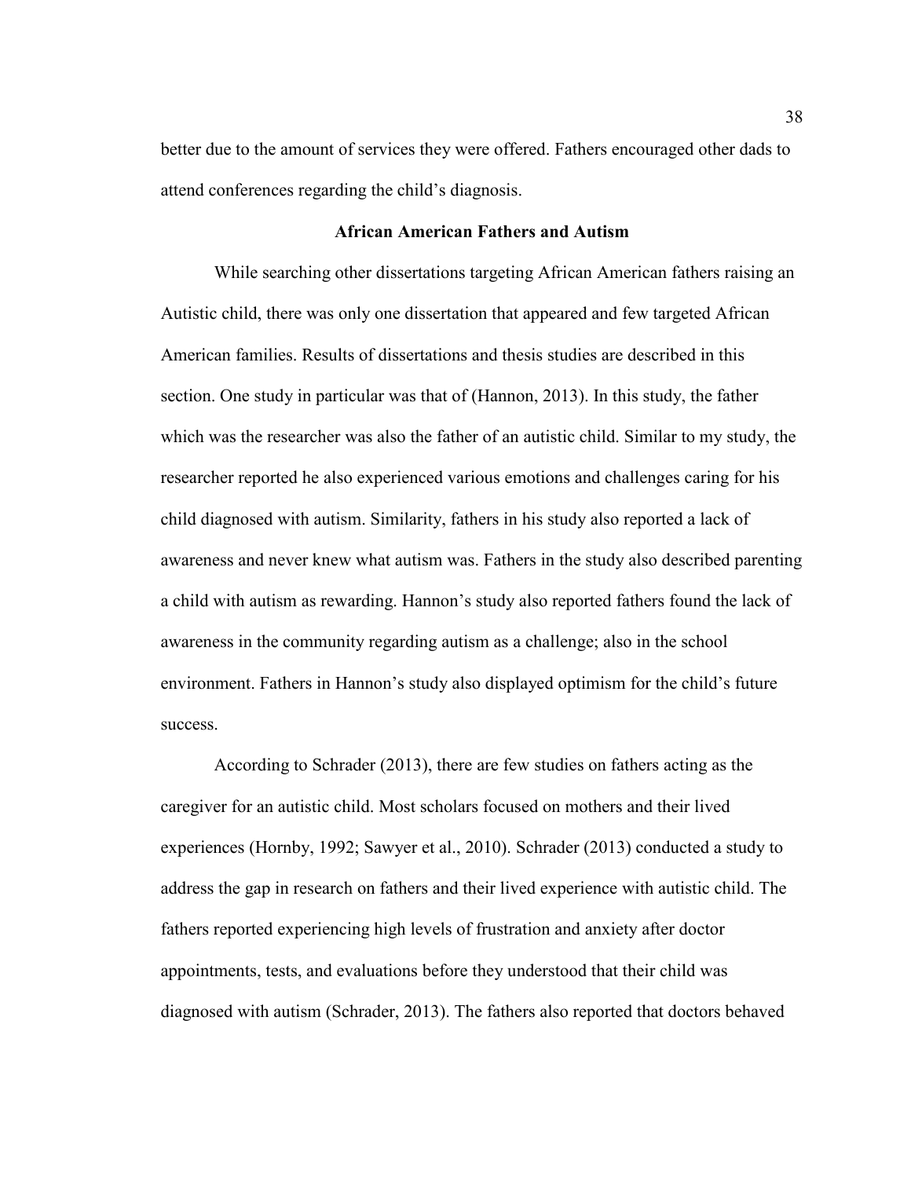better due to the amount of services they were offered. Fathers encouraged other dads to attend conferences regarding the child's diagnosis.

## African American Fathers and Autism

While searching other dissertations targeting African American fathers raising an Autistic child, there was only one dissertation that appeared and few targeted African American families. Results of dissertations and thesis studies are described in this section. One study in particular was that of (Hannon, 2013). In this study, the father which was the researcher was also the father of an autistic child. Similar to my study, the researcher reported he also experienced various emotions and challenges caring for his child diagnosed with autism. Similarity, fathers in his study also reported a lack of awareness and never knew what autism was. Fathers in the study also described parenting a child with autism as rewarding. Hannon's study also reported fathers found the lack of awareness in the community regarding autism as a challenge; also in the school environment. Fathers in Hannon's study also displayed optimism for the child's future success.

According to Schrader (2013), there are few studies on fathers acting as the caregiver for an autistic child. Most scholars focused on mothers and their lived experiences (Hornby, 1992; Sawyer et al., 2010). Schrader (2013) conducted a study to address the gap in research on fathers and their lived experience with autistic child. The fathers reported experiencing high levels of frustration and anxiety after doctor appointments, tests, and evaluations before they understood that their child was diagnosed with autism (Schrader, 2013). The fathers also reported that doctors behaved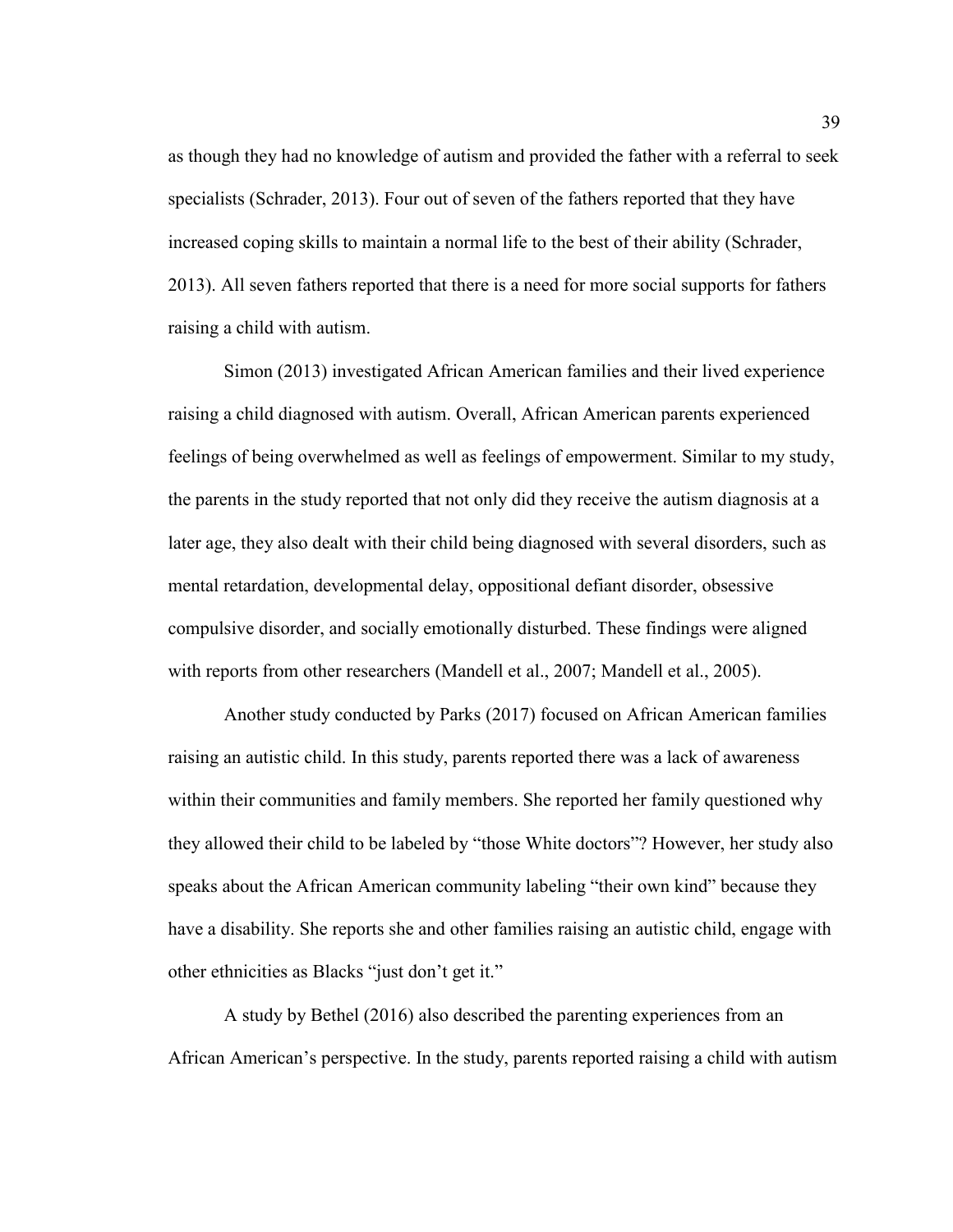as though they had no knowledge of autism and provided the father with a referral to seek specialists (Schrader, 2013). Four out of seven of the fathers reported that they have increased coping skills to maintain a normal life to the best of their ability (Schrader, 2013). All seven fathers reported that there is a need for more social supports for fathers raising a child with autism.

Simon (2013) investigated African American families and their lived experience raising a child diagnosed with autism. Overall, African American parents experienced feelings of being overwhelmed as well as feelings of empowerment. Similar to my study, the parents in the study reported that not only did they receive the autism diagnosis at a later age, they also dealt with their child being diagnosed with several disorders, such as mental retardation, developmental delay, oppositional defiant disorder, obsessive compulsive disorder, and socially emotionally disturbed. These findings were aligned with reports from other researchers (Mandell et al., 2007; Mandell et al., 2005).

Another study conducted by Parks (2017) focused on African American families raising an autistic child. In this study, parents reported there was a lack of awareness within their communities and family members. She reported her family questioned why they allowed their child to be labeled by "those White doctors"? However, her study also speaks about the African American community labeling "their own kind" because they have a disability. She reports she and other families raising an autistic child, engage with other ethnicities as Blacks "just don't get it."

A study by Bethel (2016) also described the parenting experiences from an African American's perspective. In the study, parents reported raising a child with autism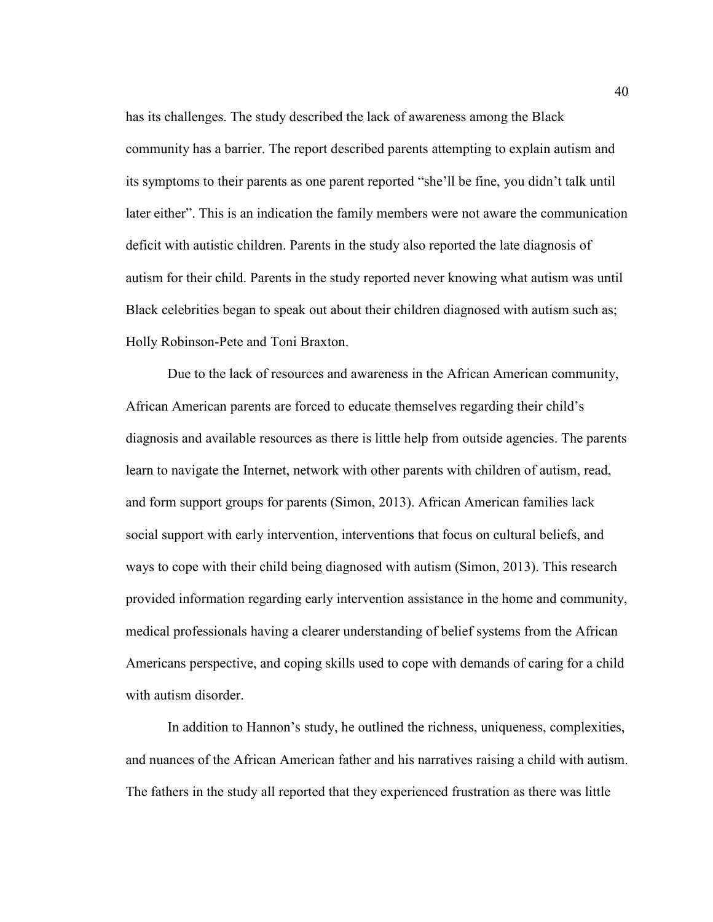has its challenges. The study described the lack of awareness among the Black community has a barrier. The report described parents attempting to explain autism and its symptoms to their parents as one parent reported "she'll be fine, you didn't talk until later either". This is an indication the family members were not aware the communication deficit with autistic children. Parents in the study also reported the late diagnosis of autism for their child. Parents in the study reported never knowing what autism was until Black celebrities began to speak out about their children diagnosed with autism such as; Holly Robinson-Pete and Toni Braxton.

Due to the lack of resources and awareness in the African American community, African American parents are forced to educate themselves regarding their child's diagnosis and available resources as there is little help from outside agencies. The parents learn to navigate the Internet, network with other parents with children of autism, read, and form support groups for parents (Simon, 2013). African American families lack social support with early intervention, interventions that focus on cultural beliefs, and ways to cope with their child being diagnosed with autism (Simon, 2013). This research provided information regarding early intervention assistance in the home and community, medical professionals having a clearer understanding of belief systems from the African Americans perspective, and coping skills used to cope with demands of caring for a child with autism disorder.

In addition to Hannon's study, he outlined the richness, uniqueness, complexities, and nuances of the African American father and his narratives raising a child with autism. The fathers in the study all reported that they experienced frustration as there was little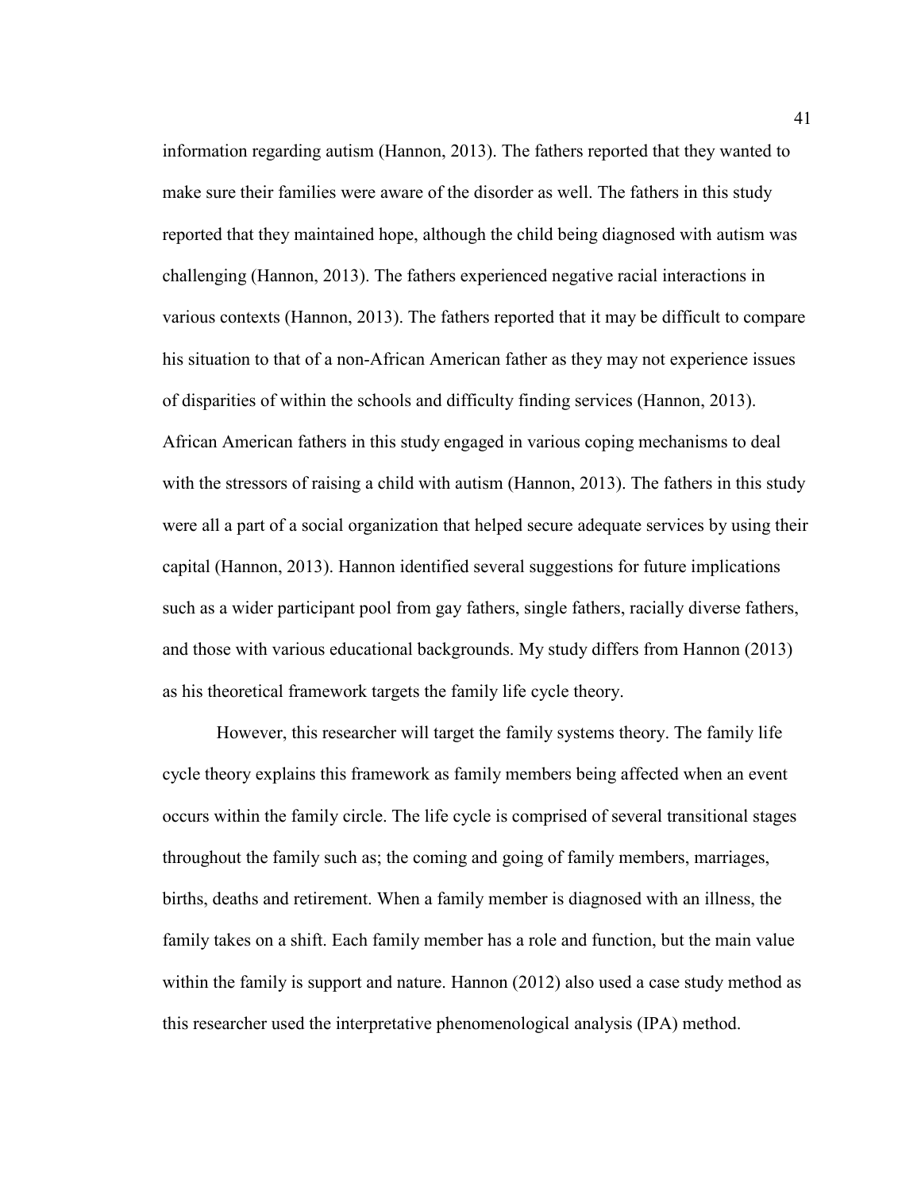information regarding autism (Hannon, 2013). The fathers reported that they wanted to make sure their families were aware of the disorder as well. The fathers in this study reported that they maintained hope, although the child being diagnosed with autism was challenging (Hannon, 2013). The fathers experienced negative racial interactions in various contexts (Hannon, 2013). The fathers reported that it may be difficult to compare his situation to that of a non-African American father as they may not experience issues of disparities of within the schools and difficulty finding services (Hannon, 2013). African American fathers in this study engaged in various coping mechanisms to deal with the stressors of raising a child with autism (Hannon, 2013). The fathers in this study were all a part of a social organization that helped secure adequate services by using their capital (Hannon, 2013). Hannon identified several suggestions for future implications such as a wider participant pool from gay fathers, single fathers, racially diverse fathers, and those with various educational backgrounds. My study differs from Hannon (2013) as his theoretical framework targets the family life cycle theory.

However, this researcher will target the family systems theory. The family life cycle theory explains this framework as family members being affected when an event occurs within the family circle. The life cycle is comprised of several transitional stages throughout the family such as; the coming and going of family members, marriages, births, deaths and retirement. When a family member is diagnosed with an illness, the family takes on a shift. Each family member has a role and function, but the main value within the family is support and nature. Hannon (2012) also used a case study method as this researcher used the interpretative phenomenological analysis (IPA) method.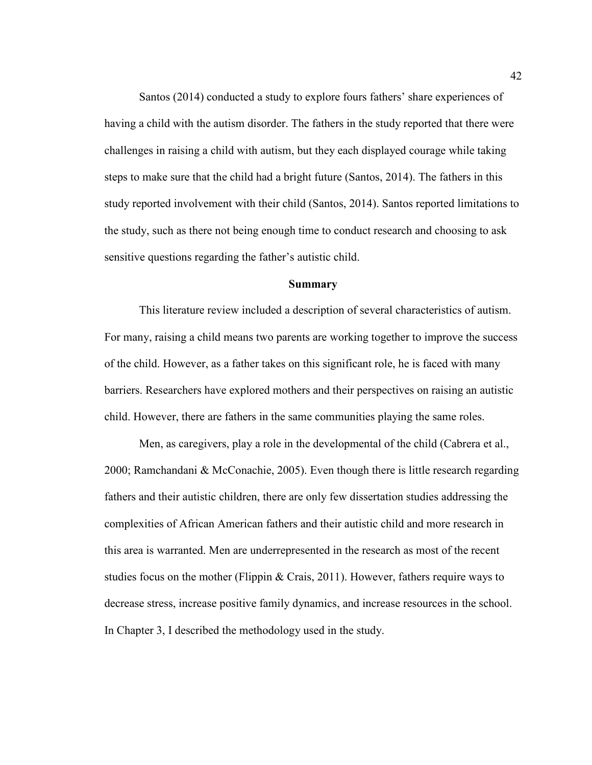Santos (2014) conducted a study to explore fours fathers' share experiences of having a child with the autism disorder. The fathers in the study reported that there were challenges in raising a child with autism, but they each displayed courage while taking steps to make sure that the child had a bright future (Santos, 2014). The fathers in this study reported involvement with their child (Santos, 2014). Santos reported limitations to the study, such as there not being enough time to conduct research and choosing to ask sensitive questions regarding the father's autistic child.

## Summary

This literature review included a description of several characteristics of autism. For many, raising a child means two parents are working together to improve the success of the child. However, as a father takes on this significant role, he is faced with many barriers. Researchers have explored mothers and their perspectives on raising an autistic child. However, there are fathers in the same communities playing the same roles.

Men, as caregivers, play a role in the developmental of the child (Cabrera et al., 2000; Ramchandani & McConachie, 2005). Even though there is little research regarding fathers and their autistic children, there are only few dissertation studies addressing the complexities of African American fathers and their autistic child and more research in this area is warranted. Men are underrepresented in the research as most of the recent studies focus on the mother (Flippin & Crais, 2011). However, fathers require ways to decrease stress, increase positive family dynamics, and increase resources in the school. In Chapter 3, I described the methodology used in the study.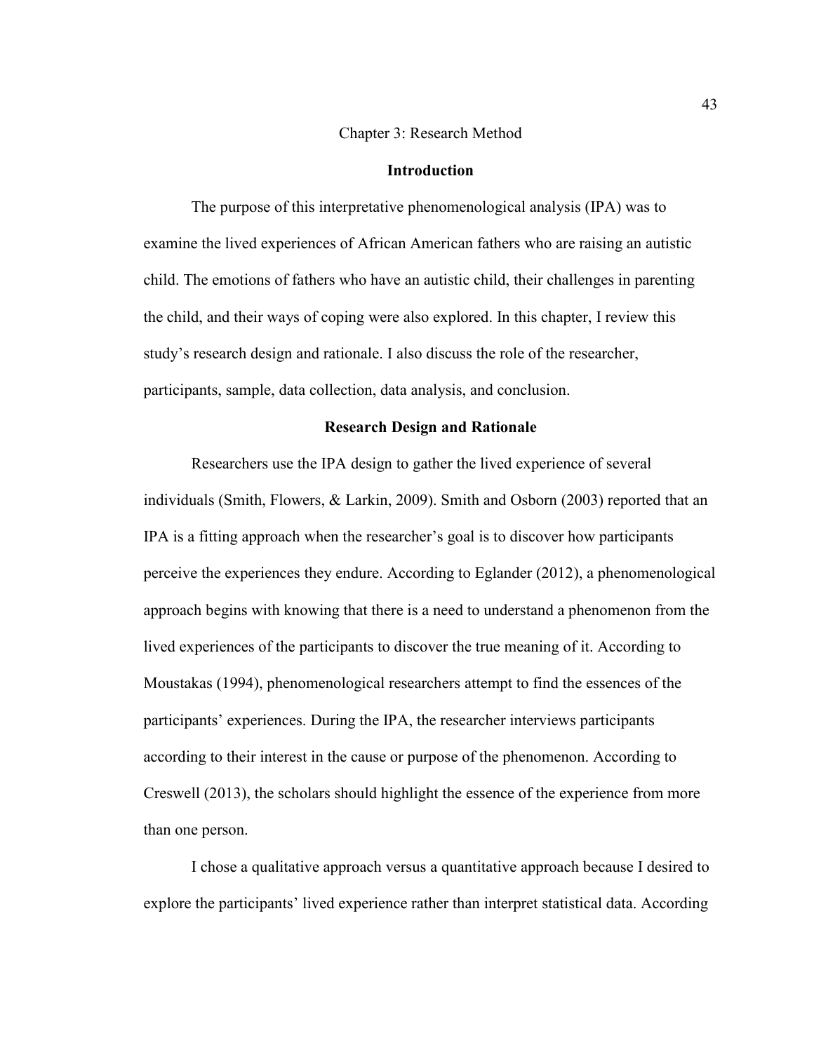# Chapter 3: Research Method

## Introduction

The purpose of this interpretative phenomenological analysis (IPA) was to examine the lived experiences of African American fathers who are raising an autistic child. The emotions of fathers who have an autistic child, their challenges in parenting the child, and their ways of coping were also explored. In this chapter, I review this study's research design and rationale. I also discuss the role of the researcher, participants, sample, data collection, data analysis, and conclusion.

## Research Design and Rationale

Researchers use the IPA design to gather the lived experience of several individuals (Smith, Flowers, & Larkin, 2009). Smith and Osborn (2003) reported that an IPA is a fitting approach when the researcher's goal is to discover how participants perceive the experiences they endure. According to Eglander (2012), a phenomenological approach begins with knowing that there is a need to understand a phenomenon from the lived experiences of the participants to discover the true meaning of it. According to Moustakas (1994), phenomenological researchers attempt to find the essences of the participants' experiences. During the IPA, the researcher interviews participants according to their interest in the cause or purpose of the phenomenon. According to Creswell (2013), the scholars should highlight the essence of the experience from more than one person.

I chose a qualitative approach versus a quantitative approach because I desired to explore the participants' lived experience rather than interpret statistical data. According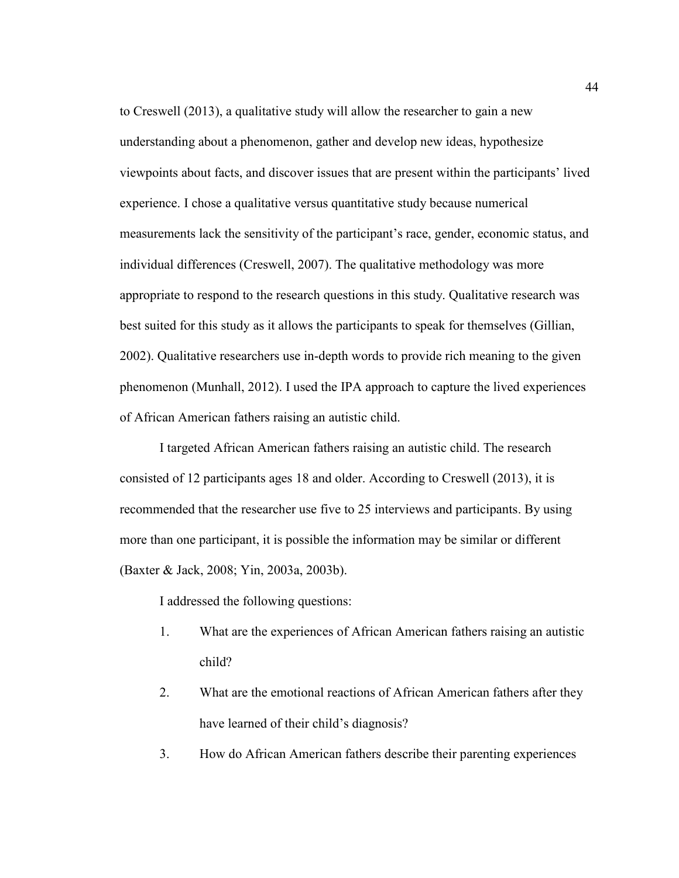to Creswell (2013), a qualitative study will allow the researcher to gain a new understanding about a phenomenon, gather and develop new ideas, hypothesize viewpoints about facts, and discover issues that are present within the participants' lived experience. I chose a qualitative versus quantitative study because numerical measurements lack the sensitivity of the participant's race, gender, economic status, and individual differences (Creswell, 2007). The qualitative methodology was more appropriate to respond to the research questions in this study. Qualitative research was best suited for this study as it allows the participants to speak for themselves (Gillian, 2002). Qualitative researchers use in-depth words to provide rich meaning to the given phenomenon (Munhall, 2012). I used the IPA approach to capture the lived experiences of African American fathers raising an autistic child.

I targeted African American fathers raising an autistic child. The research consisted of 12 participants ages 18 and older. According to Creswell (2013), it is recommended that the researcher use five to 25 interviews and participants. By using more than one participant, it is possible the information may be similar or different (Baxter & Jack, 2008; Yin, 2003a, 2003b).

I addressed the following questions:

1. What are the experiences of African American fathers raising an autistic child?
2. What are the emotional reactions of African American fathers after they have learned of their child's diagnosis?
3. How do African American fathers describe their parenting experiences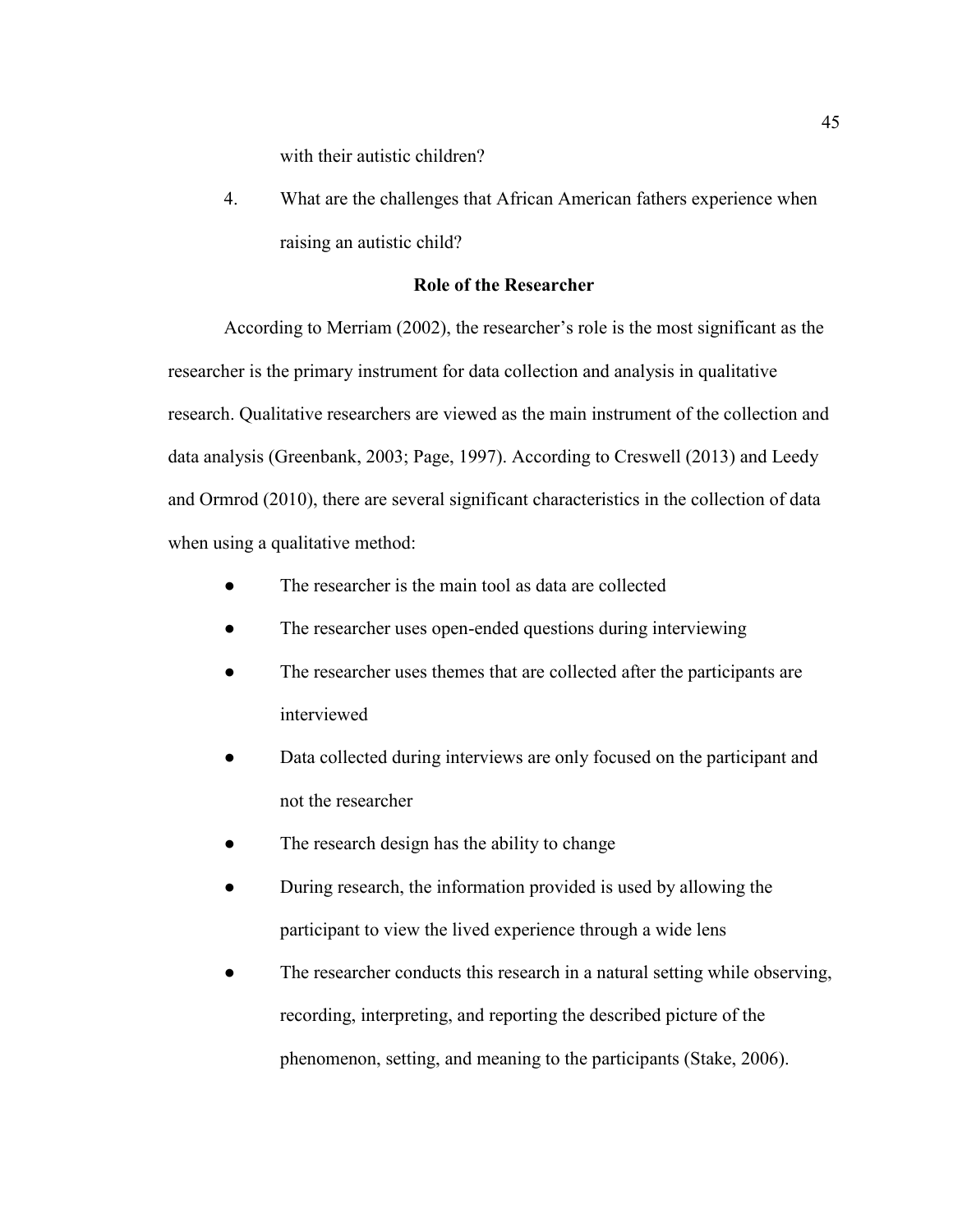with their autistic children?

4. What are the challenges that African American fathers experience when raising an autistic child?

## Role of the Researcher

According to Merriam (2002), the researcher's role is the most significant as the researcher is the primary instrument for data collection and analysis in qualitative research. Qualitative researchers are viewed as the main instrument of the collection and data analysis (Greenbank, 2003; Page, 1997). According to Creswell (2013) and Leedy and Ormrod (2010), there are several significant characteristics in the collection of data when using a qualitative method:

- The researcher is the main tool as data are collected
- The researcher uses open-ended questions during interviewing
- The researcher uses themes that are collected after the participants are interviewed
- Data collected during interviews are only focused on the participant and not the researcher
- The research design has the ability to change
- During research, the information provided is used by allowing the participant to view the lived experience through a wide lens
- The researcher conducts this research in a natural setting while observing, recording, interpreting, and reporting the described picture of the phenomenon, setting, and meaning to the participants (Stake, 2006).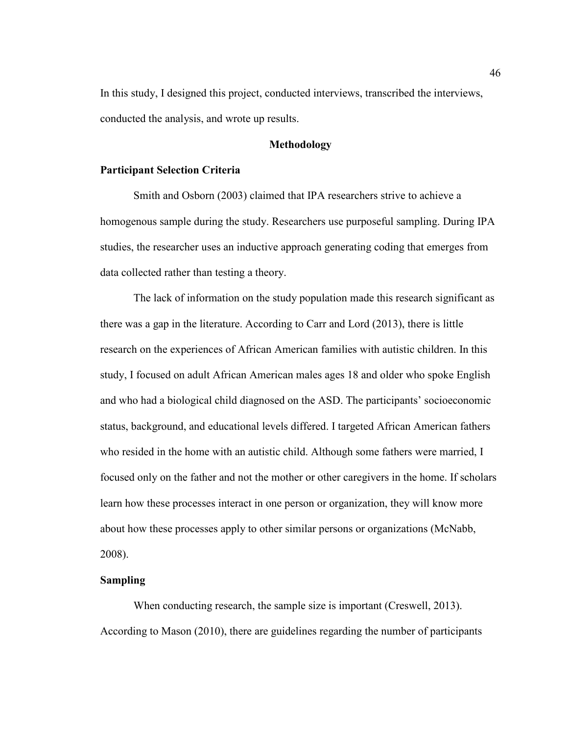In this study, I designed this project, conducted interviews, transcribed the interviews, conducted the analysis, and wrote up results.

## Methodology

### Participant Selection Criteria

Smith and Osborn (2003) claimed that IPA researchers strive to achieve a homogenous sample during the study. Researchers use purposeful sampling. During IPA studies, the researcher uses an inductive approach generating coding that emerges from data collected rather than testing a theory.

The lack of information on the study population made this research significant as there was a gap in the literature. According to Carr and Lord (2013), there is little research on the experiences of African American families with autistic children. In this study, I focused on adult African American males ages 18 and older who spoke English and who had a biological child diagnosed on the ASD. The participants' socioeconomic status, background, and educational levels differed. I targeted African American fathers who resided in the home with an autistic child. Although some fathers were married, I focused only on the father and not the mother or other caregivers in the home. If scholars learn how these processes interact in one person or organization, they will know more about how these processes apply to other similar persons or organizations (McNabb, 2008).

### Sampling

When conducting research, the sample size is important (Creswell, 2013). According to Mason (2010), there are guidelines regarding the number of participants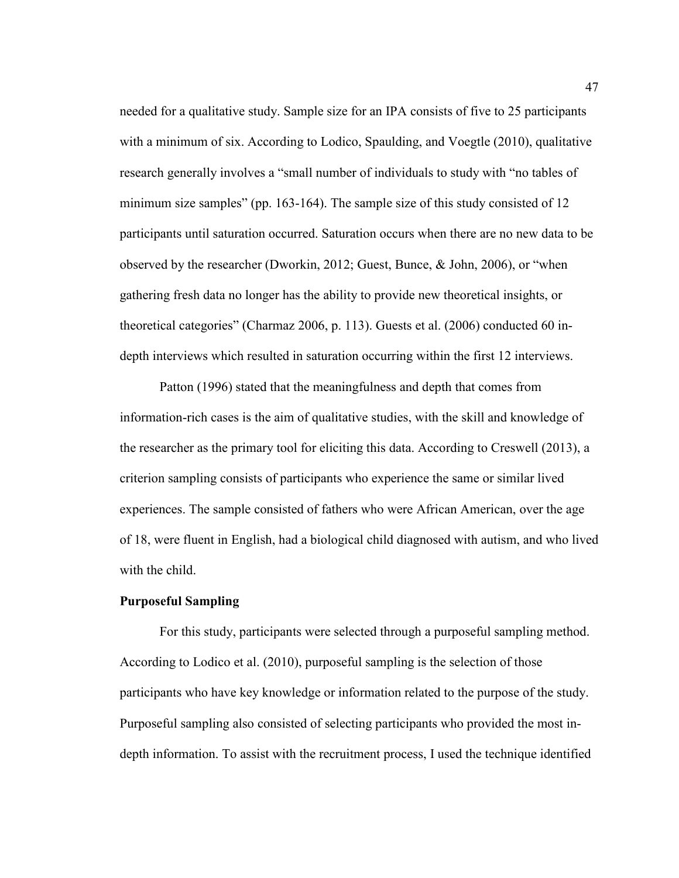needed for a qualitative study. Sample size for an IPA consists of five to 25 participants with a minimum of six. According to Lodico, Spaulding, and Voegtle (2010), qualitative research generally involves a "small number of individuals to study with "no tables of minimum size samples" (pp. 163-164). The sample size of this study consisted of 12 participants until saturation occurred. Saturation occurs when there are no new data to be observed by the researcher (Dworkin, 2012; Guest, Bunce, & John, 2006), or "when gathering fresh data no longer has the ability to provide new theoretical insights, or theoretical categories" (Charmaz 2006, p. 113). Guests et al. (2006) conducted 60 in-depth interviews which resulted in saturation occurring within the first 12 interviews.

Patton (1996) stated that the meaningfulness and depth that comes from information-rich cases is the aim of qualitative studies, with the skill and knowledge of the researcher as the primary tool for eliciting this data. According to Creswell (2013), a criterion sampling consists of participants who experience the same or similar lived experiences. The sample consisted of fathers who were African American, over the age of 18, were fluent in English, had a biological child diagnosed with autism, and who lived with the child.

**Purposeful Sampling**

For this study, participants were selected through a purposeful sampling method. According to Lodico et al. (2010), purposeful sampling is the selection of those participants who have key knowledge or information related to the purpose of the study. Purposeful sampling also consisted of selecting participants who provided the most in-depth information. To assist with the recruitment process, I used the technique identified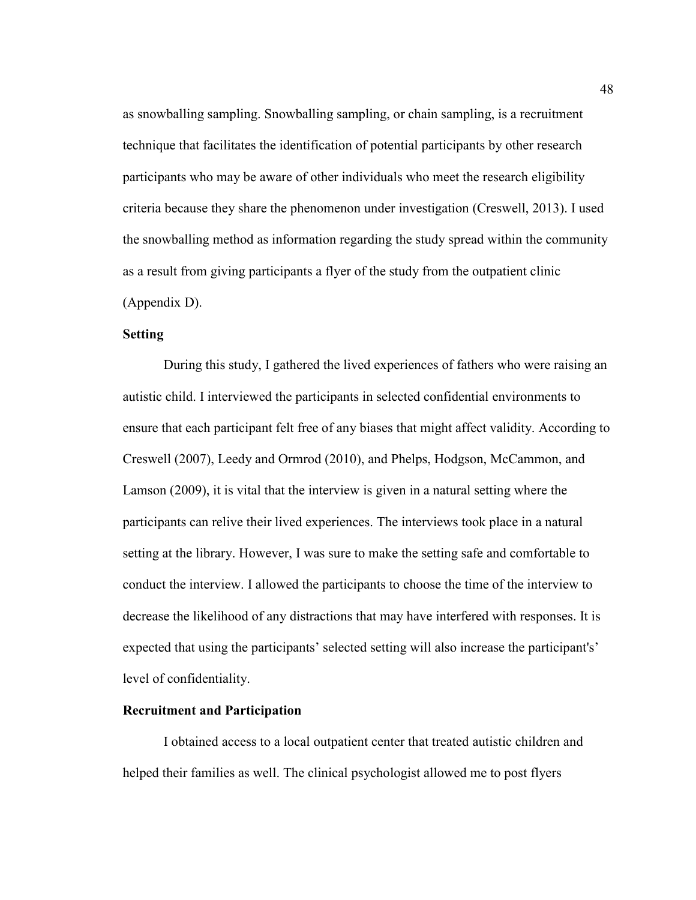as snowballing sampling. Snowballing sampling, or chain sampling, is a recruitment technique that facilitates the identification of potential participants by other research participants who may be aware of other individuals who meet the research eligibility criteria because they share the phenomenon under investigation (Creswell, 2013). I used the snowballing method as information regarding the study spread within the community as a result from giving participants a flyer of the study from the outpatient clinic (Appendix D).

### Setting

During this study, I gathered the lived experiences of fathers who were raising an autistic child. I interviewed the participants in selected confidential environments to ensure that each participant felt free of any biases that might affect validity. According to Creswell (2007), Leedy and Ormrod (2010), and Phelps, Hodgson, McCammon, and Lamson (2009), it is vital that the interview is given in a natural setting where the participants can relive their lived experiences. The interviews took place in a natural setting at the library. However, I was sure to make the setting safe and comfortable to conduct the interview. I allowed the participants to choose the time of the interview to decrease the likelihood of any distractions that may have interfered with responses. It is expected that using the participants' selected setting will also increase the participant's' level of confidentiality.

### Recruitment and Participation

I obtained access to a local outpatient center that treated autistic children and helped their families as well. The clinical psychologist allowed me to post flyers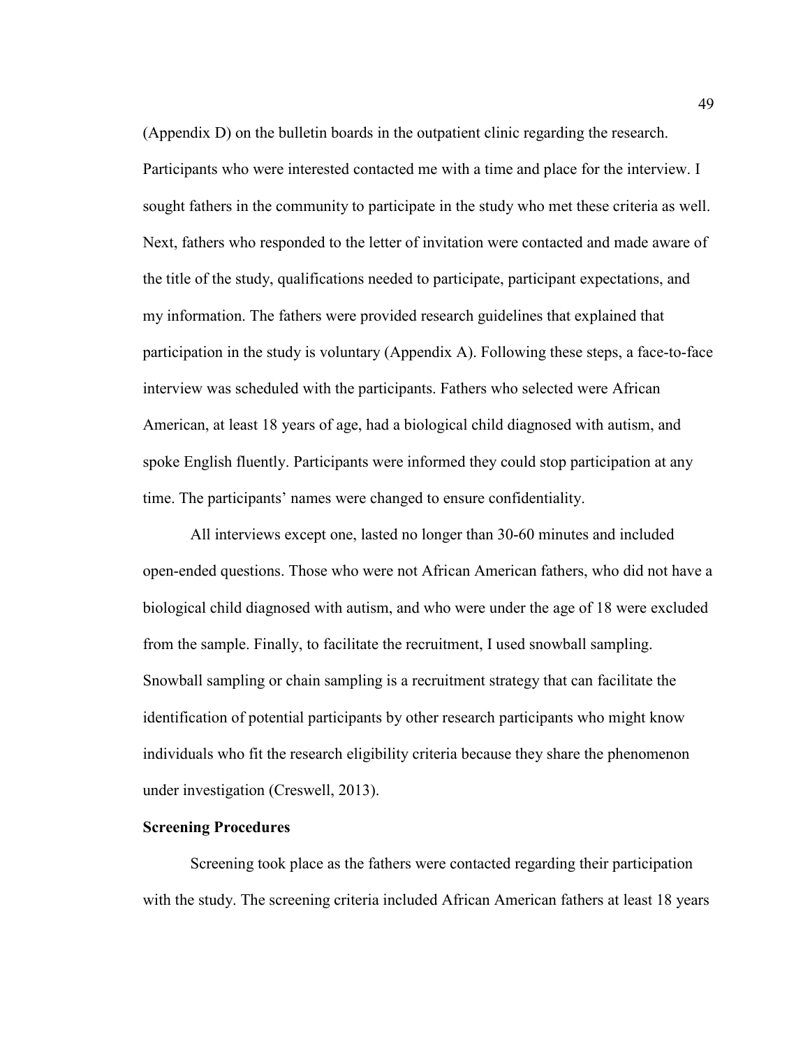(Appendix D) on the bulletin boards in the outpatient clinic regarding the research. Participants who were interested contacted me with a time and place for the interview. I sought fathers in the community to participate in the study who met these criteria as well. Next, fathers who responded to the letter of invitation were contacted and made aware of the title of the study, qualifications needed to participate, participant expectations, and my information. The fathers were provided research guidelines that explained that participation in the study is voluntary (Appendix A). Following these steps, a face-to-face interview was scheduled with the participants. Fathers who selected were African American, at least 18 years of age, had a biological child diagnosed with autism, and spoke English fluently. Participants were informed they could stop participation at any time. The participants' names were changed to ensure confidentiality.

All interviews except one, lasted no longer than 30-60 minutes and included open-ended questions. Those who were not African American fathers, who did not have a biological child diagnosed with autism, and who were under the age of 18 were excluded from the sample. Finally, to facilitate the recruitment, I used snowball sampling. Snowball sampling or chain sampling is a recruitment strategy that can facilitate the identification of potential participants by other research participants who might know individuals who fit the research eligibility criteria because they share the phenomenon under investigation (Creswell, 2013).

**Screening Procedures**

Screening took place as the fathers were contacted regarding their participation with the study. The screening criteria included African American fathers at least 18 years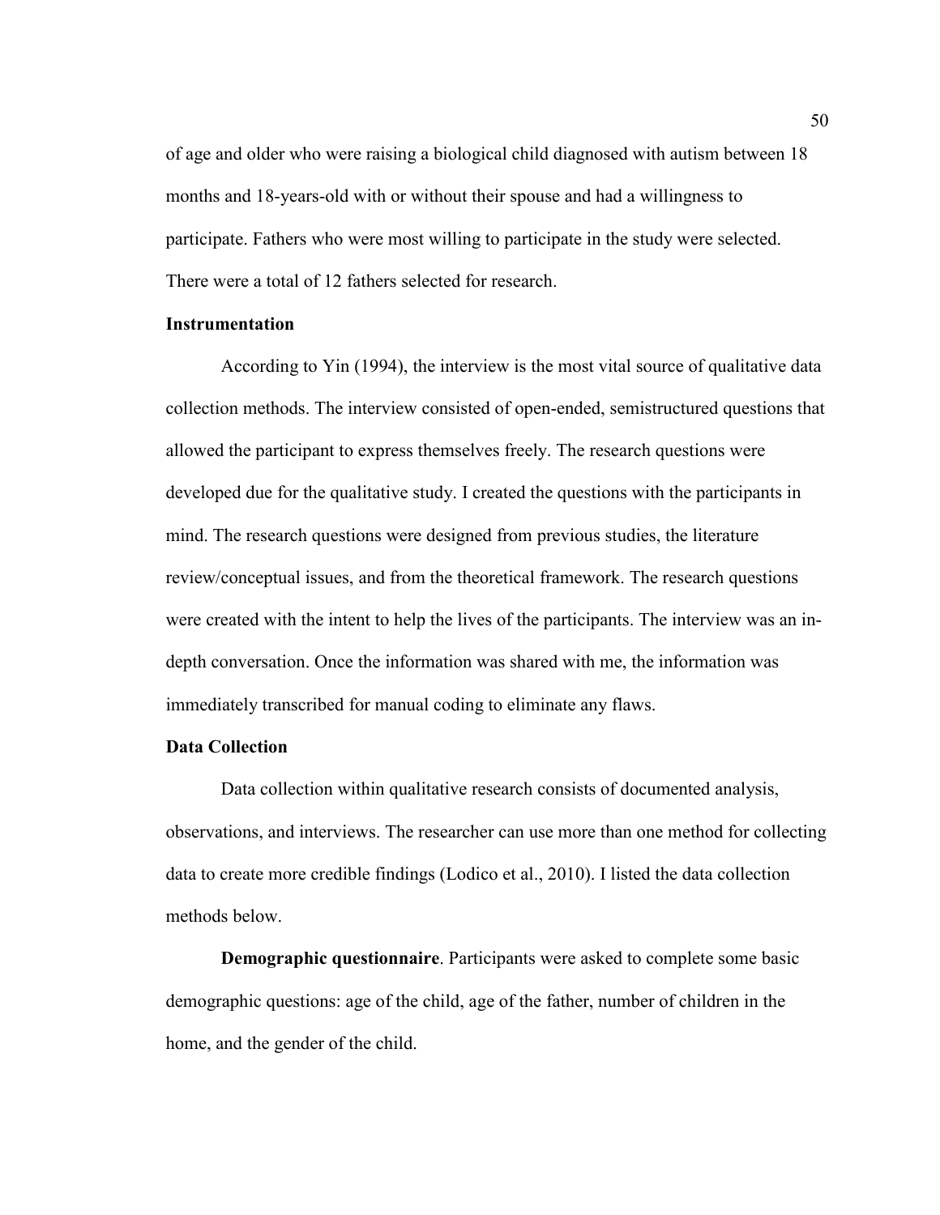of age and older who were raising a biological child diagnosed with autism between 18 months and 18-years-old with or without their spouse and had a willingness to participate. Fathers who were most willing to participate in the study were selected. There were a total of 12 fathers selected for research.

### Instrumentation

According to Yin (1994), the interview is the most vital source of qualitative data collection methods. The interview consisted of open-ended, semistructured questions that allowed the participant to express themselves freely. The research questions were developed due for the qualitative study. I created the questions with the participants in mind. The research questions were designed from previous studies, the literature review/conceptual issues, and from the theoretical framework. The research questions were created with the intent to help the lives of the participants. The interview was an in-depth conversation. Once the information was shared with me, the information was immediately transcribed for manual coding to eliminate any flaws.

### Data Collection

Data collection within qualitative research consists of documented analysis, observations, and interviews. The researcher can use more than one method for collecting data to create more credible findings (Lodico et al., 2010). I listed the data collection methods below.

**Demographic questionnaire**. Participants were asked to complete some basic demographic questions: age of the child, age of the father, number of children in the home, and the gender of the child.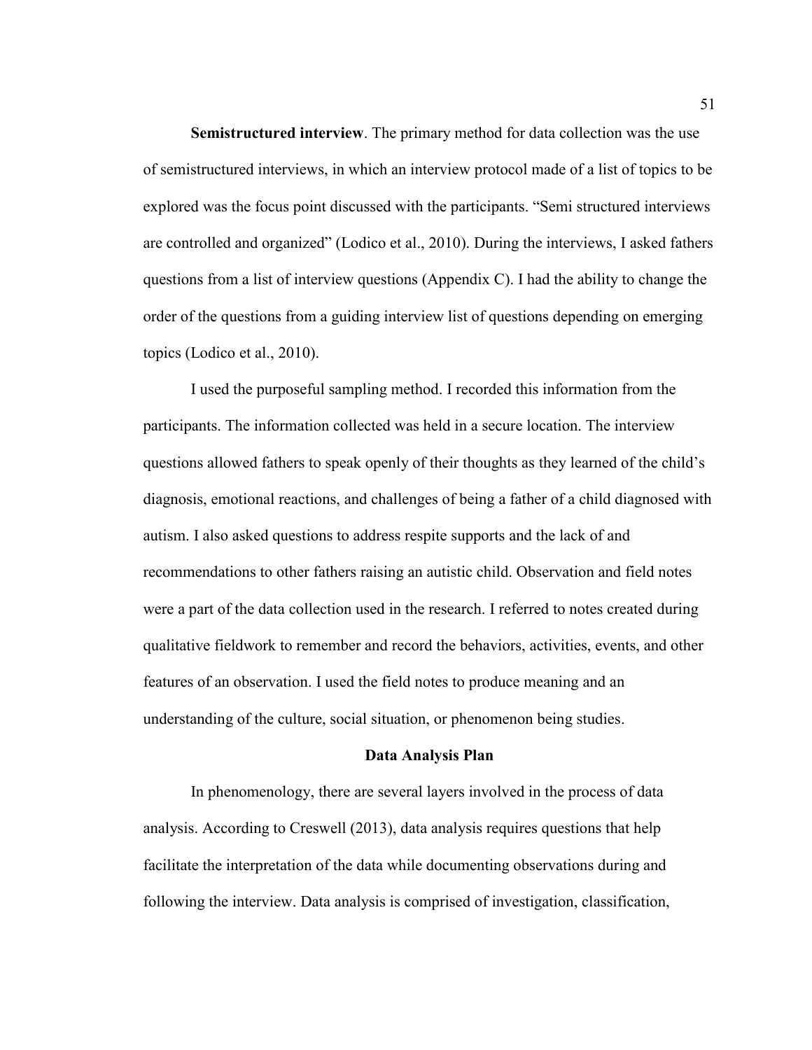**Semistructured interview**. The primary method for data collection was the use of semistructured interviews, in which an interview protocol made of a list of topics to be explored was the focus point discussed with the participants. “Semi structured interviews are controlled and organized” (Lodico et al., 2010). During the interviews, I asked fathers questions from a list of interview questions (Appendix C). I had the ability to change the order of the questions from a guiding interview list of questions depending on emerging topics (Lodico et al., 2010).

I used the purposeful sampling method. I recorded this information from the participants. The information collected was held in a secure location. The interview questions allowed fathers to speak openly of their thoughts as they learned of the child’s diagnosis, emotional reactions, and challenges of being a father of a child diagnosed with autism. I also asked questions to address respite supports and the lack of and recommendations to other fathers raising an autistic child. Observation and field notes were a part of the data collection used in the research. I referred to notes created during qualitative fieldwork to remember and record the behaviors, activities, events, and other features of an observation. I used the field notes to produce meaning and an understanding of the culture, social situation, or phenomenon being studies.

## Data Analysis Plan

In phenomenology, there are several layers involved in the process of data analysis. According to Creswell (2013), data analysis requires questions that help facilitate the interpretation of the data while documenting observations during and following the interview. Data analysis is comprised of investigation, classification,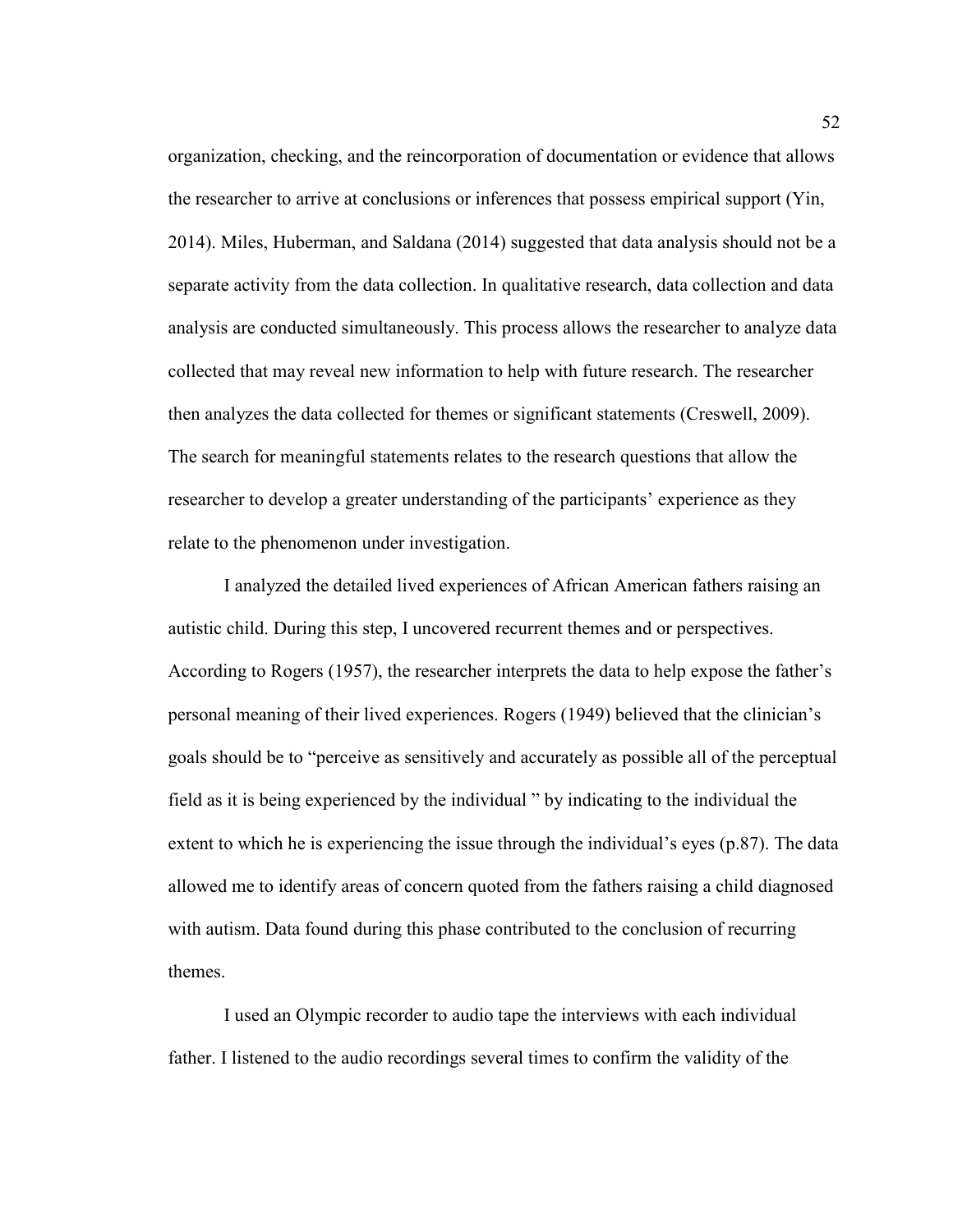organization, checking, and the reincorporation of documentation or evidence that allows the researcher to arrive at conclusions or inferences that possess empirical support (Yin, 2014). Miles, Huberman, and Saldana (2014) suggested that data analysis should not be a separate activity from the data collection. In qualitative research, data collection and data analysis are conducted simultaneously. This process allows the researcher to analyze data collected that may reveal new information to help with future research. The researcher then analyzes the data collected for themes or significant statements (Creswell, 2009). The search for meaningful statements relates to the research questions that allow the researcher to develop a greater understanding of the participants' experience as they relate to the phenomenon under investigation.

I analyzed the detailed lived experiences of African American fathers raising an autistic child. During this step, I uncovered recurrent themes and or perspectives. According to Rogers (1957), the researcher interprets the data to help expose the father's personal meaning of their lived experiences. Rogers (1949) believed that the clinician's goals should be to "perceive as sensitively and accurately as possible all of the perceptual field as it is being experienced by the individual " by indicating to the individual the extent to which he is experiencing the issue through the individual's eyes (p.87). The data allowed me to identify areas of concern quoted from the fathers raising a child diagnosed with autism. Data found during this phase contributed to the conclusion of recurring themes.

I used an Olympic recorder to audio tape the interviews with each individual father. I listened to the audio recordings several times to confirm the validity of the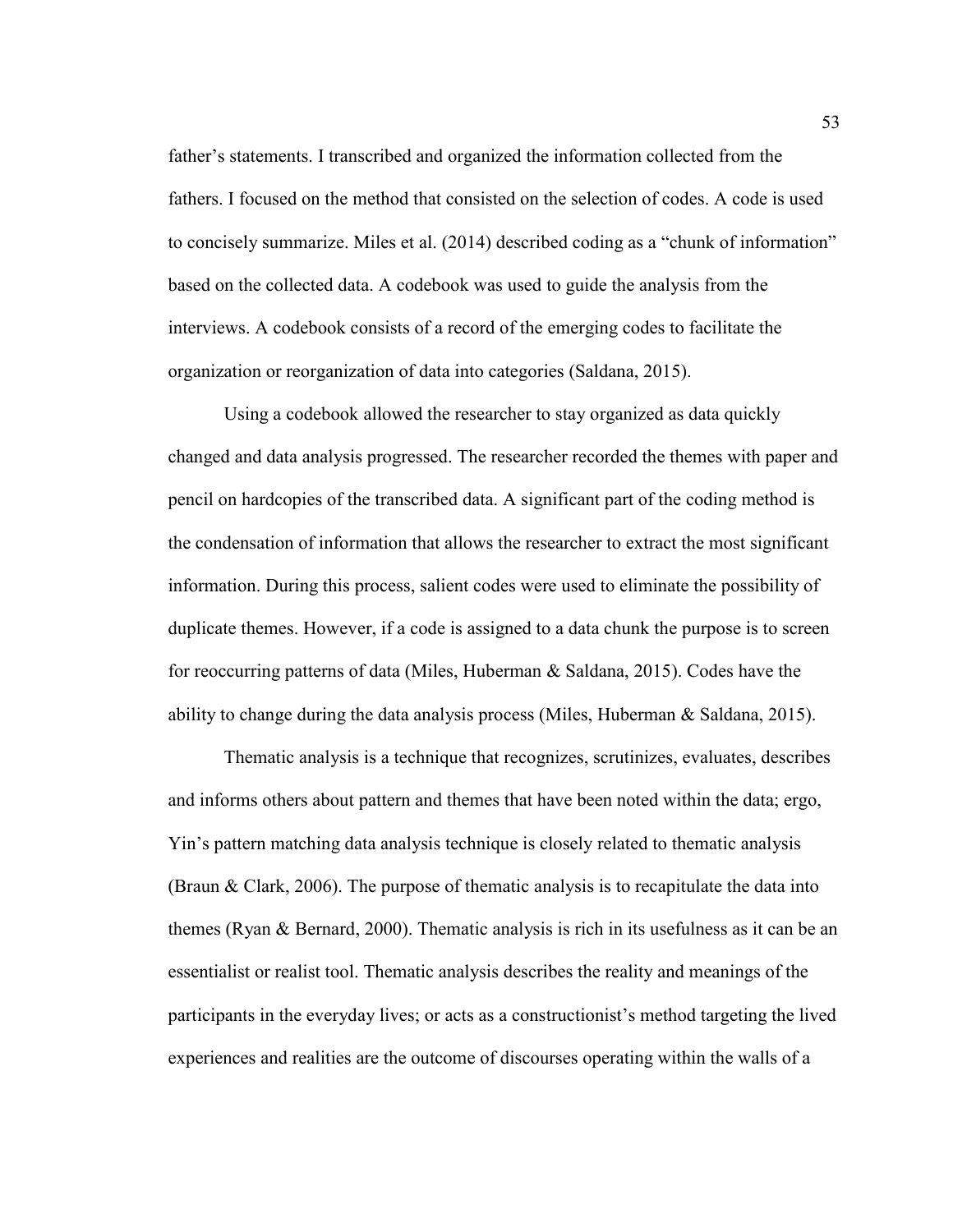father's statements. I transcribed and organized the information collected from the fathers. I focused on the method that consisted on the selection of codes. A code is used to concisely summarize. Miles et al. (2014) described coding as a "chunk of information" based on the collected data. A codebook was used to guide the analysis from the interviews. A codebook consists of a record of the emerging codes to facilitate the organization or reorganization of data into categories (Saldana, 2015).

Using a codebook allowed the researcher to stay organized as data quickly changed and data analysis progressed. The researcher recorded the themes with paper and pencil on hardcopies of the transcribed data. A significant part of the coding method is the condensation of information that allows the researcher to extract the most significant information. During this process, salient codes were used to eliminate the possibility of duplicate themes. However, if a code is assigned to a data chunk the purpose is to screen for reoccurring patterns of data (Miles, Huberman & Saldana, 2015). Codes have the ability to change during the data analysis process (Miles, Huberman & Saldana, 2015).

Thematic analysis is a technique that recognizes, scrutinizes, evaluates, describes and informs others about pattern and themes that have been noted within the data; ergo, Yin's pattern matching data analysis technique is closely related to thematic analysis (Braun & Clark, 2006). The purpose of thematic analysis is to recapitulate the data into themes (Ryan & Bernard, 2000). Thematic analysis is rich in its usefulness as it can be an essentialist or realist tool. Thematic analysis describes the reality and meanings of the participants in the everyday lives; or acts as a constructionist's method targeting the lived experiences and realities are the outcome of discourses operating within the walls of a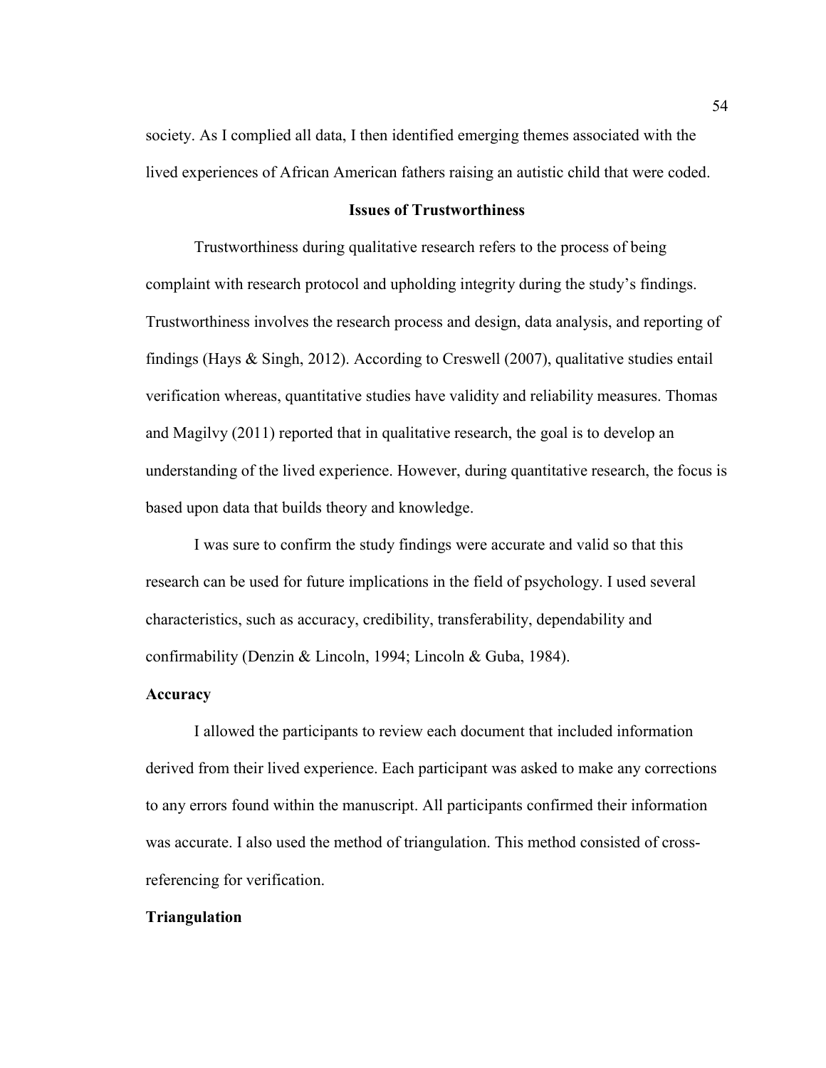society. As I complied all data, I then identified emerging themes associated with the lived experiences of African American fathers raising an autistic child that were coded.

## Issues of Trustworthiness

Trustworthiness during qualitative research refers to the process of being complaint with research protocol and upholding integrity during the study's findings. Trustworthiness involves the research process and design, data analysis, and reporting of findings (Hays & Singh, 2012). According to Creswell (2007), qualitative studies entail verification whereas, quantitative studies have validity and reliability measures. Thomas and Magilvy (2011) reported that in qualitative research, the goal is to develop an understanding of the lived experience. However, during quantitative research, the focus is based upon data that builds theory and knowledge.

I was sure to confirm the study findings were accurate and valid so that this research can be used for future implications in the field of psychology. I used several characteristics, such as accuracy, credibility, transferability, dependability and confirmability (Denzin & Lincoln, 1994; Lincoln & Guba, 1984).

### Accuracy

I allowed the participants to review each document that included information derived from their lived experience. Each participant was asked to make any corrections to any errors found within the manuscript. All participants confirmed their information was accurate. I also used the method of triangulation. This method consisted of cross-referencing for verification.

### Triangulation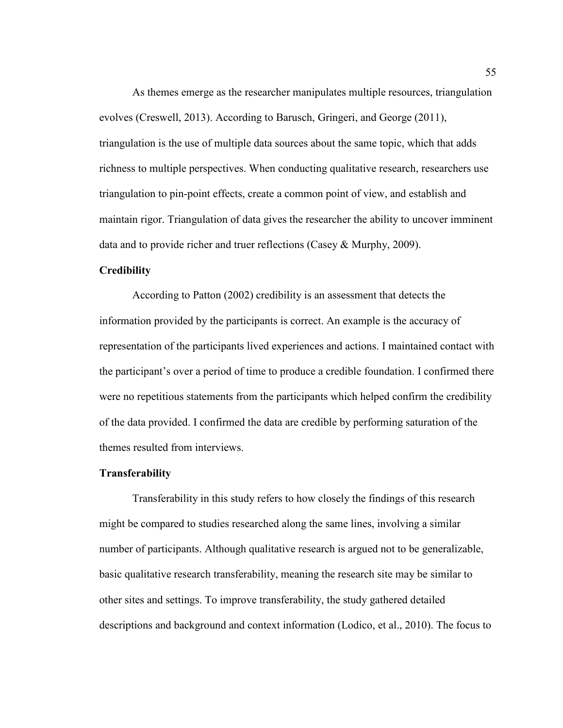As themes emerge as the researcher manipulates multiple resources, triangulation evolves (Creswell, 2013). According to Barusch, Gringeri, and George (2011), triangulation is the use of multiple data sources about the same topic, which that adds richness to multiple perspectives. When conducting qualitative research, researchers use triangulation to pin-point effects, create a common point of view, and establish and maintain rigor. Triangulation of data gives the researcher the ability to uncover imminent data and to provide richer and truer reflections (Casey & Murphy, 2009).

**Credibility**

According to Patton (2002) credibility is an assessment that detects the information provided by the participants is correct. An example is the accuracy of representation of the participants lived experiences and actions. I maintained contact with the participant's over a period of time to produce a credible foundation. I confirmed there were no repetitious statements from the participants which helped confirm the credibility of the data provided. I confirmed the data are credible by performing saturation of the themes resulted from interviews.

**Transferability**

Transferability in this study refers to how closely the findings of this research might be compared to studies researched along the same lines, involving a similar number of participants. Although qualitative research is argued not to be generalizable, basic qualitative research transferability, meaning the research site may be similar to other sites and settings. To improve transferability, the study gathered detailed descriptions and background and context information (Lodico, et al., 2010). The focus to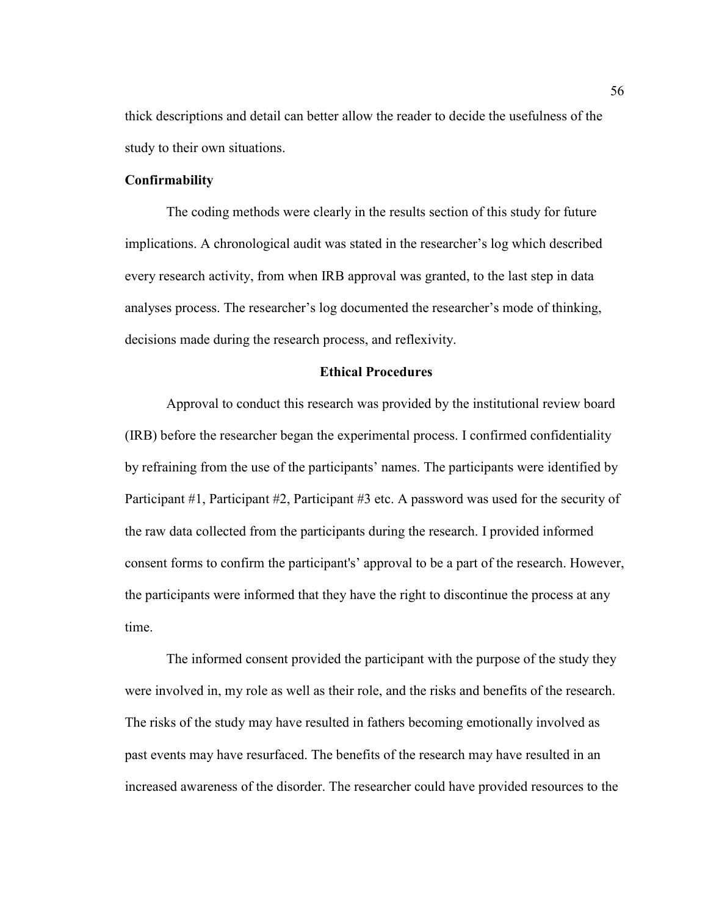thick descriptions and detail can better allow the reader to decide the usefulness of the study to their own situations.

### Confirmability

The coding methods were clearly in the results section of this study for future implications. A chronological audit was stated in the researcher's log which described every research activity, from when IRB approval was granted, to the last step in data analyses process. The researcher's log documented the researcher's mode of thinking, decisions made during the research process, and reflexivity.

## Ethical Procedures

Approval to conduct this research was provided by the institutional review board (IRB) before the researcher began the experimental process. I confirmed confidentiality by refraining from the use of the participants' names. The participants were identified by Participant #1, Participant #2, Participant #3 etc. A password was used for the security of the raw data collected from the participants during the research. I provided informed consent forms to confirm the participant's' approval to be a part of the research. However, the participants were informed that they have the right to discontinue the process at any time.

The informed consent provided the participant with the purpose of the study they were involved in, my role as well as their role, and the risks and benefits of the research. The risks of the study may have resulted in fathers becoming emotionally involved as past events may have resurfaced. The benefits of the research may have resulted in an increased awareness of the disorder. The researcher could have provided resources to the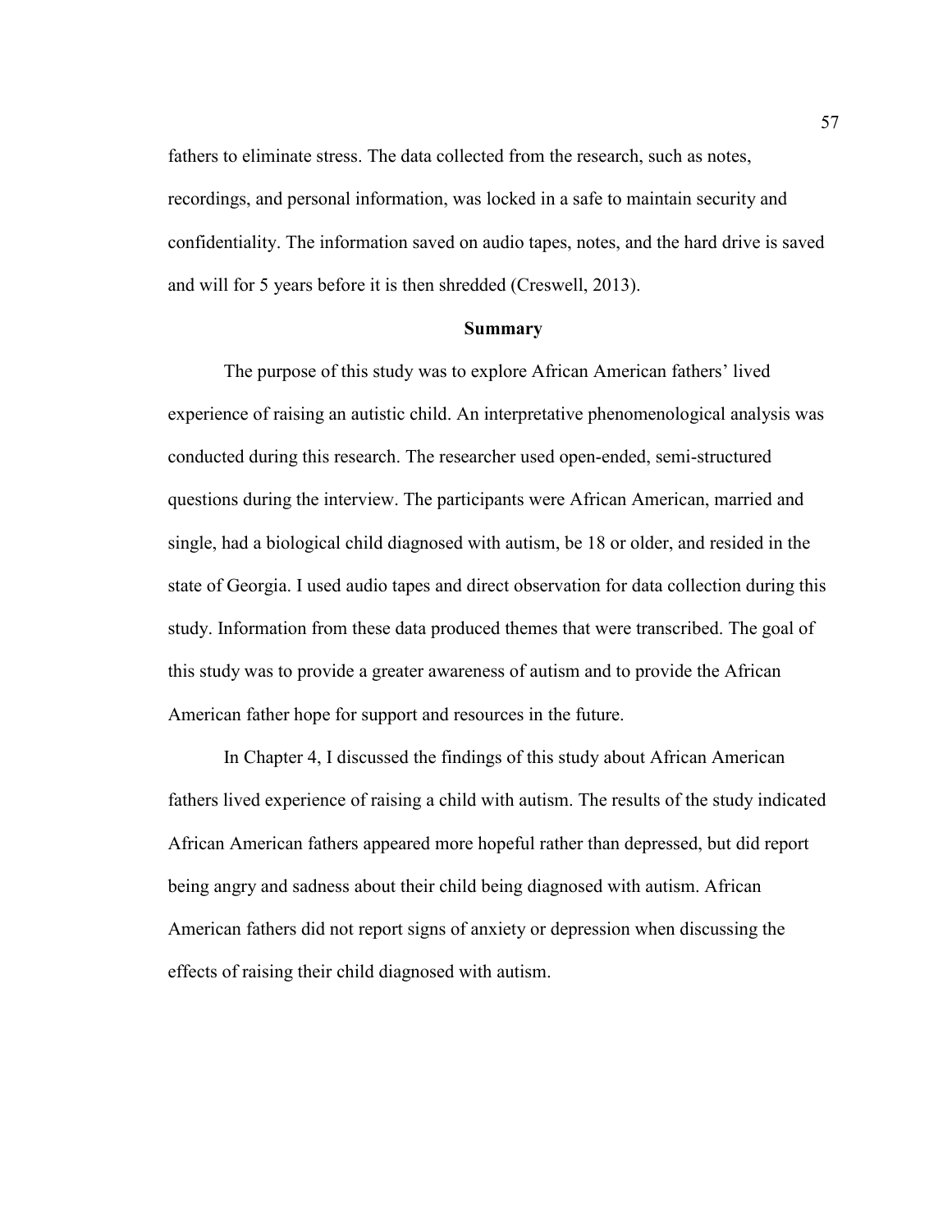fathers to eliminate stress. The data collected from the research, such as notes, recordings, and personal information, was locked in a safe to maintain security and confidentiality. The information saved on audio tapes, notes, and the hard drive is saved and will for 5 years before it is then shredded (Creswell, 2013).

## Summary

The purpose of this study was to explore African American fathers' lived experience of raising an autistic child. An interpretative phenomenological analysis was conducted during this research. The researcher used open-ended, semi-structured questions during the interview. The participants were African American, married and single, had a biological child diagnosed with autism, be 18 or older, and resided in the state of Georgia. I used audio tapes and direct observation for data collection during this study. Information from these data produced themes that were transcribed. The goal of this study was to provide a greater awareness of autism and to provide the African American father hope for support and resources in the future.

In Chapter 4, I discussed the findings of this study about African American fathers lived experience of raising a child with autism. The results of the study indicated African American fathers appeared more hopeful rather than depressed, but did report being angry and sadness about their child being diagnosed with autism. African American fathers did not report signs of anxiety or depression when discussing the effects of raising their child diagnosed with autism.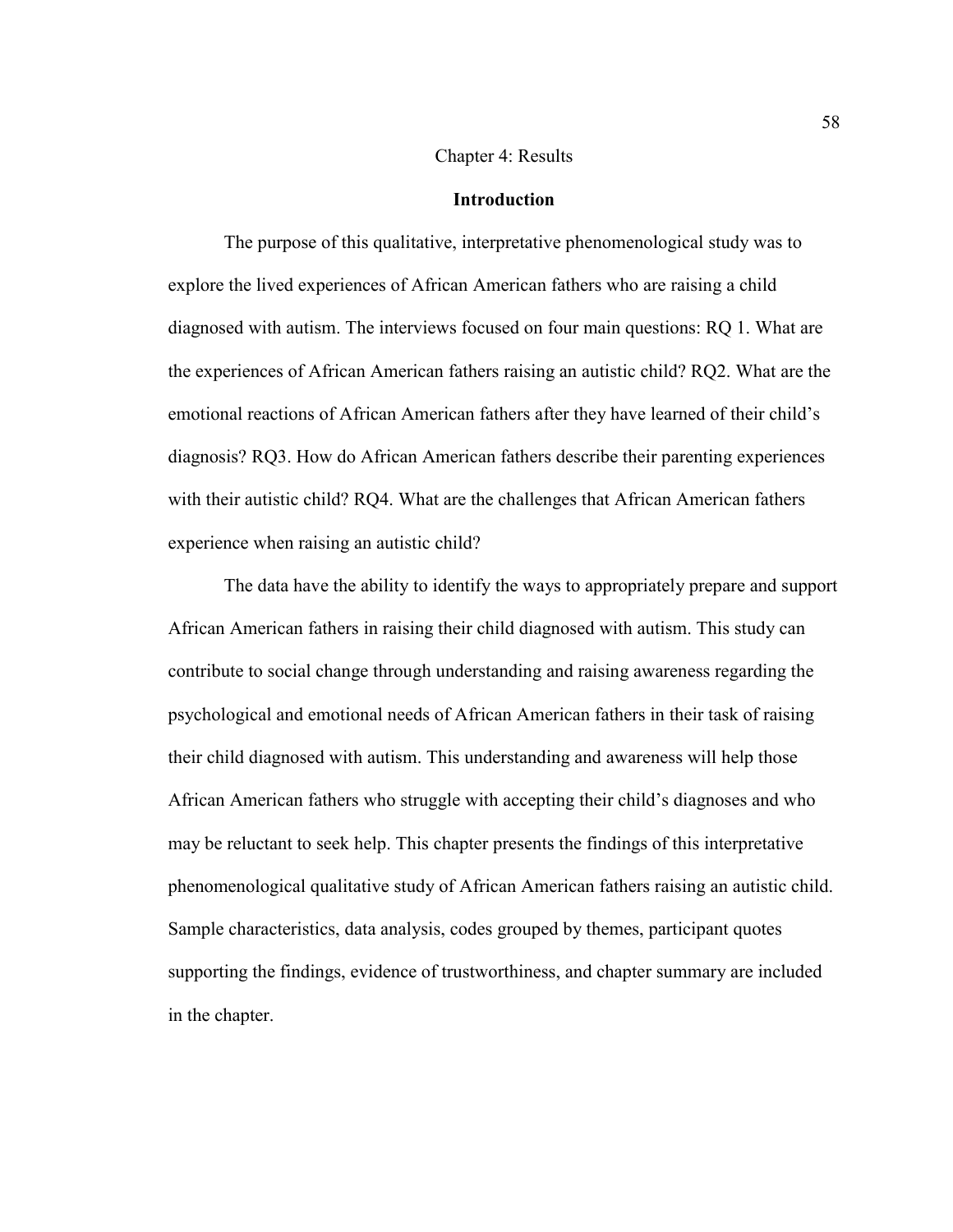# Chapter 4: Results

## Introduction

The purpose of this qualitative, interpretative phenomenological study was to explore the lived experiences of African American fathers who are raising a child diagnosed with autism. The interviews focused on four main questions: RQ 1. What are the experiences of African American fathers raising an autistic child? RQ2. What are the emotional reactions of African American fathers after they have learned of their child's diagnosis? RQ3. How do African American fathers describe their parenting experiences with their autistic child? RQ4. What are the challenges that African American fathers experience when raising an autistic child?

The data have the ability to identify the ways to appropriately prepare and support African American fathers in raising their child diagnosed with autism. This study can contribute to social change through understanding and raising awareness regarding the psychological and emotional needs of African American fathers in their task of raising their child diagnosed with autism. This understanding and awareness will help those African American fathers who struggle with accepting their child's diagnoses and who may be reluctant to seek help. This chapter presents the findings of this interpretative phenomenological qualitative study of African American fathers raising an autistic child. Sample characteristics, data analysis, codes grouped by themes, participant quotes supporting the findings, evidence of trustworthiness, and chapter summary are included in the chapter.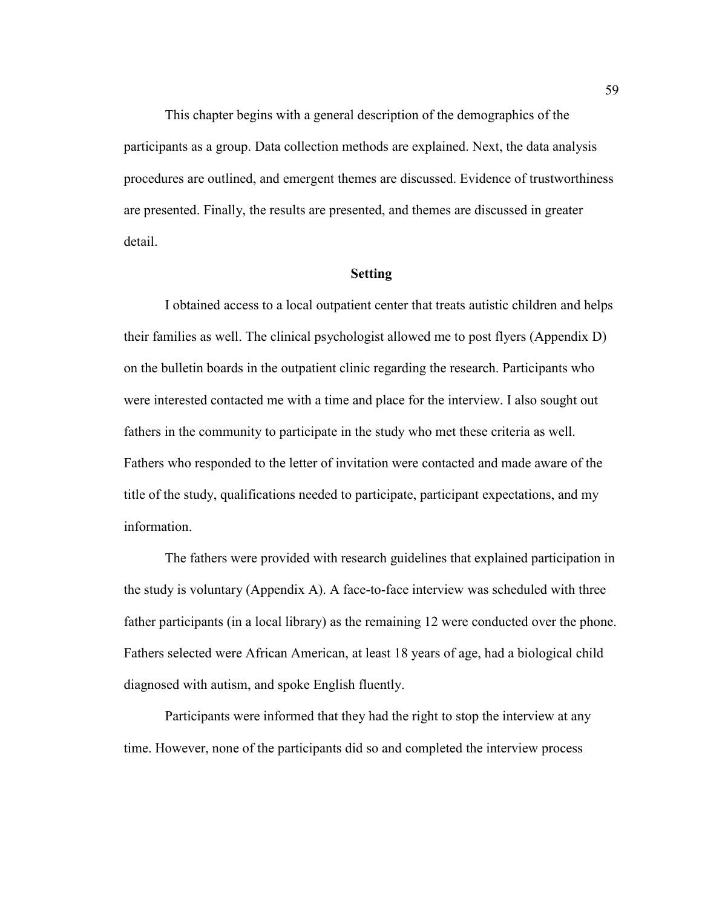This chapter begins with a general description of the demographics of the participants as a group. Data collection methods are explained. Next, the data analysis procedures are outlined, and emergent themes are discussed. Evidence of trustworthiness are presented. Finally, the results are presented, and themes are discussed in greater detail.

## Setting

I obtained access to a local outpatient center that treats autistic children and helps their families as well. The clinical psychologist allowed me to post flyers (Appendix D) on the bulletin boards in the outpatient clinic regarding the research. Participants who were interested contacted me with a time and place for the interview. I also sought out fathers in the community to participate in the study who met these criteria as well. Fathers who responded to the letter of invitation were contacted and made aware of the title of the study, qualifications needed to participate, participant expectations, and my information.

The fathers were provided with research guidelines that explained participation in the study is voluntary (Appendix A). A face-to-face interview was scheduled with three father participants (in a local library) as the remaining 12 were conducted over the phone. Fathers selected were African American, at least 18 years of age, had a biological child diagnosed with autism, and spoke English fluently.

Participants were informed that they had the right to stop the interview at any time. However, none of the participants did so and completed the interview process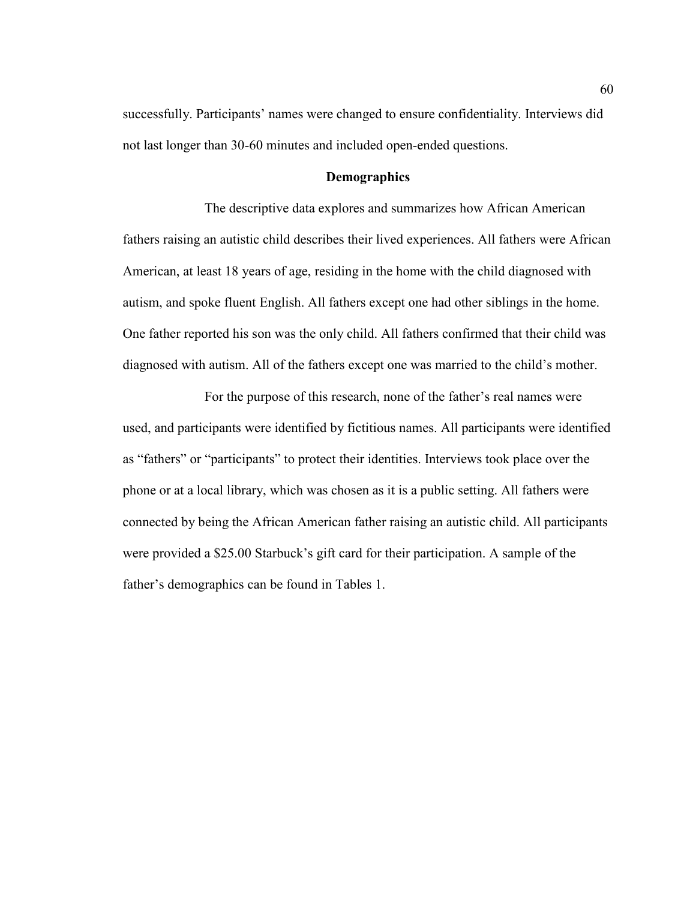successfully. Participants' names were changed to ensure confidentiality. Interviews did not last longer than 30-60 minutes and included open-ended questions.

## Demographics

The descriptive data explores and summarizes how African American fathers raising an autistic child describes their lived experiences. All fathers were African American, at least 18 years of age, residing in the home with the child diagnosed with autism, and spoke fluent English. All fathers except one had other siblings in the home. One father reported his son was the only child. All fathers confirmed that their child was diagnosed with autism. All of the fathers except one was married to the child's mother.

For the purpose of this research, none of the father's real names were used, and participants were identified by fictitious names. All participants were identified as "fathers" or "participants" to protect their identities. Interviews took place over the phone or at a local library, which was chosen as it is a public setting. All fathers were connected by being the African American father raising an autistic child. All participants were provided a $25.00 Starbuck's gift card for their participation. A sample of the father's demographics can be found in Tables 1.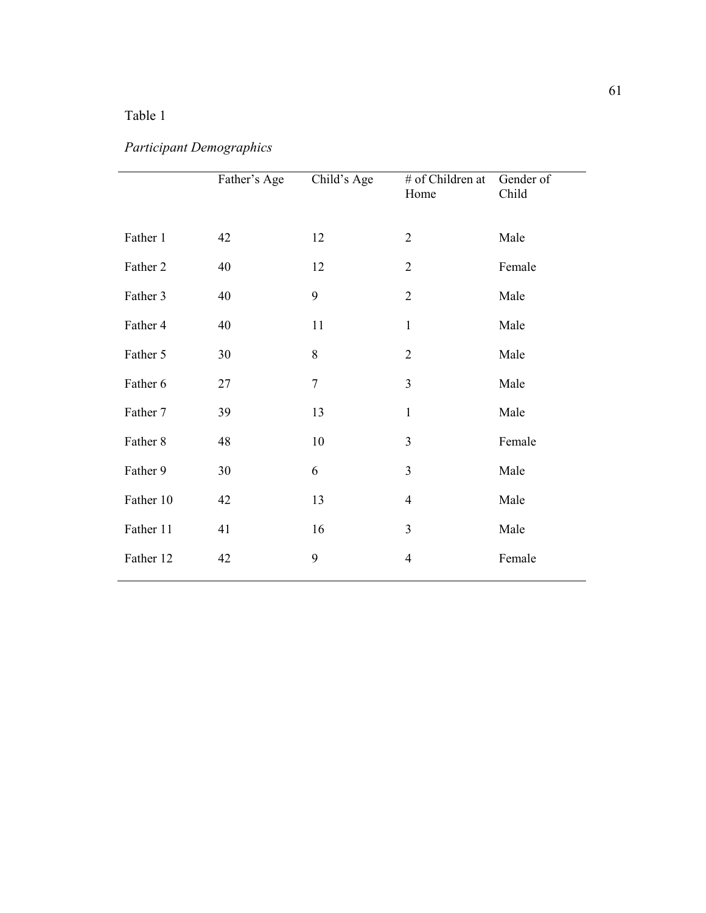Table 1

*Participant Demographics*

| | Father's Age | Child's Age | # of Children at Home | Gender of Child |
|---|---|---|---|---|
| Father 1 | 42 | 12 | 2 | Male |
| Father 2 | 40 | 12 | 2 | Female |
| Father 3 | 40 | 9 | 2 | Male |
| Father 4 | 40 | 11 | 1 | Male |
| Father 5 | 30 | 8 | 2 | Male |
| Father 6 | 27 | 7 | 3 | Male |
| Father 7 | 39 | 13 | 1 | Male |
| Father 8 | 48 | 10 | 3 | Female |
| Father 9 | 30 | 6 | 3 | Male |
| Father 10 | 42 | 13 | 4 | Male |
| Father 11 | 41 | 16 | 3 | Male |
| Father 12 | 42 | 9 | 4 | Female |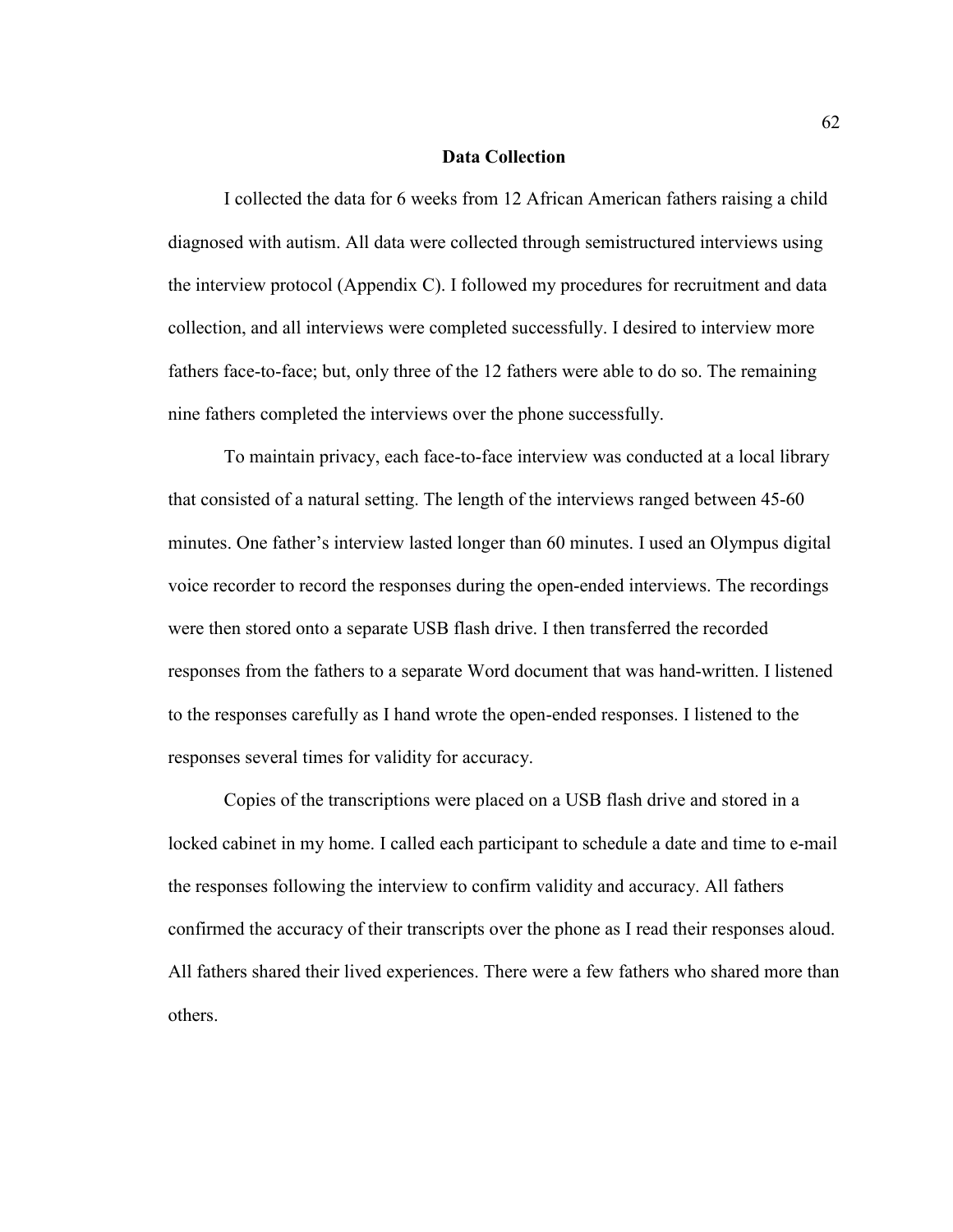## Data Collection

I collected the data for 6 weeks from 12 African American fathers raising a child diagnosed with autism. All data were collected through semistructured interviews using the interview protocol (Appendix C). I followed my procedures for recruitment and data collection, and all interviews were completed successfully. I desired to interview more fathers face-to-face; but, only three of the 12 fathers were able to do so. The remaining nine fathers completed the interviews over the phone successfully.

To maintain privacy, each face-to-face interview was conducted at a local library that consisted of a natural setting. The length of the interviews ranged between 45-60 minutes. One father's interview lasted longer than 60 minutes. I used an Olympus digital voice recorder to record the responses during the open-ended interviews. The recordings were then stored onto a separate USB flash drive. I then transferred the recorded responses from the fathers to a separate Word document that was hand-written. I listened to the responses carefully as I hand wrote the open-ended responses. I listened to the responses several times for validity for accuracy.

Copies of the transcriptions were placed on a USB flash drive and stored in a locked cabinet in my home. I called each participant to schedule a date and time to e-mail the responses following the interview to confirm validity and accuracy. All fathers confirmed the accuracy of their transcripts over the phone as I read their responses aloud. All fathers shared their lived experiences. There were a few fathers who shared more than others.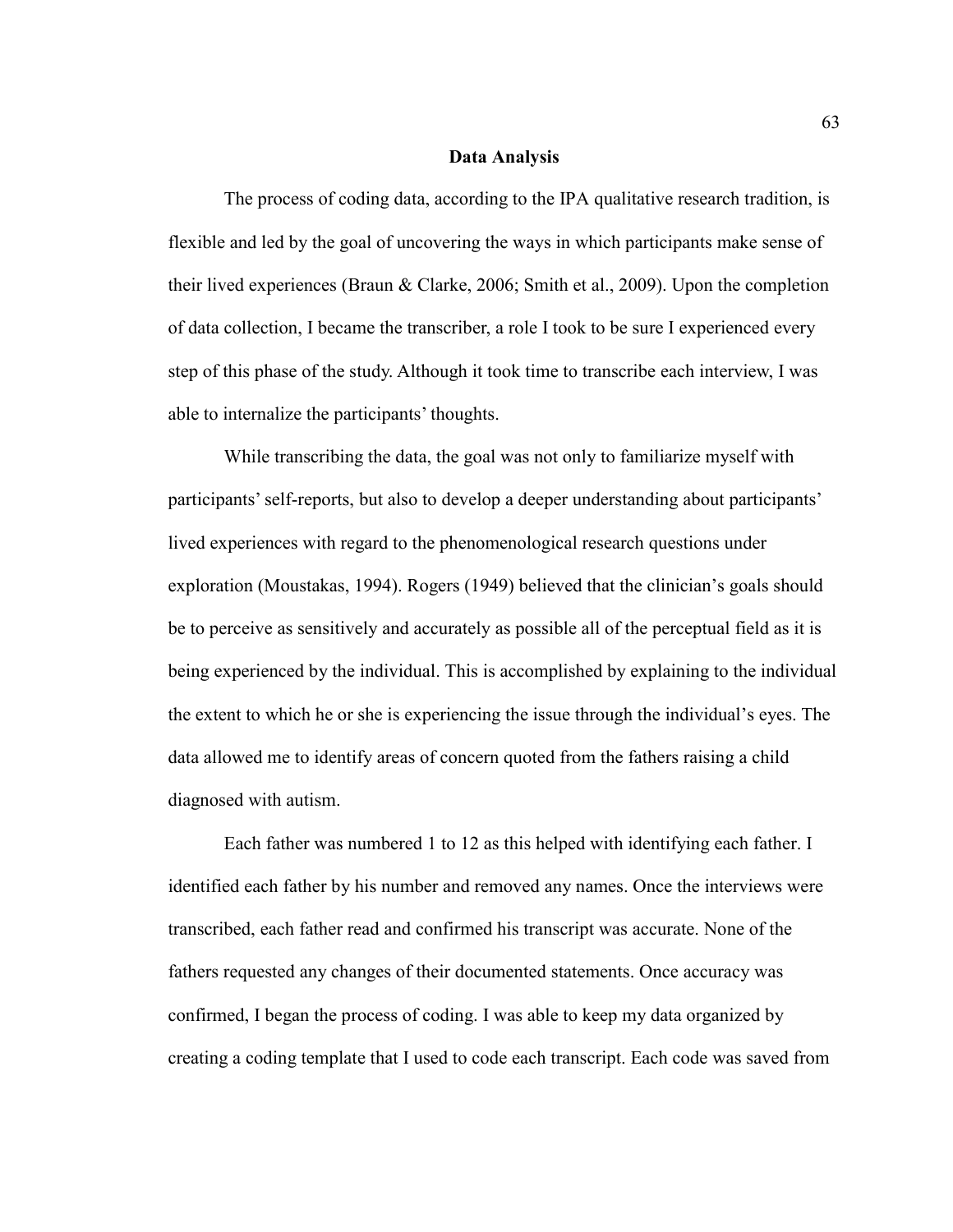## Data Analysis

The process of coding data, according to the IPA qualitative research tradition, is flexible and led by the goal of uncovering the ways in which participants make sense of their lived experiences (Braun & Clarke, 2006; Smith et al., 2009). Upon the completion of data collection, I became the transcriber, a role I took to be sure I experienced every step of this phase of the study. Although it took time to transcribe each interview, I was able to internalize the participants' thoughts.

While transcribing the data, the goal was not only to familiarize myself with participants' self-reports, but also to develop a deeper understanding about participants' lived experiences with regard to the phenomenological research questions under exploration (Moustakas, 1994). Rogers (1949) believed that the clinician's goals should be to perceive as sensitively and accurately as possible all of the perceptual field as it is being experienced by the individual. This is accomplished by explaining to the individual the extent to which he or she is experiencing the issue through the individual's eyes. The data allowed me to identify areas of concern quoted from the fathers raising a child diagnosed with autism.

Each father was numbered 1 to 12 as this helped with identifying each father. I identified each father by his number and removed any names. Once the interviews were transcribed, each father read and confirmed his transcript was accurate. None of the fathers requested any changes of their documented statements. Once accuracy was confirmed, I began the process of coding. I was able to keep my data organized by creating a coding template that I used to code each transcript. Each code was saved from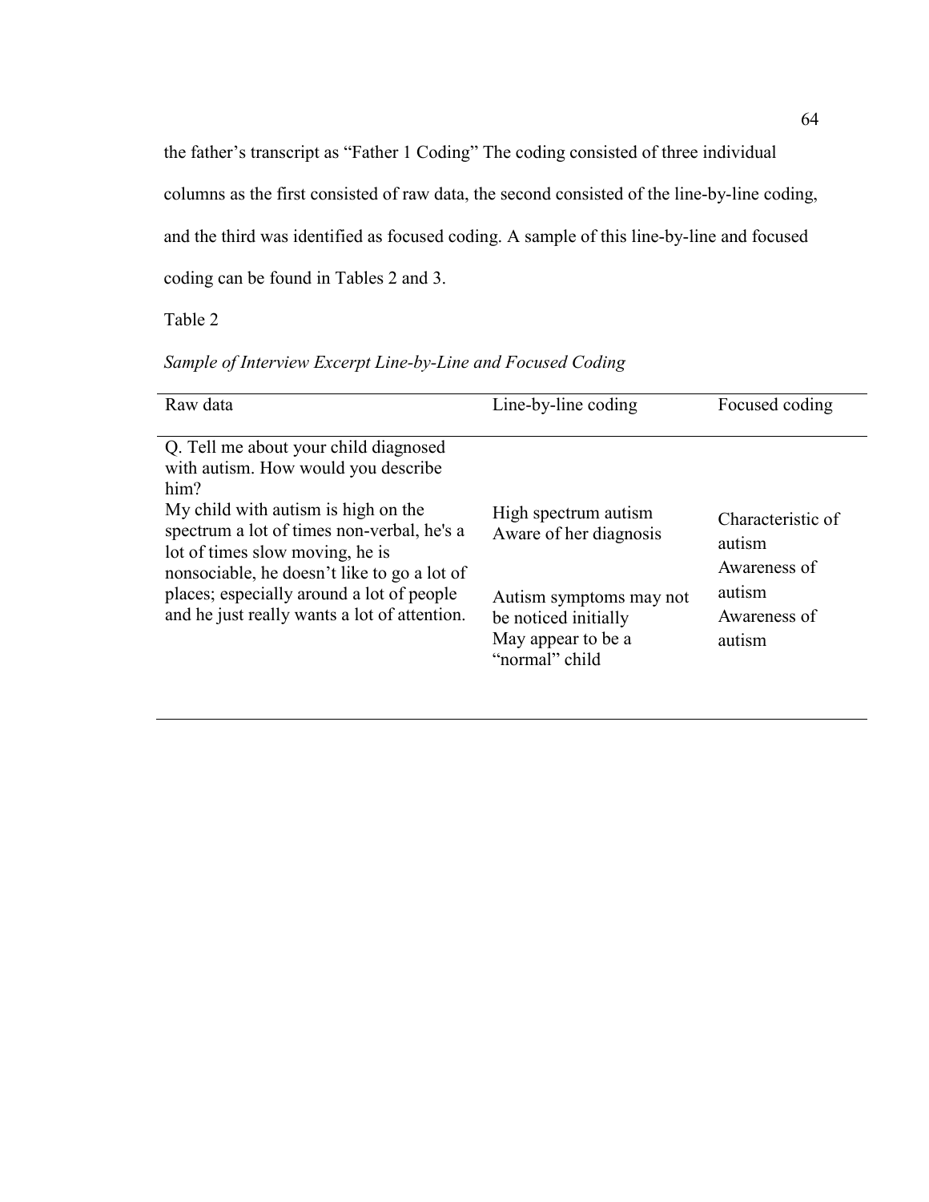the father's transcript as "Father 1 Coding" The coding consisted of three individual columns as the first consisted of raw data, the second consisted of the line-by-line coding, and the third was identified as focused coding. A sample of this line-by-line and focused coding can be found in Tables 2 and 3.

Table 2

*Sample of Interview Excerpt Line-by-Line and Focused Coding*

| Raw data | Line-by-line coding | Focused coding |
|---|---|---|
| Q. Tell me about your child diagnosed with autism. How would you describe him? | | |
| My child with autism is high on the spectrum a lot of times non-verbal, he's a lot of times slow moving, he is nonsociable, he doesn't like to go a lot of places; especially around a lot of people and he just really wants a lot of attention. | High spectrum autism<br>Aware of her diagnosis<br><br>Autism symptoms may not be noticed initially<br>May appear to be a "normal" child | Characteristic of autism<br>Awareness of autism<br>Awareness of autism |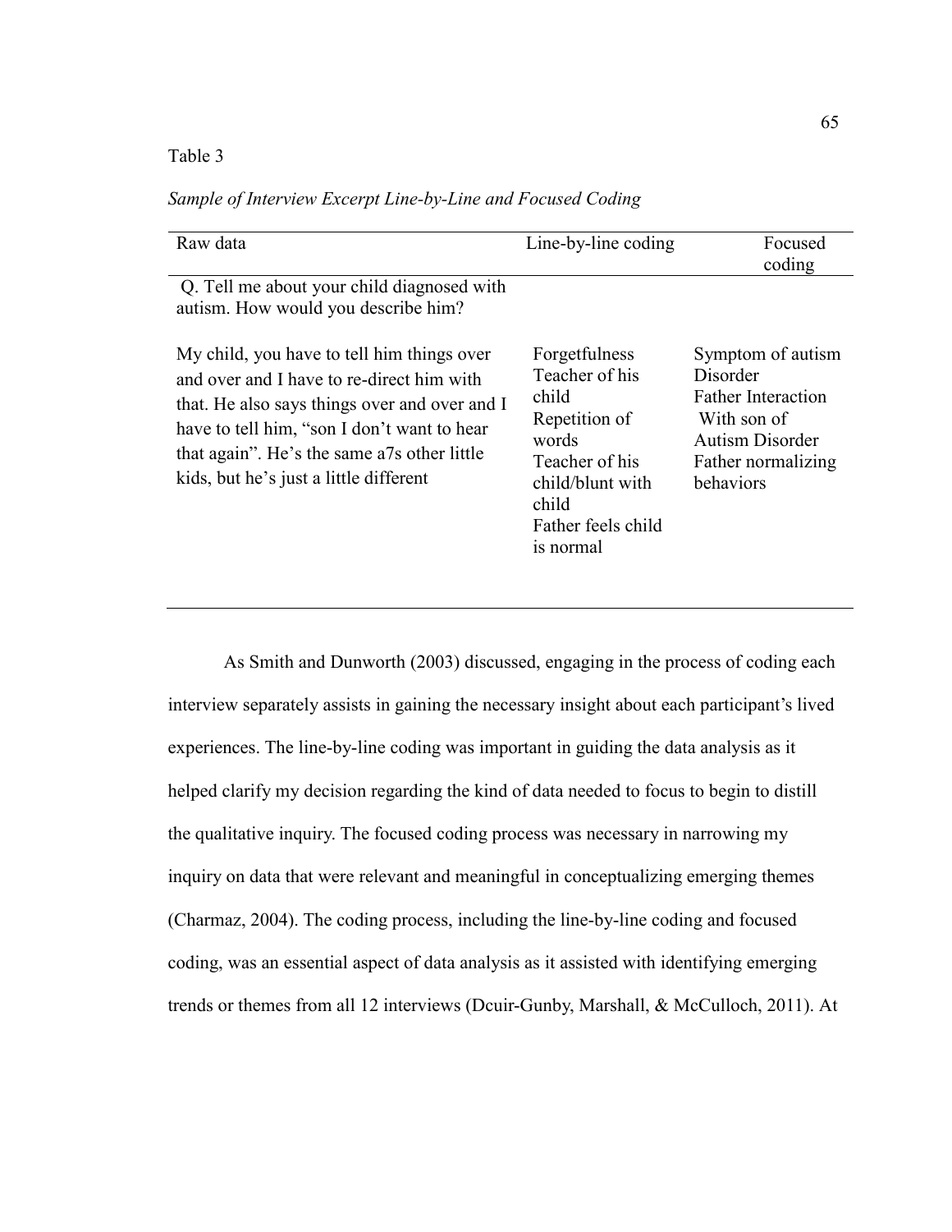Table 3

*Sample of Interview Excerpt Line-by-Line and Focused Coding*

| Raw data | Line-by-line coding | Focused coding |
|---|---|---|
| Q. Tell me about your child diagnosed with autism. How would you describe him? | | |
| My child, you have to tell him things over and over and I have to re-direct him with that. He also says things over and over and I have to tell him, "son I don't want to hear that again". He's the same a7s other little kids, but he's just a little different | Forgetfulness<br>Teacher of his child<br>Repetition of words<br>Teacher of his child/blunt with child<br>Father feels child is normal | Symptom of autism Disorder<br>Father Interaction With son of Autism Disorder<br>Father normalizing behaviors |

As Smith and Dunworth (2003) discussed, engaging in the process of coding each interview separately assists in gaining the necessary insight about each participant's lived experiences. The line-by-line coding was important in guiding the data analysis as it helped clarify my decision regarding the kind of data needed to focus to begin to distill the qualitative inquiry. The focused coding process was necessary in narrowing my inquiry on data that were relevant and meaningful in conceptualizing emerging themes (Charmaz, 2004). The coding process, including the line-by-line coding and focused coding, was an essential aspect of data analysis as it assisted with identifying emerging trends or themes from all 12 interviews (Dcuir-Gunby, Marshall, & McCulloch, 2011). At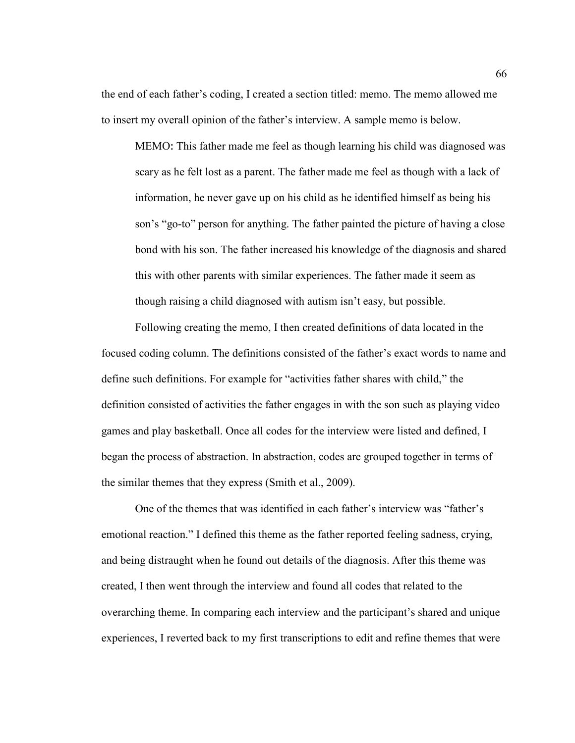the end of each father's coding, I created a section titled: memo. The memo allowed me to insert my overall opinion of the father's interview. A sample memo is below.

> MEMO: This father made me feel as though learning his child was diagnosed was scary as he felt lost as a parent. The father made me feel as though with a lack of information, he never gave up on his child as he identified himself as being his son's "go-to" person for anything. The father painted the picture of having a close bond with his son. The father increased his knowledge of the diagnosis and shared this with other parents with similar experiences. The father made it seem as though raising a child diagnosed with autism isn't easy, but possible.

Following creating the memo, I then created definitions of data located in the focused coding column. The definitions consisted of the father's exact words to name and define such definitions. For example for "activities father shares with child," the definition consisted of activities the father engages in with the son such as playing video games and play basketball. Once all codes for the interview were listed and defined, I began the process of abstraction. In abstraction, codes are grouped together in terms of the similar themes that they express (Smith et al., 2009).

One of the themes that was identified in each father's interview was "father's emotional reaction." I defined this theme as the father reported feeling sadness, crying, and being distraught when he found out details of the diagnosis. After this theme was created, I then went through the interview and found all codes that related to the overarching theme. In comparing each interview and the participant's shared and unique experiences, I reverted back to my first transcriptions to edit and refine themes that were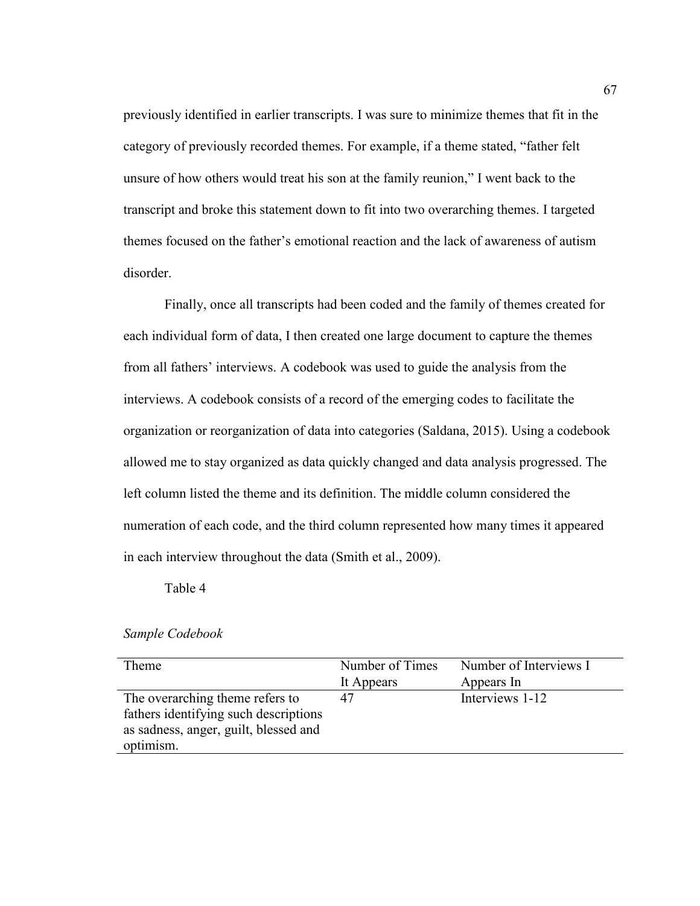previously identified in earlier transcripts. I was sure to minimize themes that fit in the category of previously recorded themes. For example, if a theme stated, "father felt unsure of how others would treat his son at the family reunion," I went back to the transcript and broke this statement down to fit into two overarching themes. I targeted themes focused on the father's emotional reaction and the lack of awareness of autism disorder.

Finally, once all transcripts had been coded and the family of themes created for each individual form of data, I then created one large document to capture the themes from all fathers' interviews. A codebook was used to guide the analysis from the interviews. A codebook consists of a record of the emerging codes to facilitate the organization or reorganization of data into categories (Saldana, 2015). Using a codebook allowed me to stay organized as data quickly changed and data analysis progressed. The left column listed the theme and its definition. The middle column considered the numeration of each code, and the third column represented how many times it appeared in each interview throughout the data (Smith et al., 2009).

Table 4

*Sample Codebook*

| Theme | Number of Times It Appears | Number of Interviews I Appears In |
|---|---|---|
| The overarching theme refers to fathers identifying such descriptions as sadness, anger, guilt, blessed and optimism. | 47 | Interviews 1-12 |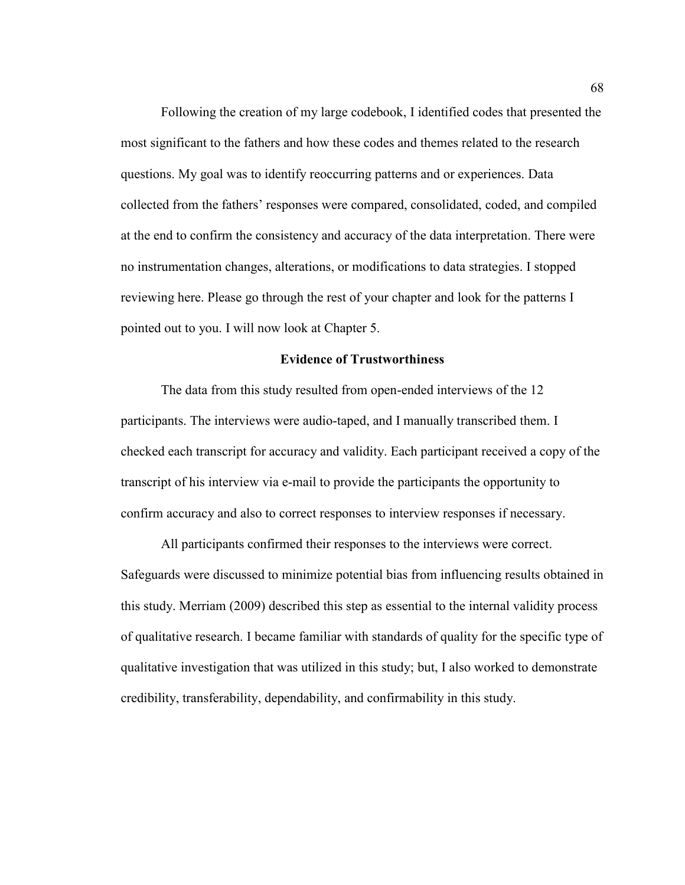Following the creation of my large codebook, I identified codes that presented the most significant to the fathers and how these codes and themes related to the research questions. My goal was to identify reoccurring patterns and or experiences. Data collected from the fathers' responses were compared, consolidated, coded, and compiled at the end to confirm the consistency and accuracy of the data interpretation. There were no instrumentation changes, alterations, or modifications to data strategies. I stopped reviewing here. Please go through the rest of your chapter and look for the patterns I pointed out to you. I will now look at Chapter 5.

## Evidence of Trustworthiness

The data from this study resulted from open-ended interviews of the 12 participants. The interviews were audio-taped, and I manually transcribed them. I checked each transcript for accuracy and validity. Each participant received a copy of the transcript of his interview via e-mail to provide the participants the opportunity to confirm accuracy and also to correct responses to interview responses if necessary.

All participants confirmed their responses to the interviews were correct. Safeguards were discussed to minimize potential bias from influencing results obtained in this study. Merriam (2009) described this step as essential to the internal validity process of qualitative research. I became familiar with standards of quality for the specific type of qualitative investigation that was utilized in this study; but, I also worked to demonstrate credibility, transferability, dependability, and confirmability in this study.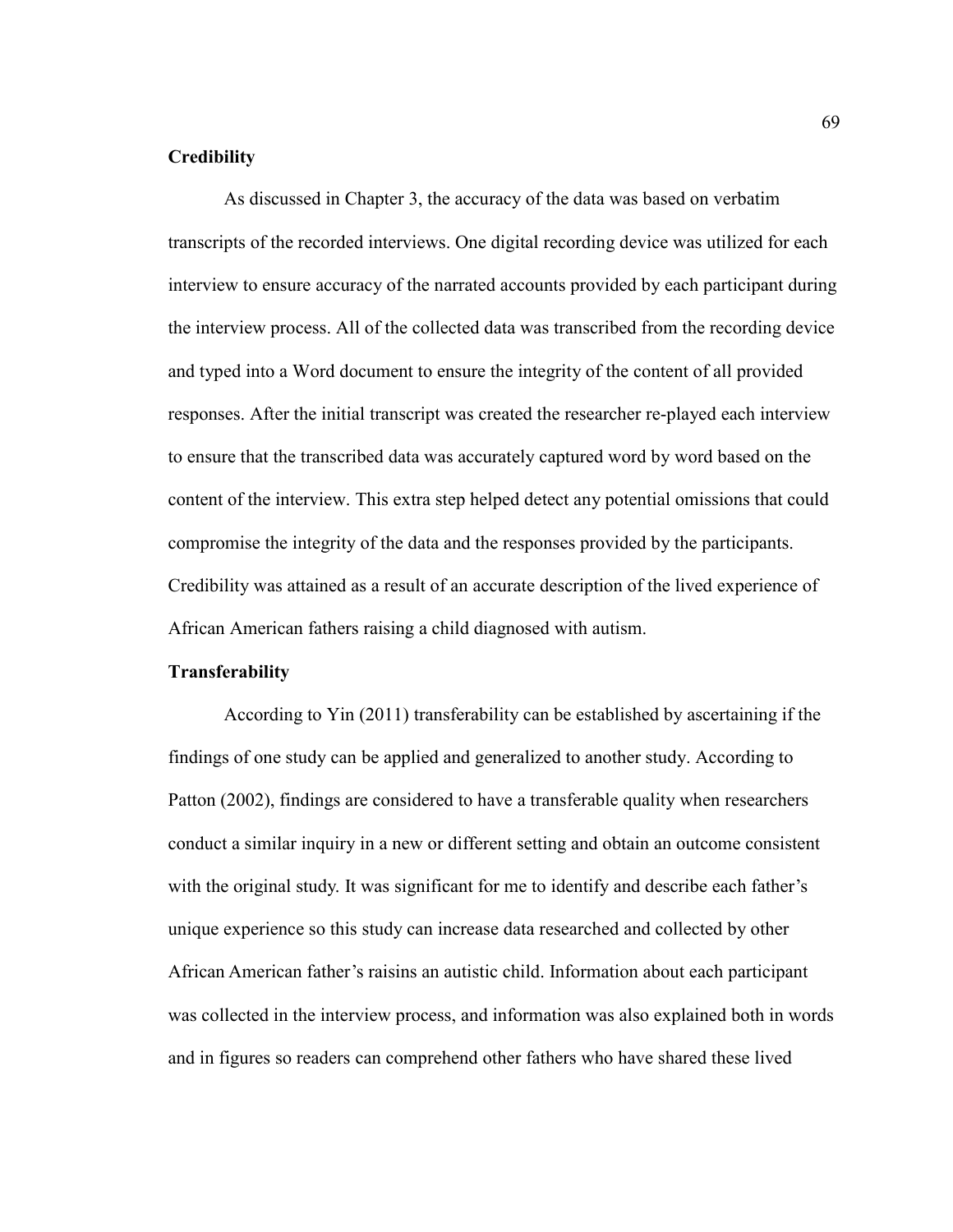### Credibility

As discussed in Chapter 3, the accuracy of the data was based on verbatim transcripts of the recorded interviews. One digital recording device was utilized for each interview to ensure accuracy of the narrated accounts provided by each participant during the interview process. All of the collected data was transcribed from the recording device and typed into a Word document to ensure the integrity of the content of all provided responses. After the initial transcript was created the researcher re-played each interview to ensure that the transcribed data was accurately captured word by word based on the content of the interview. This extra step helped detect any potential omissions that could compromise the integrity of the data and the responses provided by the participants. Credibility was attained as a result of an accurate description of the lived experience of African American fathers raising a child diagnosed with autism.

### Transferability

According to Yin (2011) transferability can be established by ascertaining if the findings of one study can be applied and generalized to another study. According to Patton (2002), findings are considered to have a transferable quality when researchers conduct a similar inquiry in a new or different setting and obtain an outcome consistent with the original study. It was significant for me to identify and describe each father's unique experience so this study can increase data researched and collected by other African American father's raisins an autistic child. Information about each participant was collected in the interview process, and information was also explained both in words and in figures so readers can comprehend other fathers who have shared these lived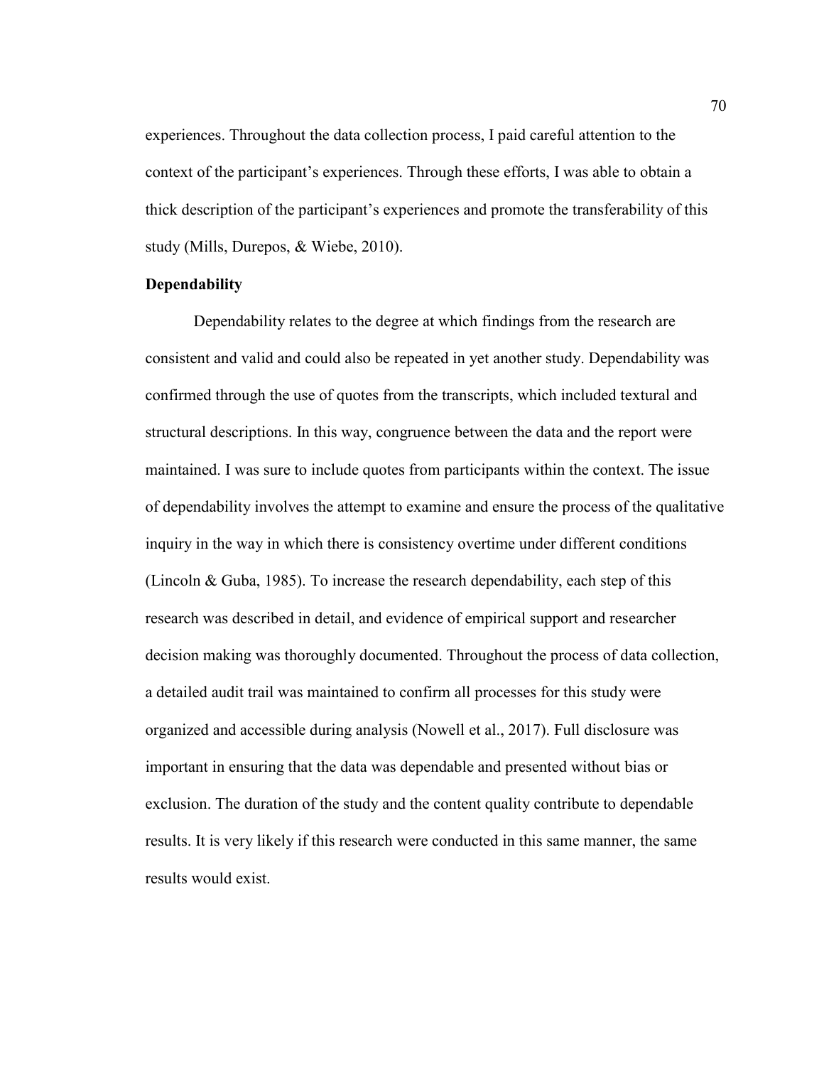experiences. Throughout the data collection process, I paid careful attention to the context of the participant's experiences. Through these efforts, I was able to obtain a thick description of the participant's experiences and promote the transferability of this study (Mills, Durepos, & Wiebe, 2010).

### Dependability

Dependability relates to the degree at which findings from the research are consistent and valid and could also be repeated in yet another study. Dependability was confirmed through the use of quotes from the transcripts, which included textural and structural descriptions. In this way, congruence between the data and the report were maintained. I was sure to include quotes from participants within the context. The issue of dependability involves the attempt to examine and ensure the process of the qualitative inquiry in the way in which there is consistency overtime under different conditions (Lincoln & Guba, 1985). To increase the research dependability, each step of this research was described in detail, and evidence of empirical support and researcher decision making was thoroughly documented. Throughout the process of data collection, a detailed audit trail was maintained to confirm all processes for this study were organized and accessible during analysis (Nowell et al., 2017). Full disclosure was important in ensuring that the data was dependable and presented without bias or exclusion. The duration of the study and the content quality contribute to dependable results. It is very likely if this research were conducted in this same manner, the same results would exist.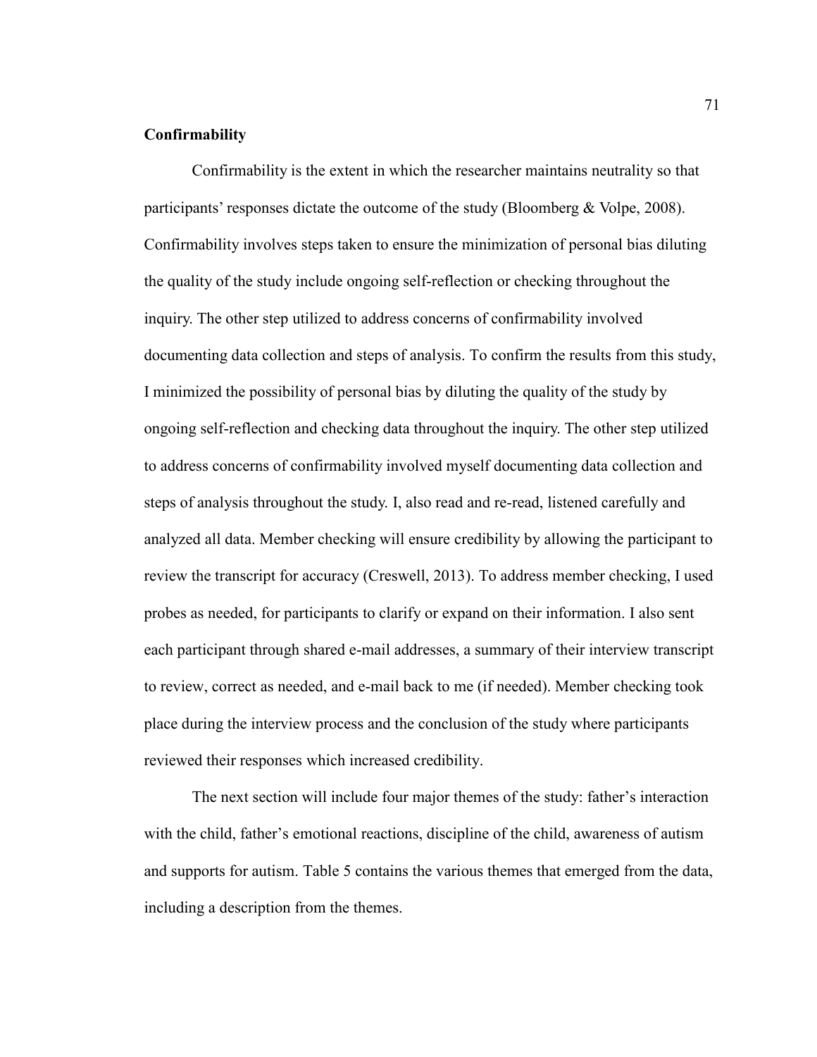**Confirmability**

Confirmability is the extent in which the researcher maintains neutrality so that participants' responses dictate the outcome of the study (Bloomberg & Volpe, 2008). Confirmability involves steps taken to ensure the minimization of personal bias diluting the quality of the study include ongoing self-reflection or checking throughout the inquiry. The other step utilized to address concerns of confirmability involved documenting data collection and steps of analysis. To confirm the results from this study, I minimized the possibility of personal bias by diluting the quality of the study by ongoing self-reflection and checking data throughout the inquiry. The other step utilized to address concerns of confirmability involved myself documenting data collection and steps of analysis throughout the study. I, also read and re-read, listened carefully and analyzed all data. Member checking will ensure credibility by allowing the participant to review the transcript for accuracy (Creswell, 2013). To address member checking, I used probes as needed, for participants to clarify or expand on their information. I also sent each participant through shared e-mail addresses, a summary of their interview transcript to review, correct as needed, and e-mail back to me (if needed). Member checking took place during the interview process and the conclusion of the study where participants reviewed their responses which increased credibility.

The next section will include four major themes of the study: father's interaction with the child, father's emotional reactions, discipline of the child, awareness of autism and supports for autism. Table 5 contains the various themes that emerged from the data, including a description from the themes.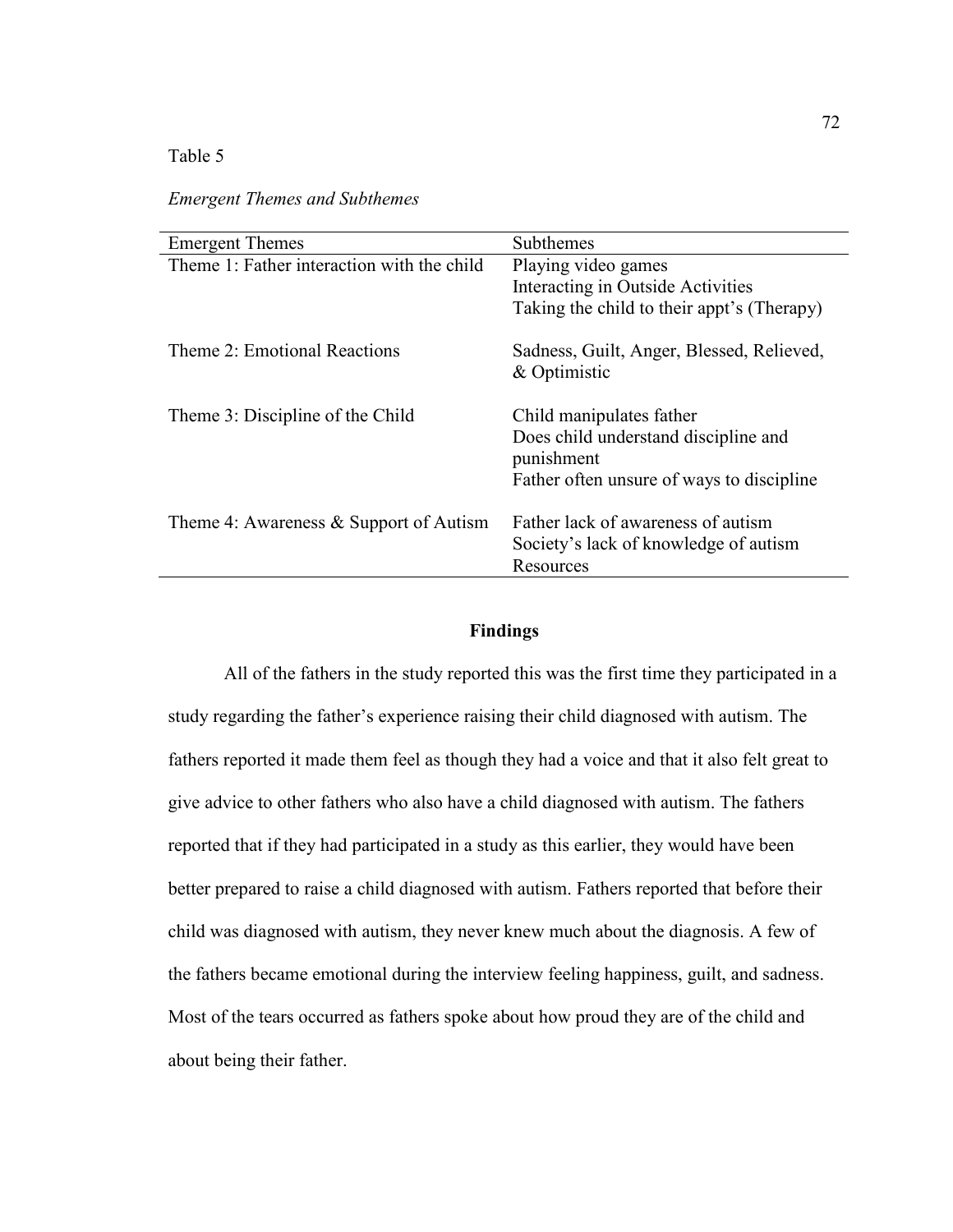Table 5

*Emergent Themes and Subthemes*

| Emergent Themes | Subthemes |
|---|---|
| Theme 1: Father interaction with the child | Playing video games<br>Interacting in Outside Activities<br>Taking the child to their appt's (Therapy) |
| Theme 2: Emotional Reactions | Sadness, Guilt, Anger, Blessed, Relieved, & Optimistic |
| Theme 3: Discipline of the Child | Child manipulates father<br>Does child understand discipline and punishment<br>Father often unsure of ways to discipline |
| Theme 4: Awareness & Support of Autism | Father lack of awareness of autism<br>Society's lack of knowledge of autism<br>Resources |

## Findings

All of the fathers in the study reported this was the first time they participated in a study regarding the father's experience raising their child diagnosed with autism. The fathers reported it made them feel as though they had a voice and that it also felt great to give advice to other fathers who also have a child diagnosed with autism. The fathers reported that if they had participated in a study as this earlier, they would have been better prepared to raise a child diagnosed with autism. Fathers reported that before their child was diagnosed with autism, they never knew much about the diagnosis. A few of the fathers became emotional during the interview feeling happiness, guilt, and sadness. Most of the tears occurred as fathers spoke about how proud they are of the child and about being their father.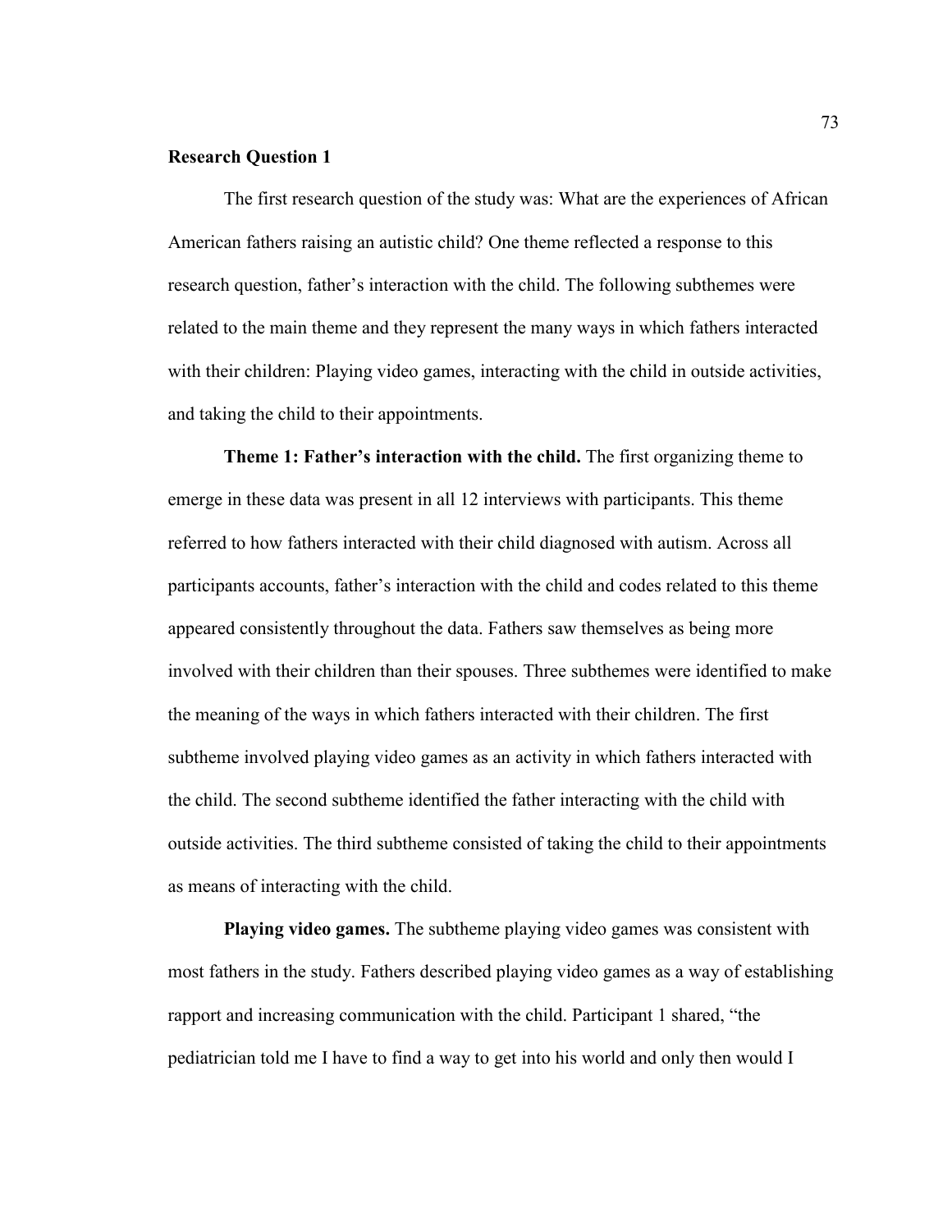**Research Question 1**

The first research question of the study was: What are the experiences of African American fathers raising an autistic child? One theme reflected a response to this research question, father's interaction with the child. The following subthemes were related to the main theme and they represent the many ways in which fathers interacted with their children: Playing video games, interacting with the child in outside activities, and taking the child to their appointments.

**Theme 1: Father's interaction with the child.** The first organizing theme to emerge in these data was present in all 12 interviews with participants. This theme referred to how fathers interacted with their child diagnosed with autism. Across all participants accounts, father's interaction with the child and codes related to this theme appeared consistently throughout the data. Fathers saw themselves as being more involved with their children than their spouses. Three subthemes were identified to make the meaning of the ways in which fathers interacted with their children. The first subtheme involved playing video games as an activity in which fathers interacted with the child. The second subtheme identified the father interacting with the child with outside activities. The third subtheme consisted of taking the child to their appointments as means of interacting with the child.

**Playing video games.** The subtheme playing video games was consistent with most fathers in the study. Fathers described playing video games as a way of establishing rapport and increasing communication with the child. Participant 1 shared, "the pediatrician told me I have to find a way to get into his world and only then would I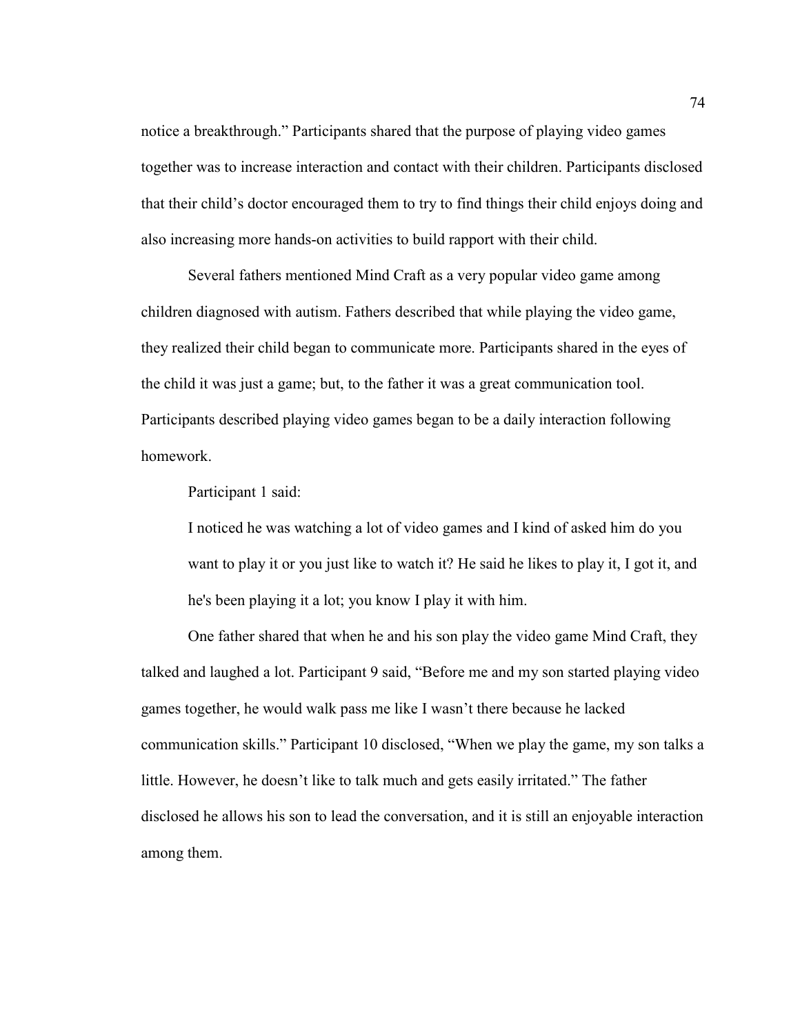notice a breakthrough." Participants shared that the purpose of playing video games together was to increase interaction and contact with their children. Participants disclosed that their child's doctor encouraged them to try to find things their child enjoys doing and also increasing more hands-on activities to build rapport with their child.

Several fathers mentioned Mind Craft as a very popular video game among children diagnosed with autism. Fathers described that while playing the video game, they realized their child began to communicate more. Participants shared in the eyes of the child it was just a game; but, to the father it was a great communication tool. Participants described playing video games began to be a daily interaction following homework.

Participant 1 said:

> I noticed he was watching a lot of video games and I kind of asked him do you want to play it or you just like to watch it? He said he likes to play it, I got it, and he's been playing it a lot; you know I play it with him.

One father shared that when he and his son play the video game Mind Craft, they talked and laughed a lot. Participant 9 said, "Before me and my son started playing video games together, he would walk pass me like I wasn't there because he lacked communication skills." Participant 10 disclosed, "When we play the game, my son talks a little. However, he doesn't like to talk much and gets easily irritated." The father disclosed he allows his son to lead the conversation, and it is still an enjoyable interaction among them.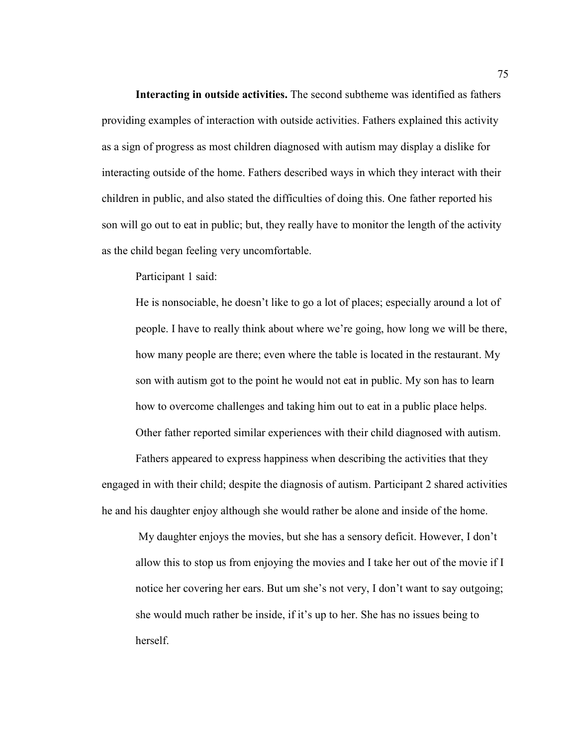**Interacting in outside activities.** The second subtheme was identified as fathers providing examples of interaction with outside activities. Fathers explained this activity as a sign of progress as most children diagnosed with autism may display a dislike for interacting outside of the home. Fathers described ways in which they interact with their children in public, and also stated the difficulties of doing this. One father reported his son will go out to eat in public; but, they really have to monitor the length of the activity as the child began feeling very uncomfortable.

Participant 1 said:

> He is nonsociable, he doesn't like to go a lot of places; especially around a lot of people. I have to really think about where we're going, how long we will be there, how many people are there; even where the table is located in the restaurant. My son with autism got to the point he would not eat in public. My son has to learn how to overcome challenges and taking him out to eat in a public place helps.

Other father reported similar experiences with their child diagnosed with autism.

Fathers appeared to express happiness when describing the activities that they engaged in with their child; despite the diagnosis of autism. Participant 2 shared activities he and his daughter enjoy although she would rather be alone and inside of the home.

> My daughter enjoys the movies, but she has a sensory deficit. However, I don't allow this to stop us from enjoying the movies and I take her out of the movie if I notice her covering her ears. But um she's not very, I don't want to say outgoing; she would much rather be inside, if it's up to her. She has no issues being to herself.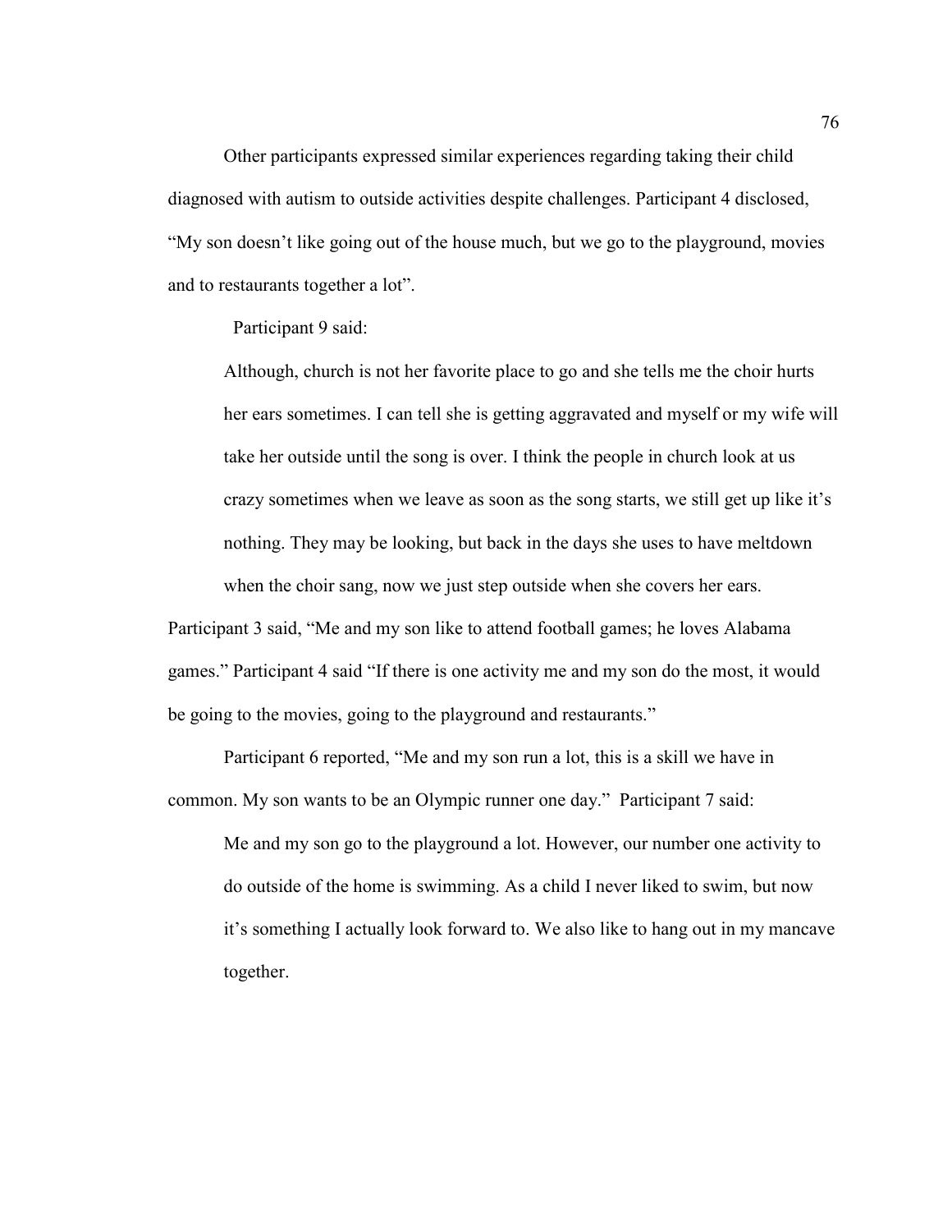Other participants expressed similar experiences regarding taking their child diagnosed with autism to outside activities despite challenges. Participant 4 disclosed, “My son doesn’t like going out of the house much, but we go to the playground, movies and to restaurants together a lot”.

Participant 9 said:

> Although, church is not her favorite place to go and she tells me the choir hurts her ears sometimes. I can tell she is getting aggravated and myself or my wife will take her outside until the song is over. I think the people in church look at us crazy sometimes when we leave as soon as the song starts, we still get up like it’s nothing. They may be looking, but back in the days she uses to have meltdown when the choir sang, now we just step outside when she covers her ears.

Participant 3 said, “Me and my son like to attend football games; he loves Alabama games.” Participant 4 said “If there is one activity me and my son do the most, it would be going to the movies, going to the playground and restaurants.”

Participant 6 reported, “Me and my son run a lot, this is a skill we have in common. My son wants to be an Olympic runner one day.” Participant 7 said:

> Me and my son go to the playground a lot. However, our number one activity to do outside of the home is swimming. As a child I never liked to swim, but now it’s something I actually look forward to. We also like to hang out in my mancave together.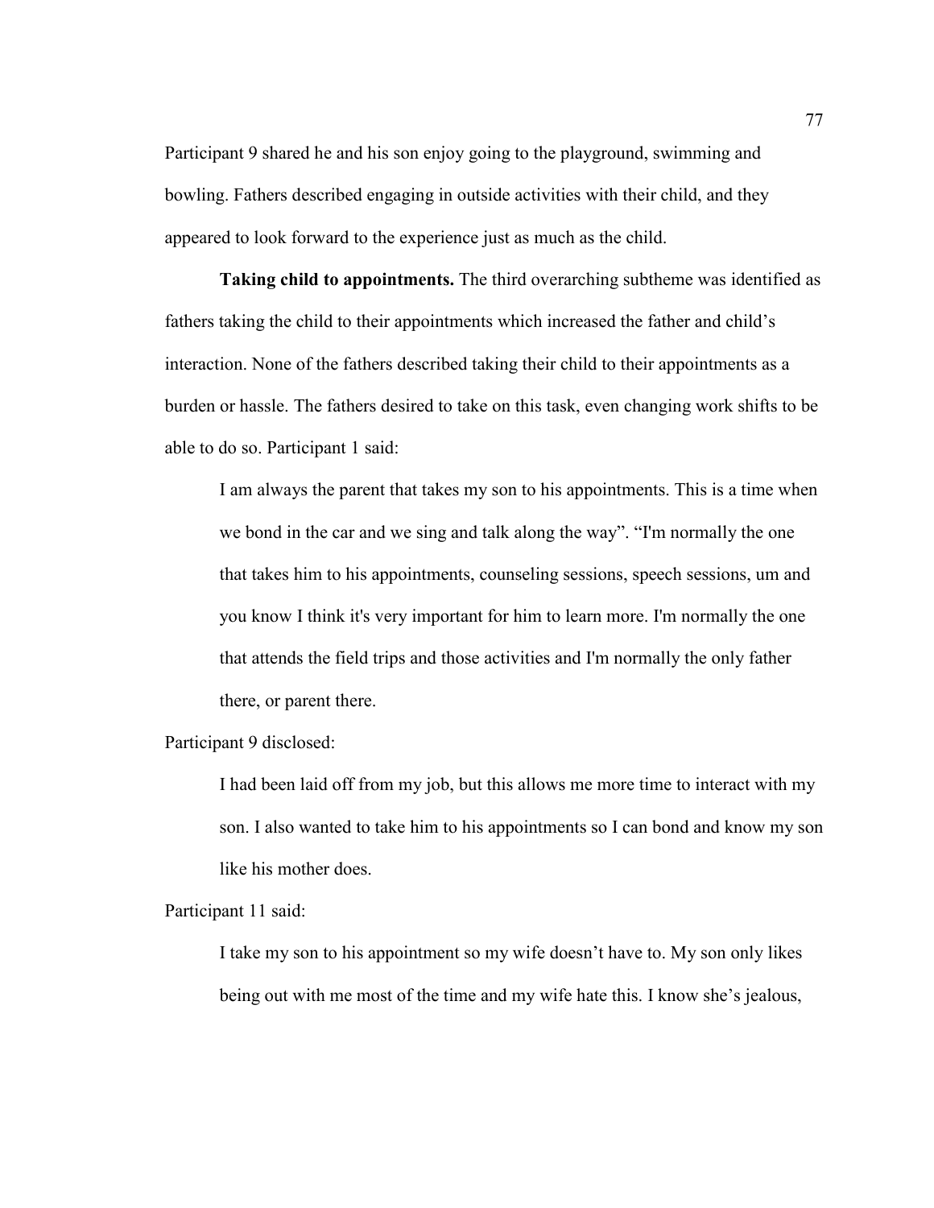Participant 9 shared he and his son enjoy going to the playground, swimming and bowling. Fathers described engaging in outside activities with their child, and they appeared to look forward to the experience just as much as the child.

**Taking child to appointments.** The third overarching subtheme was identified as fathers taking the child to their appointments which increased the father and child's interaction. None of the fathers described taking their child to their appointments as a burden or hassle. The fathers desired to take on this task, even changing work shifts to be able to do so. Participant 1 said:

> I am always the parent that takes my son to his appointments. This is a time when we bond in the car and we sing and talk along the way". "I'm normally the one that takes him to his appointments, counseling sessions, speech sessions, um and you know I think it's very important for him to learn more. I'm normally the one that attends the field trips and those activities and I'm normally the only father there, or parent there.

Participant 9 disclosed:

> I had been laid off from my job, but this allows me more time to interact with my son. I also wanted to take him to his appointments so I can bond and know my son like his mother does.

Participant 11 said:

> I take my son to his appointment so my wife doesn't have to. My son only likes being out with me most of the time and my wife hate this. I know she's jealous,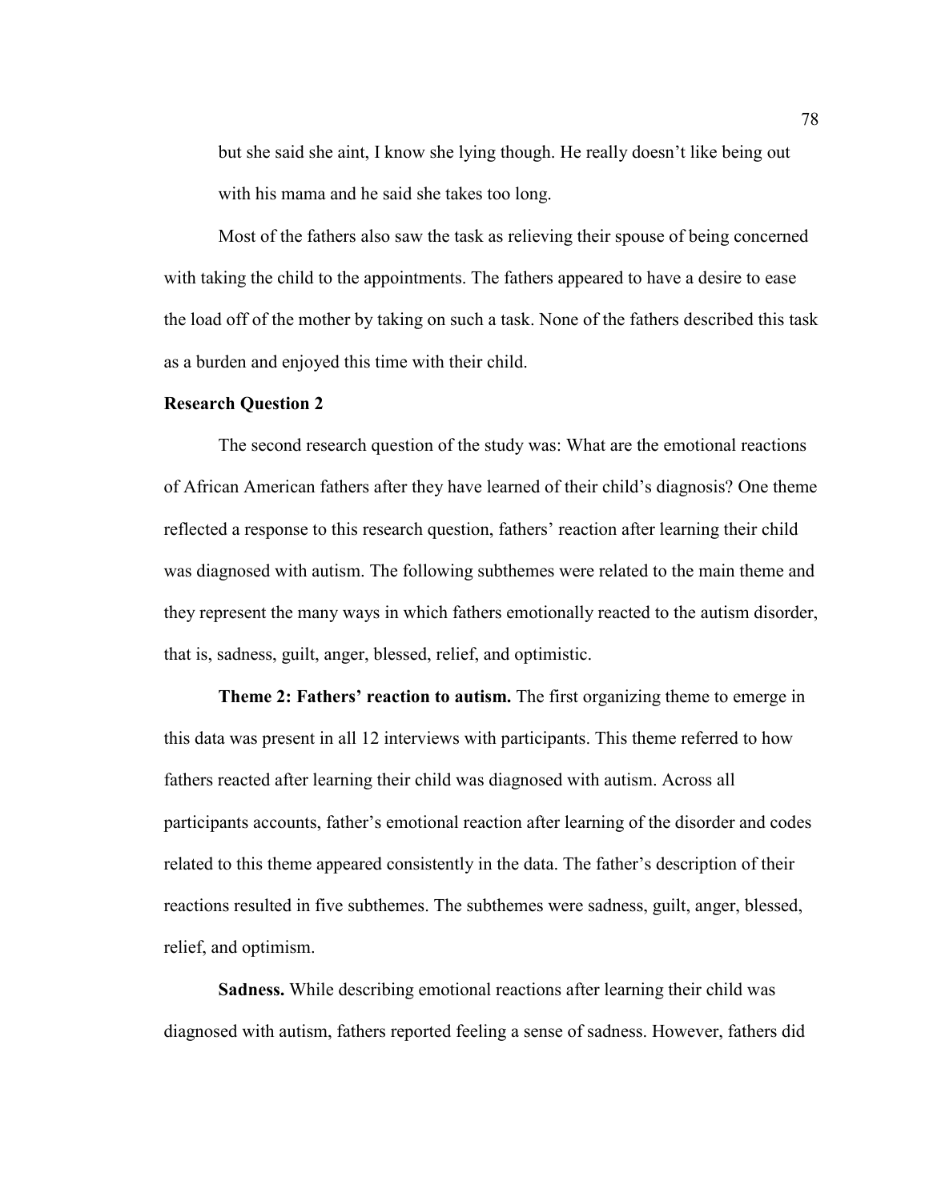> but she said she aint, I know she lying though. He really doesn't like being out with his mama and he said she takes too long.

Most of the fathers also saw the task as relieving their spouse of being concerned with taking the child to the appointments. The fathers appeared to have a desire to ease the load off of the mother by taking on such a task. None of the fathers described this task as a burden and enjoyed this time with their child.

**Research Question 2**

The second research question of the study was: What are the emotional reactions of African American fathers after they have learned of their child's diagnosis? One theme reflected a response to this research question, fathers' reaction after learning their child was diagnosed with autism. The following subthemes were related to the main theme and they represent the many ways in which fathers emotionally reacted to the autism disorder, that is, sadness, guilt, anger, blessed, relief, and optimistic.

**Theme 2: Fathers' reaction to autism.** The first organizing theme to emerge in this data was present in all 12 interviews with participants. This theme referred to how fathers reacted after learning their child was diagnosed with autism. Across all participants accounts, father's emotional reaction after learning of the disorder and codes related to this theme appeared consistently in the data. The father's description of their reactions resulted in five subthemes. The subthemes were sadness, guilt, anger, blessed, relief, and optimism.

**Sadness.** While describing emotional reactions after learning their child was diagnosed with autism, fathers reported feeling a sense of sadness. However, fathers did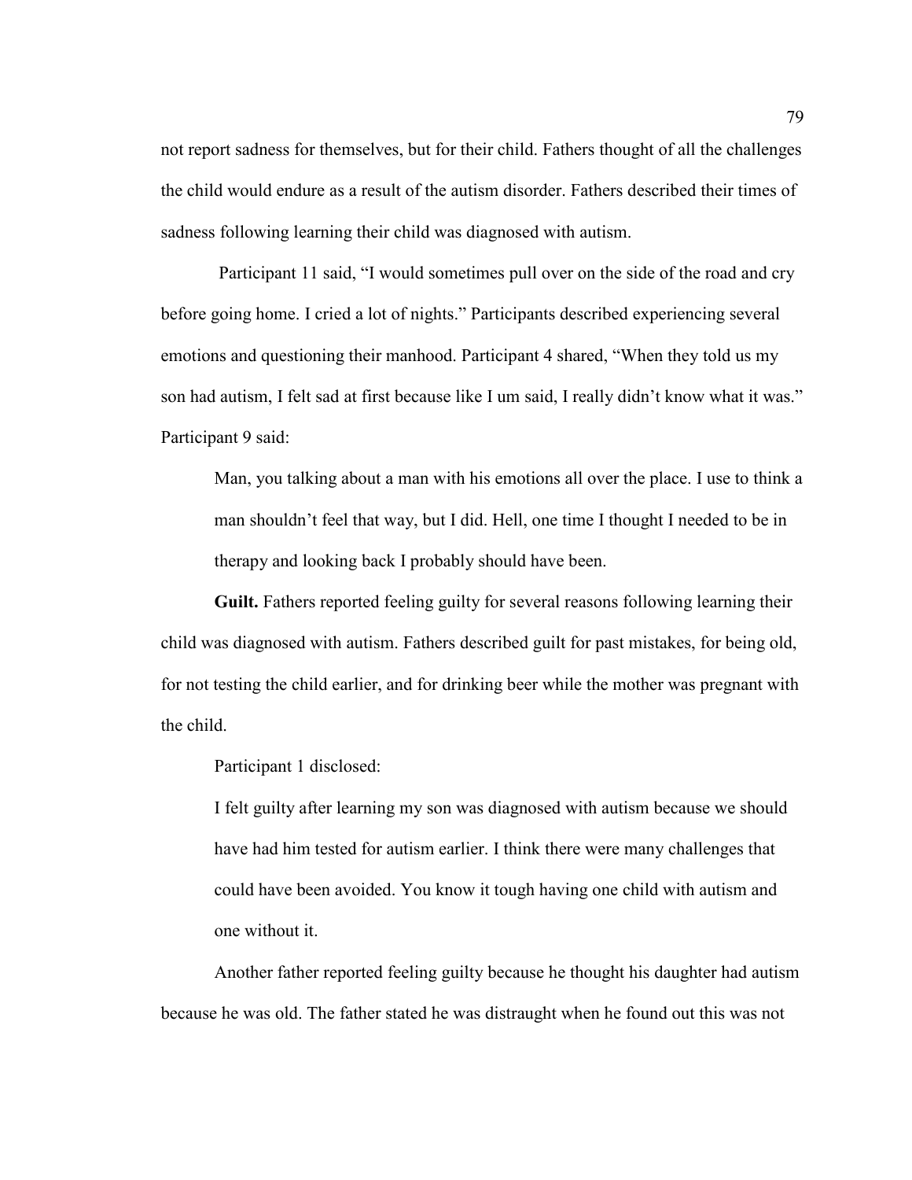not report sadness for themselves, but for their child. Fathers thought of all the challenges the child would endure as a result of the autism disorder. Fathers described their times of sadness following learning their child was diagnosed with autism.

Participant 11 said, "I would sometimes pull over on the side of the road and cry before going home. I cried a lot of nights." Participants described experiencing several emotions and questioning their manhood. Participant 4 shared, "When they told us my son had autism, I felt sad at first because like I um said, I really didn't know what it was." Participant 9 said:

> Man, you talking about a man with his emotions all over the place. I use to think a man shouldn't feel that way, but I did. Hell, one time I thought I needed to be in therapy and looking back I probably should have been.

**Guilt.** Fathers reported feeling guilty for several reasons following learning their child was diagnosed with autism. Fathers described guilt for past mistakes, for being old, for not testing the child earlier, and for drinking beer while the mother was pregnant with the child.

Participant 1 disclosed:

> I felt guilty after learning my son was diagnosed with autism because we should have had him tested for autism earlier. I think there were many challenges that could have been avoided. You know it tough having one child with autism and one without it.

Another father reported feeling guilty because he thought his daughter had autism because he was old. The father stated he was distraught when he found out this was not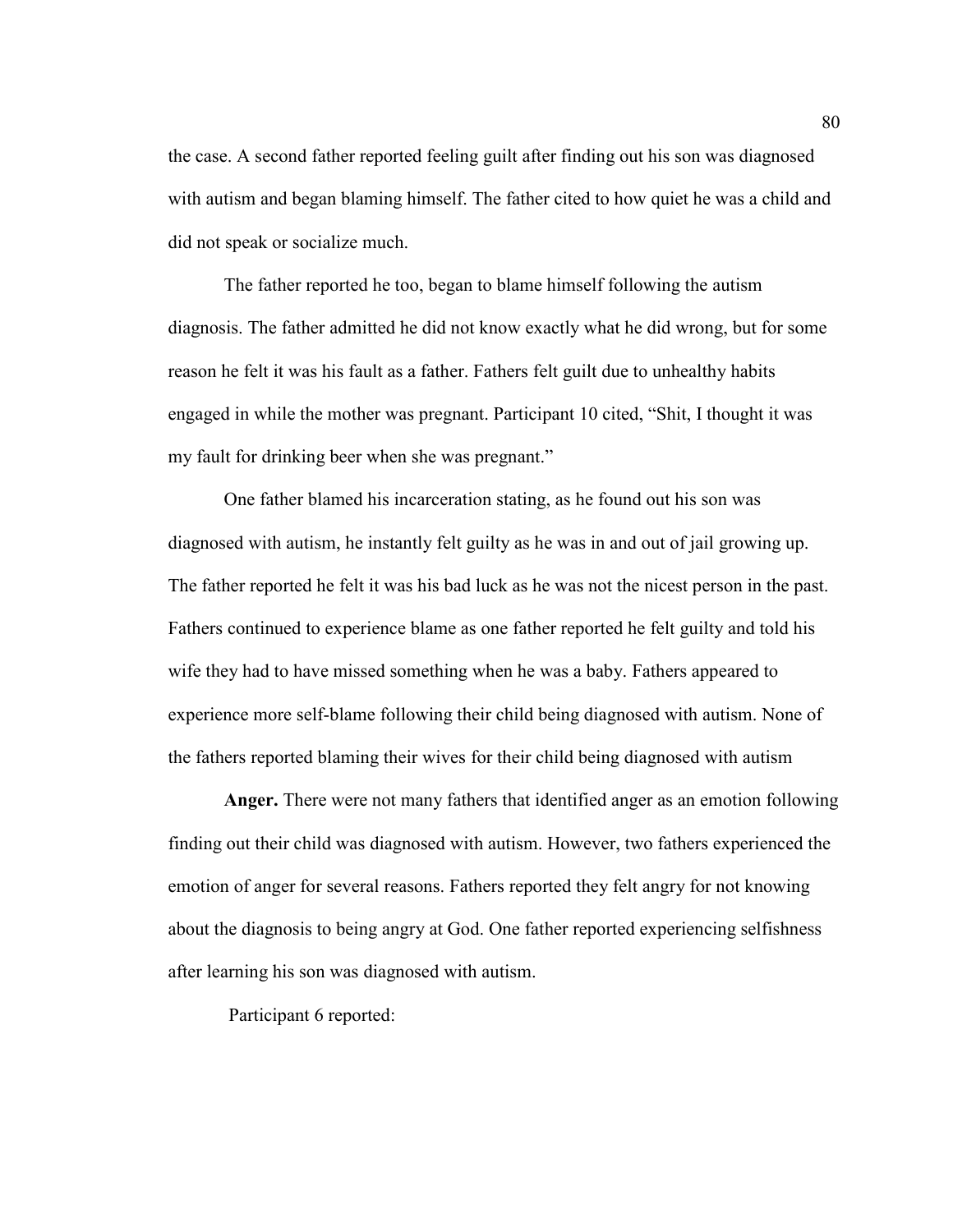the case. A second father reported feeling guilt after finding out his son was diagnosed with autism and began blaming himself. The father cited to how quiet he was a child and did not speak or socialize much.

The father reported he too, began to blame himself following the autism diagnosis. The father admitted he did not know exactly what he did wrong, but for some reason he felt it was his fault as a father. Fathers felt guilt due to unhealthy habits engaged in while the mother was pregnant. Participant 10 cited, "Shit, I thought it was my fault for drinking beer when she was pregnant."

One father blamed his incarceration stating, as he found out his son was diagnosed with autism, he instantly felt guilty as he was in and out of jail growing up. The father reported he felt it was his bad luck as he was not the nicest person in the past. Fathers continued to experience blame as one father reported he felt guilty and told his wife they had to have missed something when he was a baby. Fathers appeared to experience more self-blame following their child being diagnosed with autism. None of the fathers reported blaming their wives for their child being diagnosed with autism

**Anger.** There were not many fathers that identified anger as an emotion following finding out their child was diagnosed with autism. However, two fathers experienced the emotion of anger for several reasons. Fathers reported they felt angry for not knowing about the diagnosis to being angry at God. One father reported experiencing selfishness after learning his son was diagnosed with autism.

Participant 6 reported: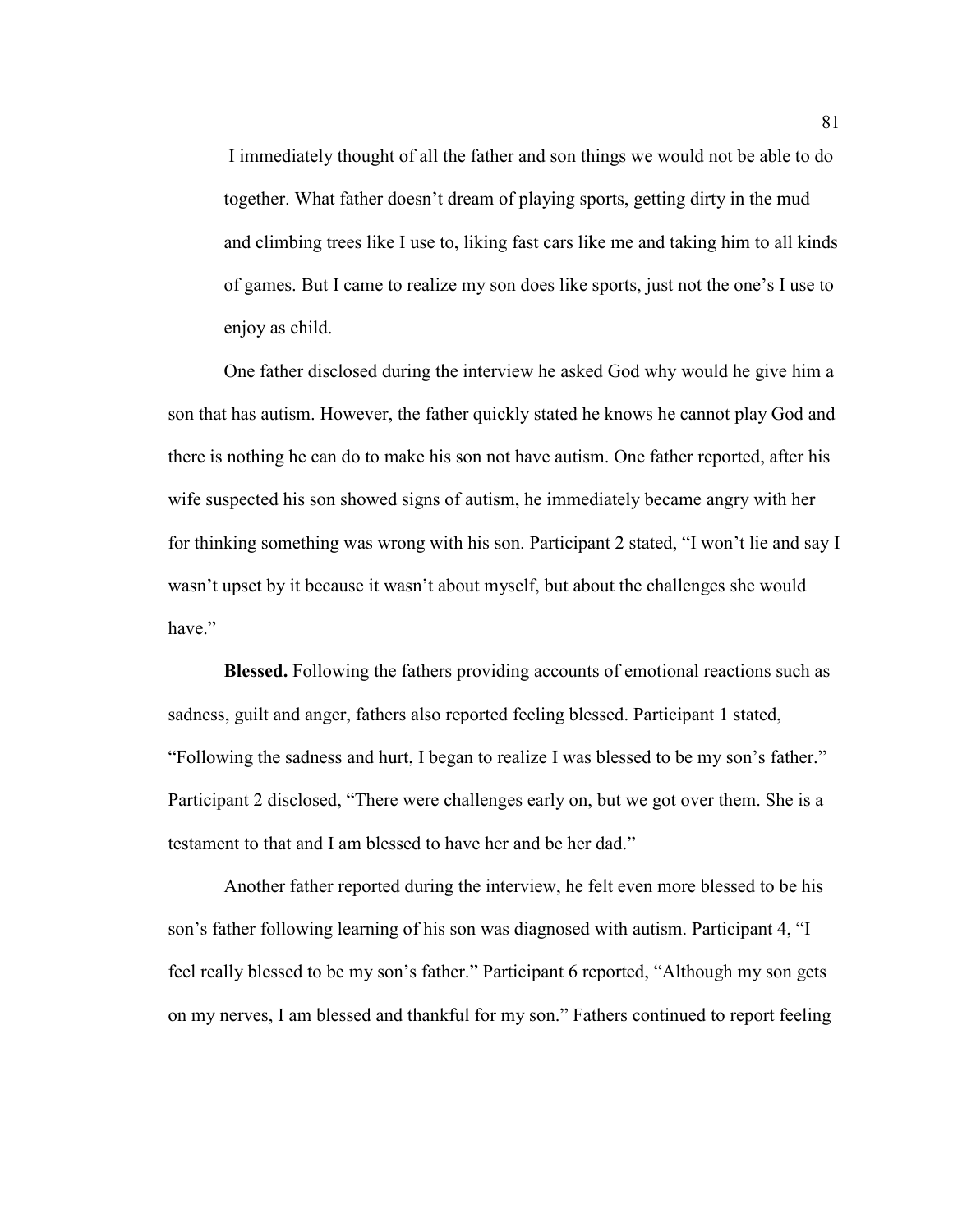I immediately thought of all the father and son things we would not be able to do together. What father doesn't dream of playing sports, getting dirty in the mud and climbing trees like I use to, liking fast cars like me and taking him to all kinds of games. But I came to realize my son does like sports, just not the one's I use to enjoy as child.

One father disclosed during the interview he asked God why would he give him a son that has autism. However, the father quickly stated he knows he cannot play God and there is nothing he can do to make his son not have autism. One father reported, after his wife suspected his son showed signs of autism, he immediately became angry with her for thinking something was wrong with his son. Participant 2 stated, "I won't lie and say I wasn't upset by it because it wasn't about myself, but about the challenges she would have."

**Blessed.** Following the fathers providing accounts of emotional reactions such as sadness, guilt and anger, fathers also reported feeling blessed. Participant 1 stated, "Following the sadness and hurt, I began to realize I was blessed to be my son's father." Participant 2 disclosed, "There were challenges early on, but we got over them. She is a testament to that and I am blessed to have her and be her dad."

Another father reported during the interview, he felt even more blessed to be his son's father following learning of his son was diagnosed with autism. Participant 4, "I feel really blessed to be my son's father." Participant 6 reported, "Although my son gets on my nerves, I am blessed and thankful for my son." Fathers continued to report feeling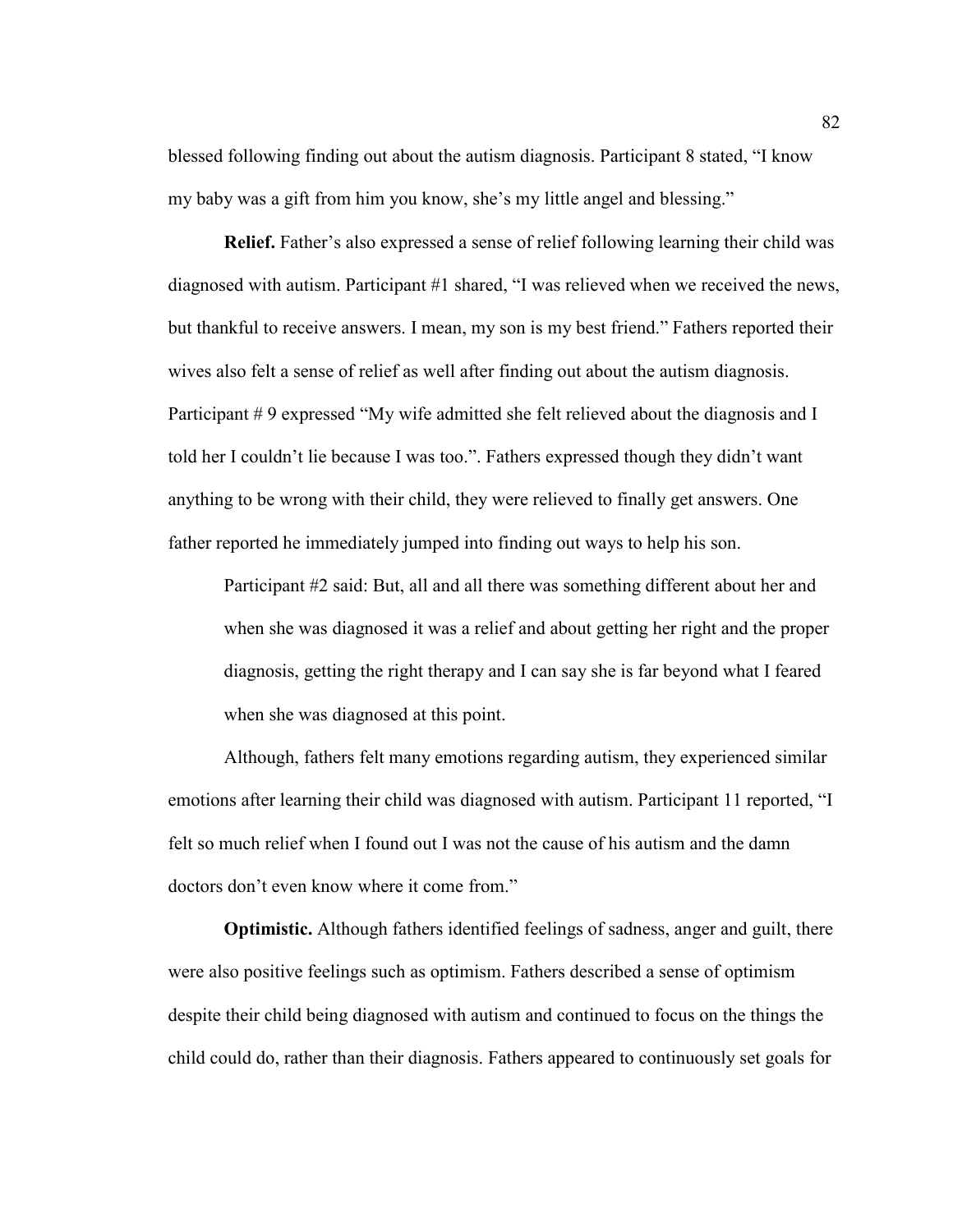blessed following finding out about the autism diagnosis. Participant 8 stated, "I know my baby was a gift from him you know, she's my little angel and blessing."

**Relief.** Father's also expressed a sense of relief following learning their child was diagnosed with autism. Participant #1 shared, "I was relieved when we received the news, but thankful to receive answers. I mean, my son is my best friend." Fathers reported their wives also felt a sense of relief as well after finding out about the autism diagnosis. Participant # 9 expressed "My wife admitted she felt relieved about the diagnosis and I told her I couldn't lie because I was too.". Fathers expressed though they didn't want anything to be wrong with their child, they were relieved to finally get answers. One father reported he immediately jumped into finding out ways to help his son.

> Participant #2 said: But, all and all there was something different about her and when she was diagnosed it was a relief and about getting her right and the proper diagnosis, getting the right therapy and I can say she is far beyond what I feared when she was diagnosed at this point.

Although, fathers felt many emotions regarding autism, they experienced similar emotions after learning their child was diagnosed with autism. Participant 11 reported, "I felt so much relief when I found out I was not the cause of his autism and the damn doctors don't even know where it come from."

**Optimistic.** Although fathers identified feelings of sadness, anger and guilt, there were also positive feelings such as optimism. Fathers described a sense of optimism despite their child being diagnosed with autism and continued to focus on the things the child could do, rather than their diagnosis. Fathers appeared to continuously set goals for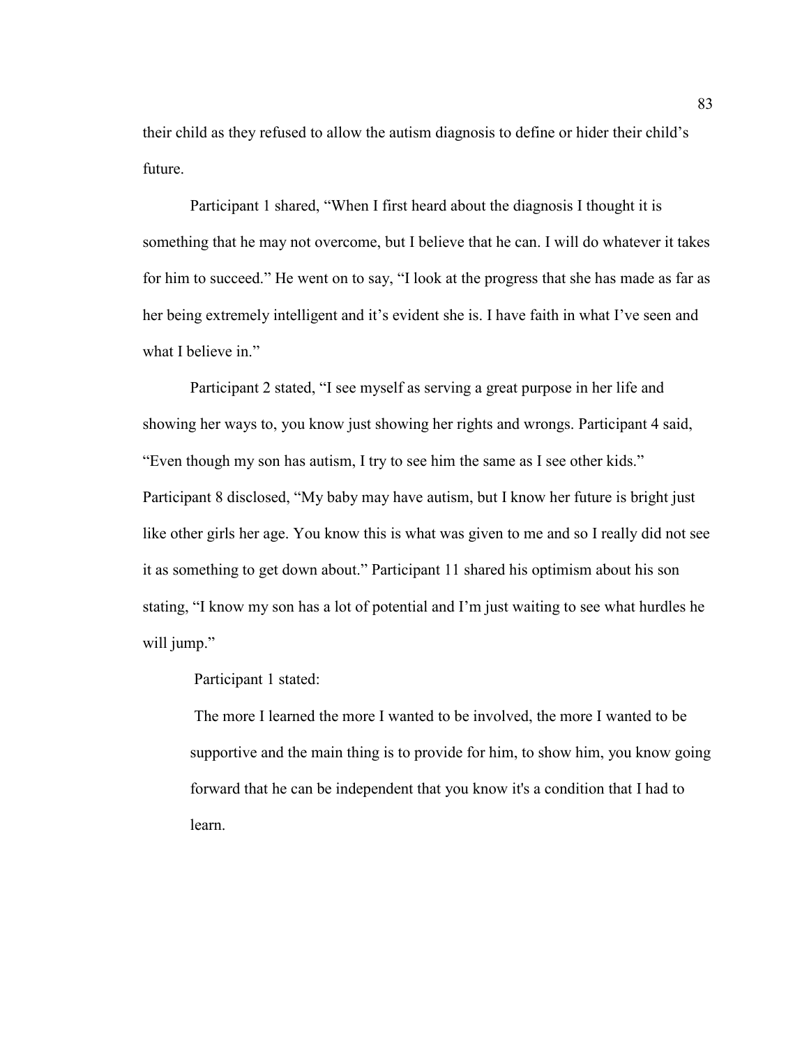their child as they refused to allow the autism diagnosis to define or hider their child's future.

Participant 1 shared, "When I first heard about the diagnosis I thought it is something that he may not overcome, but I believe that he can. I will do whatever it takes for him to succeed." He went on to say, "I look at the progress that she has made as far as her being extremely intelligent and it's evident she is. I have faith in what I've seen and what I believe in."

Participant 2 stated, "I see myself as serving a great purpose in her life and showing her ways to, you know just showing her rights and wrongs. Participant 4 said, "Even though my son has autism, I try to see him the same as I see other kids." Participant 8 disclosed, "My baby may have autism, but I know her future is bright just like other girls her age. You know this is what was given to me and so I really did not see it as something to get down about." Participant 11 shared his optimism about his son stating, "I know my son has a lot of potential and I'm just waiting to see what hurdles he will jump."

Participant 1 stated:

> The more I learned the more I wanted to be involved, the more I wanted to be supportive and the main thing is to provide for him, to show him, you know going forward that he can be independent that you know it's a condition that I had to learn.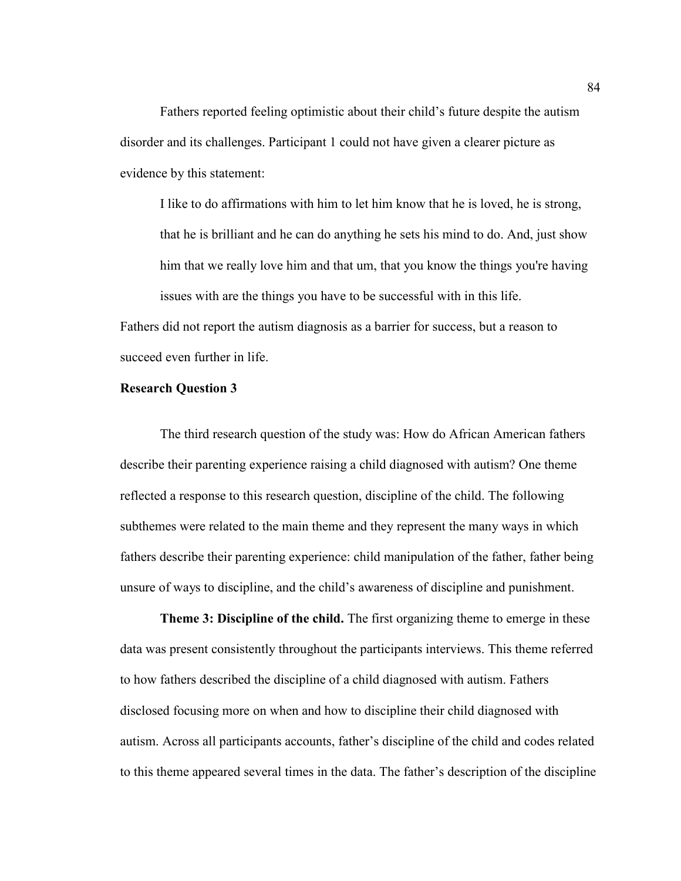Fathers reported feeling optimistic about their child's future despite the autism disorder and its challenges. Participant 1 could not have given a clearer picture as evidence by this statement:

> I like to do affirmations with him to let him know that he is loved, he is strong, that he is brilliant and he can do anything he sets his mind to do. And, just show him that we really love him and that um, that you know the things you're having issues with are the things you have to be successful with in this life.

Fathers did not report the autism diagnosis as a barrier for success, but a reason to succeed even further in life.

**Research Question 3**

The third research question of the study was: How do African American fathers describe their parenting experience raising a child diagnosed with autism? One theme reflected a response to this research question, discipline of the child. The following subthemes were related to the main theme and they represent the many ways in which fathers describe their parenting experience: child manipulation of the father, father being unsure of ways to discipline, and the child's awareness of discipline and punishment.

**Theme 3: Discipline of the child.** The first organizing theme to emerge in these data was present consistently throughout the participants interviews. This theme referred to how fathers described the discipline of a child diagnosed with autism. Fathers disclosed focusing more on when and how to discipline their child diagnosed with autism. Across all participants accounts, father's discipline of the child and codes related to this theme appeared several times in the data. The father's description of the discipline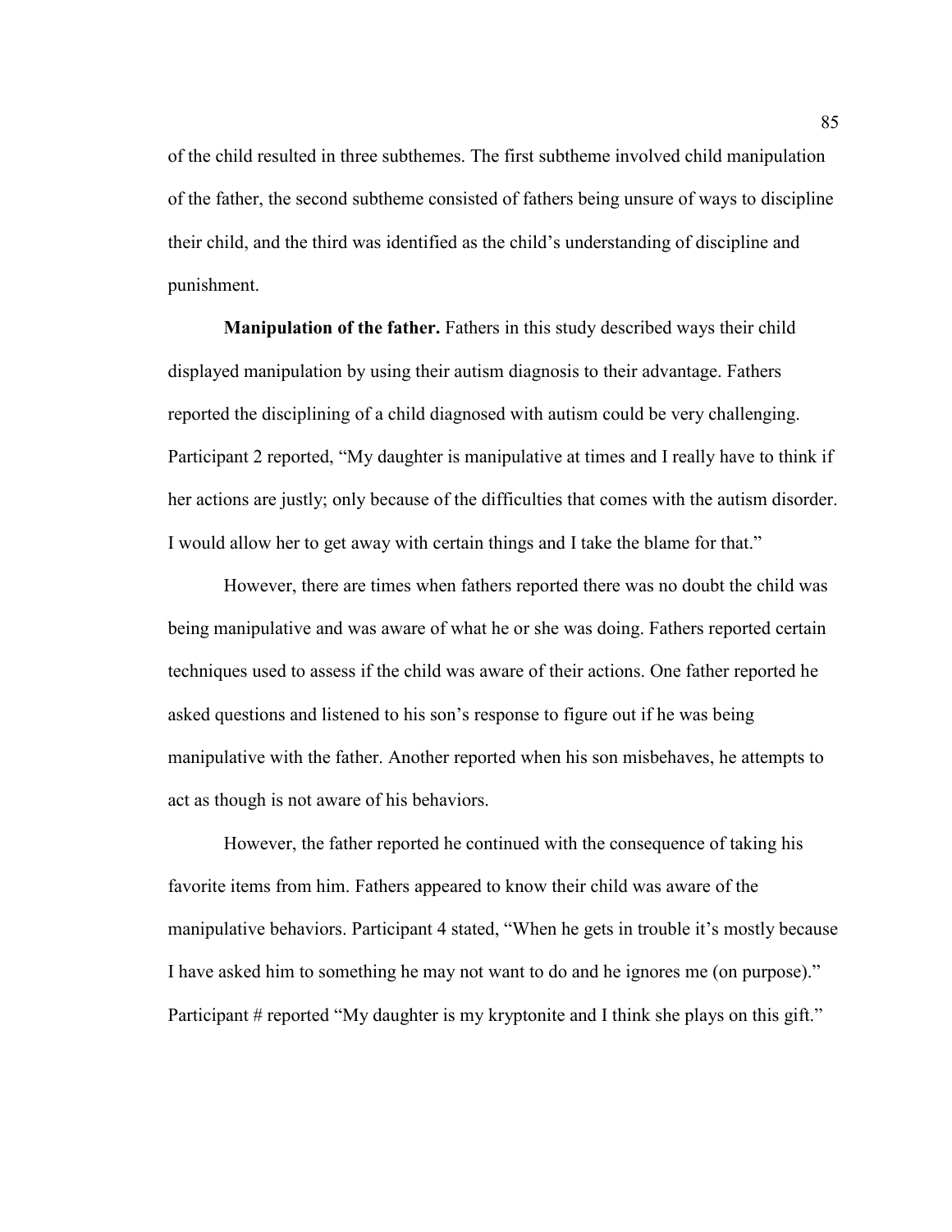of the child resulted in three subthemes. The first subtheme involved child manipulation of the father, the second subtheme consisted of fathers being unsure of ways to discipline their child, and the third was identified as the child's understanding of discipline and punishment.

**Manipulation of the father.** Fathers in this study described ways their child displayed manipulation by using their autism diagnosis to their advantage. Fathers reported the disciplining of a child diagnosed with autism could be very challenging. Participant 2 reported, "My daughter is manipulative at times and I really have to think if her actions are justly; only because of the difficulties that comes with the autism disorder. I would allow her to get away with certain things and I take the blame for that."

However, there are times when fathers reported there was no doubt the child was being manipulative and was aware of what he or she was doing. Fathers reported certain techniques used to assess if the child was aware of their actions. One father reported he asked questions and listened to his son's response to figure out if he was being manipulative with the father. Another reported when his son misbehaves, he attempts to act as though is not aware of his behaviors.

However, the father reported he continued with the consequence of taking his favorite items from him. Fathers appeared to know their child was aware of the manipulative behaviors. Participant 4 stated, "When he gets in trouble it's mostly because I have asked him to something he may not want to do and he ignores me (on purpose)." Participant # reported "My daughter is my kryptonite and I think she plays on this gift."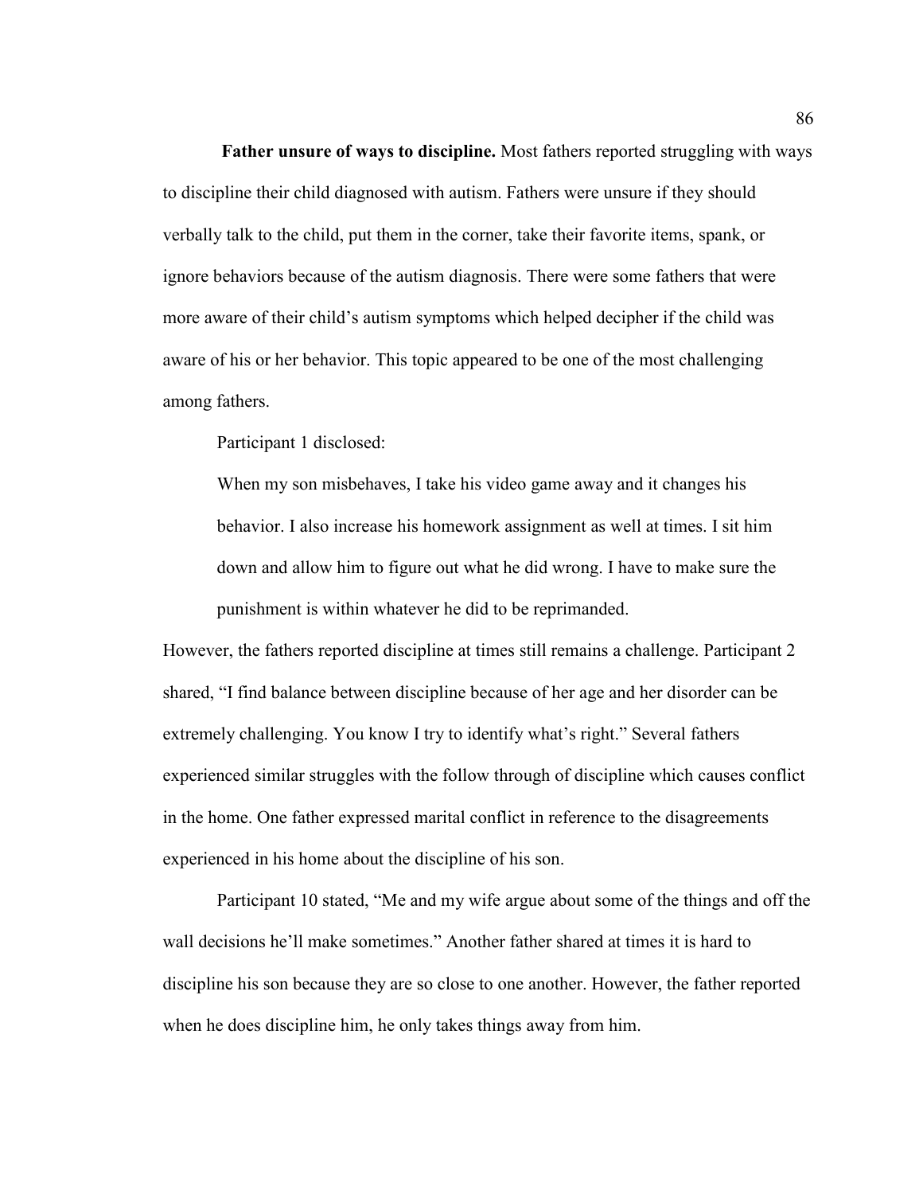**Father unsure of ways to discipline.** Most fathers reported struggling with ways to discipline their child diagnosed with autism. Fathers were unsure if they should verbally talk to the child, put them in the corner, take their favorite items, spank, or ignore behaviors because of the autism diagnosis. There were some fathers that were more aware of their child's autism symptoms which helped decipher if the child was aware of his or her behavior. This topic appeared to be one of the most challenging among fathers.

Participant 1 disclosed:

> When my son misbehaves, I take his video game away and it changes his behavior. I also increase his homework assignment as well at times. I sit him down and allow him to figure out what he did wrong. I have to make sure the punishment is within whatever he did to be reprimanded.

However, the fathers reported discipline at times still remains a challenge. Participant 2 shared, "I find balance between discipline because of her age and her disorder can be extremely challenging. You know I try to identify what's right." Several fathers experienced similar struggles with the follow through of discipline which causes conflict in the home. One father expressed marital conflict in reference to the disagreements experienced in his home about the discipline of his son.

Participant 10 stated, "Me and my wife argue about some of the things and off the wall decisions he'll make sometimes." Another father shared at times it is hard to discipline his son because they are so close to one another. However, the father reported when he does discipline him, he only takes things away from him.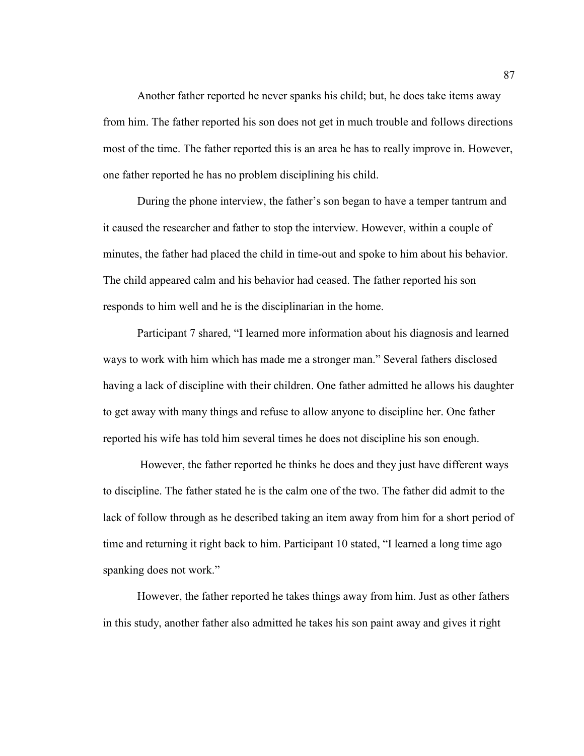Another father reported he never spanks his child; but, he does take items away from him. The father reported his son does not get in much trouble and follows directions most of the time. The father reported this is an area he has to really improve in. However, one father reported he has no problem disciplining his child.

During the phone interview, the father's son began to have a temper tantrum and it caused the researcher and father to stop the interview. However, within a couple of minutes, the father had placed the child in time-out and spoke to him about his behavior. The child appeared calm and his behavior had ceased. The father reported his son responds to him well and he is the disciplinarian in the home.

Participant 7 shared, "I learned more information about his diagnosis and learned ways to work with him which has made me a stronger man." Several fathers disclosed having a lack of discipline with their children. One father admitted he allows his daughter to get away with many things and refuse to allow anyone to discipline her. One father reported his wife has told him several times he does not discipline his son enough.

However, the father reported he thinks he does and they just have different ways to discipline. The father stated he is the calm one of the two. The father did admit to the lack of follow through as he described taking an item away from him for a short period of time and returning it right back to him. Participant 10 stated, "I learned a long time ago spanking does not work."

However, the father reported he takes things away from him. Just as other fathers in this study, another father also admitted he takes his son paint away and gives it right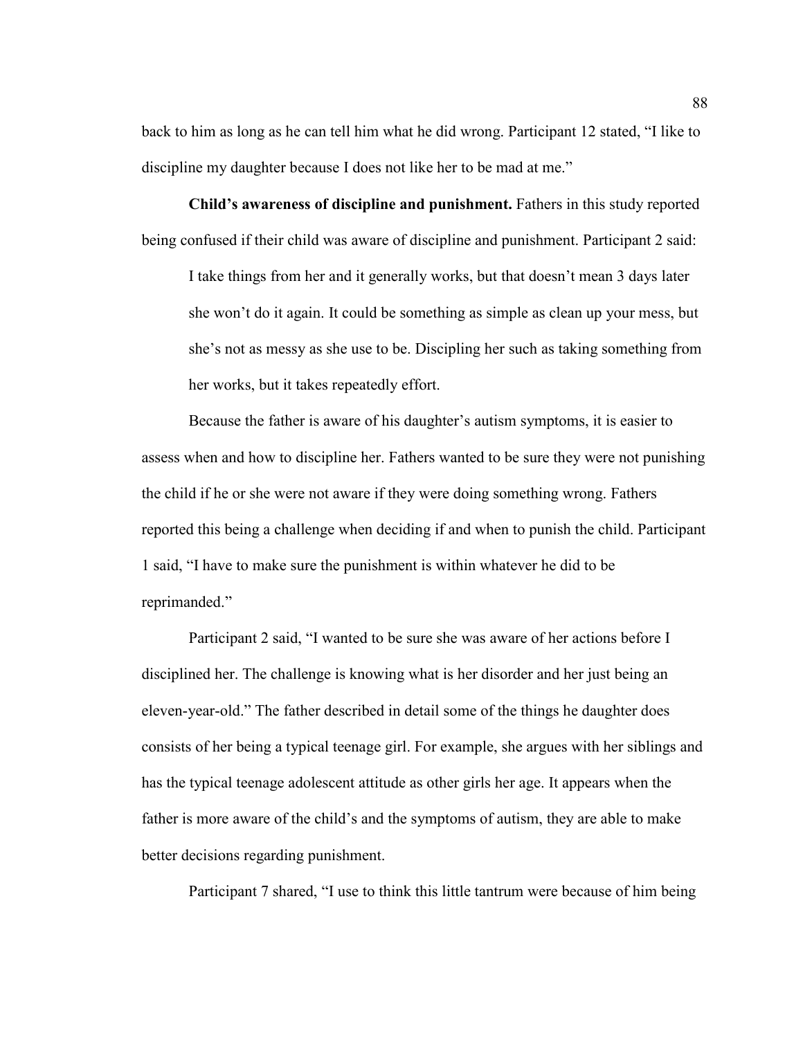back to him as long as he can tell him what he did wrong. Participant 12 stated, "I like to discipline my daughter because I does not like her to be mad at me."

**Child's awareness of discipline and punishment.** Fathers in this study reported being confused if their child was aware of discipline and punishment. Participant 2 said:

> I take things from her and it generally works, but that doesn't mean 3 days later she won't do it again. It could be something as simple as clean up your mess, but she's not as messy as she use to be. Discipling her such as taking something from her works, but it takes repeatedly effort.

Because the father is aware of his daughter's autism symptoms, it is easier to assess when and how to discipline her. Fathers wanted to be sure they were not punishing the child if he or she were not aware if they were doing something wrong. Fathers reported this being a challenge when deciding if and when to punish the child. Participant 1 said, "I have to make sure the punishment is within whatever he did to be reprimanded."

Participant 2 said, "I wanted to be sure she was aware of her actions before I disciplined her. The challenge is knowing what is her disorder and her just being an eleven-year-old." The father described in detail some of the things he daughter does consists of her being a typical teenage girl. For example, she argues with her siblings and has the typical teenage adolescent attitude as other girls her age. It appears when the father is more aware of the child's and the symptoms of autism, they are able to make better decisions regarding punishment.

Participant 7 shared, "I use to think this little tantrum were because of him being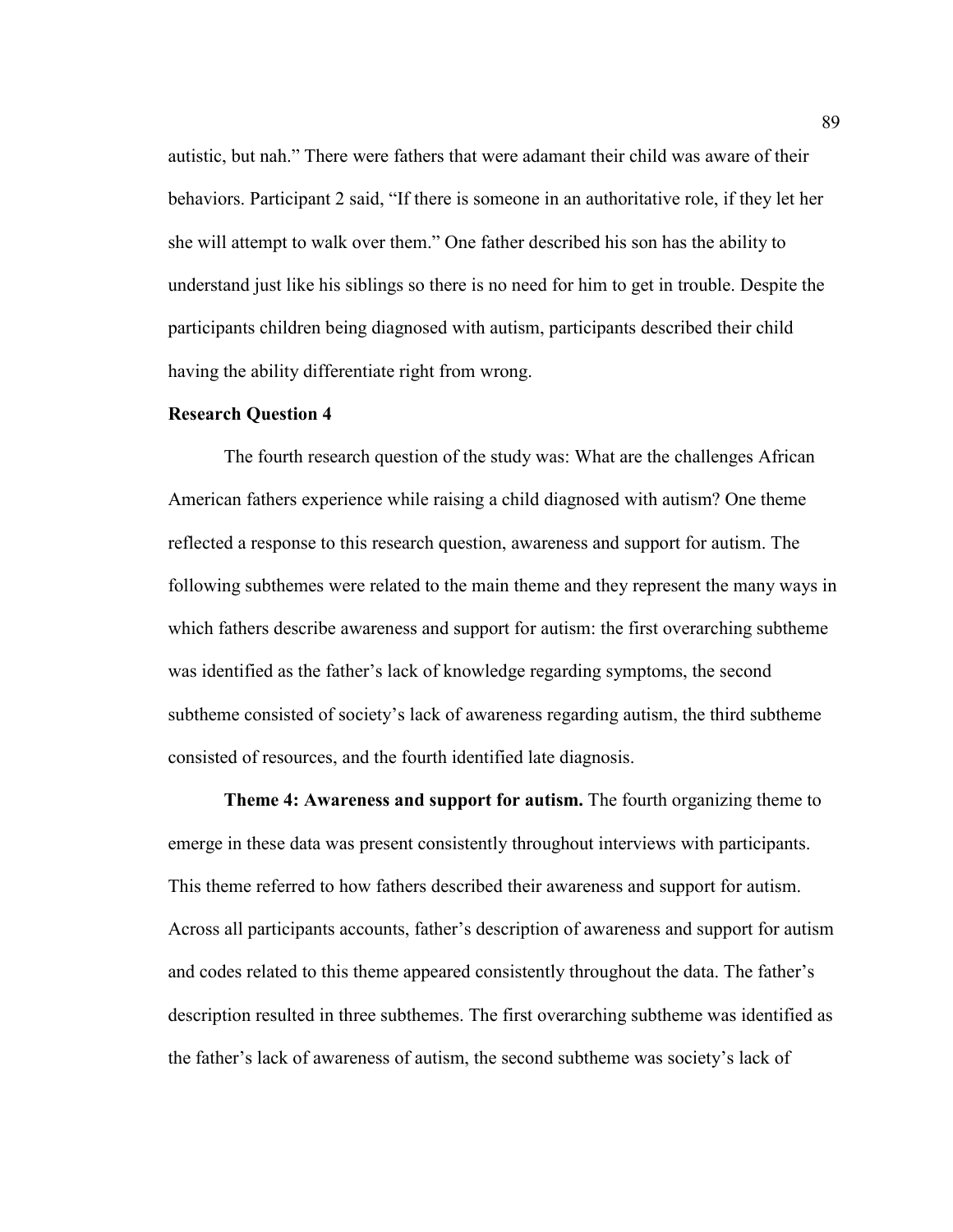autistic, but nah." There were fathers that were adamant their child was aware of their behaviors. Participant 2 said, "If there is someone in an authoritative role, if they let her she will attempt to walk over them." One father described his son has the ability to understand just like his siblings so there is no need for him to get in trouble. Despite the participants children being diagnosed with autism, participants described their child having the ability differentiate right from wrong.

### Research Question 4

The fourth research question of the study was: What are the challenges African American fathers experience while raising a child diagnosed with autism? One theme reflected a response to this research question, awareness and support for autism. The following subthemes were related to the main theme and they represent the many ways in which fathers describe awareness and support for autism: the first overarching subtheme was identified as the father's lack of knowledge regarding symptoms, the second subtheme consisted of society's lack of awareness regarding autism, the third subtheme consisted of resources, and the fourth identified late diagnosis.

**Theme 4: Awareness and support for autism.** The fourth organizing theme to emerge in these data was present consistently throughout interviews with participants. This theme referred to how fathers described their awareness and support for autism. Across all participants accounts, father's description of awareness and support for autism and codes related to this theme appeared consistently throughout the data. The father's description resulted in three subthemes. The first overarching subtheme was identified as the father's lack of awareness of autism, the second subtheme was society's lack of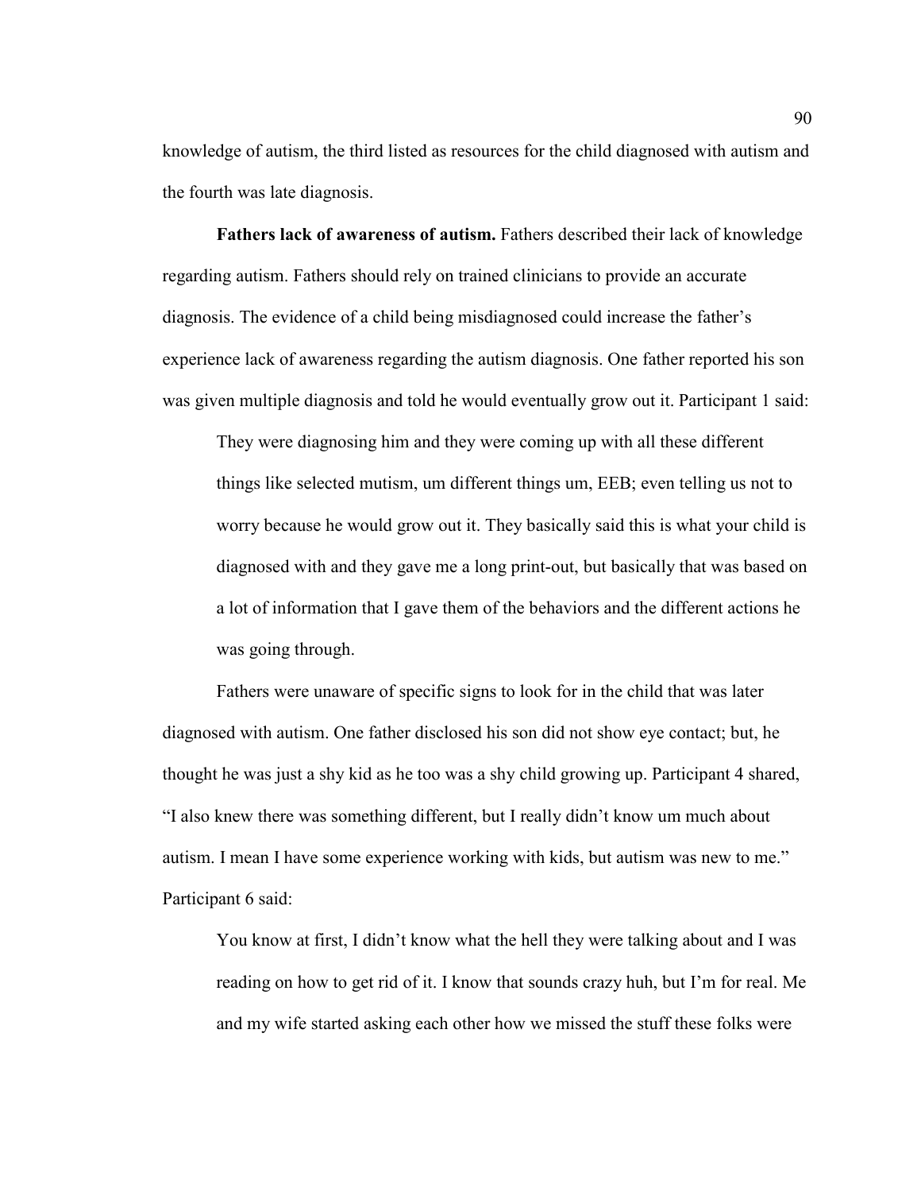knowledge of autism, the third listed as resources for the child diagnosed with autism and the fourth was late diagnosis.

**Fathers lack of awareness of autism.** Fathers described their lack of knowledge regarding autism. Fathers should rely on trained clinicians to provide an accurate diagnosis. The evidence of a child being misdiagnosed could increase the father's experience lack of awareness regarding the autism diagnosis. One father reported his son was given multiple diagnosis and told he would eventually grow out it. Participant 1 said:

> They were diagnosing him and they were coming up with all these different things like selected mutism, um different things um, EEB; even telling us not to worry because he would grow out it. They basically said this is what your child is diagnosed with and they gave me a long print-out, but basically that was based on a lot of information that I gave them of the behaviors and the different actions he was going through.

Fathers were unaware of specific signs to look for in the child that was later diagnosed with autism. One father disclosed his son did not show eye contact; but, he thought he was just a shy kid as he too was a shy child growing up. Participant 4 shared, "I also knew there was something different, but I really didn't know um much about autism. I mean I have some experience working with kids, but autism was new to me." Participant 6 said:

> You know at first, I didn't know what the hell they were talking about and I was reading on how to get rid of it. I know that sounds crazy huh, but I'm for real. Me and my wife started asking each other how we missed the stuff these folks were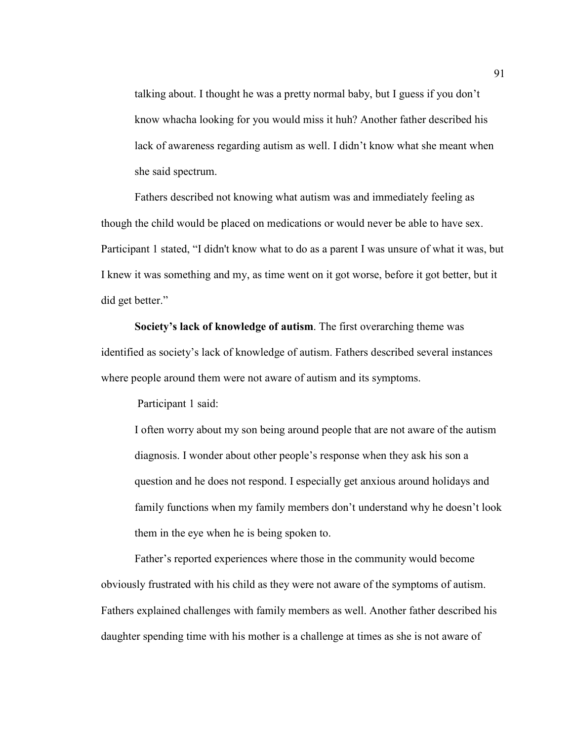talking about. I thought he was a pretty normal baby, but I guess if you don't know whacha looking for you would miss it huh? Another father described his lack of awareness regarding autism as well. I didn't know what she meant when she said spectrum.

Fathers described not knowing what autism was and immediately feeling as though the child would be placed on medications or would never be able to have sex. Participant 1 stated, "I didn't know what to do as a parent I was unsure of what it was, but I knew it was something and my, as time went on it got worse, before it got better, but it did get better."

**Society's lack of knowledge of autism**. The first overarching theme was identified as society's lack of knowledge of autism. Fathers described several instances where people around them were not aware of autism and its symptoms.

Participant 1 said:

> I often worry about my son being around people that are not aware of the autism diagnosis. I wonder about other people's response when they ask his son a question and he does not respond. I especially get anxious around holidays and family functions when my family members don't understand why he doesn't look them in the eye when he is being spoken to.

Father's reported experiences where those in the community would become obviously frustrated with his child as they were not aware of the symptoms of autism. Fathers explained challenges with family members as well. Another father described his daughter spending time with his mother is a challenge at times as she is not aware of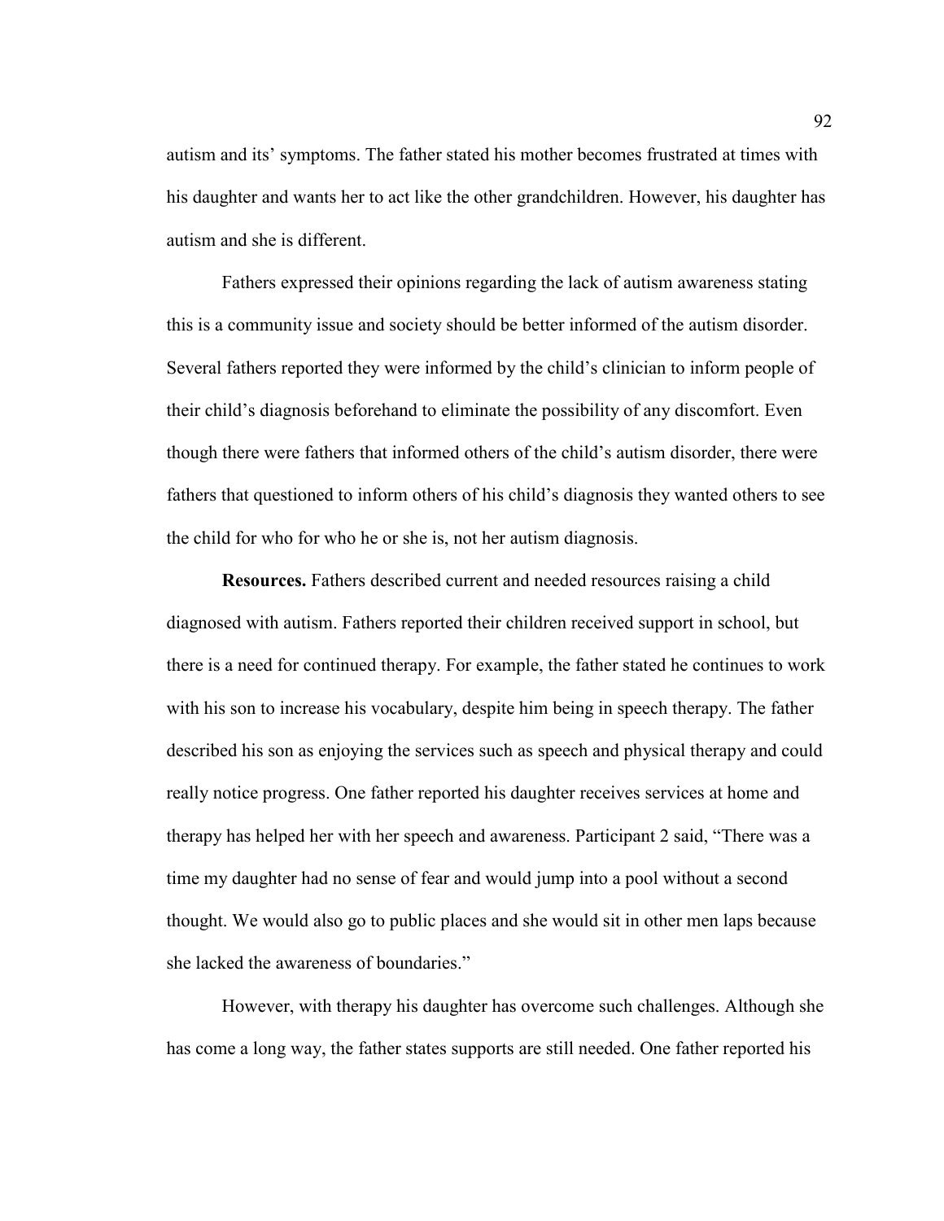autism and its' symptoms. The father stated his mother becomes frustrated at times with his daughter and wants her to act like the other grandchildren. However, his daughter has autism and she is different.

Fathers expressed their opinions regarding the lack of autism awareness stating this is a community issue and society should be better informed of the autism disorder. Several fathers reported they were informed by the child's clinician to inform people of their child's diagnosis beforehand to eliminate the possibility of any discomfort. Even though there were fathers that informed others of the child's autism disorder, there were fathers that questioned to inform others of his child's diagnosis they wanted others to see the child for who for who he or she is, not her autism diagnosis.

**Resources.** Fathers described current and needed resources raising a child diagnosed with autism. Fathers reported their children received support in school, but there is a need for continued therapy. For example, the father stated he continues to work with his son to increase his vocabulary, despite him being in speech therapy. The father described his son as enjoying the services such as speech and physical therapy and could really notice progress. One father reported his daughter receives services at home and therapy has helped her with her speech and awareness. Participant 2 said, "There was a time my daughter had no sense of fear and would jump into a pool without a second thought. We would also go to public places and she would sit in other men laps because she lacked the awareness of boundaries."

However, with therapy his daughter has overcome such challenges. Although she has come a long way, the father states supports are still needed. One father reported his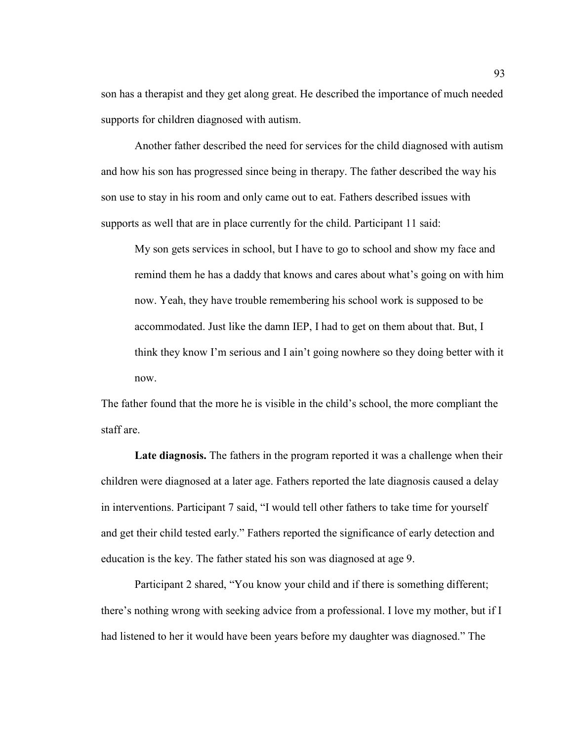son has a therapist and they get along great. He described the importance of much needed supports for children diagnosed with autism.

Another father described the need for services for the child diagnosed with autism and how his son has progressed since being in therapy. The father described the way his son use to stay in his room and only came out to eat. Fathers described issues with supports as well that are in place currently for the child. Participant 11 said:

> My son gets services in school, but I have to go to school and show my face and remind them he has a daddy that knows and cares about what's going on with him now. Yeah, they have trouble remembering his school work is supposed to be accommodated. Just like the damn IEP, I had to get on them about that. But, I think they know I'm serious and I ain't going nowhere so they doing better with it now.

The father found that the more he is visible in the child's school, the more compliant the staff are.

**Late diagnosis.** The fathers in the program reported it was a challenge when their children were diagnosed at a later age. Fathers reported the late diagnosis caused a delay in interventions. Participant 7 said, "I would tell other fathers to take time for yourself and get their child tested early." Fathers reported the significance of early detection and education is the key. The father stated his son was diagnosed at age 9.

Participant 2 shared, "You know your child and if there is something different; there's nothing wrong with seeking advice from a professional. I love my mother, but if I had listened to her it would have been years before my daughter was diagnosed." The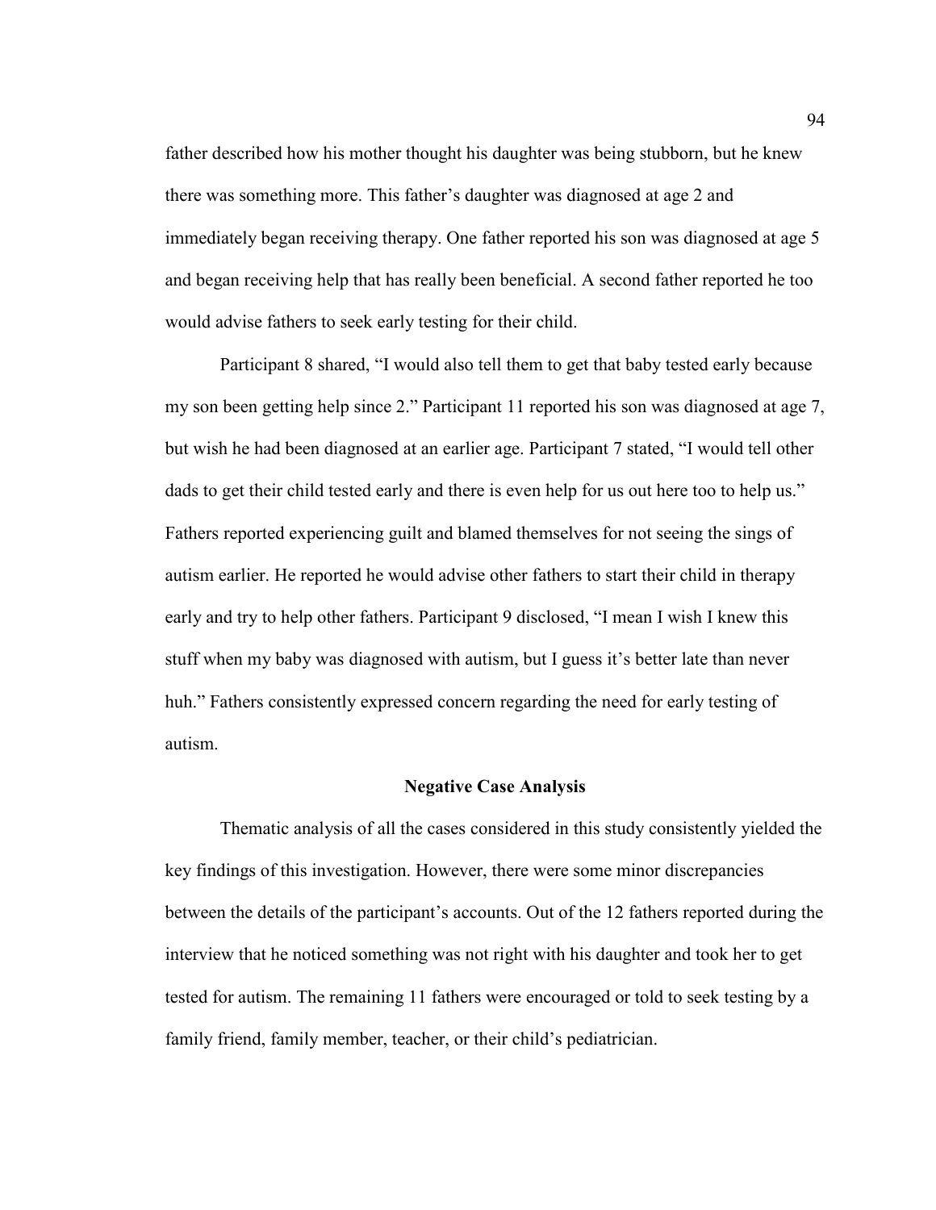father described how his mother thought his daughter was being stubborn, but he knew there was something more. This father's daughter was diagnosed at age 2 and immediately began receiving therapy. One father reported his son was diagnosed at age 5 and began receiving help that has really been beneficial. A second father reported he too would advise fathers to seek early testing for their child.

Participant 8 shared, "I would also tell them to get that baby tested early because my son been getting help since 2." Participant 11 reported his son was diagnosed at age 7, but wish he had been diagnosed at an earlier age. Participant 7 stated, "I would tell other dads to get their child tested early and there is even help for us out here too to help us." Fathers reported experiencing guilt and blamed themselves for not seeing the sings of autism earlier. He reported he would advise other fathers to start their child in therapy early and try to help other fathers. Participant 9 disclosed, "I mean I wish I knew this stuff when my baby was diagnosed with autism, but I guess it's better late than never huh." Fathers consistently expressed concern regarding the need for early testing of autism.

## Negative Case Analysis

Thematic analysis of all the cases considered in this study consistently yielded the key findings of this investigation. However, there were some minor discrepancies between the details of the participant's accounts. Out of the 12 fathers reported during the interview that he noticed something was not right with his daughter and took her to get tested for autism. The remaining 11 fathers were encouraged or told to seek testing by a family friend, family member, teacher, or their child's pediatrician.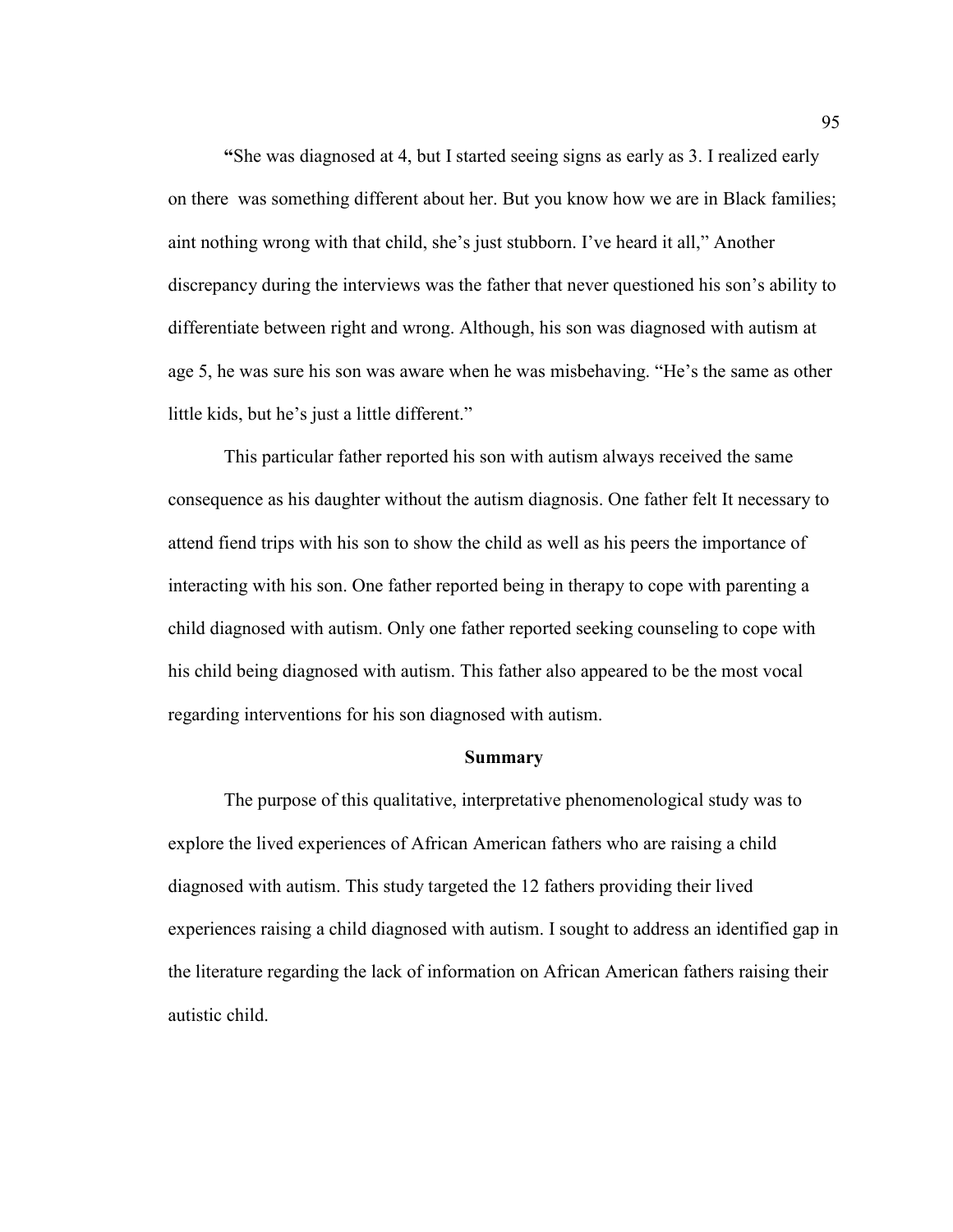**"**She was diagnosed at 4, but I started seeing signs as early as 3. I realized early on there  was something different about her. But you know how we are in Black families; aint nothing wrong with that child, she's just stubborn. I've heard it all," Another discrepancy during the interviews was the father that never questioned his son's ability to differentiate between right and wrong. Although, his son was diagnosed with autism at age 5, he was sure his son was aware when he was misbehaving. "He's the same as other little kids, but he's just a little different."

This particular father reported his son with autism always received the same consequence as his daughter without the autism diagnosis. One father felt It necessary to attend fiend trips with his son to show the child as well as his peers the importance of interacting with his son. One father reported being in therapy to cope with parenting a child diagnosed with autism. Only one father reported seeking counseling to cope with his child being diagnosed with autism. This father also appeared to be the most vocal regarding interventions for his son diagnosed with autism.

## Summary

The purpose of this qualitative, interpretative phenomenological study was to explore the lived experiences of African American fathers who are raising a child diagnosed with autism. This study targeted the 12 fathers providing their lived experiences raising a child diagnosed with autism. I sought to address an identified gap in the literature regarding the lack of information on African American fathers raising their autistic child.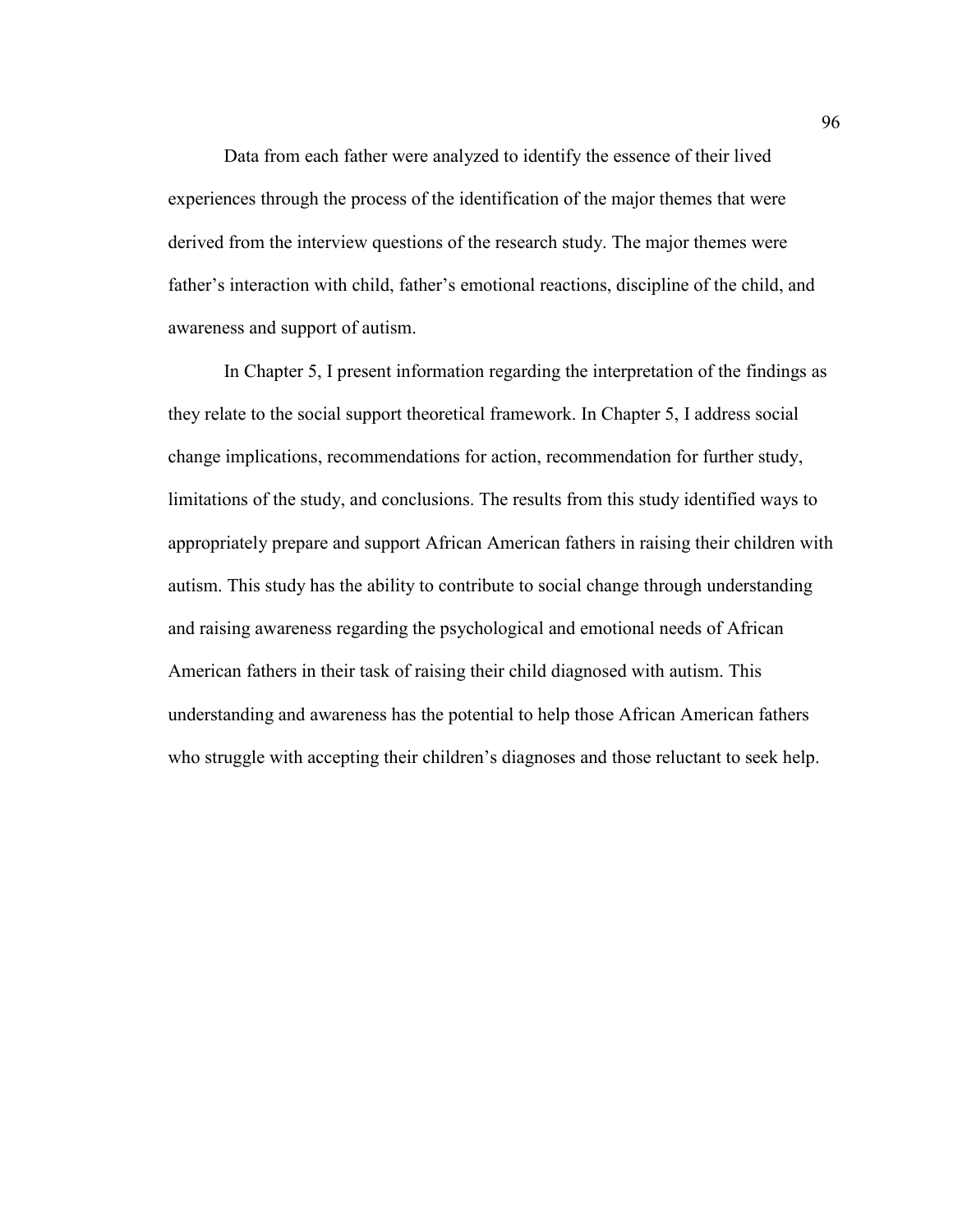Data from each father were analyzed to identify the essence of their lived experiences through the process of the identification of the major themes that were derived from the interview questions of the research study. The major themes were father's interaction with child, father's emotional reactions, discipline of the child, and awareness and support of autism.

In Chapter 5, I present information regarding the interpretation of the findings as they relate to the social support theoretical framework. In Chapter 5, I address social change implications, recommendations for action, recommendation for further study, limitations of the study, and conclusions. The results from this study identified ways to appropriately prepare and support African American fathers in raising their children with autism. This study has the ability to contribute to social change through understanding and raising awareness regarding the psychological and emotional needs of African American fathers in their task of raising their child diagnosed with autism. This understanding and awareness has the potential to help those African American fathers who struggle with accepting their children's diagnoses and those reluctant to seek help.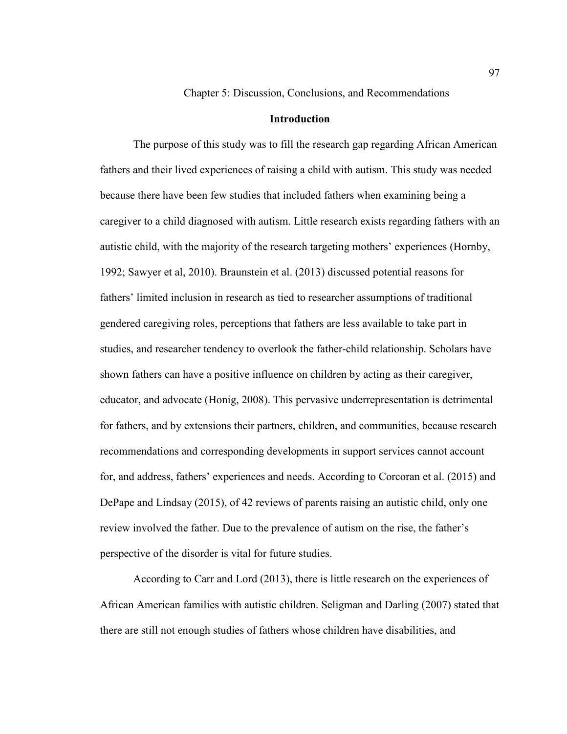# Chapter 5: Discussion, Conclusions, and Recommendations

## Introduction

The purpose of this study was to fill the research gap regarding African American fathers and their lived experiences of raising a child with autism. This study was needed because there have been few studies that included fathers when examining being a caregiver to a child diagnosed with autism. Little research exists regarding fathers with an autistic child, with the majority of the research targeting mothers' experiences (Hornby, 1992; Sawyer et al, 2010). Braunstein et al. (2013) discussed potential reasons for fathers' limited inclusion in research as tied to researcher assumptions of traditional gendered caregiving roles, perceptions that fathers are less available to take part in studies, and researcher tendency to overlook the father-child relationship. Scholars have shown fathers can have a positive influence on children by acting as their caregiver, educator, and advocate (Honig, 2008). This pervasive underrepresentation is detrimental for fathers, and by extensions their partners, children, and communities, because research recommendations and corresponding developments in support services cannot account for, and address, fathers' experiences and needs. According to Corcoran et al. (2015) and DePape and Lindsay (2015), of 42 reviews of parents raising an autistic child, only one review involved the father. Due to the prevalence of autism on the rise, the father's perspective of the disorder is vital for future studies.

According to Carr and Lord (2013), there is little research on the experiences of African American families with autistic children. Seligman and Darling (2007) stated that there are still not enough studies of fathers whose children have disabilities, and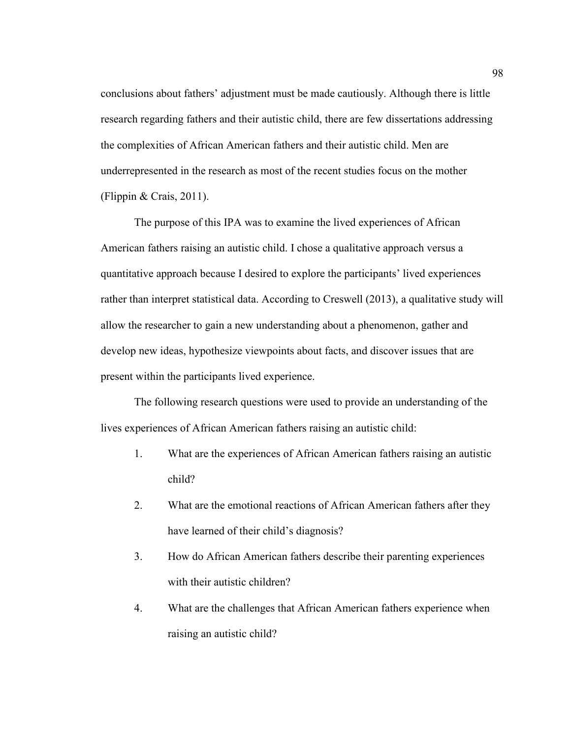conclusions about fathers' adjustment must be made cautiously. Although there is little research regarding fathers and their autistic child, there are few dissertations addressing the complexities of African American fathers and their autistic child. Men are underrepresented in the research as most of the recent studies focus on the mother (Flippin & Crais, 2011).

The purpose of this IPA was to examine the lived experiences of African American fathers raising an autistic child. I chose a qualitative approach versus a quantitative approach because I desired to explore the participants' lived experiences rather than interpret statistical data. According to Creswell (2013), a qualitative study will allow the researcher to gain a new understanding about a phenomenon, gather and develop new ideas, hypothesize viewpoints about facts, and discover issues that are present within the participants lived experience.

The following research questions were used to provide an understanding of the lives experiences of African American fathers raising an autistic child:

1. What are the experiences of African American fathers raising an autistic child?
2. What are the emotional reactions of African American fathers after they have learned of their child's diagnosis?
3. How do African American fathers describe their parenting experiences with their autistic children?
4. What are the challenges that African American fathers experience when raising an autistic child?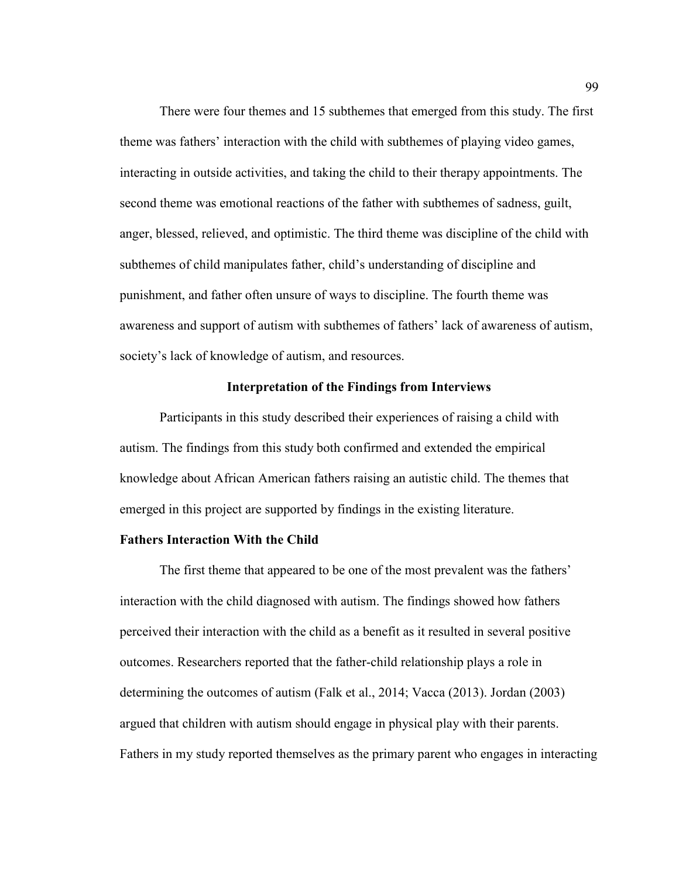There were four themes and 15 subthemes that emerged from this study. The first theme was fathers' interaction with the child with subthemes of playing video games, interacting in outside activities, and taking the child to their therapy appointments. The second theme was emotional reactions of the father with subthemes of sadness, guilt, anger, blessed, relieved, and optimistic. The third theme was discipline of the child with subthemes of child manipulates father, child's understanding of discipline and punishment, and father often unsure of ways to discipline. The fourth theme was awareness and support of autism with subthemes of fathers' lack of awareness of autism, society's lack of knowledge of autism, and resources.

## Interpretation of the Findings from Interviews

Participants in this study described their experiences of raising a child with autism. The findings from this study both confirmed and extended the empirical knowledge about African American fathers raising an autistic child. The themes that emerged in this project are supported by findings in the existing literature.

### Fathers Interaction With the Child

The first theme that appeared to be one of the most prevalent was the fathers' interaction with the child diagnosed with autism. The findings showed how fathers perceived their interaction with the child as a benefit as it resulted in several positive outcomes. Researchers reported that the father-child relationship plays a role in determining the outcomes of autism (Falk et al., 2014; Vacca (2013). Jordan (2003) argued that children with autism should engage in physical play with their parents. Fathers in my study reported themselves as the primary parent who engages in interacting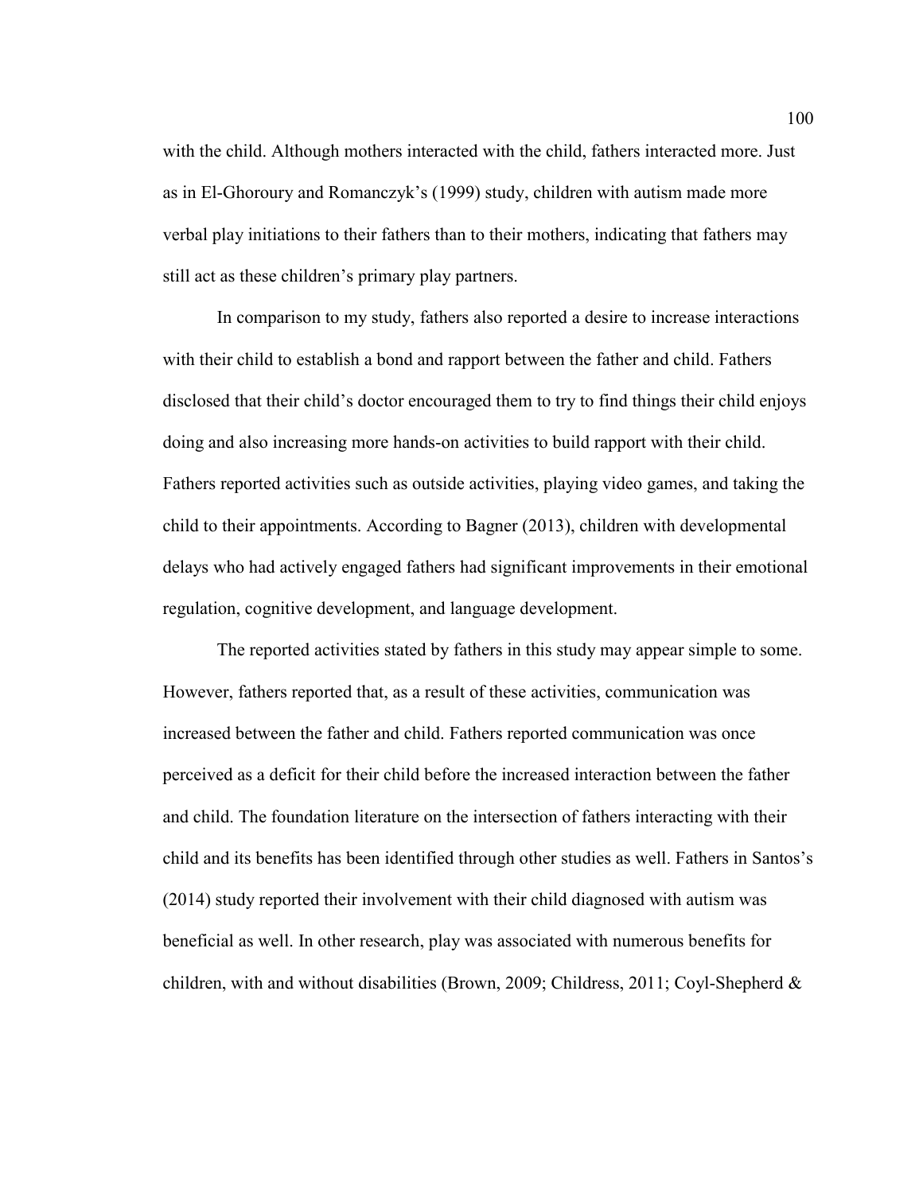with the child. Although mothers interacted with the child, fathers interacted more. Just as in El-Ghoroury and Romanczyk's (1999) study, children with autism made more verbal play initiations to their fathers than to their mothers, indicating that fathers may still act as these children's primary play partners.

In comparison to my study, fathers also reported a desire to increase interactions with their child to establish a bond and rapport between the father and child. Fathers disclosed that their child's doctor encouraged them to try to find things their child enjoys doing and also increasing more hands-on activities to build rapport with their child. Fathers reported activities such as outside activities, playing video games, and taking the child to their appointments. According to Bagner (2013), children with developmental delays who had actively engaged fathers had significant improvements in their emotional regulation, cognitive development, and language development.

The reported activities stated by fathers in this study may appear simple to some. However, fathers reported that, as a result of these activities, communication was increased between the father and child. Fathers reported communication was once perceived as a deficit for their child before the increased interaction between the father and child. The foundation literature on the intersection of fathers interacting with their child and its benefits has been identified through other studies as well. Fathers in Santos's (2014) study reported their involvement with their child diagnosed with autism was beneficial as well. In other research, play was associated with numerous benefits for children, with and without disabilities (Brown, 2009; Childress, 2011; Coyl-Shepherd &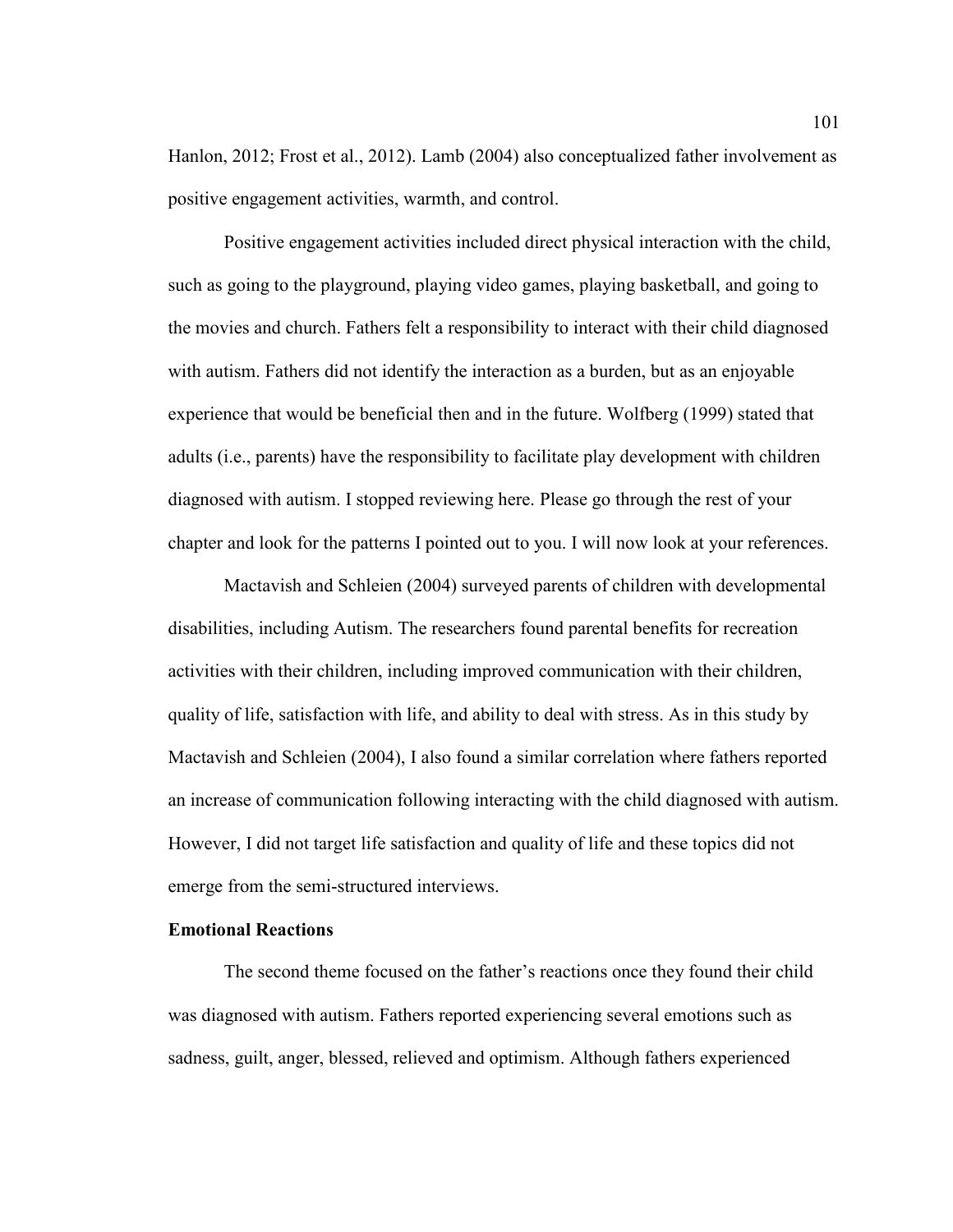Hanlon, 2012; Frost et al., 2012). Lamb (2004) also conceptualized father involvement as positive engagement activities, warmth, and control.

Positive engagement activities included direct physical interaction with the child, such as going to the playground, playing video games, playing basketball, and going to the movies and church. Fathers felt a responsibility to interact with their child diagnosed with autism. Fathers did not identify the interaction as a burden, but as an enjoyable experience that would be beneficial then and in the future. Wolfberg (1999) stated that adults (i.e., parents) have the responsibility to facilitate play development with children diagnosed with autism. I stopped reviewing here. Please go through the rest of your chapter and look for the patterns I pointed out to you. I will now look at your references.

Mactavish and Schleien (2004) surveyed parents of children with developmental disabilities, including Autism. The researchers found parental benefits for recreation activities with their children, including improved communication with their children, quality of life, satisfaction with life, and ability to deal with stress. As in this study by Mactavish and Schleien (2004), I also found a similar correlation where fathers reported an increase of communication following interacting with the child diagnosed with autism. However, I did not target life satisfaction and quality of life and these topics did not emerge from the semi-structured interviews.

**Emotional Reactions**

The second theme focused on the father's reactions once they found their child was diagnosed with autism. Fathers reported experiencing several emotions such as sadness, guilt, anger, blessed, relieved and optimism. Although fathers experienced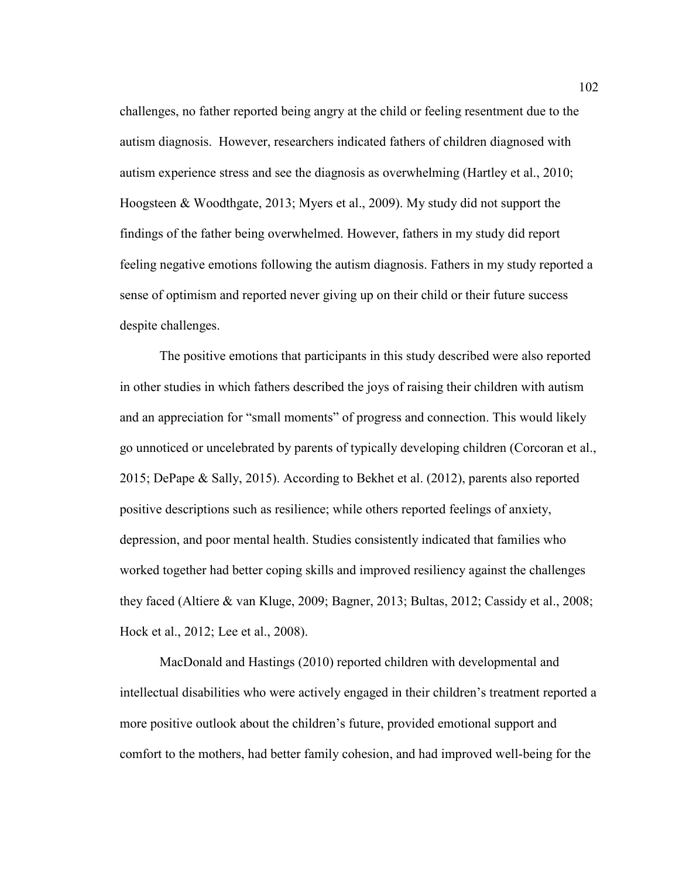challenges, no father reported being angry at the child or feeling resentment due to the autism diagnosis.  However, researchers indicated fathers of children diagnosed with autism experience stress and see the diagnosis as overwhelming (Hartley et al., 2010; Hoogsteen & Woodthgate, 2013; Myers et al., 2009). My study did not support the findings of the father being overwhelmed. However, fathers in my study did report feeling negative emotions following the autism diagnosis. Fathers in my study reported a sense of optimism and reported never giving up on their child or their future success despite challenges.

The positive emotions that participants in this study described were also reported in other studies in which fathers described the joys of raising their children with autism and an appreciation for "small moments" of progress and connection. This would likely go unnoticed or uncelebrated by parents of typically developing children (Corcoran et al., 2015; DePape & Sally, 2015). According to Bekhet et al. (2012), parents also reported positive descriptions such as resilience; while others reported feelings of anxiety, depression, and poor mental health. Studies consistently indicated that families who worked together had better coping skills and improved resiliency against the challenges they faced (Altiere & van Kluge, 2009; Bagner, 2013; Bultas, 2012; Cassidy et al., 2008; Hock et al., 2012; Lee et al., 2008).

MacDonald and Hastings (2010) reported children with developmental and intellectual disabilities who were actively engaged in their children's treatment reported a more positive outlook about the children's future, provided emotional support and comfort to the mothers, had better family cohesion, and had improved well-being for the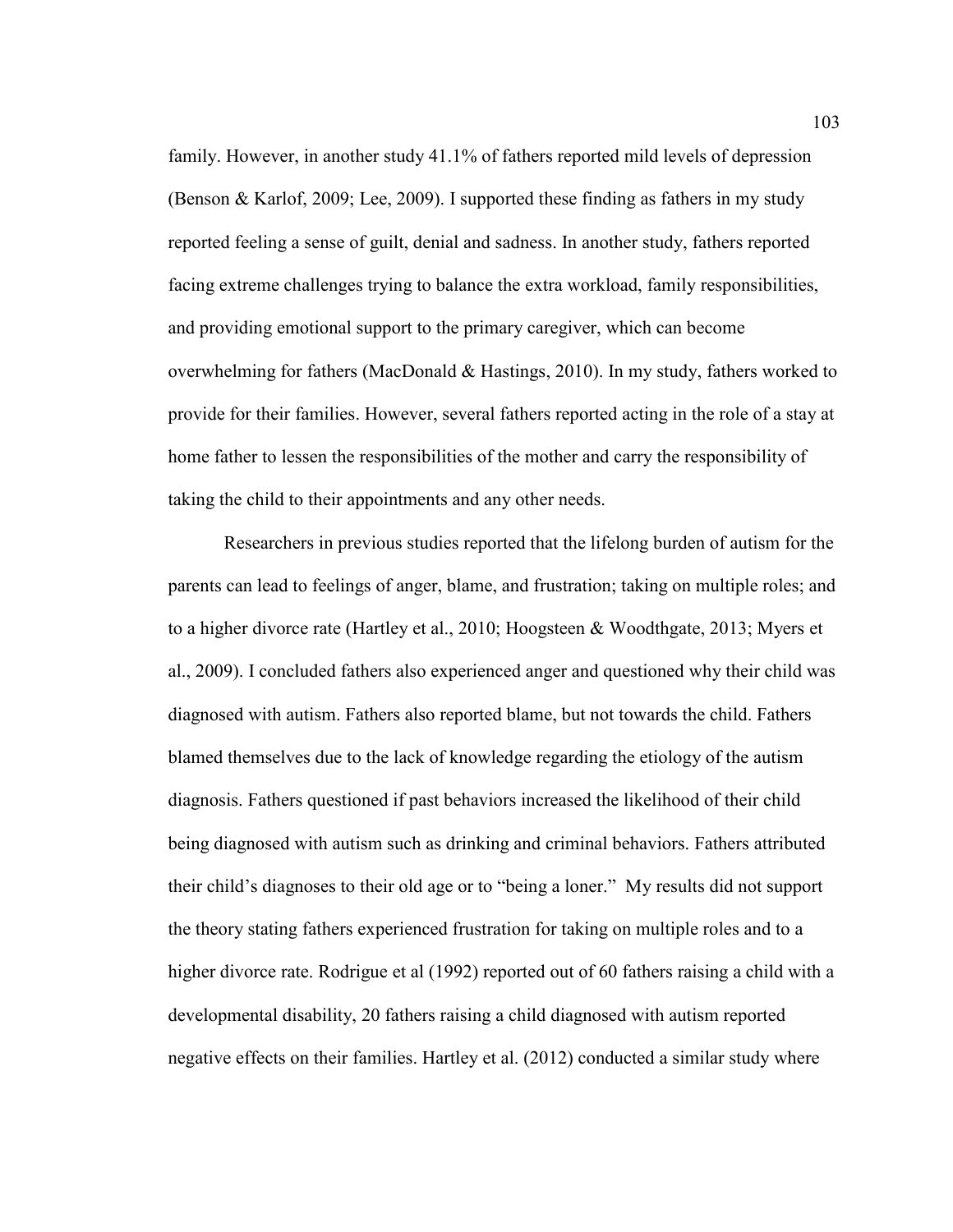family. However, in another study 41.1% of fathers reported mild levels of depression (Benson & Karlof, 2009; Lee, 2009). I supported these finding as fathers in my study reported feeling a sense of guilt, denial and sadness. In another study, fathers reported facing extreme challenges trying to balance the extra workload, family responsibilities, and providing emotional support to the primary caregiver, which can become overwhelming for fathers (MacDonald & Hastings, 2010). In my study, fathers worked to provide for their families. However, several fathers reported acting in the role of a stay at home father to lessen the responsibilities of the mother and carry the responsibility of taking the child to their appointments and any other needs.

Researchers in previous studies reported that the lifelong burden of autism for the parents can lead to feelings of anger, blame, and frustration; taking on multiple roles; and to a higher divorce rate (Hartley et al., 2010; Hoogsteen & Woodthgate, 2013; Myers et al., 2009). I concluded fathers also experienced anger and questioned why their child was diagnosed with autism. Fathers also reported blame, but not towards the child. Fathers blamed themselves due to the lack of knowledge regarding the etiology of the autism diagnosis. Fathers questioned if past behaviors increased the likelihood of their child being diagnosed with autism such as drinking and criminal behaviors. Fathers attributed their child's diagnoses to their old age or to "being a loner." My results did not support the theory stating fathers experienced frustration for taking on multiple roles and to a higher divorce rate. Rodrigue et al (1992) reported out of 60 fathers raising a child with a developmental disability, 20 fathers raising a child diagnosed with autism reported negative effects on their families. Hartley et al. (2012) conducted a similar study where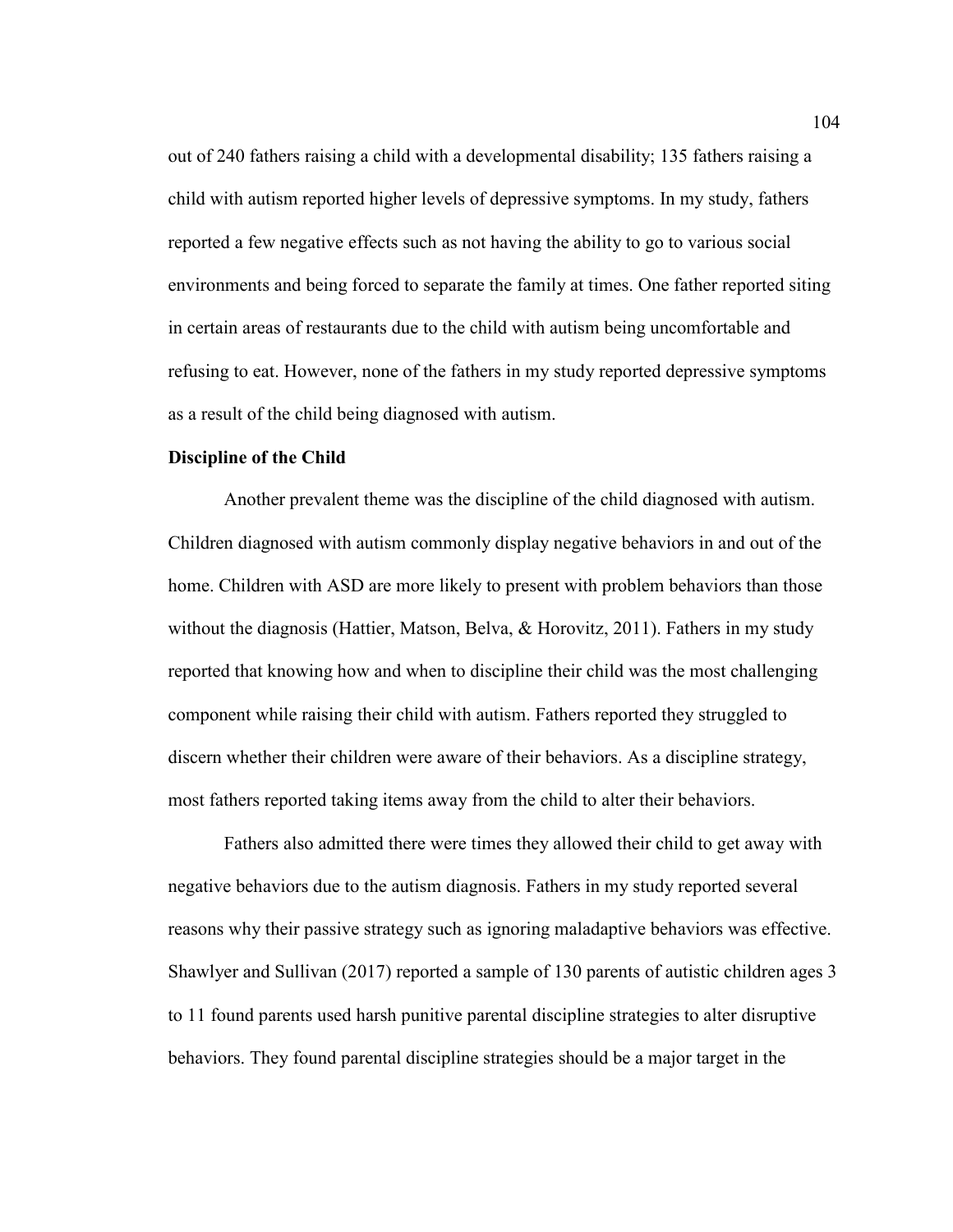out of 240 fathers raising a child with a developmental disability; 135 fathers raising a child with autism reported higher levels of depressive symptoms. In my study, fathers reported a few negative effects such as not having the ability to go to various social environments and being forced to separate the family at times. One father reported siting in certain areas of restaurants due to the child with autism being uncomfortable and refusing to eat. However, none of the fathers in my study reported depressive symptoms as a result of the child being diagnosed with autism.

**Discipline of the Child**

Another prevalent theme was the discipline of the child diagnosed with autism. Children diagnosed with autism commonly display negative behaviors in and out of the home. Children with ASD are more likely to present with problem behaviors than those without the diagnosis (Hattier, Matson, Belva, & Horovitz, 2011). Fathers in my study reported that knowing how and when to discipline their child was the most challenging component while raising their child with autism. Fathers reported they struggled to discern whether their children were aware of their behaviors. As a discipline strategy, most fathers reported taking items away from the child to alter their behaviors.

Fathers also admitted there were times they allowed their child to get away with negative behaviors due to the autism diagnosis. Fathers in my study reported several reasons why their passive strategy such as ignoring maladaptive behaviors was effective. Shawlyer and Sullivan (2017) reported a sample of 130 parents of autistic children ages 3 to 11 found parents used harsh punitive parental discipline strategies to alter disruptive behaviors. They found parental discipline strategies should be a major target in the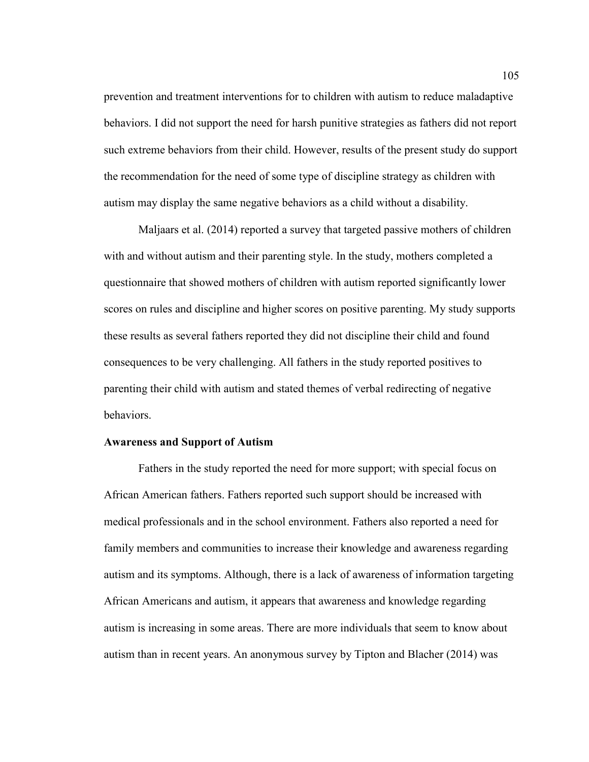prevention and treatment interventions for to children with autism to reduce maladaptive behaviors. I did not support the need for harsh punitive strategies as fathers did not report such extreme behaviors from their child. However, results of the present study do support the recommendation for the need of some type of discipline strategy as children with autism may display the same negative behaviors as a child without a disability.

Maljaars et al. (2014) reported a survey that targeted passive mothers of children with and without autism and their parenting style. In the study, mothers completed a questionnaire that showed mothers of children with autism reported significantly lower scores on rules and discipline and higher scores on positive parenting. My study supports these results as several fathers reported they did not discipline their child and found consequences to be very challenging. All fathers in the study reported positives to parenting their child with autism and stated themes of verbal redirecting of negative behaviors.

**Awareness and Support of Autism**

Fathers in the study reported the need for more support; with special focus on African American fathers. Fathers reported such support should be increased with medical professionals and in the school environment. Fathers also reported a need for family members and communities to increase their knowledge and awareness regarding autism and its symptoms. Although, there is a lack of awareness of information targeting African Americans and autism, it appears that awareness and knowledge regarding autism is increasing in some areas. There are more individuals that seem to know about autism than in recent years. An anonymous survey by Tipton and Blacher (2014) was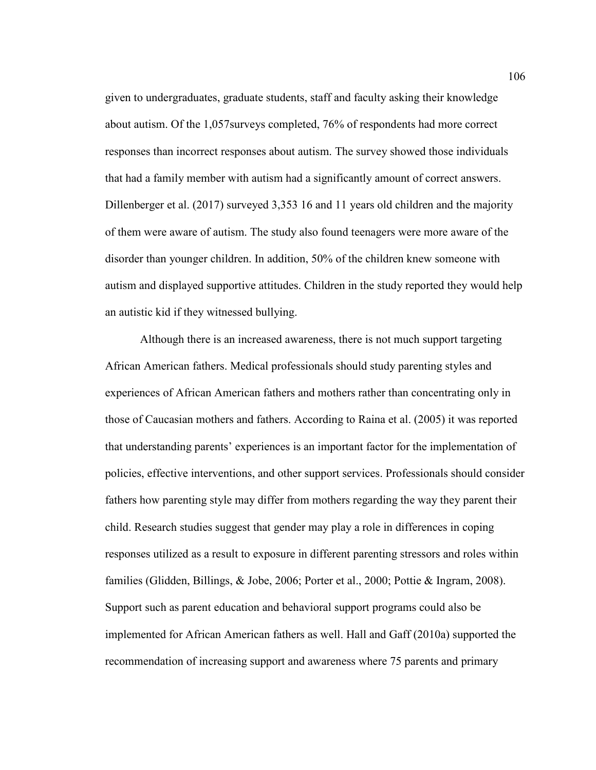given to undergraduates, graduate students, staff and faculty asking their knowledge about autism. Of the 1,057surveys completed, 76% of respondents had more correct responses than incorrect responses about autism. The survey showed those individuals that had a family member with autism had a significantly amount of correct answers. Dillenberger et al. (2017) surveyed 3,353 16 and 11 years old children and the majority of them were aware of autism. The study also found teenagers were more aware of the disorder than younger children. In addition, 50% of the children knew someone with autism and displayed supportive attitudes. Children in the study reported they would help an autistic kid if they witnessed bullying.

Although there is an increased awareness, there is not much support targeting African American fathers. Medical professionals should study parenting styles and experiences of African American fathers and mothers rather than concentrating only in those of Caucasian mothers and fathers. According to Raina et al. (2005) it was reported that understanding parents' experiences is an important factor for the implementation of policies, effective interventions, and other support services. Professionals should consider fathers how parenting style may differ from mothers regarding the way they parent their child. Research studies suggest that gender may play a role in differences in coping responses utilized as a result to exposure in different parenting stressors and roles within families (Glidden, Billings, & Jobe, 2006; Porter et al., 2000; Pottie & Ingram, 2008). Support such as parent education and behavioral support programs could also be implemented for African American fathers as well. Hall and Gaff (2010a) supported the recommendation of increasing support and awareness where 75 parents and primary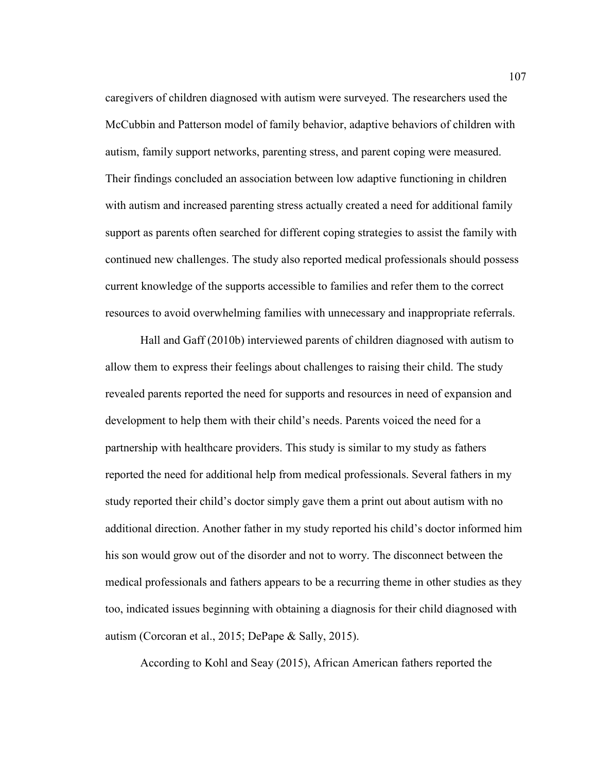caregivers of children diagnosed with autism were surveyed. The researchers used the McCubbin and Patterson model of family behavior, adaptive behaviors of children with autism, family support networks, parenting stress, and parent coping were measured. Their findings concluded an association between low adaptive functioning in children with autism and increased parenting stress actually created a need for additional family support as parents often searched for different coping strategies to assist the family with continued new challenges. The study also reported medical professionals should possess current knowledge of the supports accessible to families and refer them to the correct resources to avoid overwhelming families with unnecessary and inappropriate referrals.

Hall and Gaff (2010b) interviewed parents of children diagnosed with autism to allow them to express their feelings about challenges to raising their child. The study revealed parents reported the need for supports and resources in need of expansion and development to help them with their child's needs. Parents voiced the need for a partnership with healthcare providers. This study is similar to my study as fathers reported the need for additional help from medical professionals. Several fathers in my study reported their child's doctor simply gave them a print out about autism with no additional direction. Another father in my study reported his child's doctor informed him his son would grow out of the disorder and not to worry. The disconnect between the medical professionals and fathers appears to be a recurring theme in other studies as they too, indicated issues beginning with obtaining a diagnosis for their child diagnosed with autism (Corcoran et al., 2015; DePape & Sally, 2015).

According to Kohl and Seay (2015), African American fathers reported the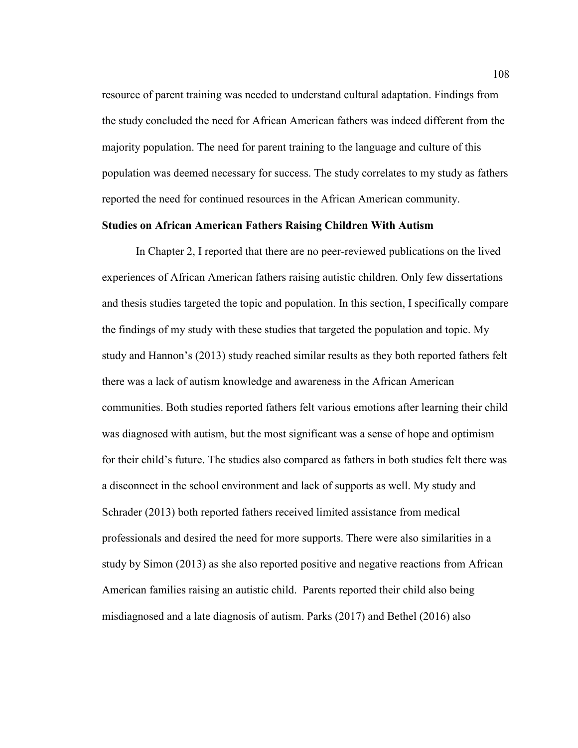resource of parent training was needed to understand cultural adaptation. Findings from the study concluded the need for African American fathers was indeed different from the majority population. The need for parent training to the language and culture of this population was deemed necessary for success. The study correlates to my study as fathers reported the need for continued resources in the African American community.

**Studies on African American Fathers Raising Children With Autism**

In Chapter 2, I reported that there are no peer-reviewed publications on the lived experiences of African American fathers raising autistic children. Only few dissertations and thesis studies targeted the topic and population. In this section, I specifically compare the findings of my study with these studies that targeted the population and topic. My study and Hannon's (2013) study reached similar results as they both reported fathers felt there was a lack of autism knowledge and awareness in the African American communities. Both studies reported fathers felt various emotions after learning their child was diagnosed with autism, but the most significant was a sense of hope and optimism for their child's future. The studies also compared as fathers in both studies felt there was a disconnect in the school environment and lack of supports as well. My study and Schrader (2013) both reported fathers received limited assistance from medical professionals and desired the need for more supports. There were also similarities in a study by Simon (2013) as she also reported positive and negative reactions from African American families raising an autistic child. Parents reported their child also being misdiagnosed and a late diagnosis of autism. Parks (2017) and Bethel (2016) also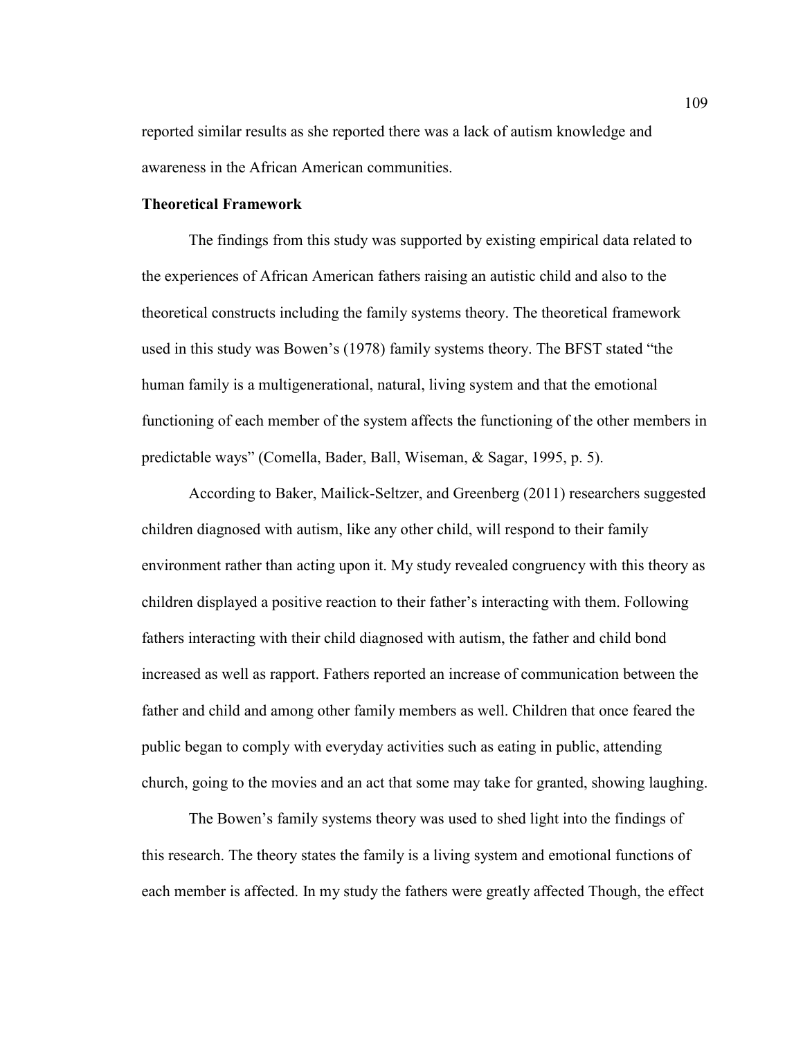reported similar results as she reported there was a lack of autism knowledge and awareness in the African American communities.

**Theoretical Framework**

The findings from this study was supported by existing empirical data related to the experiences of African American fathers raising an autistic child and also to the theoretical constructs including the family systems theory. The theoretical framework used in this study was Bowen's (1978) family systems theory. The BFST stated "the human family is a multigenerational, natural, living system and that the emotional functioning of each member of the system affects the functioning of the other members in predictable ways" (Comella, Bader, Ball, Wiseman, & Sagar, 1995, p. 5).

According to Baker, Mailick-Seltzer, and Greenberg (2011) researchers suggested children diagnosed with autism, like any other child, will respond to their family environment rather than acting upon it. My study revealed congruency with this theory as children displayed a positive reaction to their father's interacting with them. Following fathers interacting with their child diagnosed with autism, the father and child bond increased as well as rapport. Fathers reported an increase of communication between the father and child and among other family members as well. Children that once feared the public began to comply with everyday activities such as eating in public, attending church, going to the movies and an act that some may take for granted, showing laughing.

The Bowen's family systems theory was used to shed light into the findings of this research. The theory states the family is a living system and emotional functions of each member is affected. In my study the fathers were greatly affected Though, the effect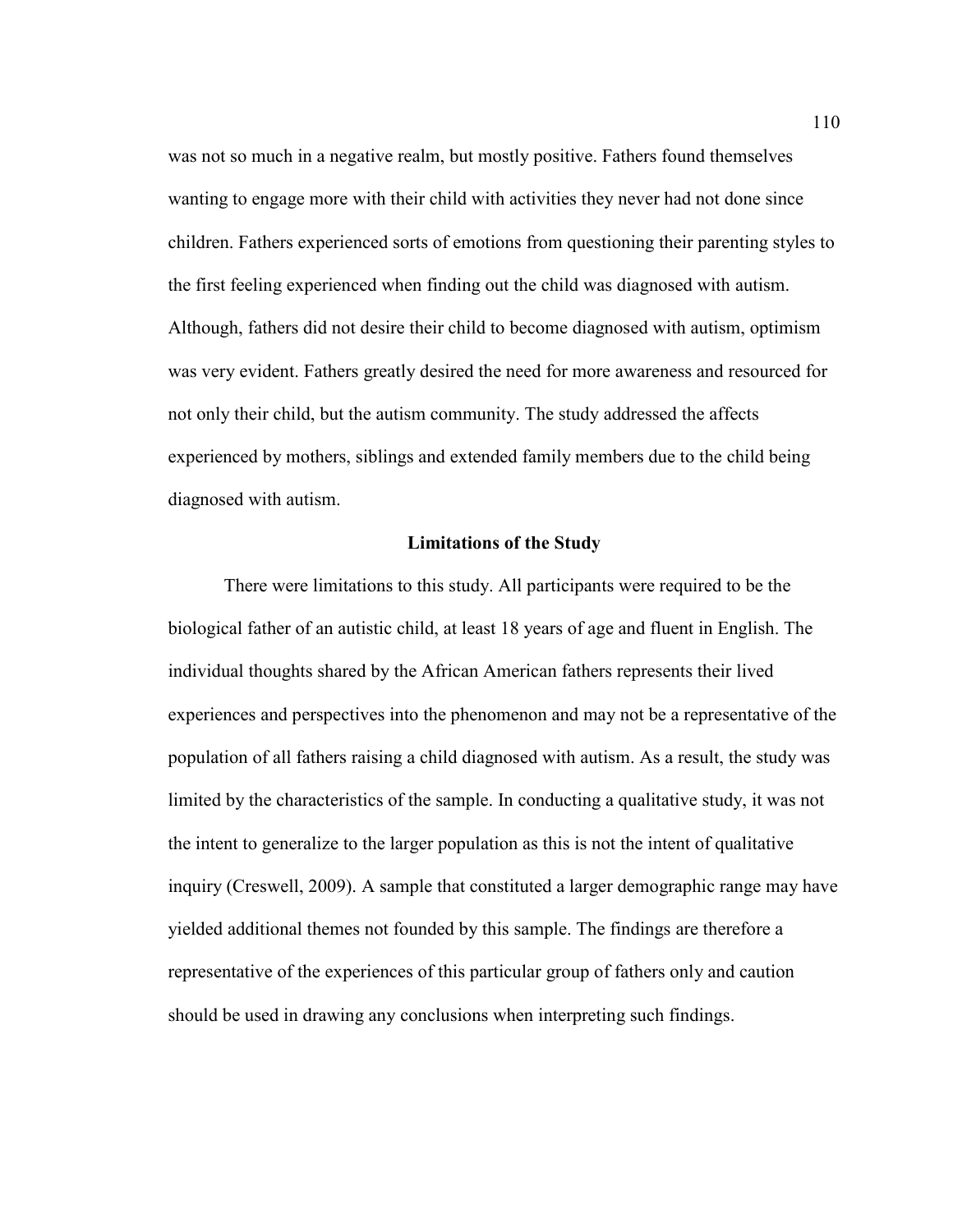was not so much in a negative realm, but mostly positive. Fathers found themselves wanting to engage more with their child with activities they never had not done since children. Fathers experienced sorts of emotions from questioning their parenting styles to the first feeling experienced when finding out the child was diagnosed with autism. Although, fathers did not desire their child to become diagnosed with autism, optimism was very evident. Fathers greatly desired the need for more awareness and resourced for not only their child, but the autism community. The study addressed the affects experienced by mothers, siblings and extended family members due to the child being diagnosed with autism.

## Limitations of the Study

There were limitations to this study. All participants were required to be the biological father of an autistic child, at least 18 years of age and fluent in English. The individual thoughts shared by the African American fathers represents their lived experiences and perspectives into the phenomenon and may not be a representative of the population of all fathers raising a child diagnosed with autism. As a result, the study was limited by the characteristics of the sample. In conducting a qualitative study, it was not the intent to generalize to the larger population as this is not the intent of qualitative inquiry (Creswell, 2009). A sample that constituted a larger demographic range may have yielded additional themes not founded by this sample. The findings are therefore a representative of the experiences of this particular group of fathers only and caution should be used in drawing any conclusions when interpreting such findings.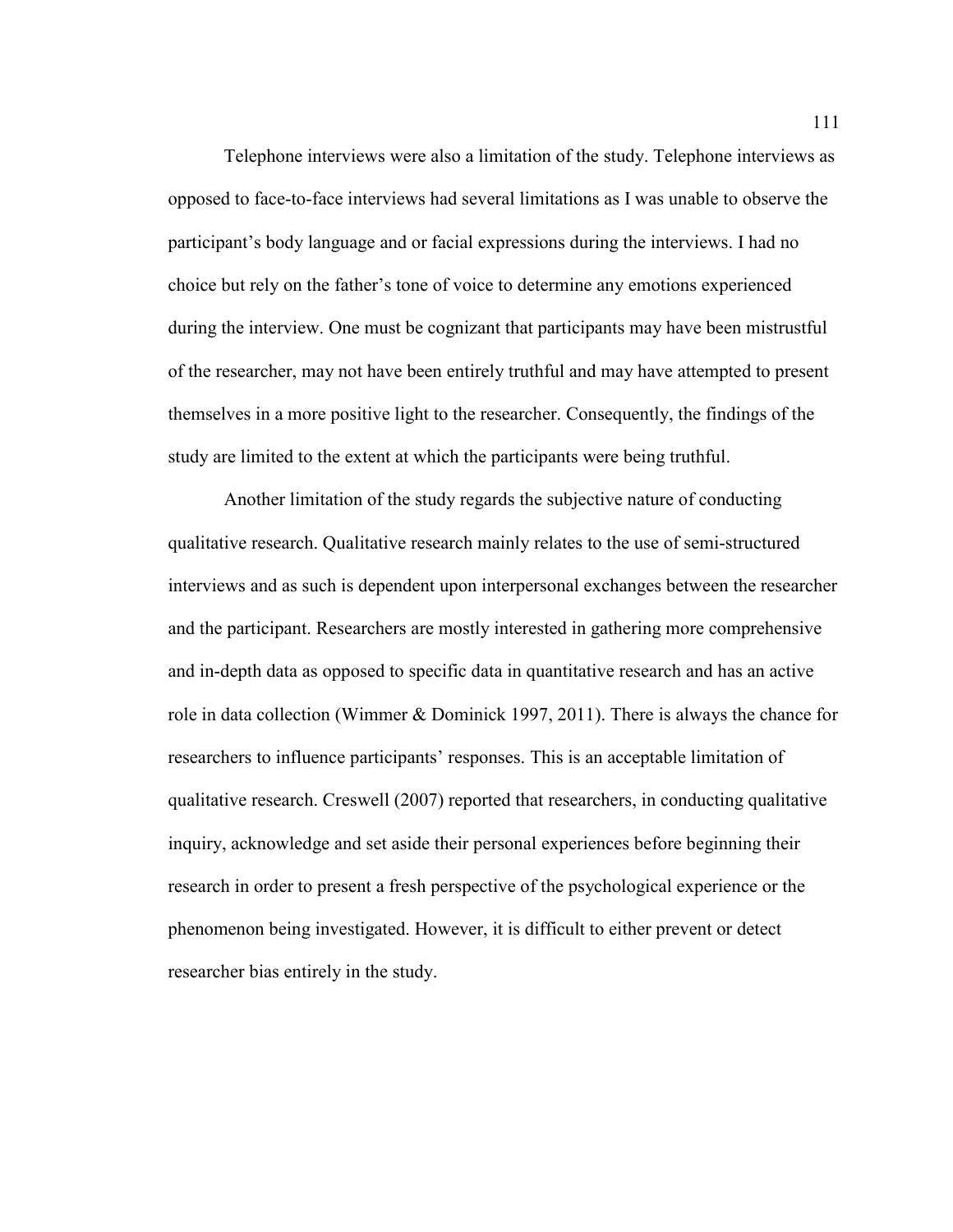Telephone interviews were also a limitation of the study. Telephone interviews as opposed to face-to-face interviews had several limitations as I was unable to observe the participant's body language and or facial expressions during the interviews. I had no choice but rely on the father's tone of voice to determine any emotions experienced during the interview. One must be cognizant that participants may have been mistrustful of the researcher, may not have been entirely truthful and may have attempted to present themselves in a more positive light to the researcher. Consequently, the findings of the study are limited to the extent at which the participants were being truthful.

Another limitation of the study regards the subjective nature of conducting qualitative research. Qualitative research mainly relates to the use of semi-structured interviews and as such is dependent upon interpersonal exchanges between the researcher and the participant. Researchers are mostly interested in gathering more comprehensive and in-depth data as opposed to specific data in quantitative research and has an active role in data collection (Wimmer & Dominick 1997, 2011). There is always the chance for researchers to influence participants' responses. This is an acceptable limitation of qualitative research. Creswell (2007) reported that researchers, in conducting qualitative inquiry, acknowledge and set aside their personal experiences before beginning their research in order to present a fresh perspective of the psychological experience or the phenomenon being investigated. However, it is difficult to either prevent or detect researcher bias entirely in the study.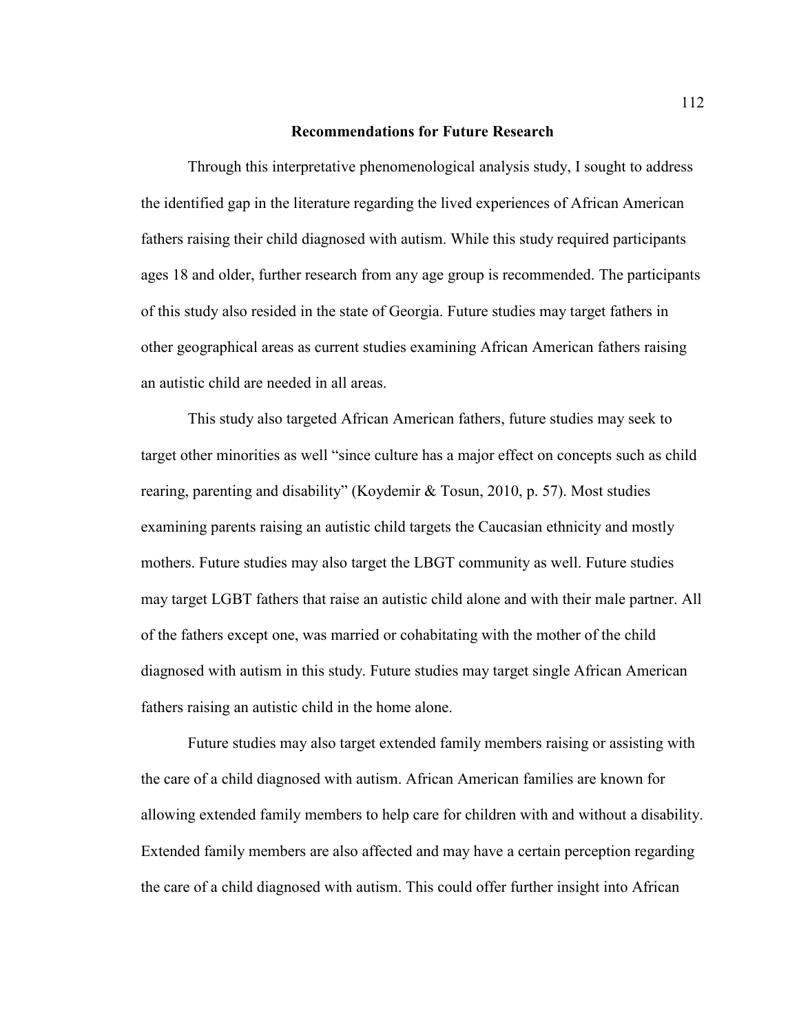## Recommendations for Future Research

Through this interpretative phenomenological analysis study, I sought to address the identified gap in the literature regarding the lived experiences of African American fathers raising their child diagnosed with autism. While this study required participants ages 18 and older, further research from any age group is recommended. The participants of this study also resided in the state of Georgia. Future studies may target fathers in other geographical areas as current studies examining African American fathers raising an autistic child are needed in all areas.

This study also targeted African American fathers, future studies may seek to target other minorities as well "since culture has a major effect on concepts such as child rearing, parenting and disability" (Koydemir & Tosun, 2010, p. 57). Most studies examining parents raising an autistic child targets the Caucasian ethnicity and mostly mothers. Future studies may also target the LBGT community as well. Future studies may target LGBT fathers that raise an autistic child alone and with their male partner. All of the fathers except one, was married or cohabitating with the mother of the child diagnosed with autism in this study. Future studies may target single African American fathers raising an autistic child in the home alone.

Future studies may also target extended family members raising or assisting with the care of a child diagnosed with autism. African American families are known for allowing extended family members to help care for children with and without a disability. Extended family members are also affected and may have a certain perception regarding the care of a child diagnosed with autism. This could offer further insight into African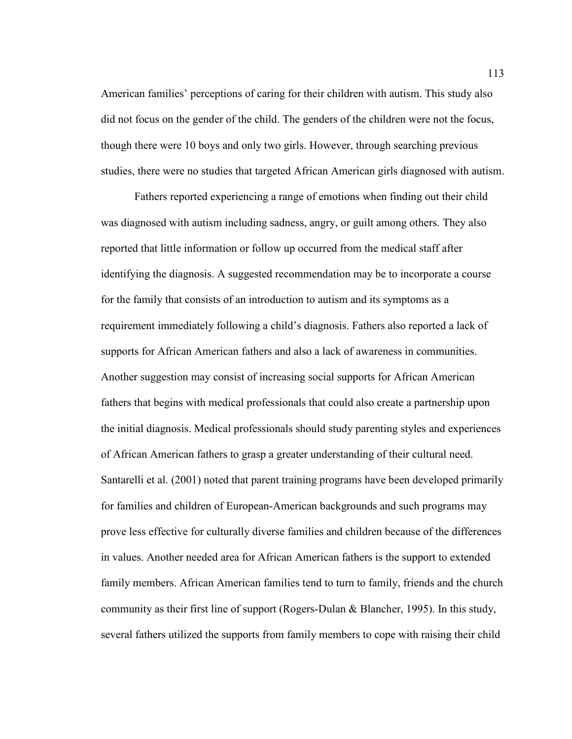American families' perceptions of caring for their children with autism. This study also did not focus on the gender of the child. The genders of the children were not the focus, though there were 10 boys and only two girls. However, through searching previous studies, there were no studies that targeted African American girls diagnosed with autism.

Fathers reported experiencing a range of emotions when finding out their child was diagnosed with autism including sadness, angry, or guilt among others. They also reported that little information or follow up occurred from the medical staff after identifying the diagnosis. A suggested recommendation may be to incorporate a course for the family that consists of an introduction to autism and its symptoms as a requirement immediately following a child's diagnosis. Fathers also reported a lack of supports for African American fathers and also a lack of awareness in communities. Another suggestion may consist of increasing social supports for African American fathers that begins with medical professionals that could also create a partnership upon the initial diagnosis. Medical professionals should study parenting styles and experiences of African American fathers to grasp a greater understanding of their cultural need. Santarelli et al. (2001) noted that parent training programs have been developed primarily for families and children of European-American backgrounds and such programs may prove less effective for culturally diverse families and children because of the differences in values. Another needed area for African American fathers is the support to extended family members. African American families tend to turn to family, friends and the church community as their first line of support (Rogers-Dulan & Blancher, 1995). In this study, several fathers utilized the supports from family members to cope with raising their child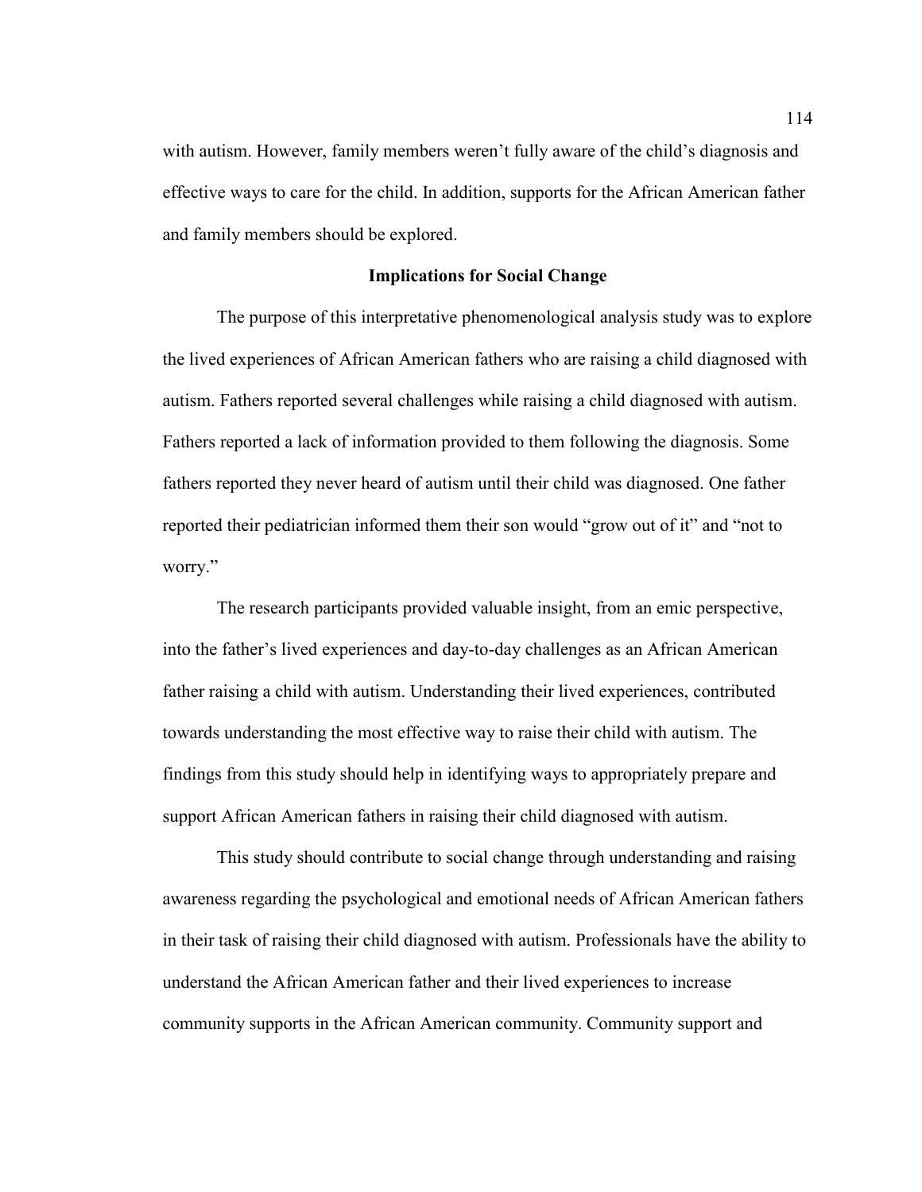with autism. However, family members weren't fully aware of the child's diagnosis and effective ways to care for the child. In addition, supports for the African American father and family members should be explored.

## Implications for Social Change

The purpose of this interpretative phenomenological analysis study was to explore the lived experiences of African American fathers who are raising a child diagnosed with autism. Fathers reported several challenges while raising a child diagnosed with autism. Fathers reported a lack of information provided to them following the diagnosis. Some fathers reported they never heard of autism until their child was diagnosed. One father reported their pediatrician informed them their son would "grow out of it" and "not to worry."

The research participants provided valuable insight, from an emic perspective, into the father's lived experiences and day-to-day challenges as an African American father raising a child with autism. Understanding their lived experiences, contributed towards understanding the most effective way to raise their child with autism. The findings from this study should help in identifying ways to appropriately prepare and support African American fathers in raising their child diagnosed with autism.

This study should contribute to social change through understanding and raising awareness regarding the psychological and emotional needs of African American fathers in their task of raising their child diagnosed with autism. Professionals have the ability to understand the African American father and their lived experiences to increase community supports in the African American community. Community support and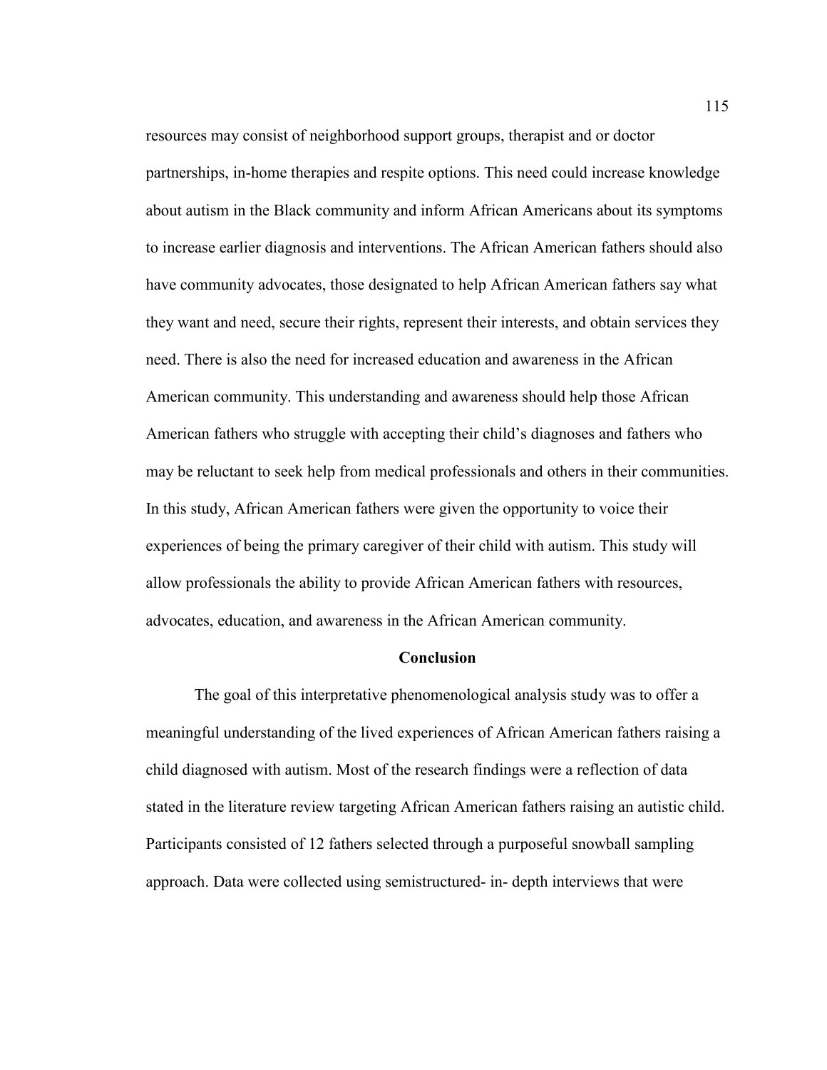resources may consist of neighborhood support groups, therapist and or doctor partnerships, in-home therapies and respite options. This need could increase knowledge about autism in the Black community and inform African Americans about its symptoms to increase earlier diagnosis and interventions. The African American fathers should also have community advocates, those designated to help African American fathers say what they want and need, secure their rights, represent their interests, and obtain services they need. There is also the need for increased education and awareness in the African American community. This understanding and awareness should help those African American fathers who struggle with accepting their child's diagnoses and fathers who may be reluctant to seek help from medical professionals and others in their communities. In this study, African American fathers were given the opportunity to voice their experiences of being the primary caregiver of their child with autism. This study will allow professionals the ability to provide African American fathers with resources, advocates, education, and awareness in the African American community.

## Conclusion

The goal of this interpretative phenomenological analysis study was to offer a meaningful understanding of the lived experiences of African American fathers raising a child diagnosed with autism. Most of the research findings were a reflection of data stated in the literature review targeting African American fathers raising an autistic child. Participants consisted of 12 fathers selected through a purposeful snowball sampling approach. Data were collected using semistructured- in- depth interviews that were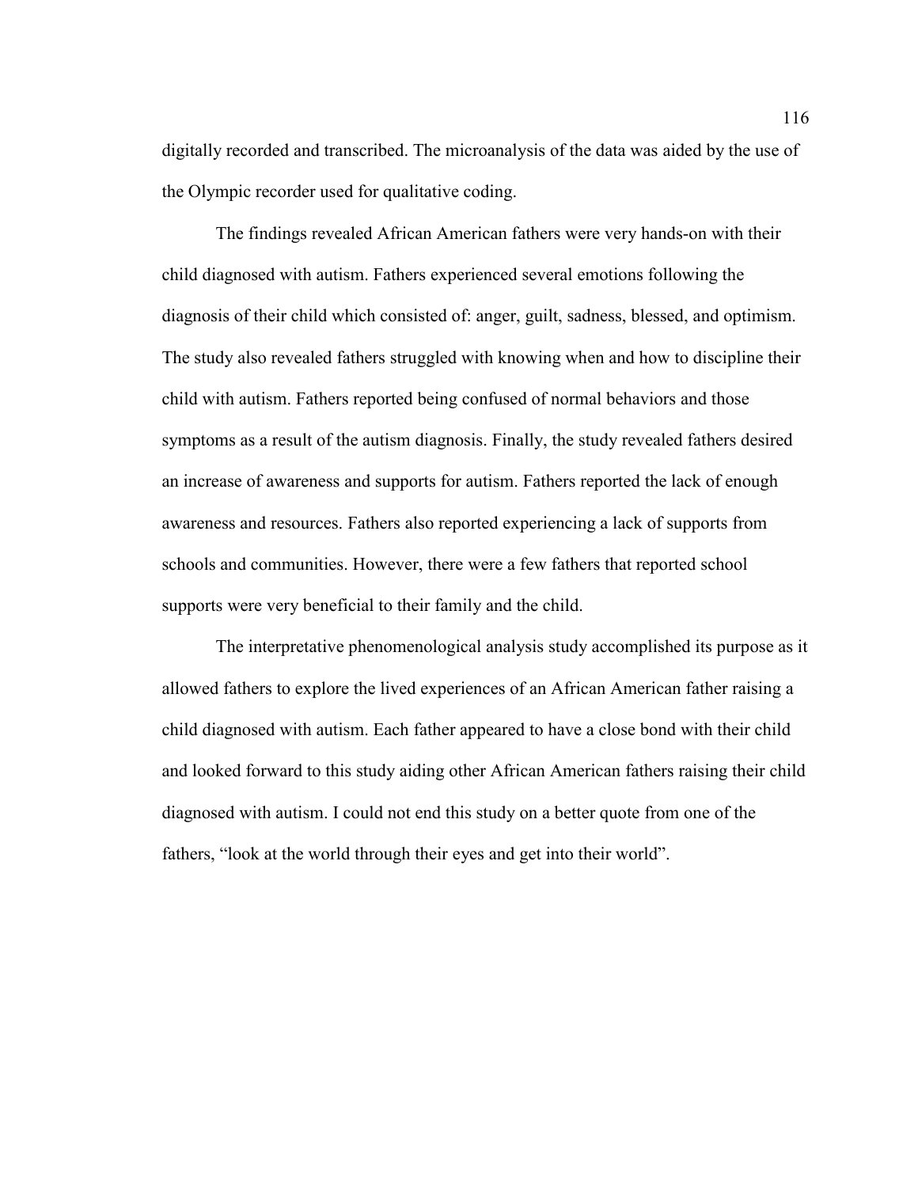digitally recorded and transcribed. The microanalysis of the data was aided by the use of the Olympic recorder used for qualitative coding.

The findings revealed African American fathers were very hands-on with their child diagnosed with autism. Fathers experienced several emotions following the diagnosis of their child which consisted of: anger, guilt, sadness, blessed, and optimism. The study also revealed fathers struggled with knowing when and how to discipline their child with autism. Fathers reported being confused of normal behaviors and those symptoms as a result of the autism diagnosis. Finally, the study revealed fathers desired an increase of awareness and supports for autism. Fathers reported the lack of enough awareness and resources. Fathers also reported experiencing a lack of supports from schools and communities. However, there were a few fathers that reported school supports were very beneficial to their family and the child.

The interpretative phenomenological analysis study accomplished its purpose as it allowed fathers to explore the lived experiences of an African American father raising a child diagnosed with autism. Each father appeared to have a close bond with their child and looked forward to this study aiding other African American fathers raising their child diagnosed with autism. I could not end this study on a better quote from one of the fathers, "look at the world through their eyes and get into their world".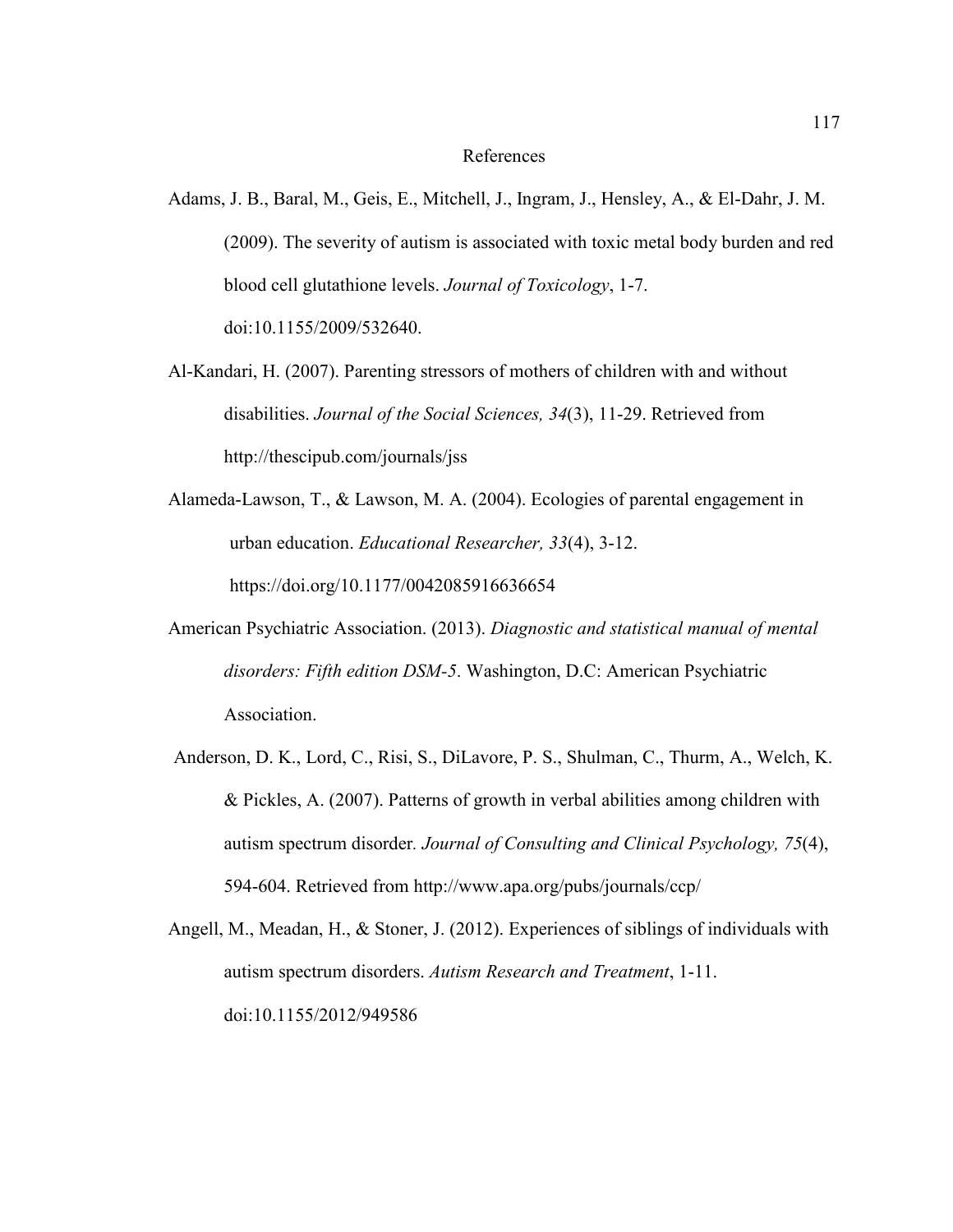# References

Adams, J. B., Baral, M., Geis, E., Mitchell, J., Ingram, J., Hensley, A., & El-Dahr, J. M. (2009). The severity of autism is associated with toxic metal body burden and red blood cell glutathione levels. *Journal of Toxicology*, 1-7. doi:10.1155/2009/532640.

Al-Kandari, H. (2007). Parenting stressors of mothers of children with and without disabilities. *Journal of the Social Sciences, 34*(3), 11-29. Retrieved from http://thescipub.com/journals/jss

Alameda-Lawson, T., & Lawson, M. A. (2004). Ecologies of parental engagement in urban education. *Educational Researcher, 33*(4), 3-12. https://doi.org/10.1177/0042085916636654

American Psychiatric Association. (2013). *Diagnostic and statistical manual of mental disorders: Fifth edition DSM-5*. Washington, D.C: American Psychiatric Association.

Anderson, D. K., Lord, C., Risi, S., DiLavore, P. S., Shulman, C., Thurm, A., Welch, K. & Pickles, A. (2007). Patterns of growth in verbal abilities among children with autism spectrum disorder. *Journal of Consulting and Clinical Psychology, 75*(4), 594-604. Retrieved from http://www.apa.org/pubs/journals/ccp/

Angell, M., Meadan, H., & Stoner, J. (2012). Experiences of siblings of individuals with autism spectrum disorders. *Autism Research and Treatment*, 1-11. doi:10.1155/2012/949586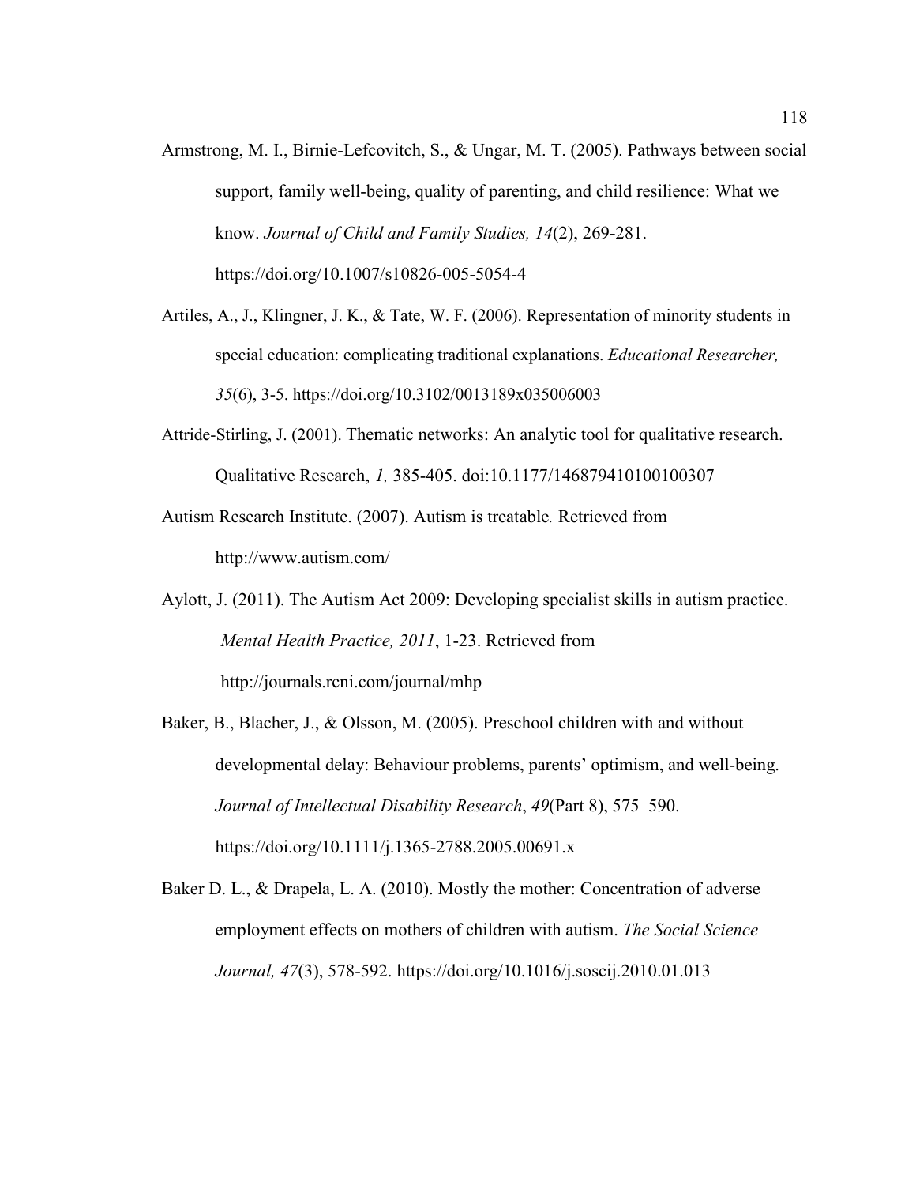Armstrong, M. I., Birnie-Lefcovitch, S., & Ungar, M. T. (2005). Pathways between social support, family well-being, quality of parenting, and child resilience: What we know. *Journal of Child and Family Studies, 14*(2), 269-281. https://doi.org/10.1007/s10826-005-5054-4

Artiles, A., J., Klingner, J. K., & Tate, W. F. (2006). Representation of minority students in special education: complicating traditional explanations. *Educational Researcher, 35*(6), 3-5. https://doi.org/10.3102/0013189x035006003

Attride-Stirling, J. (2001). Thematic networks: An analytic tool for qualitative research. Qualitative Research, *1,* 385-405. doi:10.1177/146879410100100307

Autism Research Institute. (2007). Autism is treatable*.* Retrieved from http://www.autism.com/

Aylott, J. (2011). The Autism Act 2009: Developing specialist skills in autism practice. *Mental Health Practice, 2011*, 1-23. Retrieved from http://journals.rcni.com/journal/mhp

Baker, B., Blacher, J., & Olsson, M. (2005). Preschool children with and without developmental delay: Behaviour problems, parents' optimism, and well-being. *Journal of Intellectual Disability Research*, *49*(Part 8), 575–590. https://doi.org/10.1111/j.1365-2788.2005.00691.x

Baker D. L., & Drapela, L. A. (2010). Mostly the mother: Concentration of adverse employment effects on mothers of children with autism. *The Social Science Journal, 47*(3), 578-592. https://doi.org/10.1016/j.soscij.2010.01.013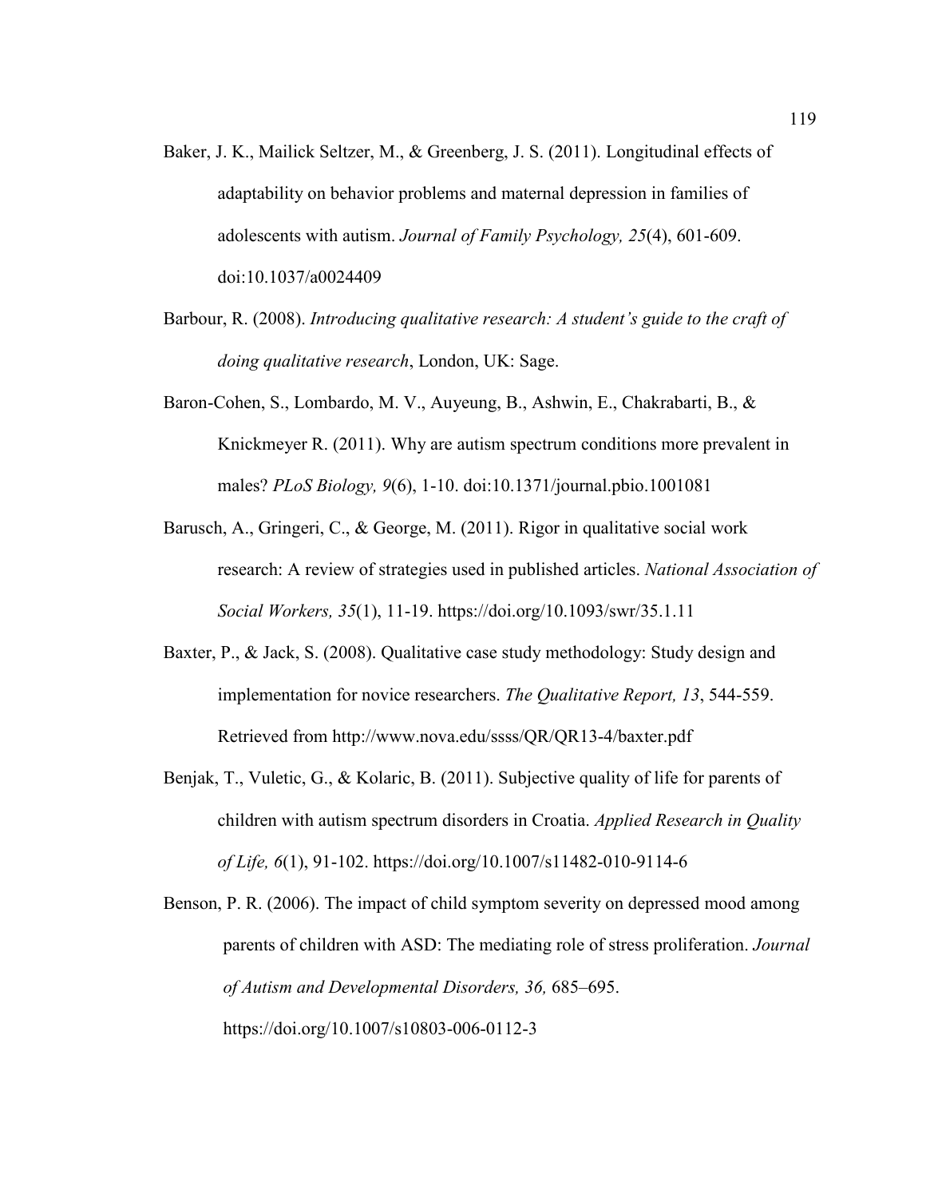Baker, J. K., Mailick Seltzer, M., & Greenberg, J. S. (2011). Longitudinal effects of adaptability on behavior problems and maternal depression in families of adolescents with autism. *Journal of Family Psychology, 25*(4), 601-609. doi:10.1037/a0024409

Barbour, R. (2008). *Introducing qualitative research: A student's guide to the craft of doing qualitative research*, London, UK: Sage.

Baron-Cohen, S., Lombardo, M. V., Auyeung, B., Ashwin, E., Chakrabarti, B., & Knickmeyer R. (2011). Why are autism spectrum conditions more prevalent in males? *PLoS Biology, 9*(6), 1-10. doi:10.1371/journal.pbio.1001081

Barusch, A., Gringeri, C., & George, M. (2011). Rigor in qualitative social work research: A review of strategies used in published articles. *National Association of Social Workers, 35*(1), 11-19. https://doi.org/10.1093/swr/35.1.11

Baxter, P., & Jack, S. (2008). Qualitative case study methodology: Study design and implementation for novice researchers. *The Qualitative Report, 13*, 544-559. Retrieved from http://www.nova.edu/ssss/QR/QR13-4/baxter.pdf

Benjak, T., Vuletic, G., & Kolaric, B. (2011). Subjective quality of life for parents of children with autism spectrum disorders in Croatia. *Applied Research in Quality of Life, 6*(1), 91-102. https://doi.org/10.1007/s11482-010-9114-6

Benson, P. R. (2006). The impact of child symptom severity on depressed mood among parents of children with ASD: The mediating role of stress proliferation. *Journal of Autism and Developmental Disorders, 36,* 685–695. https://doi.org/10.1007/s10803-006-0112-3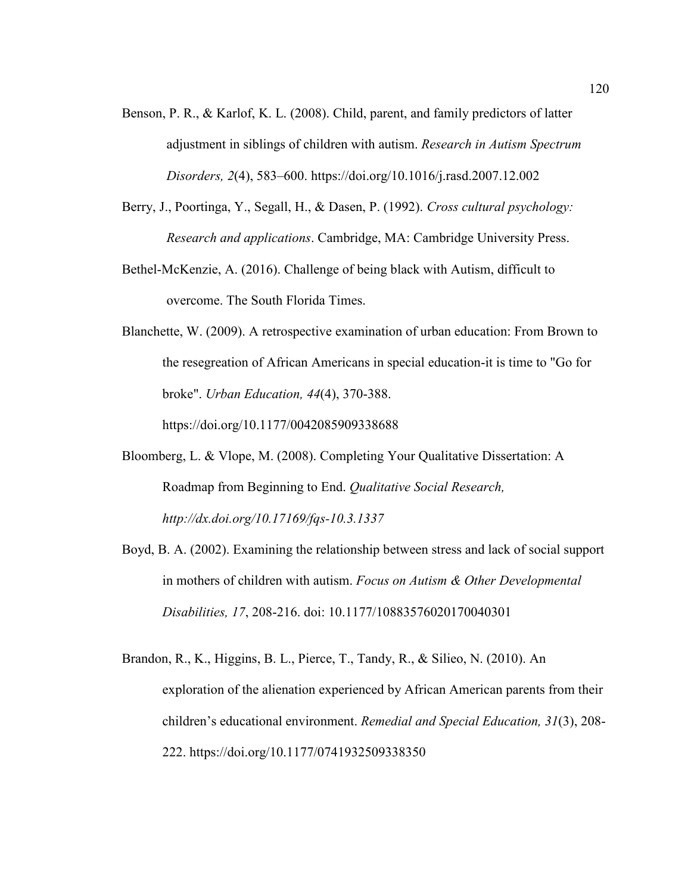Benson, P. R., & Karlof, K. L. (2008). Child, parent, and family predictors of latter adjustment in siblings of children with autism. *Research in Autism Spectrum Disorders, 2*(4), 583–600. https://doi.org/10.1016/j.rasd.2007.12.002

Berry, J., Poortinga, Y., Segall, H., & Dasen, P. (1992). *Cross cultural psychology: Research and applications*. Cambridge, MA: Cambridge University Press.

Bethel-McKenzie, A. (2016). Challenge of being black with Autism, difficult to overcome. The South Florida Times.

Blanchette, W. (2009). A retrospective examination of urban education: From Brown to the resegreation of African Americans in special education-it is time to "Go for broke". *Urban Education, 44*(4), 370-388. https://doi.org/10.1177/0042085909338688

Bloomberg, L. & Vlope, M. (2008). Completing Your Qualitative Dissertation: A Roadmap from Beginning to End. *Qualitative Social Research, http://dx.doi.org/10.17169/fqs-10.3.1337*

Boyd, B. A. (2002). Examining the relationship between stress and lack of social support in mothers of children with autism. *Focus on Autism & Other Developmental Disabilities, 17*, 208-216. doi: 10.1177/10883576020170040301

Brandon, R., K., Higgins, B. L., Pierce, T., Tandy, R., & Silieo, N. (2010). An exploration of the alienation experienced by African American parents from their children's educational environment. *Remedial and Special Education, 31*(3), 208-222. https://doi.org/10.1177/0741932509338350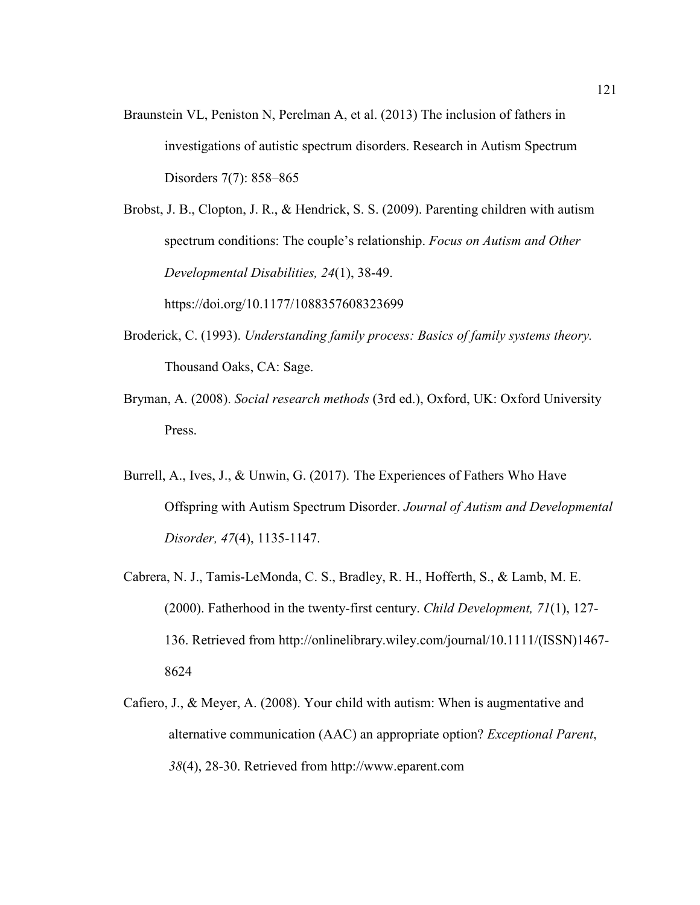Braunstein VL, Peniston N, Perelman A, et al. (2013) The inclusion of fathers in investigations of autistic spectrum disorders. Research in Autism Spectrum Disorders 7(7): 858–865

Brobst, J. B., Clopton, J. R., & Hendrick, S. S. (2009). Parenting children with autism spectrum conditions: The couple's relationship. *Focus on Autism and Other Developmental Disabilities, 24*(1), 38-49. https://doi.org/10.1177/1088357608323699

Broderick, C. (1993). *Understanding family process: Basics of family systems theory.* Thousand Oaks, CA: Sage.

Bryman, A. (2008). *Social research methods* (3rd ed.), Oxford, UK: Oxford University Press.

Burrell, A., Ives, J., & Unwin, G. (2017). The Experiences of Fathers Who Have Offspring with Autism Spectrum Disorder. *Journal of Autism and Developmental Disorder, 47*(4), 1135-1147.

Cabrera, N. J., Tamis-LeMonda, C. S., Bradley, R. H., Hofferth, S., & Lamb, M. E. (2000). Fatherhood in the twenty-first century. *Child Development, 71*(1), 127-136. Retrieved from http://onlinelibrary.wiley.com/journal/10.1111/(ISSN)1467-8624

Cafiero, J., & Meyer, A. (2008). Your child with autism: When is augmentative and alternative communication (AAC) an appropriate option? *Exceptional Parent*, *38*(4), 28-30. Retrieved from http://www.eparent.com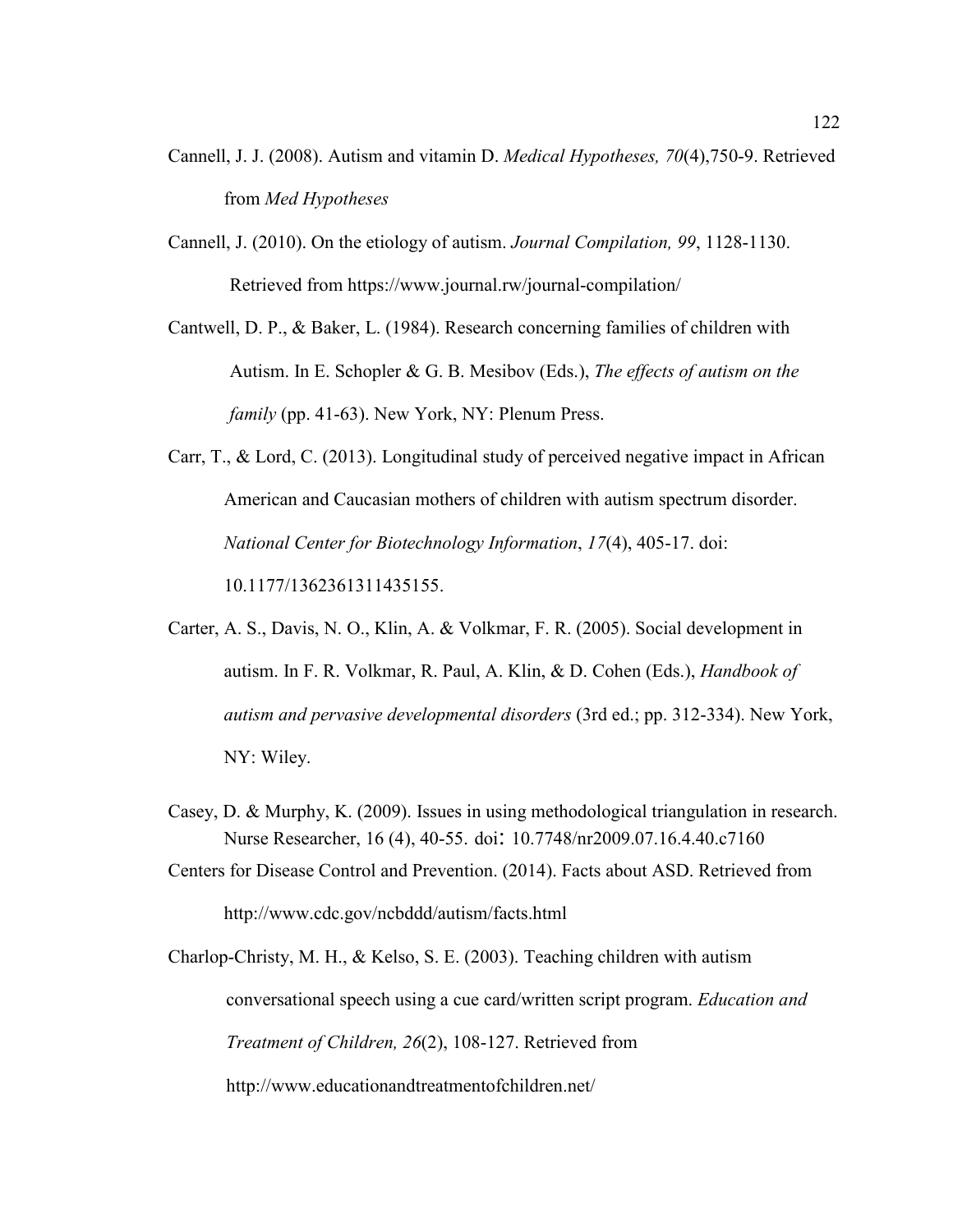Cannell, J. J. (2008). Autism and vitamin D. *Medical Hypotheses, 70*(4),750-9. Retrieved from *Med Hypotheses*

Cannell, J. (2010). On the etiology of autism. *Journal Compilation, 99*, 1128-1130. Retrieved from https://www.journal.rw/journal-compilation/

Cantwell, D. P., & Baker, L. (1984). Research concerning families of children with Autism. In E. Schopler & G. B. Mesibov (Eds.), *The effects of autism on the family* (pp. 41-63). New York, NY: Plenum Press.

Carr, T., & Lord, C. (2013). Longitudinal study of perceived negative impact in African American and Caucasian mothers of children with autism spectrum disorder. *National Center for Biotechnology Information*, *17*(4), 405-17. doi: 10.1177/1362361311435155.

Carter, A. S., Davis, N. O., Klin, A. & Volkmar, F. R. (2005). Social development in autism. In F. R. Volkmar, R. Paul, A. Klin, & D. Cohen (Eds.), *Handbook of autism and pervasive developmental disorders* (3rd ed.; pp. 312-334). New York, NY: Wiley.

Casey, D. & Murphy, K. (2009). Issues in using methodological triangulation in research. Nurse Researcher, 16 (4), 40-55. doi: 10.7748/nr2009.07.16.4.40.c7160

Centers for Disease Control and Prevention. (2014). Facts about ASD. Retrieved from http://www.cdc.gov/ncbddd/autism/facts.html

Charlop-Christy, M. H., & Kelso, S. E. (2003). Teaching children with autism conversational speech using a cue card/written script program. *Education and Treatment of Children, 26*(2), 108-127. Retrieved from http://www.educationandtreatmentofchildren.net/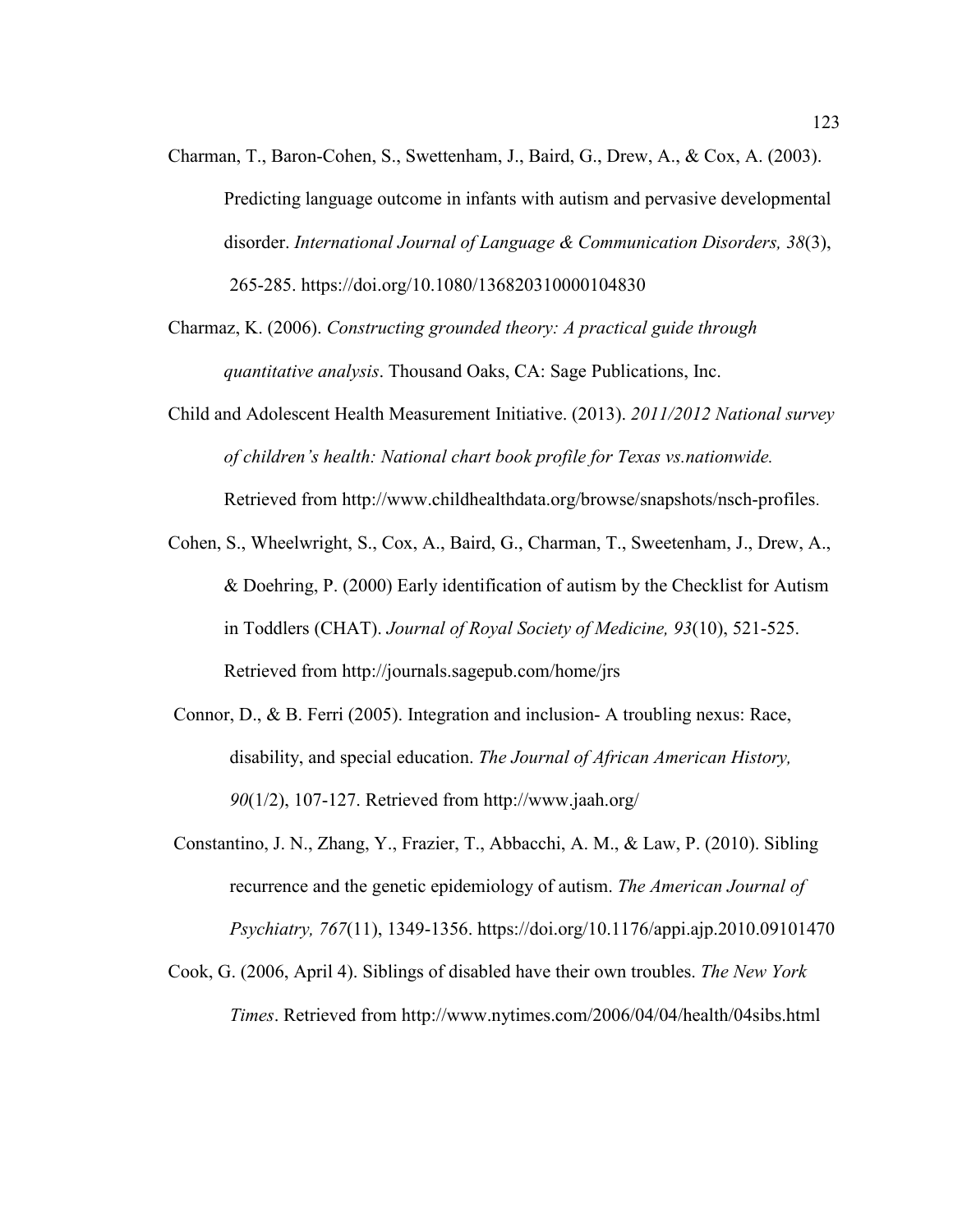Charman, T., Baron-Cohen, S., Swettenham, J., Baird, G., Drew, A., & Cox, A. (2003). Predicting language outcome in infants with autism and pervasive developmental disorder. *International Journal of Language & Communication Disorders, 38*(3), 265-285. https://doi.org/10.1080/136820310000104830

Charmaz, K. (2006). *Constructing grounded theory: A practical guide through quantitative analysis*. Thousand Oaks, CA: Sage Publications, Inc.

Child and Adolescent Health Measurement Initiative. (2013). *2011/2012 National survey of children's health: National chart book profile for Texas vs.nationwide.* Retrieved from http://www.childhealthdata.org/browse/snapshots/nsch-profiles.

Cohen, S., Wheelwright, S., Cox, A., Baird, G., Charman, T., Sweetenham, J., Drew, A., & Doehring, P. (2000) Early identification of autism by the Checklist for Autism in Toddlers (CHAT). *Journal of Royal Society of Medicine, 93*(10), 521-525. Retrieved from http://journals.sagepub.com/home/jrs

Connor, D., & B. Ferri (2005). Integration and inclusion- A troubling nexus: Race, disability, and special education. *The Journal of African American History, 90*(1/2), 107-127. Retrieved from http://www.jaah.org/

Constantino, J. N., Zhang, Y., Frazier, T., Abbacchi, A. M., & Law, P. (2010). Sibling recurrence and the genetic epidemiology of autism. *The American Journal of Psychiatry, 767*(11), 1349-1356. https://doi.org/10.1176/appi.ajp.2010.09101470

Cook, G. (2006, April 4). Siblings of disabled have their own troubles. *The New York Times*. Retrieved from http://www.nytimes.com/2006/04/04/health/04sibs.html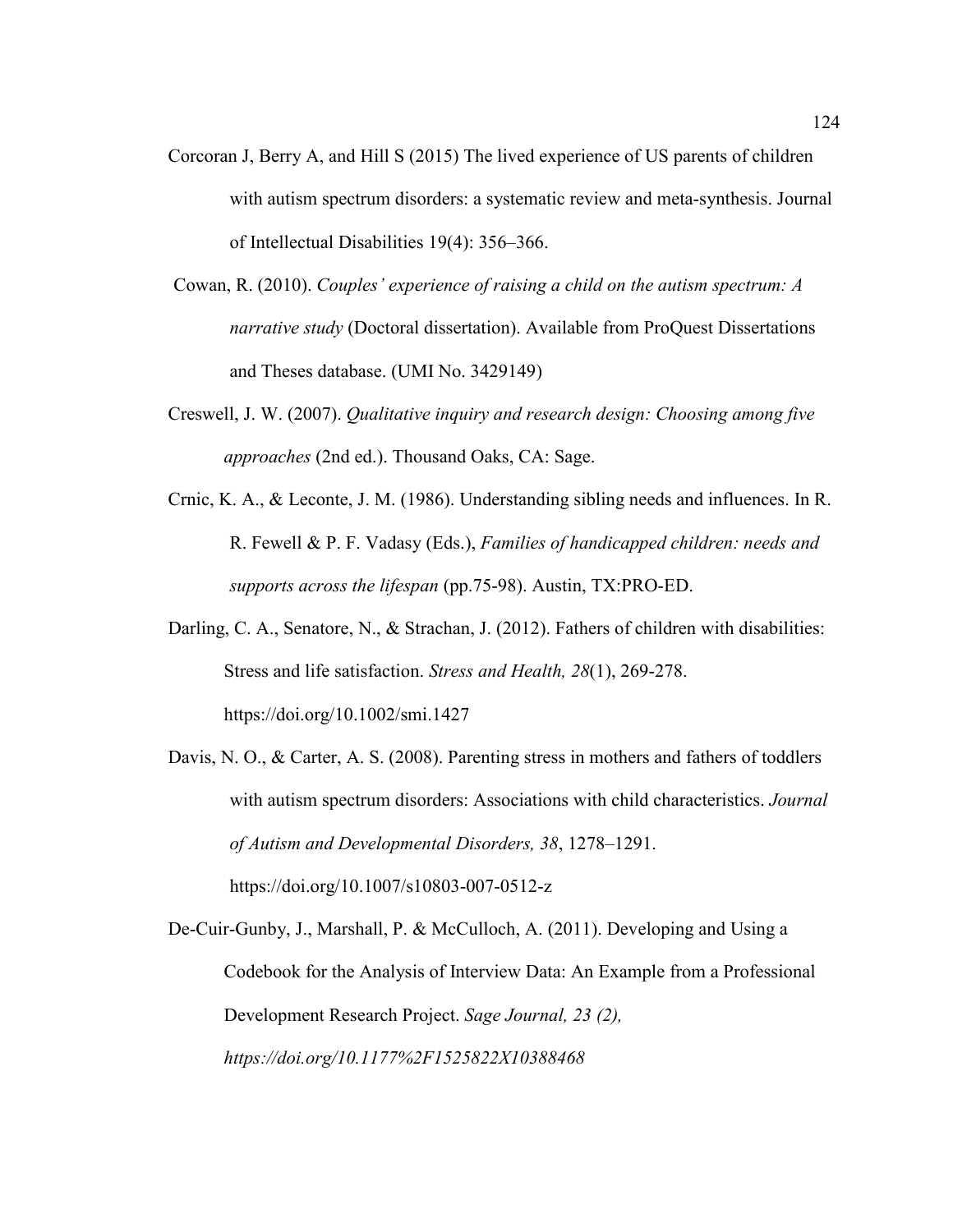Corcoran J, Berry A, and Hill S (2015) The lived experience of US parents of children with autism spectrum disorders: a systematic review and meta-synthesis. Journal of Intellectual Disabilities 19(4): 356–366.

Cowan, R. (2010). *Couples' experience of raising a child on the autism spectrum: A narrative study* (Doctoral dissertation). Available from ProQuest Dissertations and Theses database. (UMI No. 3429149)

Creswell, J. W. (2007). *Qualitative inquiry and research design: Choosing among five approaches* (2nd ed.). Thousand Oaks, CA: Sage.

Crnic, K. A., & Leconte, J. M. (1986). Understanding sibling needs and influences. In R. R. Fewell & P. F. Vadasy (Eds.), *Families of handicapped children: needs and supports across the lifespan* (pp.75-98). Austin, TX:PRO-ED.

Darling, C. A., Senatore, N., & Strachan, J. (2012). Fathers of children with disabilities: Stress and life satisfaction. *Stress and Health, 28*(1), 269-278. https://doi.org/10.1002/smi.1427

Davis, N. O., & Carter, A. S. (2008). Parenting stress in mothers and fathers of toddlers with autism spectrum disorders: Associations with child characteristics. *Journal of Autism and Developmental Disorders, 38*, 1278–1291. https://doi.org/10.1007/s10803-007-0512-z

De-Cuir-Gunby, J., Marshall, P. & McCulloch, A. (2011). Developing and Using a Codebook for the Analysis of Interview Data: An Example from a Professional Development Research Project. *Sage Journal, 23 (2), https://doi.org/10.1177%2F1525822X10388468*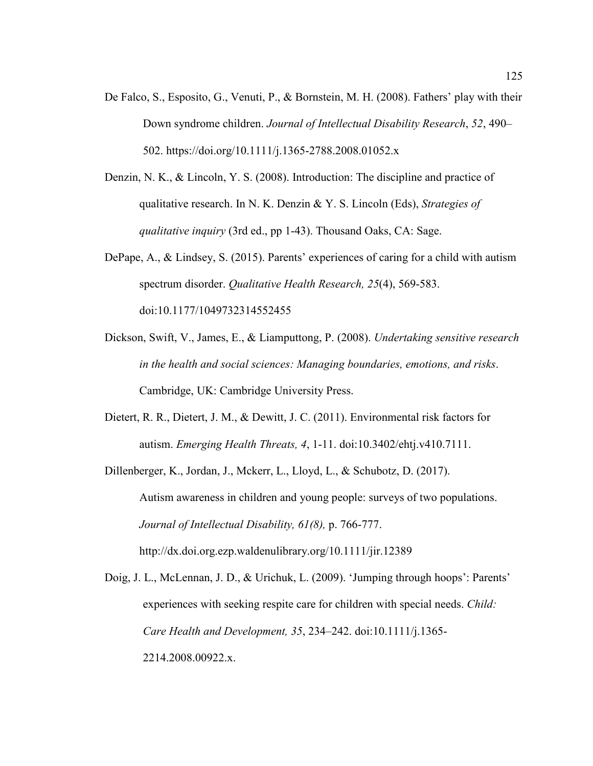De Falco, S., Esposito, G., Venuti, P., & Bornstein, M. H. (2008). Fathers' play with their Down syndrome children. *Journal of Intellectual Disability Research*, *52*, 490–502. https://doi.org/10.1111/j.1365-2788.2008.01052.x

Denzin, N. K., & Lincoln, Y. S. (2008). Introduction: The discipline and practice of qualitative research. In N. K. Denzin & Y. S. Lincoln (Eds), *Strategies of qualitative inquiry* (3rd ed., pp 1-43). Thousand Oaks, CA: Sage.

DePape, A., & Lindsey, S. (2015). Parents' experiences of caring for a child with autism spectrum disorder. *Qualitative Health Research, 25*(4), 569-583. doi:10.1177/1049732314552455

Dickson, Swift, V., James, E., & Liamputtong, P. (2008). *Undertaking sensitive research in the health and social sciences: Managing boundaries, emotions, and risks*. Cambridge, UK: Cambridge University Press.

Dietert, R. R., Dietert, J. M., & Dewitt, J. C. (2011). Environmental risk factors for autism. *Emerging Health Threats, 4*, 1-11. doi:10.3402/ehtj.v410.7111.

Dillenberger, K., Jordan, J., Mckerr, L., Lloyd, L., & Schubotz, D. (2017). Autism awareness in children and young people: surveys of two populations. *Journal of Intellectual Disability, 61(8),* p. 766-777. http://dx.doi.org.ezp.waldenulibrary.org/10.1111/jir.12389

Doig, J. L., McLennan, J. D., & Urichuk, L. (2009). 'Jumping through hoops': Parents' experiences with seeking respite care for children with special needs. *Child: Care Health and Development, 35*, 234–242. doi:10.1111/j.1365-2214.2008.00922.x.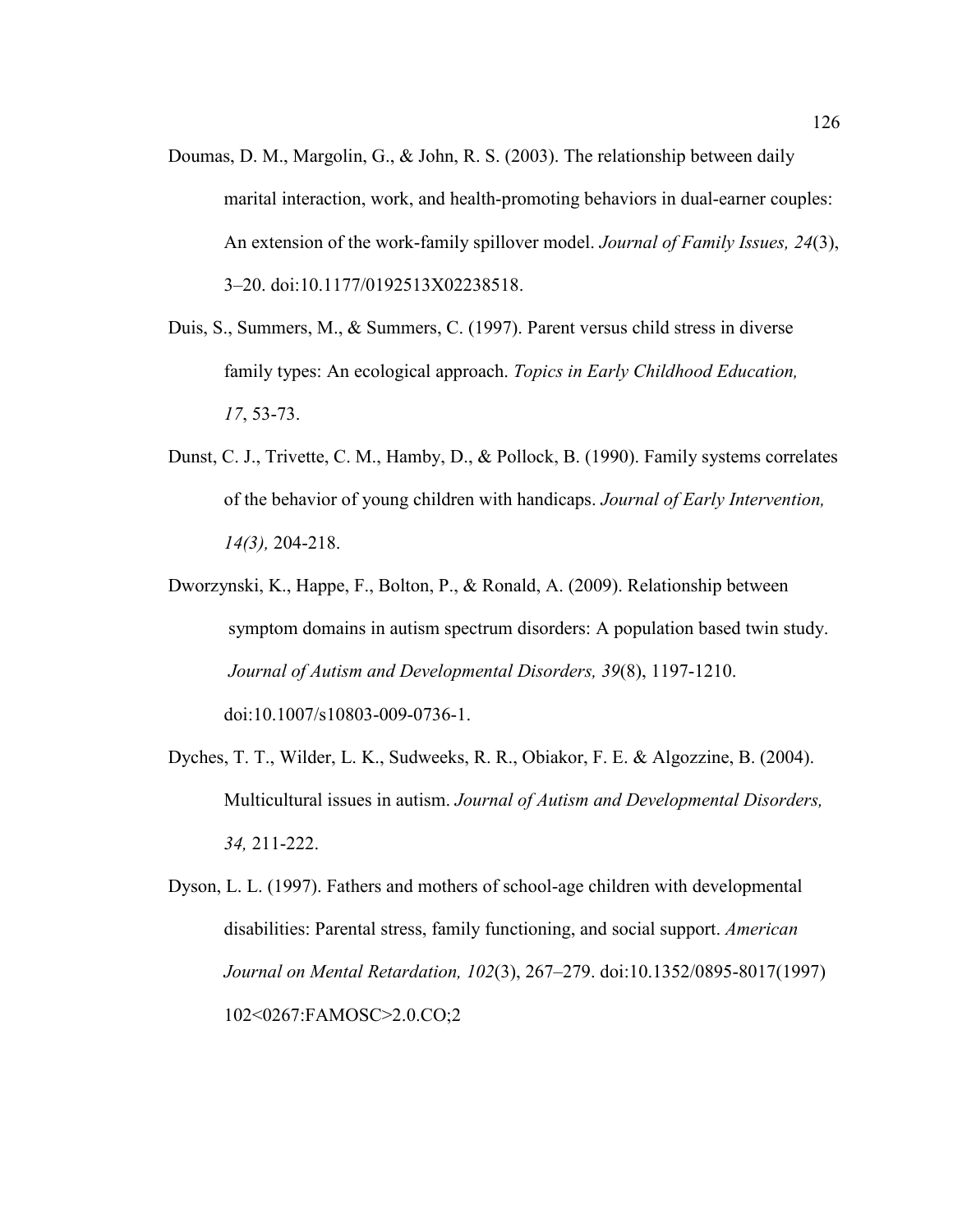Doumas, D. M., Margolin, G., & John, R. S. (2003). The relationship between daily marital interaction, work, and health-promoting behaviors in dual-earner couples: An extension of the work-family spillover model. *Journal of Family Issues, 24*(3), 3–20. doi:10.1177/0192513X02238518.

Duis, S., Summers, M., & Summers, C. (1997). Parent versus child stress in diverse family types: An ecological approach. *Topics in Early Childhood Education, 17*, 53-73.

Dunst, C. J., Trivette, C. M., Hamby, D., & Pollock, B. (1990). Family systems correlates of the behavior of young children with handicaps. *Journal of Early Intervention, 14(3),* 204-218.

Dworzynski, K., Happe, F., Bolton, P., & Ronald, A. (2009). Relationship between symptom domains in autism spectrum disorders: A population based twin study. *Journal of Autism and Developmental Disorders, 39*(8), 1197-1210. doi:10.1007/s10803-009-0736-1.

Dyches, T. T., Wilder, L. K., Sudweeks, R. R., Obiakor, F. E. & Algozzine, B. (2004). Multicultural issues in autism. *Journal of Autism and Developmental Disorders, 34,* 211-222.

Dyson, L. L. (1997). Fathers and mothers of school-age children with developmental disabilities: Parental stress, family functioning, and social support. *American Journal on Mental Retardation, 102*(3), 267–279. doi:10.1352/0895-8017(1997)102<0267:FAMOSC>2.0.CO;2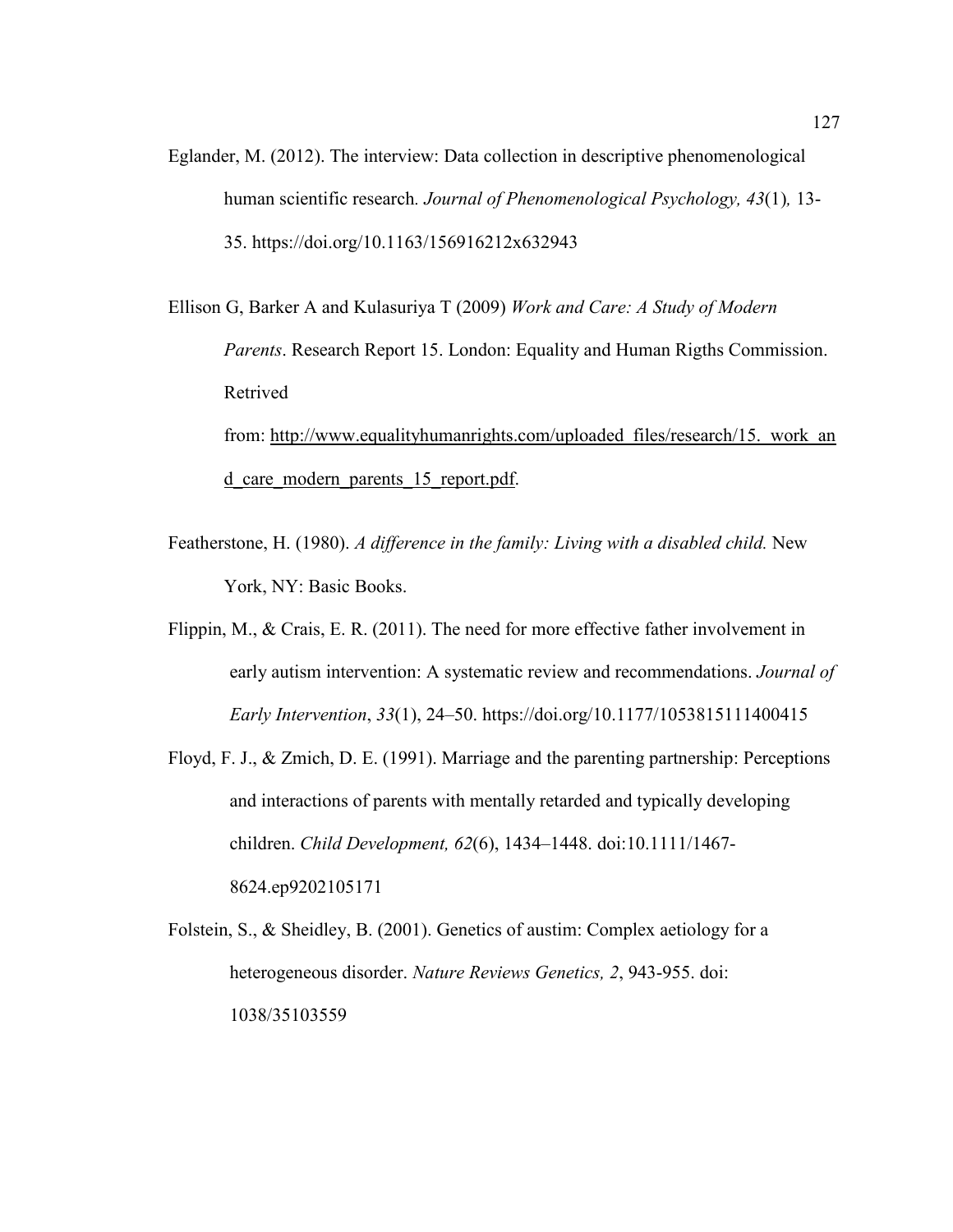Eglander, M. (2012). The interview: Data collection in descriptive phenomenological human scientific research. *Journal of Phenomenological Psychology, 43*(1)*,* 13-35. https://doi.org/10.1163/156916212x632943

Ellison G, Barker A and Kulasuriya T (2009) *Work and Care: A Study of Modern Parents*. Research Report 15. London: Equality and Human Rigths Commission. Retrived from: http://www.equalityhumanrights.com/uploaded_files/research/15._work_and_care_modern_parents_15_report.pdf.

Featherstone, H. (1980). *A difference in the family: Living with a disabled child.* New York, NY: Basic Books.

Flippin, M., & Crais, E. R. (2011). The need for more effective father involvement in early autism intervention: A systematic review and recommendations. *Journal of Early Intervention*, *33*(1), 24–50. https://doi.org/10.1177/1053815111400415

Floyd, F. J., & Zmich, D. E. (1991). Marriage and the parenting partnership: Perceptions and interactions of parents with mentally retarded and typically developing children. *Child Development, 62*(6), 1434–1448. doi:10.1111/1467-8624.ep9202105171

Folstein, S., & Sheidley, B. (2001). Genetics of austim: Complex aetiology for a heterogeneous disorder. *Nature Reviews Genetics, 2*, 943-955. doi: 1038/35103559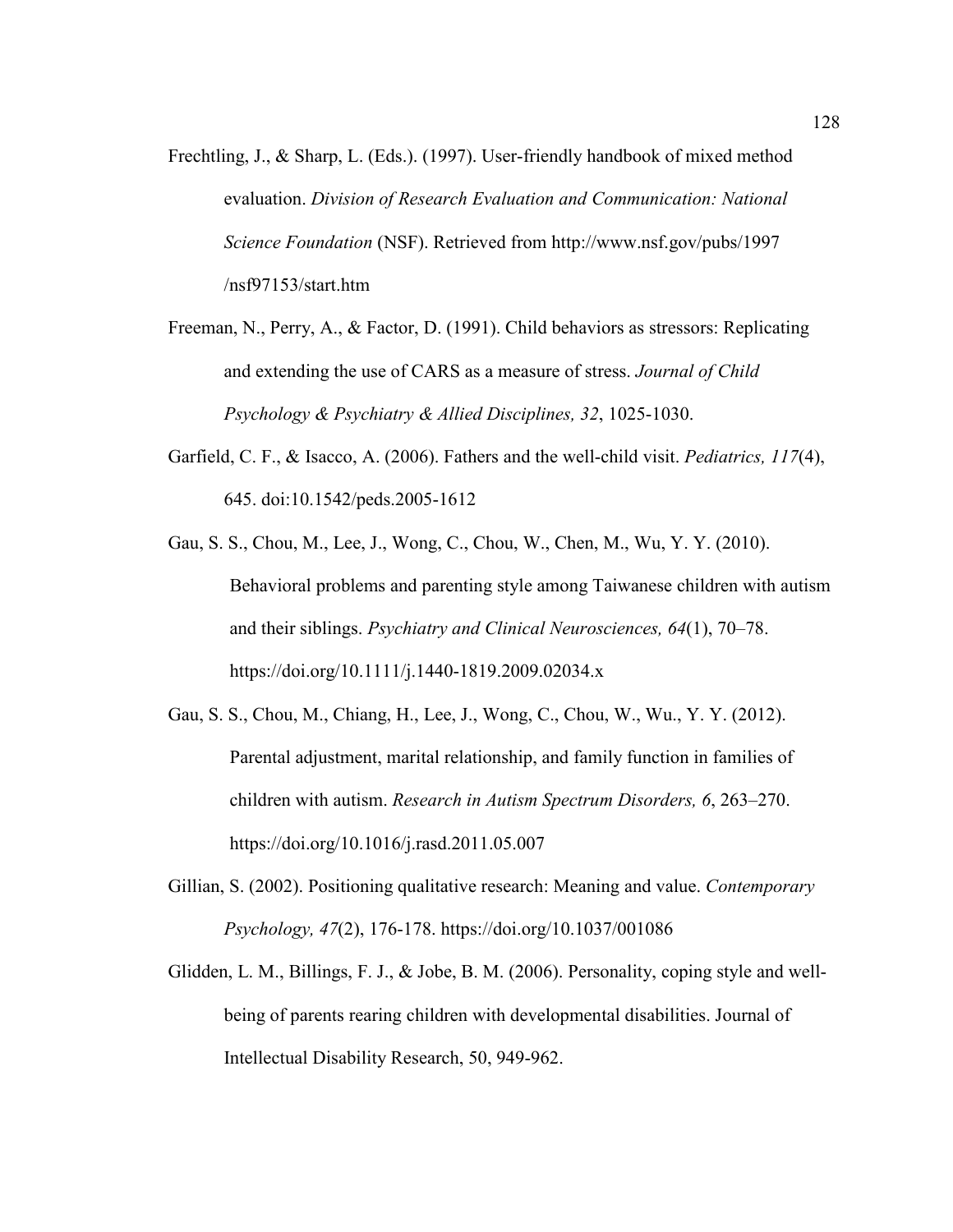Frechtling, J., & Sharp, L. (Eds.). (1997). User-friendly handbook of mixed method evaluation. *Division of Research Evaluation and Communication: National Science Foundation* (NSF). Retrieved from http://www.nsf.gov/pubs/1997/nsf97153/start.htm

Freeman, N., Perry, A., & Factor, D. (1991). Child behaviors as stressors: Replicating and extending the use of CARS as a measure of stress. *Journal of Child Psychology & Psychiatry & Allied Disciplines, 32*, 1025-1030.

Garfield, C. F., & Isacco, A. (2006). Fathers and the well-child visit. *Pediatrics, 117*(4), 645. doi:10.1542/peds.2005-1612

Gau, S. S., Chou, M., Lee, J., Wong, C., Chou, W., Chen, M., Wu, Y. Y. (2010). Behavioral problems and parenting style among Taiwanese children with autism and their siblings. *Psychiatry and Clinical Neurosciences, 64*(1), 70–78. https://doi.org/10.1111/j.1440-1819.2009.02034.x

Gau, S. S., Chou, M., Chiang, H., Lee, J., Wong, C., Chou, W., Wu., Y. Y. (2012). Parental adjustment, marital relationship, and family function in families of children with autism. *Research in Autism Spectrum Disorders, 6*, 263–270. https://doi.org/10.1016/j.rasd.2011.05.007

Gillian, S. (2002). Positioning qualitative research: Meaning and value. *Contemporary Psychology, 47*(2), 176-178. https://doi.org/10.1037/001086

Glidden, L. M., Billings, F. J., & Jobe, B. M. (2006). Personality, coping style and well-being of parents rearing children with developmental disabilities. Journal of Intellectual Disability Research, 50, 949-962.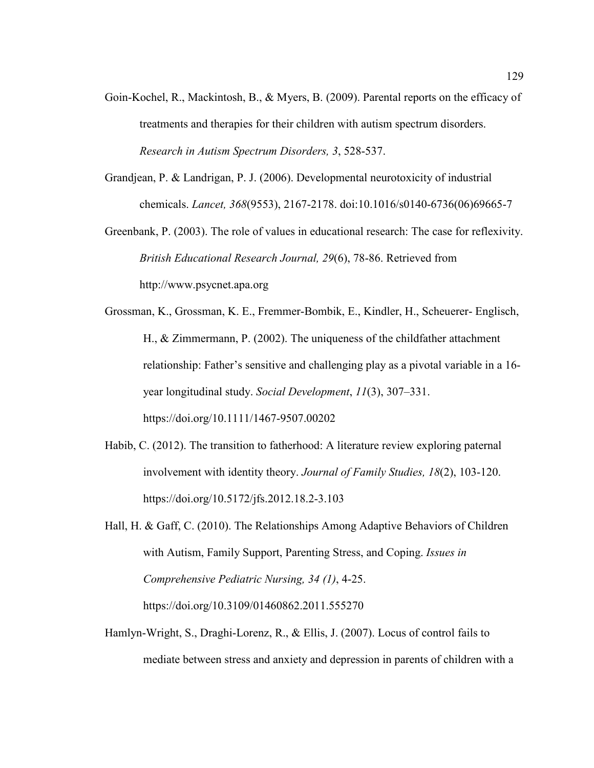Goin-Kochel, R., Mackintosh, B., & Myers, B. (2009). Parental reports on the efficacy of treatments and therapies for their children with autism spectrum disorders. *Research in Autism Spectrum Disorders, 3*, 528-537.

Grandjean, P. & Landrigan, P. J. (2006). Developmental neurotoxicity of industrial chemicals. *Lancet, 368*(9553), 2167-2178. doi:10.1016/s0140-6736(06)69665-7

Greenbank, P. (2003). The role of values in educational research: The case for reflexivity. *British Educational Research Journal, 29*(6), 78-86. Retrieved from http://www.psycnet.apa.org

Grossman, K., Grossman, K. E., Fremmer-Bombik, E., Kindler, H., Scheuerer- Englisch, H., & Zimmermann, P. (2002). The uniqueness of the childfather attachment relationship: Father's sensitive and challenging play as a pivotal variable in a 16-year longitudinal study. *Social Development*, *11*(3), 307–331. https://doi.org/10.1111/1467-9507.00202

Habib, C. (2012). The transition to fatherhood: A literature review exploring paternal involvement with identity theory. *Journal of Family Studies, 18*(2), 103-120. https://doi.org/10.5172/jfs.2012.18.2-3.103

Hall, H. & Gaff, C. (2010). The Relationships Among Adaptive Behaviors of Children with Autism, Family Support, Parenting Stress, and Coping. *Issues in Comprehensive Pediatric Nursing, 34 (1)*, 4-25. https://doi.org/10.3109/01460862.2011.555270

Hamlyn-Wright, S., Draghi-Lorenz, R., & Ellis, J. (2007). Locus of control fails to mediate between stress and anxiety and depression in parents of children with a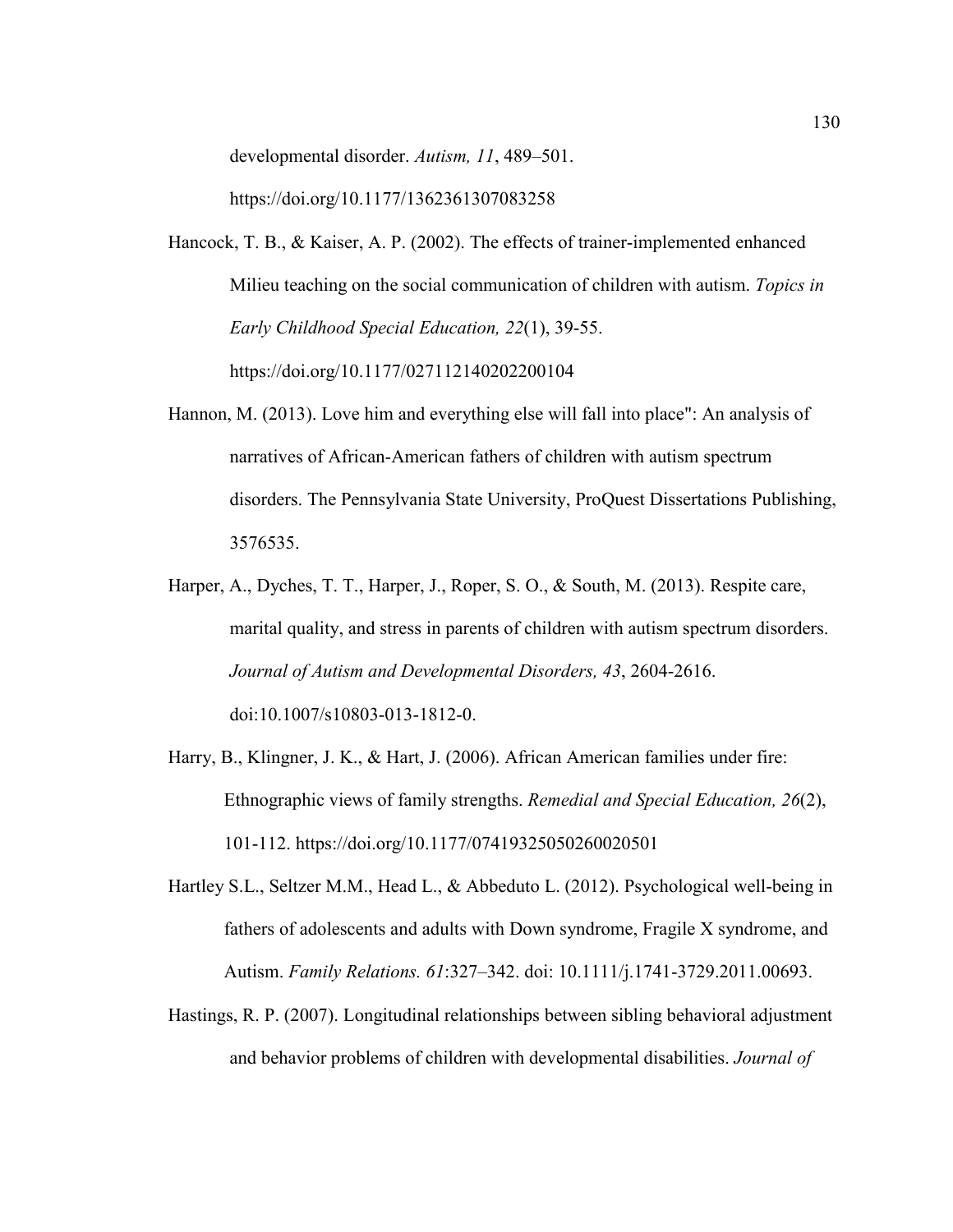developmental disorder. *Autism, 11*, 489–501. https://doi.org/10.1177/1362361307083258

Hancock, T. B., & Kaiser, A. P. (2002). The effects of trainer-implemented enhanced Milieu teaching on the social communication of children with autism. *Topics in Early Childhood Special Education, 22*(1), 39-55. https://doi.org/10.1177/027112140202200104

Hannon, M. (2013). Love him and everything else will fall into place": An analysis of narratives of African-American fathers of children with autism spectrum disorders. The Pennsylvania State University, ProQuest Dissertations Publishing, 3576535.

Harper, A., Dyches, T. T., Harper, J., Roper, S. O., & South, M. (2013). Respite care, marital quality, and stress in parents of children with autism spectrum disorders. *Journal of Autism and Developmental Disorders, 43*, 2604-2616. doi:10.1007/s10803-013-1812-0.

Harry, B., Klingner, J. K., & Hart, J. (2006). African American families under fire: Ethnographic views of family strengths. *Remedial and Special Education, 26*(2), 101-112. https://doi.org/10.1177/07419325050260020501

Hartley S.L., Seltzer M.M., Head L., & Abbeduto L. (2012). Psychological well-being in fathers of adolescents and adults with Down syndrome, Fragile X syndrome, and Autism. *Family Relations. 61*:327–342. doi: 10.1111/j.1741-3729.2011.00693.

Hastings, R. P. (2007). Longitudinal relationships between sibling behavioral adjustment and behavior problems of children with developmental disabilities. *Journal of*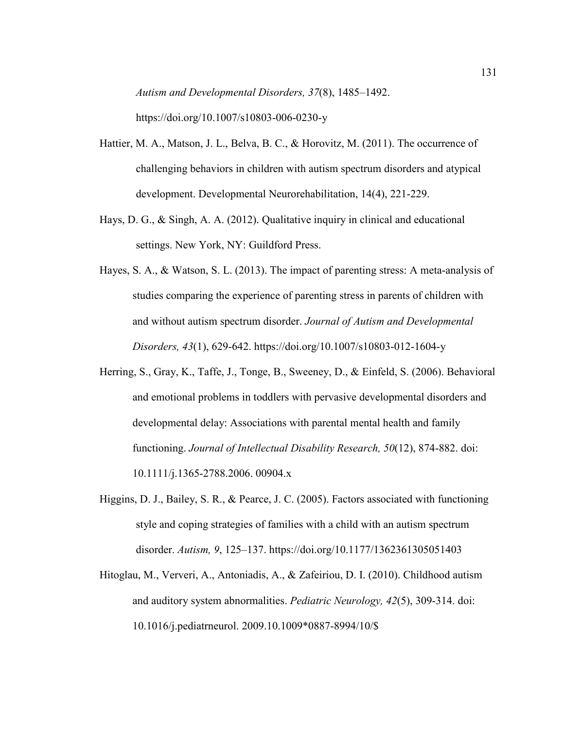*Autism and Developmental Disorders, 37*(8), 1485–1492. https://doi.org/10.1007/s10803-006-0230-y

Hattier, M. A., Matson, J. L., Belva, B. C., & Horovitz, M. (2011). The occurrence of challenging behaviors in children with autism spectrum disorders and atypical development. Developmental Neurorehabilitation, 14(4), 221-229.

Hays, D. G., & Singh, A. A. (2012). Qualitative inquiry in clinical and educational settings. New York, NY: Guildford Press.

Hayes, S. A., & Watson, S. L. (2013). The impact of parenting stress: A meta-analysis of studies comparing the experience of parenting stress in parents of children with and without autism spectrum disorder. *Journal of Autism and Developmental Disorders, 43*(1), 629-642. https://doi.org/10.1007/s10803-012-1604-y

Herring, S., Gray, K., Taffe, J., Tonge, B., Sweeney, D., & Einfeld, S. (2006). Behavioral and emotional problems in toddlers with pervasive developmental disorders and developmental delay: Associations with parental mental health and family functioning. *Journal of Intellectual Disability Research, 50*(12), 874-882. doi: 10.1111/j.1365-2788.2006. 00904.x

Higgins, D. J., Bailey, S. R., & Pearce, J. C. (2005). Factors associated with functioning style and coping strategies of families with a child with an autism spectrum disorder. *Autism, 9*, 125–137. https://doi.org/10.1177/1362361305051403

Hitoglau, M., Ververi, A., Antoniadis, A., & Zafeiriou, D. I. (2010). Childhood autism and auditory system abnormalities. *Pediatric Neurology, 42*(5), 309-314. doi: 10.1016/j.pediatrneurol. 2009.10.1009*0887-8994/10/$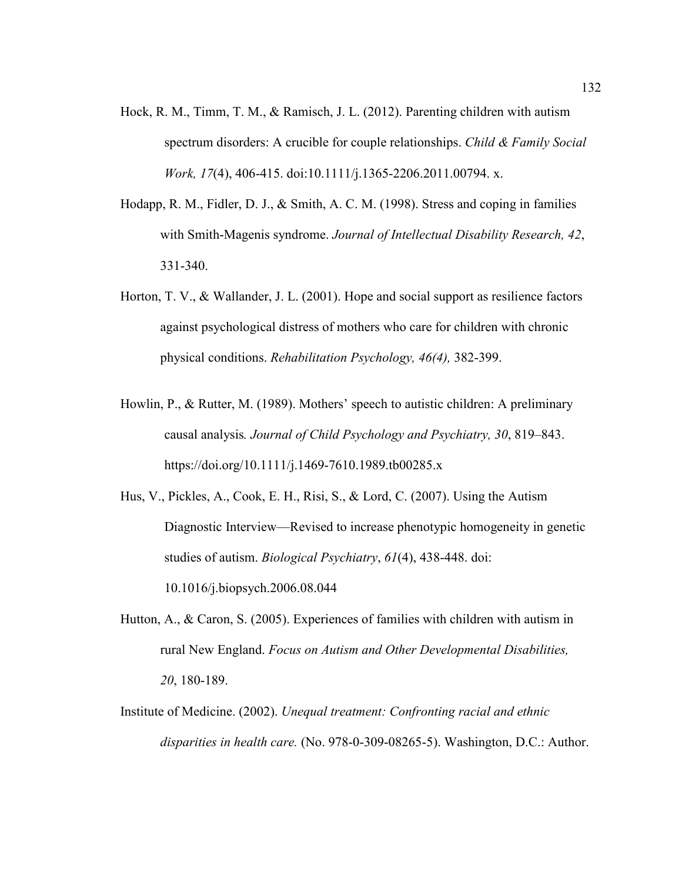Hock, R. M., Timm, T. M., & Ramisch, J. L. (2012). Parenting children with autism spectrum disorders: A crucible for couple relationships. *Child & Family Social Work, 17*(4), 406-415. doi:10.1111/j.1365-2206.2011.00794. x.

Hodapp, R. M., Fidler, D. J., & Smith, A. C. M. (1998). Stress and coping in families with Smith-Magenis syndrome. *Journal of Intellectual Disability Research, 42*, 331-340.

Horton, T. V., & Wallander, J. L. (2001). Hope and social support as resilience factors against psychological distress of mothers who care for children with chronic physical conditions. *Rehabilitation Psychology, 46(4),* 382-399.

Howlin, P., & Rutter, M. (1989). Mothers' speech to autistic children: A preliminary causal analysis*. Journal of Child Psychology and Psychiatry, 30*, 819–843. https://doi.org/10.1111/j.1469-7610.1989.tb00285.x

Hus, V., Pickles, A., Cook, E. H., Risi, S., & Lord, C. (2007). Using the Autism Diagnostic Interview—Revised to increase phenotypic homogeneity in genetic studies of autism. *Biological Psychiatry*, *61*(4), 438-448. doi: 10.1016/j.biopsych.2006.08.044

Hutton, A., & Caron, S. (2005). Experiences of families with children with autism in rural New England. *Focus on Autism and Other Developmental Disabilities, 20*, 180-189.

Institute of Medicine. (2002). *Unequal treatment: Confronting racial and ethnic disparities in health care.* (No. 978-0-309-08265-5). Washington, D.C.: Author.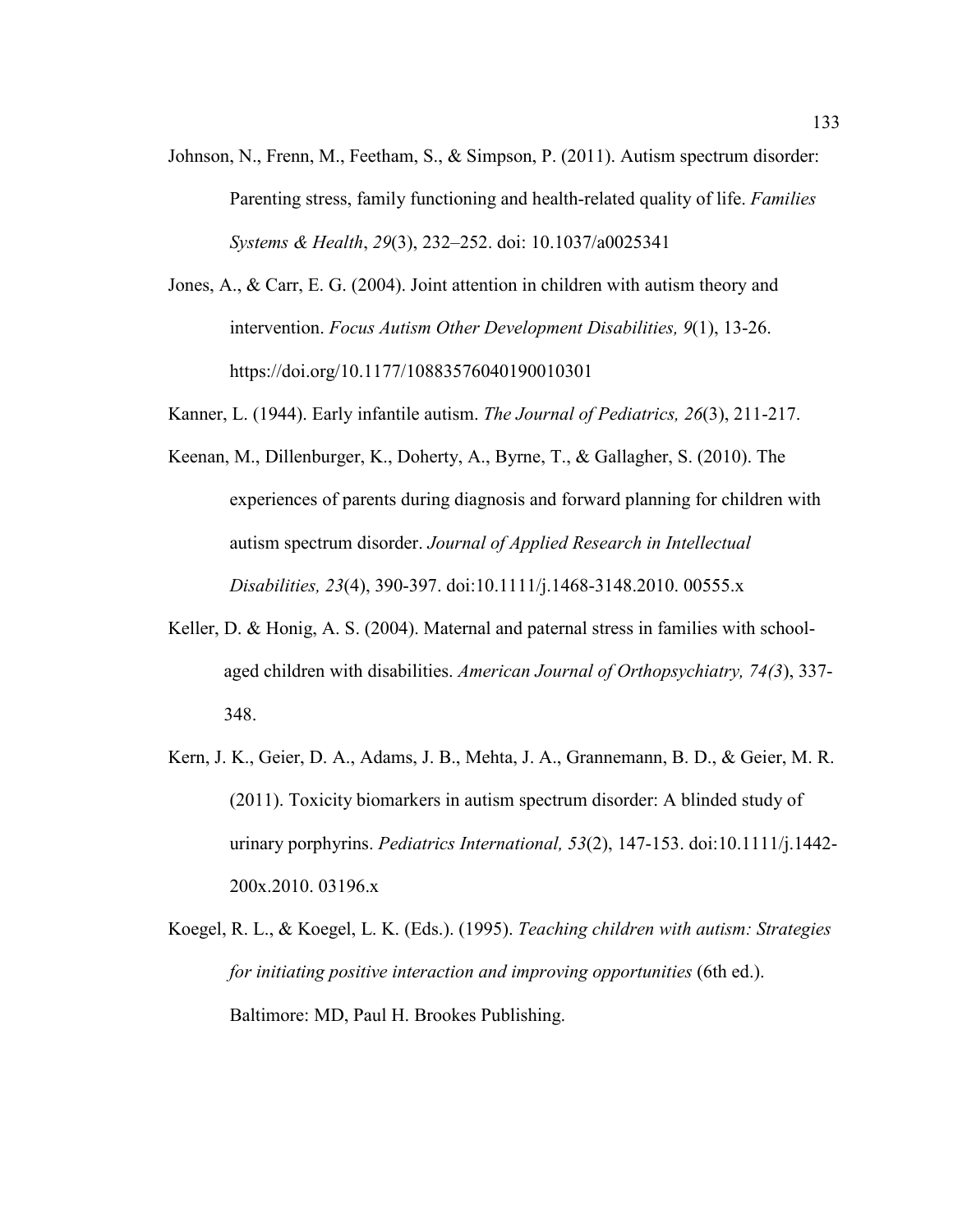Johnson, N., Frenn, M., Feetham, S., & Simpson, P. (2011). Autism spectrum disorder: Parenting stress, family functioning and health-related quality of life. *Families Systems & Health*, *29*(3), 232–252. doi: 10.1037/a0025341

Jones, A., & Carr, E. G. (2004). Joint attention in children with autism theory and intervention. *Focus Autism Other Development Disabilities, 9*(1), 13-26. https://doi.org/10.1177/10883576040190010301

Kanner, L. (1944). Early infantile autism. *The Journal of Pediatrics, 26*(3), 211-217.

Keenan, M., Dillenburger, K., Doherty, A., Byrne, T., & Gallagher, S. (2010). The experiences of parents during diagnosis and forward planning for children with autism spectrum disorder. *Journal of Applied Research in Intellectual Disabilities, 23*(4), 390-397. doi:10.1111/j.1468-3148.2010. 00555.x

Keller, D. & Honig, A. S. (2004). Maternal and paternal stress in families with school-aged children with disabilities. *American Journal of Orthopsychiatry, 74(3*), 337-348.

Kern, J. K., Geier, D. A., Adams, J. B., Mehta, J. A., Grannemann, B. D., & Geier, M. R. (2011). Toxicity biomarkers in autism spectrum disorder: A blinded study of urinary porphyrins. *Pediatrics International, 53*(2), 147-153. doi:10.1111/j.1442-200x.2010. 03196.x

Koegel, R. L., & Koegel, L. K. (Eds.). (1995). *Teaching children with autism: Strategies for initiating positive interaction and improving opportunities* (6th ed.). Baltimore: MD, Paul H. Brookes Publishing.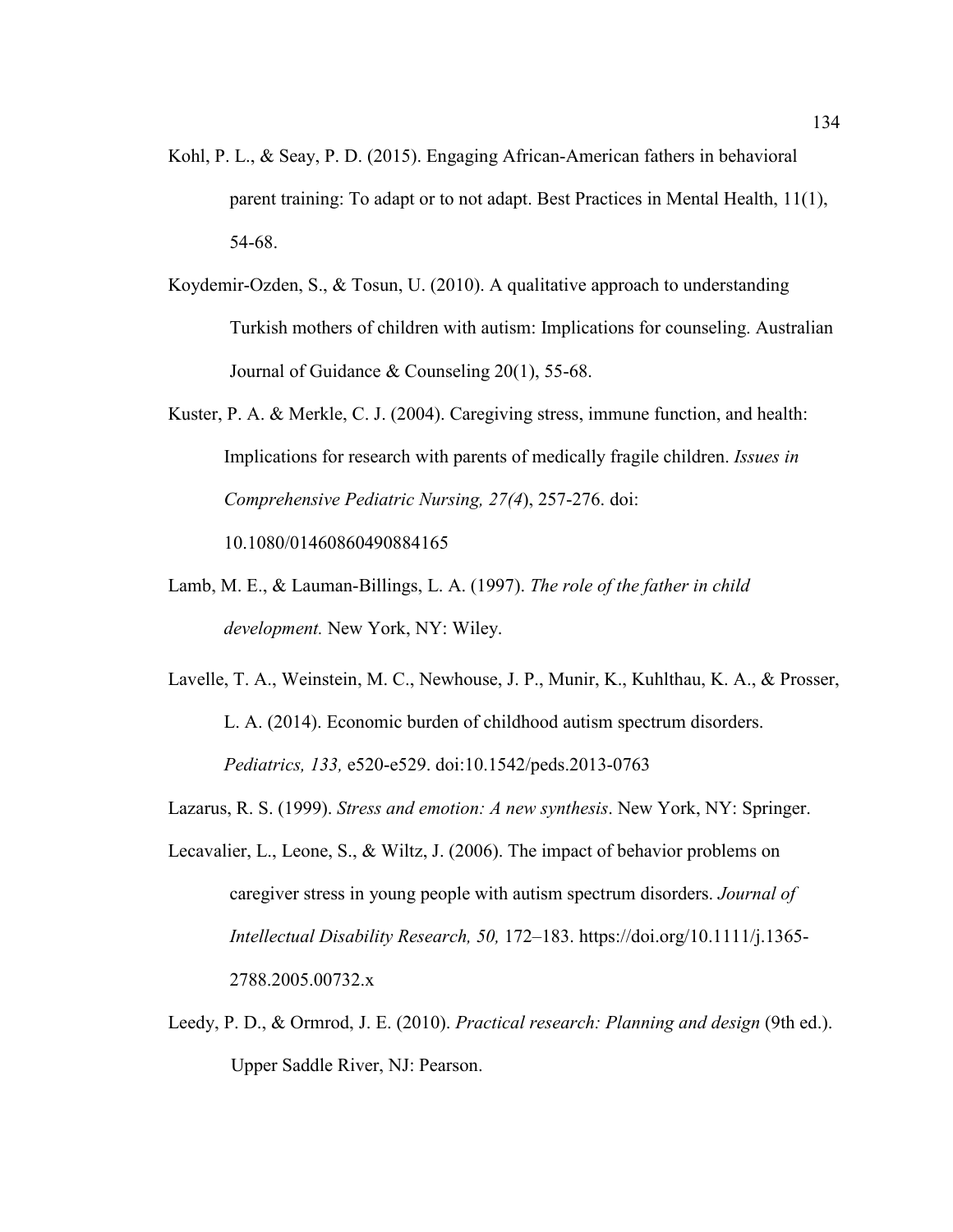Kohl, P. L., & Seay, P. D. (2015). Engaging African-American fathers in behavioral parent training: To adapt or to not adapt. Best Practices in Mental Health, 11(1), 54-68.

Koydemir-Ozden, S., & Tosun, U. (2010). A qualitative approach to understanding Turkish mothers of children with autism: Implications for counseling. Australian Journal of Guidance & Counseling 20(1), 55-68.

Kuster, P. A. & Merkle, C. J. (2004). Caregiving stress, immune function, and health: Implications for research with parents of medically fragile children. *Issues in Comprehensive Pediatric Nursing, 27(4*), 257-276. doi: 10.1080/01460860490884165

Lamb, M. E., & Lauman-Billings, L. A. (1997). *The role of the father in child development.* New York, NY: Wiley.

Lavelle, T. A., Weinstein, M. C., Newhouse, J. P., Munir, K., Kuhlthau, K. A., & Prosser, L. A. (2014). Economic burden of childhood autism spectrum disorders. *Pediatrics, 133,* e520-e529. doi:10.1542/peds.2013-0763

Lazarus, R. S. (1999). *Stress and emotion: A new synthesis*. New York, NY: Springer.

Lecavalier, L., Leone, S., & Wiltz, J. (2006). The impact of behavior problems on caregiver stress in young people with autism spectrum disorders. *Journal of Intellectual Disability Research, 50,* 172–183. https://doi.org/10.1111/j.1365-2788.2005.00732.x

Leedy, P. D., & Ormrod, J. E. (2010). *Practical research: Planning and design* (9th ed.). Upper Saddle River, NJ: Pearson.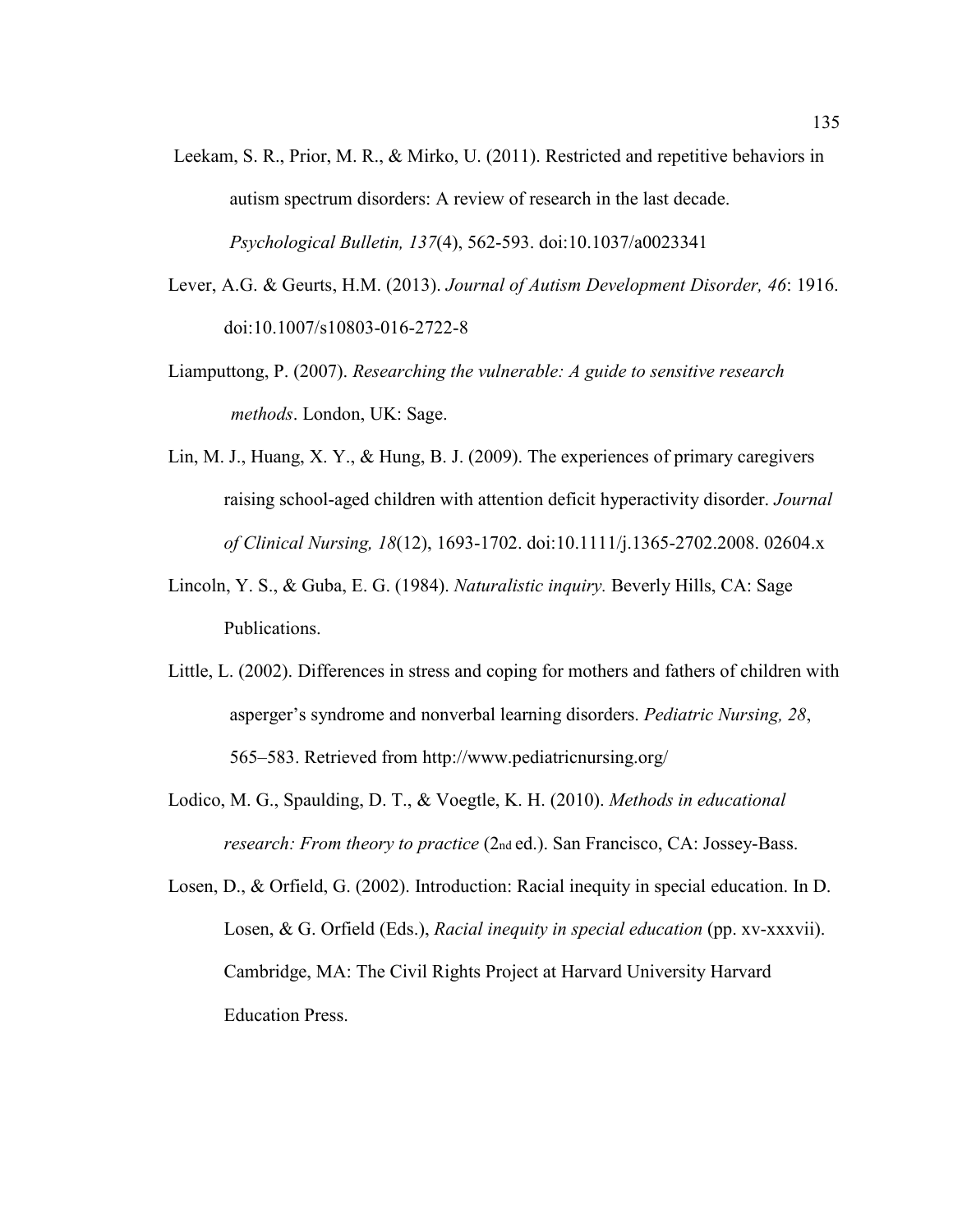Leekam, S. R., Prior, M. R., & Mirko, U. (2011). Restricted and repetitive behaviors in autism spectrum disorders: A review of research in the last decade. *Psychological Bulletin, 137*(4), 562-593. doi:10.1037/a0023341

Lever, A.G. & Geurts, H.M. (2013). *Journal of Autism Development Disorder, 46*: 1916. doi:10.1007/s10803-016-2722-8

Liamputtong, P. (2007). *Researching the vulnerable: A guide to sensitive research methods*. London, UK: Sage.

Lin, M. J., Huang, X. Y., & Hung, B. J. (2009). The experiences of primary caregivers raising school-aged children with attention deficit hyperactivity disorder. *Journal of Clinical Nursing, 18*(12), 1693-1702. doi:10.1111/j.1365-2702.2008. 02604.x

Lincoln, Y. S., & Guba, E. G. (1984). *Naturalistic inquiry.* Beverly Hills, CA: Sage Publications.

Little, L. (2002). Differences in stress and coping for mothers and fathers of children with asperger's syndrome and nonverbal learning disorders. *Pediatric Nursing, 28*, 565–583. Retrieved from http://www.pediatricnursing.org/

Lodico, M. G., Spaulding, D. T., & Voegtle, K. H. (2010). *Methods in educational research: From theory to practice* (2nd ed.). San Francisco, CA: Jossey-Bass.

Losen, D., & Orfield, G. (2002). Introduction: Racial inequity in special education. In D. Losen, & G. Orfield (Eds.), *Racial inequity in special education* (pp. xv-xxxvii). Cambridge, MA: The Civil Rights Project at Harvard University Harvard Education Press.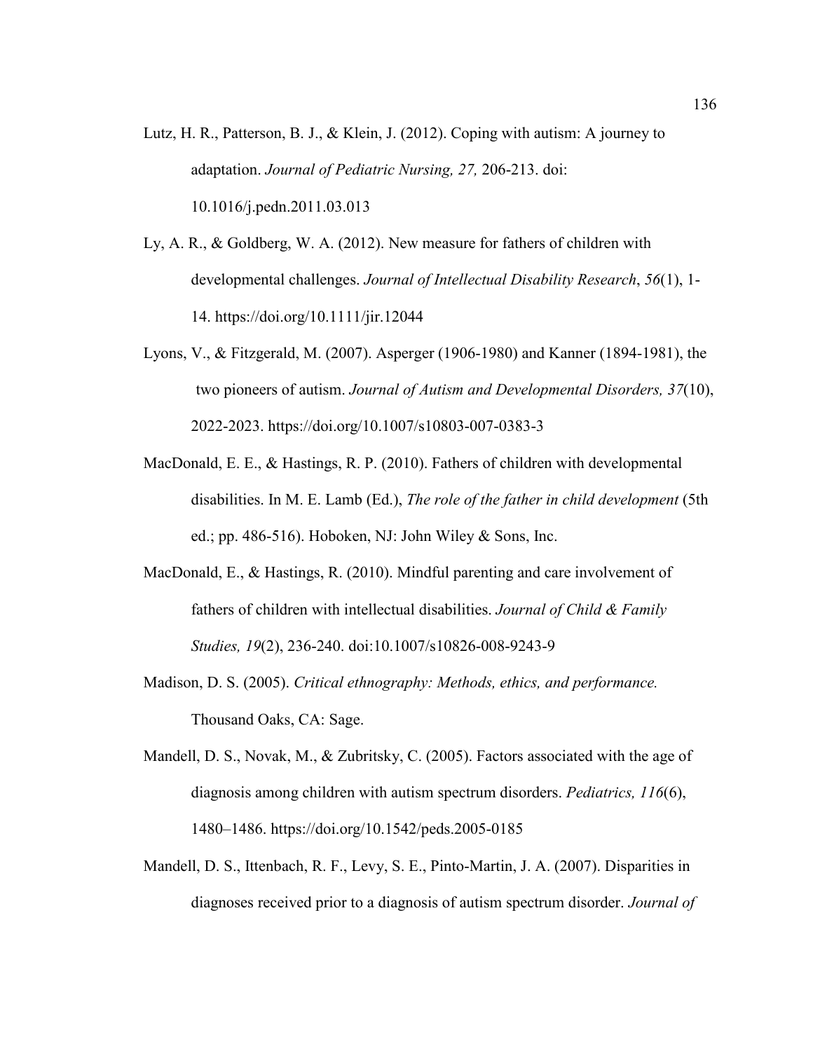Lutz, H. R., Patterson, B. J., & Klein, J. (2012). Coping with autism: A journey to adaptation. *Journal of Pediatric Nursing, 27,* 206-213. doi: 10.1016/j.pedn.2011.03.013

Ly, A. R., & Goldberg, W. A. (2012). New measure for fathers of children with developmental challenges. *Journal of Intellectual Disability Research*, *56*(1), 1-14. https://doi.org/10.1111/jir.12044

Lyons, V., & Fitzgerald, M. (2007). Asperger (1906-1980) and Kanner (1894-1981), the two pioneers of autism. *Journal of Autism and Developmental Disorders, 37*(10), 2022-2023. https://doi.org/10.1007/s10803-007-0383-3

MacDonald, E. E., & Hastings, R. P. (2010). Fathers of children with developmental disabilities. In M. E. Lamb (Ed.), *The role of the father in child development* (5th ed.; pp. 486-516). Hoboken, NJ: John Wiley & Sons, Inc.

MacDonald, E., & Hastings, R. (2010). Mindful parenting and care involvement of fathers of children with intellectual disabilities. *Journal of Child & Family Studies, 19*(2), 236-240. doi:10.1007/s10826-008-9243-9

Madison, D. S. (2005). *Critical ethnography: Methods, ethics, and performance.* Thousand Oaks, CA: Sage.

Mandell, D. S., Novak, M., & Zubritsky, C. (2005). Factors associated with the age of diagnosis among children with autism spectrum disorders. *Pediatrics, 116*(6), 1480–1486. https://doi.org/10.1542/peds.2005-0185

Mandell, D. S., Ittenbach, R. F., Levy, S. E., Pinto-Martin, J. A. (2007). Disparities in diagnoses received prior to a diagnosis of autism spectrum disorder. *Journal of*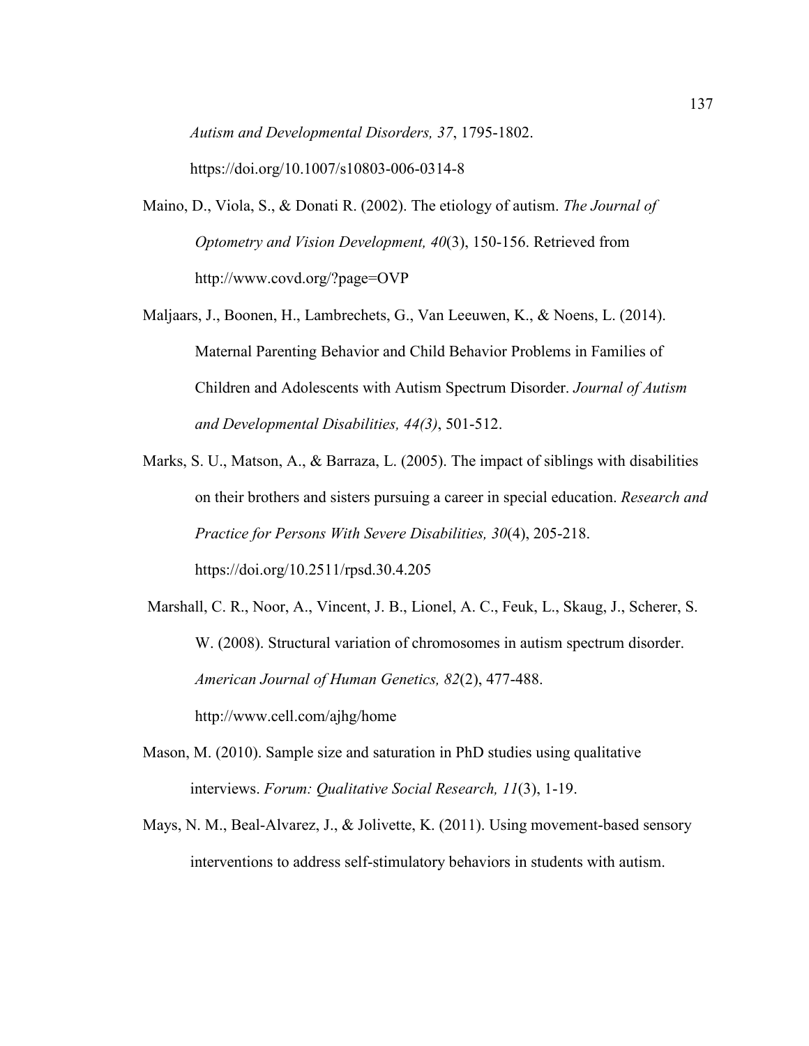*Autism and Developmental Disorders, 37*, 1795-1802. https://doi.org/10.1007/s10803-006-0314-8

Maino, D., Viola, S., & Donati R. (2002). The etiology of autism. *The Journal of Optometry and Vision Development, 40*(3), 150-156. Retrieved from http://www.covd.org/?page=OVP

Maljaars, J., Boonen, H., Lambrechets, G., Van Leeuwen, K., & Noens, L. (2014). Maternal Parenting Behavior and Child Behavior Problems in Families of Children and Adolescents with Autism Spectrum Disorder. *Journal of Autism and Developmental Disabilities, 44(3)*, 501-512.

Marks, S. U., Matson, A., & Barraza, L. (2005). The impact of siblings with disabilities on their brothers and sisters pursuing a career in special education. *Research and Practice for Persons With Severe Disabilities, 30*(4), 205-218. https://doi.org/10.2511/rpsd.30.4.205

Marshall, C. R., Noor, A., Vincent, J. B., Lionel, A. C., Feuk, L., Skaug, J., Scherer, S. W. (2008). Structural variation of chromosomes in autism spectrum disorder. *American Journal of Human Genetics, 82*(2), 477-488. http://www.cell.com/ajhg/home

Mason, M. (2010). Sample size and saturation in PhD studies using qualitative interviews. *Forum: Qualitative Social Research, 11*(3), 1-19.

Mays, N. M., Beal-Alvarez, J., & Jolivette, K. (2011). Using movement-based sensory interventions to address self-stimulatory behaviors in students with autism.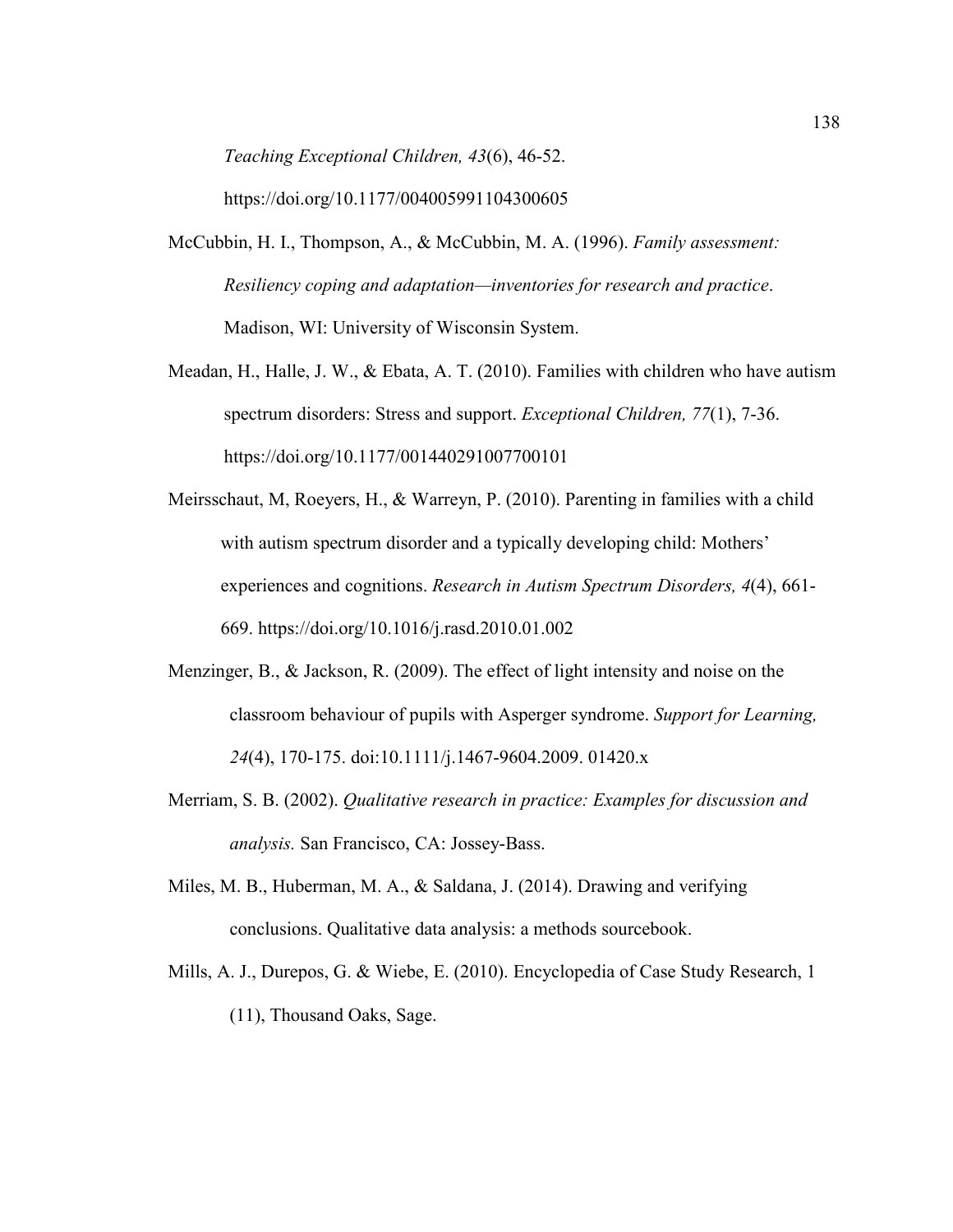*Teaching Exceptional Children, 43*(6), 46-52. https://doi.org/10.1177/004005991104300605

McCubbin, H. I., Thompson, A., & McCubbin, M. A. (1996). *Family assessment: Resiliency coping and adaptation—inventories for research and practice*. Madison, WI: University of Wisconsin System.

Meadan, H., Halle, J. W., & Ebata, A. T. (2010). Families with children who have autism spectrum disorders: Stress and support. *Exceptional Children, 77*(1), 7-36. https://doi.org/10.1177/001440291007700101

Meirsschaut, M, Roeyers, H., & Warreyn, P. (2010). Parenting in families with a child with autism spectrum disorder and a typically developing child: Mothers' experiences and cognitions. *Research in Autism Spectrum Disorders, 4*(4), 661-669. https://doi.org/10.1016/j.rasd.2010.01.002

Menzinger, B., & Jackson, R. (2009). The effect of light intensity and noise on the classroom behaviour of pupils with Asperger syndrome. *Support for Learning, 24*(4), 170-175. doi:10.1111/j.1467-9604.2009. 01420.x

Merriam, S. B. (2002). *Qualitative research in practice: Examples for discussion and analysis.* San Francisco, CA: Jossey-Bass.

Miles, M. B., Huberman, M. A., & Saldana, J. (2014). Drawing and verifying conclusions. Qualitative data analysis: a methods sourcebook.

Mills, A. J., Durepos, G. & Wiebe, E. (2010). Encyclopedia of Case Study Research, 1 (11), Thousand Oaks, Sage.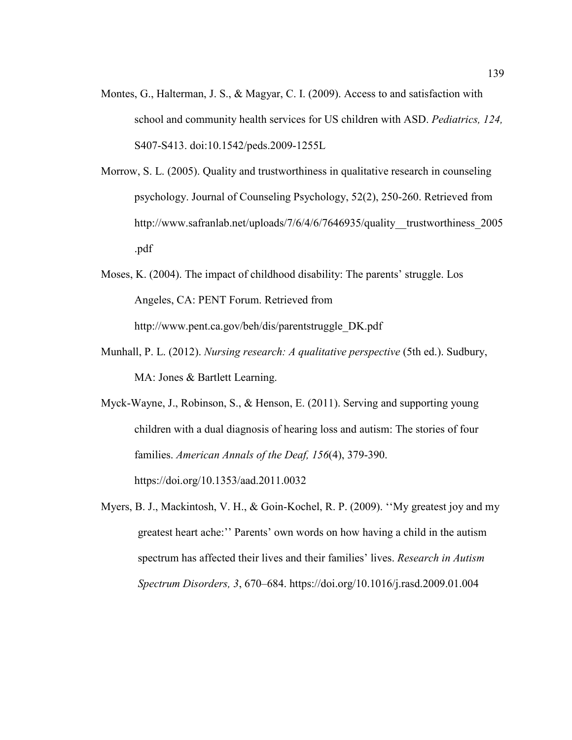Montes, G., Halterman, J. S., & Magyar, C. I. (2009). Access to and satisfaction with school and community health services for US children with ASD. *Pediatrics, 124,* S407-S413. doi:10.1542/peds.2009-1255L

Morrow, S. L. (2005). Quality and trustworthiness in qualitative research in counseling psychology. Journal of Counseling Psychology, 52(2), 250-260. Retrieved from http://www.safranlab.net/uploads/7/6/4/6/7646935/quality__trustworthiness_2005.pdf

Moses, K. (2004). The impact of childhood disability: The parents' struggle. Los Angeles, CA: PENT Forum. Retrieved from http://www.pent.ca.gov/beh/dis/parentstruggle_DK.pdf

Munhall, P. L. (2012). *Nursing research: A qualitative perspective* (5th ed.). Sudbury, MA: Jones & Bartlett Learning.

Myck-Wayne, J., Robinson, S., & Henson, E. (2011). Serving and supporting young children with a dual diagnosis of hearing loss and autism: The stories of four families. *American Annals of the Deaf, 156*(4), 379-390. https://doi.org/10.1353/aad.2011.0032

Myers, B. J., Mackintosh, V. H., & Goin-Kochel, R. P. (2009). ''My greatest joy and my greatest heart ache:'' Parents' own words on how having a child in the autism spectrum has affected their lives and their families' lives. *Research in Autism Spectrum Disorders, 3*, 670–684. https://doi.org/10.1016/j.rasd.2009.01.004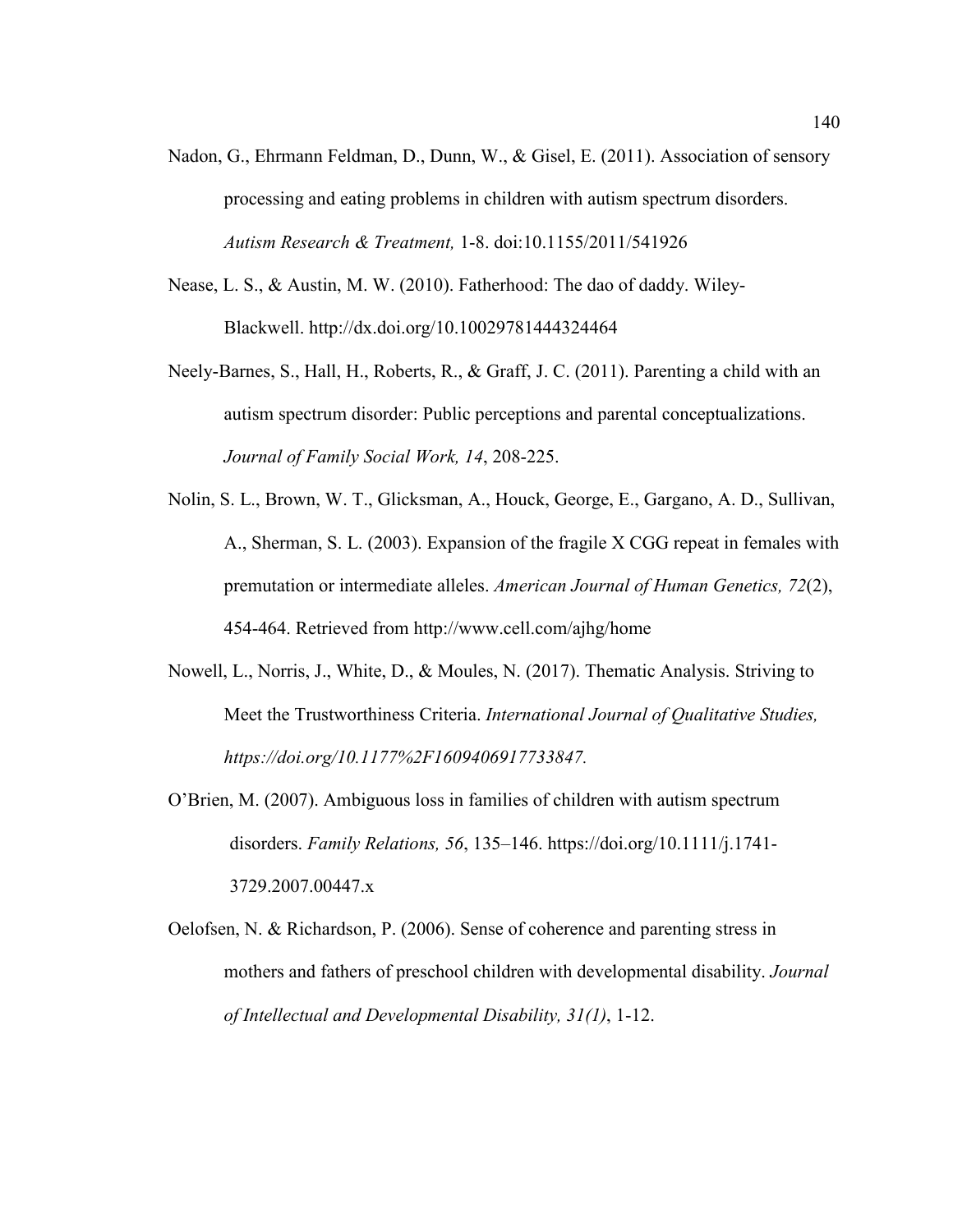Nadon, G., Ehrmann Feldman, D., Dunn, W., & Gisel, E. (2011). Association of sensory processing and eating problems in children with autism spectrum disorders. *Autism Research & Treatment,* 1-8. doi:10.1155/2011/541926

Nease, L. S., & Austin, M. W. (2010). Fatherhood: The dao of daddy. Wiley-Blackwell. http://dx.doi.org/10.10029781444324464

Neely-Barnes, S., Hall, H., Roberts, R., & Graff, J. C. (2011). Parenting a child with an autism spectrum disorder: Public perceptions and parental conceptualizations. *Journal of Family Social Work, 14*, 208-225.

Nolin, S. L., Brown, W. T., Glicksman, A., Houck, George, E., Gargano, A. D., Sullivan, A., Sherman, S. L. (2003). Expansion of the fragile X CGG repeat in females with premutation or intermediate alleles. *American Journal of Human Genetics, 72*(2), 454-464. Retrieved from http://www.cell.com/ajhg/home

Nowell, L., Norris, J., White, D., & Moules, N. (2017). Thematic Analysis. Striving to Meet the Trustworthiness Criteria. *International Journal of Qualitative Studies, https://doi.org/10.1177%2F1609406917733847.*

O'Brien, M. (2007). Ambiguous loss in families of children with autism spectrum disorders. *Family Relations, 56*, 135–146. https://doi.org/10.1111/j.1741-3729.2007.00447.x

Oelofsen, N. & Richardson, P. (2006). Sense of coherence and parenting stress in mothers and fathers of preschool children with developmental disability. *Journal of Intellectual and Developmental Disability, 31(1)*, 1-12.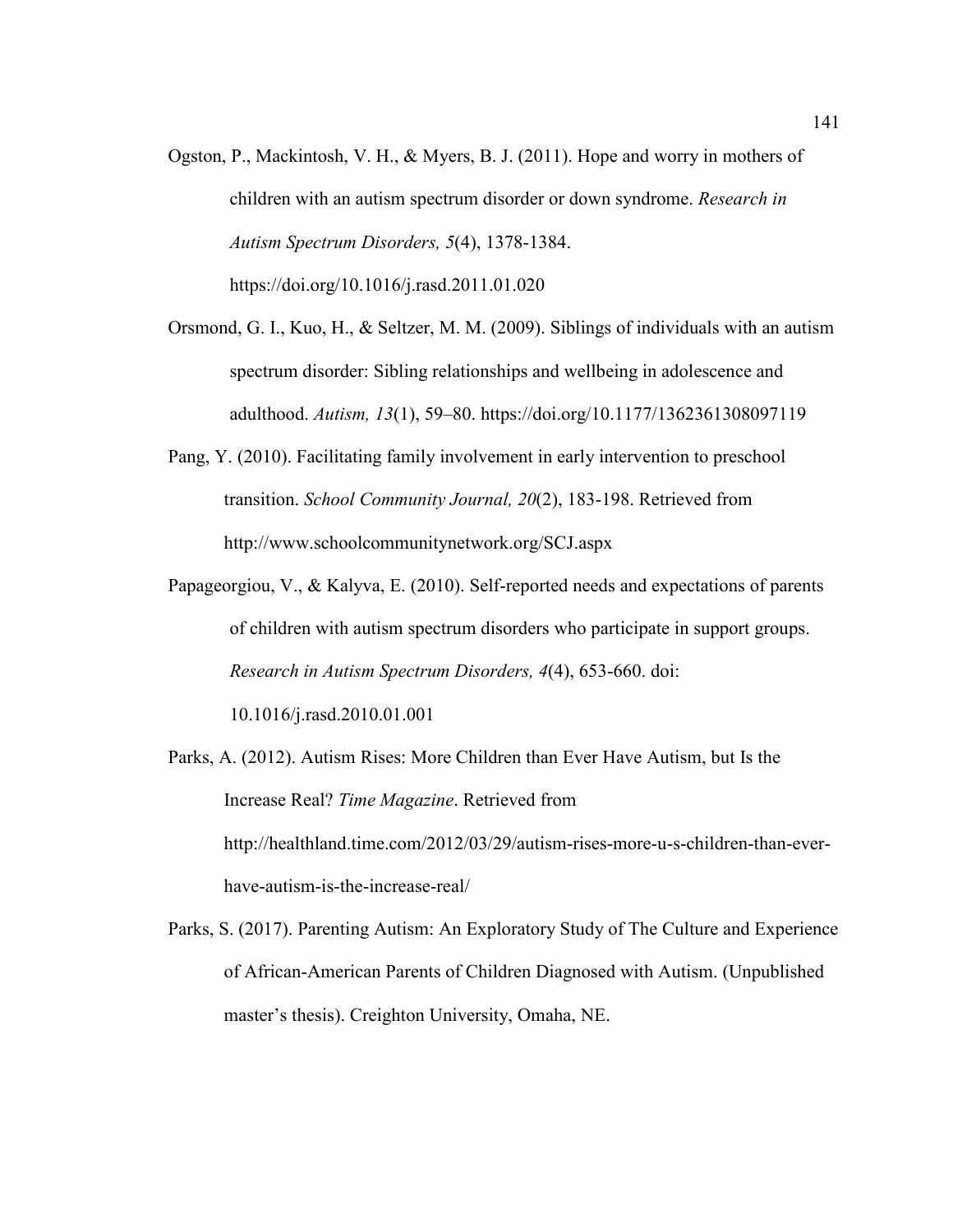Ogston, P., Mackintosh, V. H., & Myers, B. J. (2011). Hope and worry in mothers of children with an autism spectrum disorder or down syndrome. *Research in Autism Spectrum Disorders, 5*(4), 1378-1384. https://doi.org/10.1016/j.rasd.2011.01.020

Orsmond, G. I., Kuo, H., & Seltzer, M. M. (2009). Siblings of individuals with an autism spectrum disorder: Sibling relationships and wellbeing in adolescence and adulthood. *Autism, 13*(1), 59–80. https://doi.org/10.1177/1362361308097119

Pang, Y. (2010). Facilitating family involvement in early intervention to preschool transition. *School Community Journal, 20*(2), 183-198. Retrieved from http://www.schoolcommunitynetwork.org/SCJ.aspx

Papageorgiou, V., & Kalyva, E. (2010). Self-reported needs and expectations of parents of children with autism spectrum disorders who participate in support groups. *Research in Autism Spectrum Disorders, 4*(4), 653-660. doi: 10.1016/j.rasd.2010.01.001

Parks, A. (2012). Autism Rises: More Children than Ever Have Autism, but Is the Increase Real? *Time Magazine*. Retrieved from http://healthland.time.com/2012/03/29/autism-rises-more-u-s-children-than-ever-have-autism-is-the-increase-real/

Parks, S. (2017). Parenting Autism: An Exploratory Study of The Culture and Experience of African-American Parents of Children Diagnosed with Autism. (Unpublished master's thesis). Creighton University, Omaha, NE.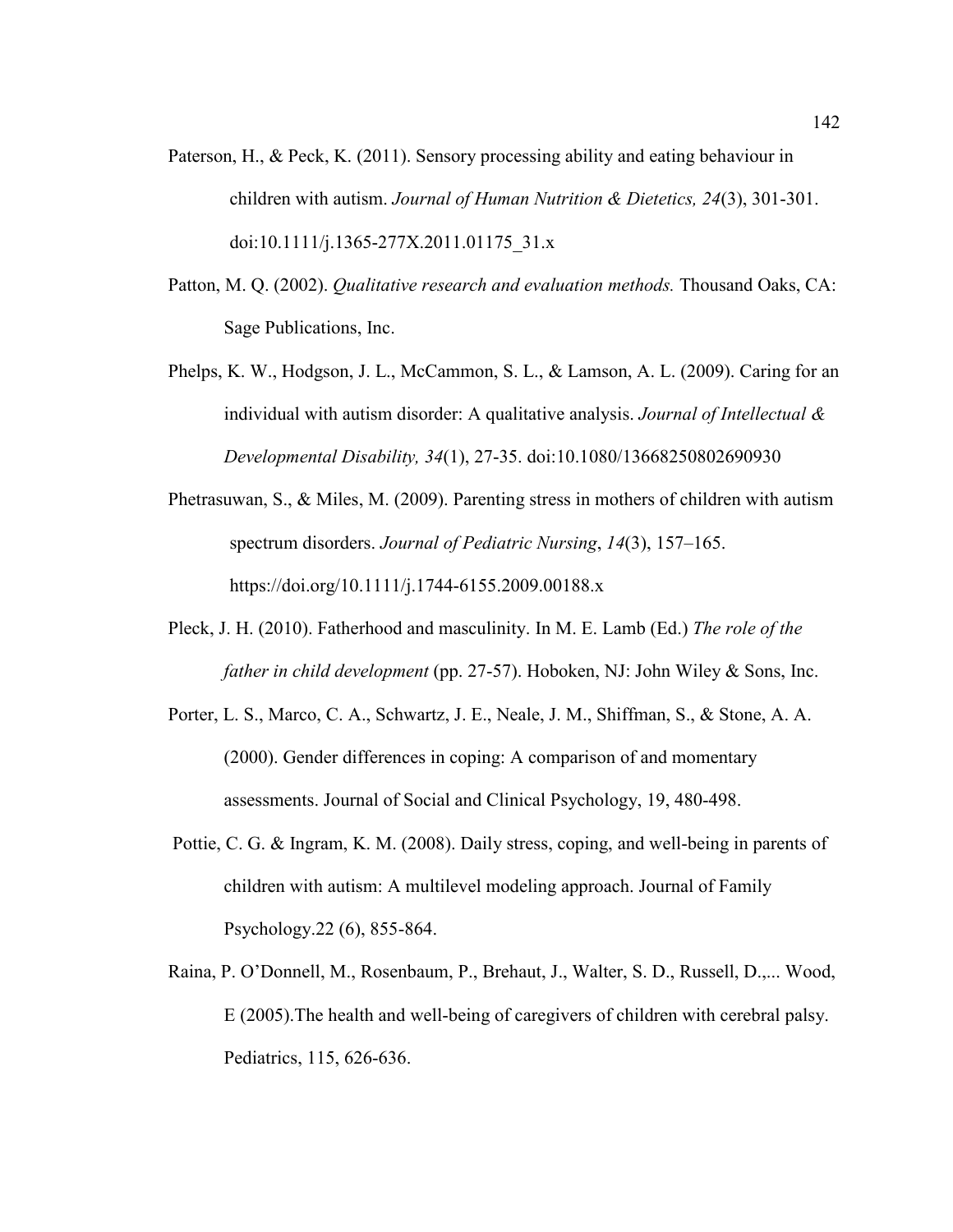Paterson, H., & Peck, K. (2011). Sensory processing ability and eating behaviour in children with autism. *Journal of Human Nutrition & Dietetics, 24*(3), 301-301. doi:10.1111/j.1365-277X.2011.01175_31.x

Patton, M. Q. (2002). *Qualitative research and evaluation methods.* Thousand Oaks, CA: Sage Publications, Inc.

Phelps, K. W., Hodgson, J. L., McCammon, S. L., & Lamson, A. L. (2009). Caring for an individual with autism disorder: A qualitative analysis. *Journal of Intellectual & Developmental Disability, 34*(1), 27-35. doi:10.1080/13668250802690930

Phetrasuwan, S., & Miles, M. (2009). Parenting stress in mothers of children with autism spectrum disorders. *Journal of Pediatric Nursing*, *14*(3), 157–165. https://doi.org/10.1111/j.1744-6155.2009.00188.x

Pleck, J. H. (2010). Fatherhood and masculinity. In M. E. Lamb (Ed.) *The role of the father in child development* (pp. 27-57). Hoboken, NJ: John Wiley & Sons, Inc.

Porter, L. S., Marco, C. A., Schwartz, J. E., Neale, J. M., Shiffman, S., & Stone, A. A. (2000). Gender differences in coping: A comparison of and momentary assessments. Journal of Social and Clinical Psychology, 19, 480-498.

Pottie, C. G. & Ingram, K. M. (2008). Daily stress, coping, and well-being in parents of children with autism: A multilevel modeling approach. Journal of Family Psychology.22 (6), 855-864.

Raina, P. O'Donnell, M., Rosenbaum, P., Brehaut, J., Walter, S. D., Russell, D.,... Wood, E (2005).The health and well-being of caregivers of children with cerebral palsy. Pediatrics, 115, 626-636.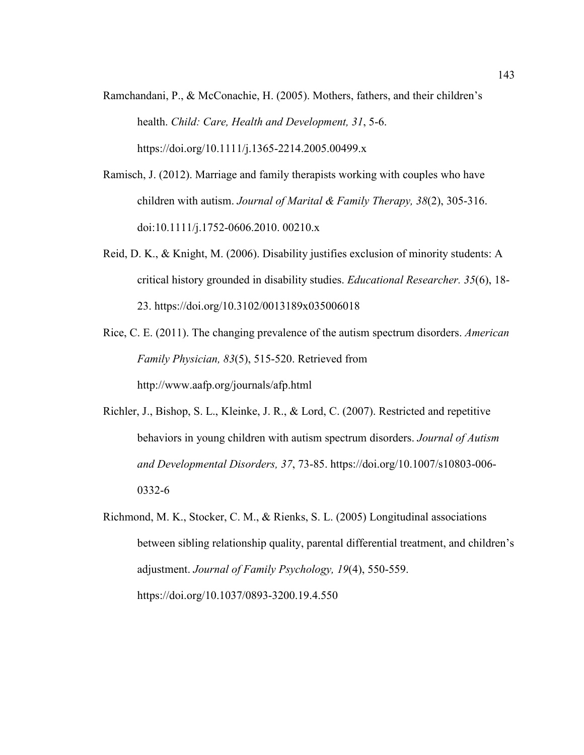Ramchandani, P., & McConachie, H. (2005). Mothers, fathers, and their children's health. *Child: Care, Health and Development, 31*, 5-6. https://doi.org/10.1111/j.1365-2214.2005.00499.x

Ramisch, J. (2012). Marriage and family therapists working with couples who have children with autism. *Journal of Marital & Family Therapy, 38*(2), 305-316. doi:10.1111/j.1752-0606.2010. 00210.x

Reid, D. K., & Knight, M. (2006). Disability justifies exclusion of minority students: A critical history grounded in disability studies. *Educational Researcher. 35*(6), 18-23. https://doi.org/10.3102/0013189x035006018

Rice, C. E. (2011). The changing prevalence of the autism spectrum disorders. *American Family Physician, 83*(5), 515-520. Retrieved from http://www.aafp.org/journals/afp.html

Richler, J., Bishop, S. L., Kleinke, J. R., & Lord, C. (2007). Restricted and repetitive behaviors in young children with autism spectrum disorders. *Journal of Autism and Developmental Disorders, 37*, 73-85. https://doi.org/10.1007/s10803-006-0332-6

Richmond, M. K., Stocker, C. M., & Rienks, S. L. (2005) Longitudinal associations between sibling relationship quality, parental differential treatment, and children's adjustment. *Journal of Family Psychology, 19*(4), 550-559. https://doi.org/10.1037/0893-3200.19.4.550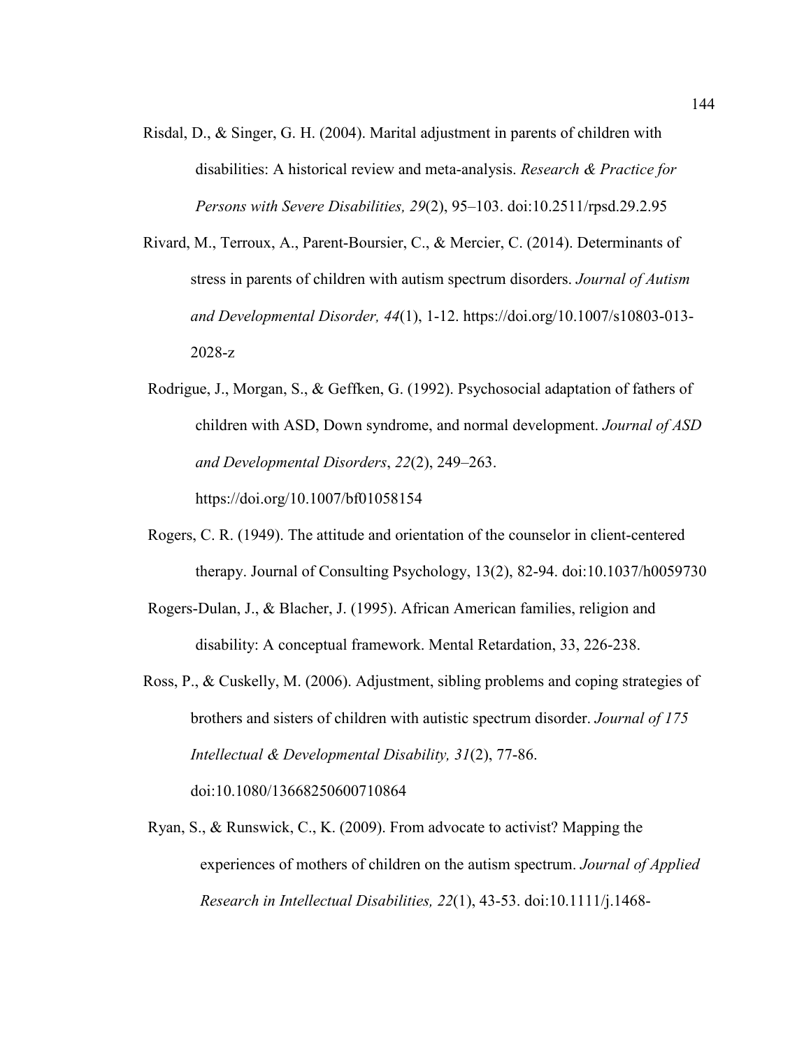Risdal, D., & Singer, G. H. (2004). Marital adjustment in parents of children with disabilities: A historical review and meta-analysis. *Research & Practice for Persons with Severe Disabilities, 29*(2), 95–103. doi:10.2511/rpsd.29.2.95

Rivard, M., Terroux, A., Parent-Boursier, C., & Mercier, C. (2014). Determinants of stress in parents of children with autism spectrum disorders. *Journal of Autism and Developmental Disorder, 44*(1), 1-12. https://doi.org/10.1007/s10803-013-2028-z

Rodrigue, J., Morgan, S., & Geffken, G. (1992). Psychosocial adaptation of fathers of children with ASD, Down syndrome, and normal development. *Journal of ASD and Developmental Disorders*, *22*(2), 249–263. https://doi.org/10.1007/bf01058154

Rogers, C. R. (1949). The attitude and orientation of the counselor in client-centered therapy. Journal of Consulting Psychology, 13(2), 82-94. doi:10.1037/h0059730

Rogers-Dulan, J., & Blacher, J. (1995). African American families, religion and disability: A conceptual framework. Mental Retardation, 33, 226-238.

Ross, P., & Cuskelly, M. (2006). Adjustment, sibling problems and coping strategies of brothers and sisters of children with autistic spectrum disorder. *Journal of 175 Intellectual & Developmental Disability, 31*(2), 77-86. doi:10.1080/13668250600710864

Ryan, S., & Runswick, C., K. (2009). From advocate to activist? Mapping the experiences of mothers of children on the autism spectrum. *Journal of Applied Research in Intellectual Disabilities, 22*(1), 43-53. doi:10.1111/j.1468-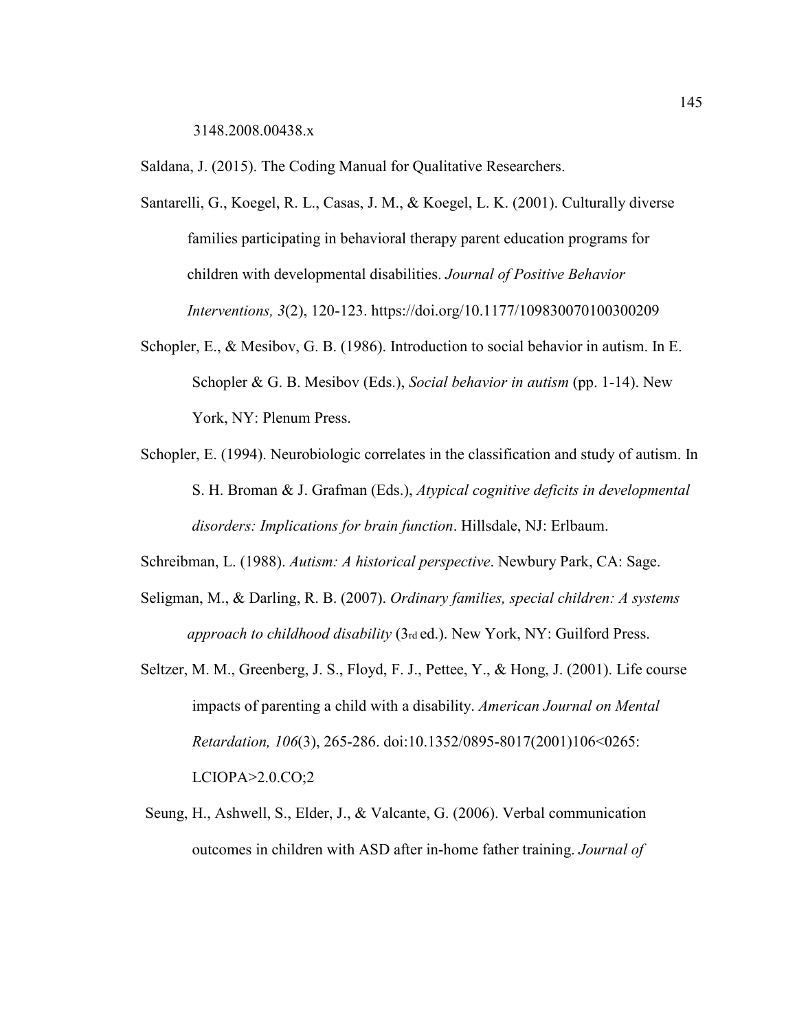3148.2008.00438.x

Saldana, J. (2015). The Coding Manual for Qualitative Researchers.

Santarelli, G., Koegel, R. L., Casas, J. M., & Koegel, L. K. (2001). Culturally diverse families participating in behavioral therapy parent education programs for children with developmental disabilities. *Journal of Positive Behavior Interventions, 3*(2), 120-123. https://doi.org/10.1177/109830070100300209

Schopler, E., & Mesibov, G. B. (1986). Introduction to social behavior in autism. In E. Schopler & G. B. Mesibov (Eds.), *Social behavior in autism* (pp. 1-14). New York, NY: Plenum Press.

Schopler, E. (1994). Neurobiologic correlates in the classification and study of autism. In S. H. Broman & J. Grafman (Eds.), *Atypical cognitive deficits in developmental disorders: Implications for brain function*. Hillsdale, NJ: Erlbaum.

Schreibman, L. (1988). *Autism: A historical perspective*. Newbury Park, CA: Sage.

Seligman, M., & Darling, R. B. (2007). *Ordinary families, special children: A systems approach to childhood disability* (3rd ed.). New York, NY: Guilford Press.

Seltzer, M. M., Greenberg, J. S., Floyd, F. J., Pettee, Y., & Hong, J. (2001). Life course impacts of parenting a child with a disability. *American Journal on Mental Retardation, 106*(3), 265-286. doi:10.1352/0895-8017(2001)106<0265: LCIOPA>2.0.CO;2

Seung, H., Ashwell, S., Elder, J., & Valcante, G. (2006). Verbal communication outcomes in children with ASD after in-home father training. *Journal of*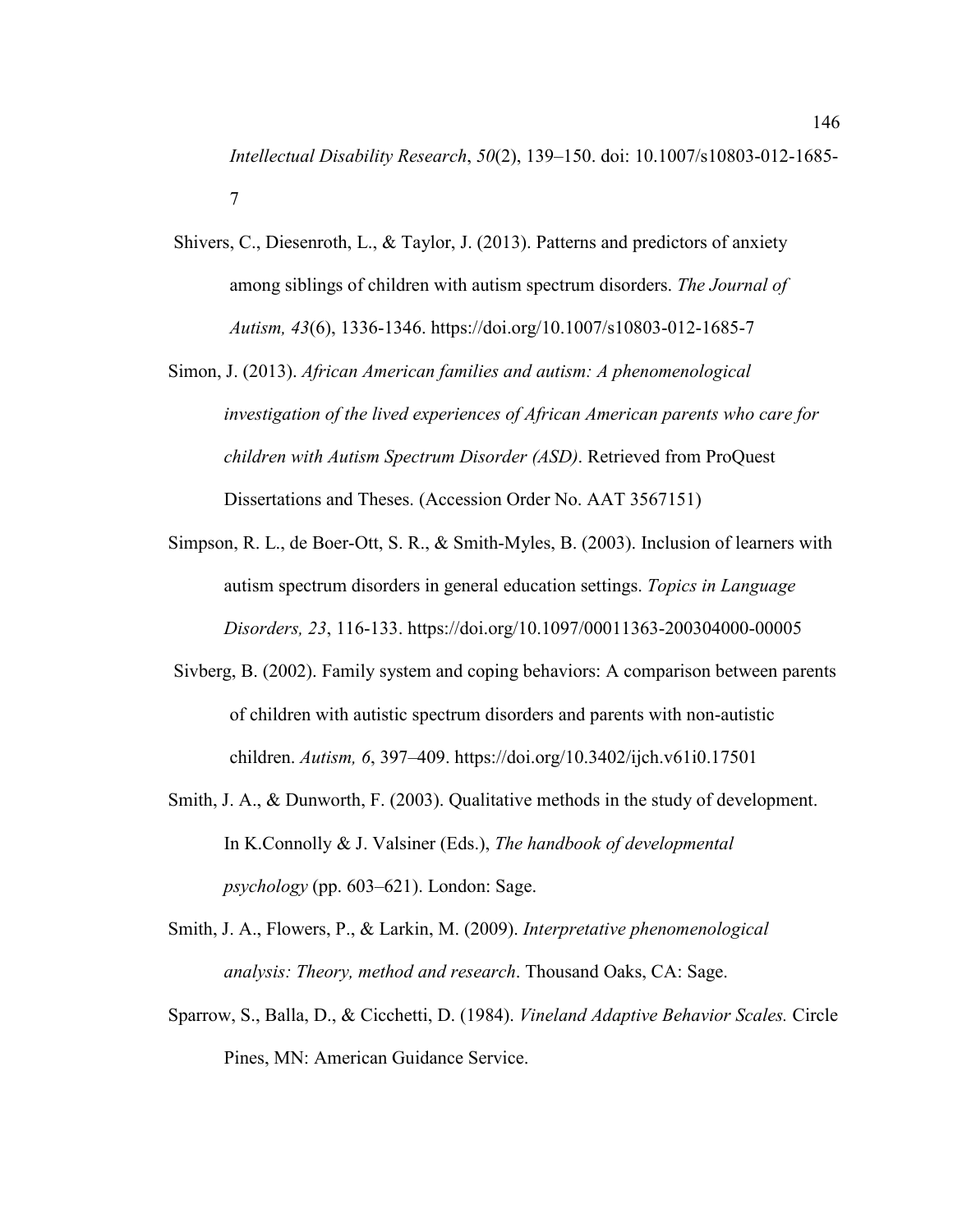*Intellectual Disability Research*, *50*(2), 139–150. doi: 10.1007/s10803-012-1685-7

Shivers, C., Diesenroth, L., & Taylor, J. (2013). Patterns and predictors of anxiety among siblings of children with autism spectrum disorders. *The Journal of Autism, 43*(6), 1336-1346. https://doi.org/10.1007/s10803-012-1685-7

Simon, J. (2013). *African American families and autism: A phenomenological investigation of the lived experiences of African American parents who care for children with Autism Spectrum Disorder (ASD)*. Retrieved from ProQuest Dissertations and Theses. (Accession Order No. AAT 3567151)

Simpson, R. L., de Boer-Ott, S. R., & Smith-Myles, B. (2003). Inclusion of learners with autism spectrum disorders in general education settings. *Topics in Language Disorders, 23*, 116-133. https://doi.org/10.1097/00011363-200304000-00005

Sivberg, B. (2002). Family system and coping behaviors: A comparison between parents of children with autistic spectrum disorders and parents with non-autistic children. *Autism, 6*, 397–409. https://doi.org/10.3402/ijch.v61i0.17501

Smith, J. A., & Dunworth, F. (2003). Qualitative methods in the study of development. In K.Connolly & J. Valsiner (Eds.), *The handbook of developmental psychology* (pp. 603–621). London: Sage.

Smith, J. A., Flowers, P., & Larkin, M. (2009). *Interpretative phenomenological analysis: Theory, method and research*. Thousand Oaks, CA: Sage.

Sparrow, S., Balla, D., & Cicchetti, D. (1984). *Vineland Adaptive Behavior Scales.* Circle Pines, MN: American Guidance Service.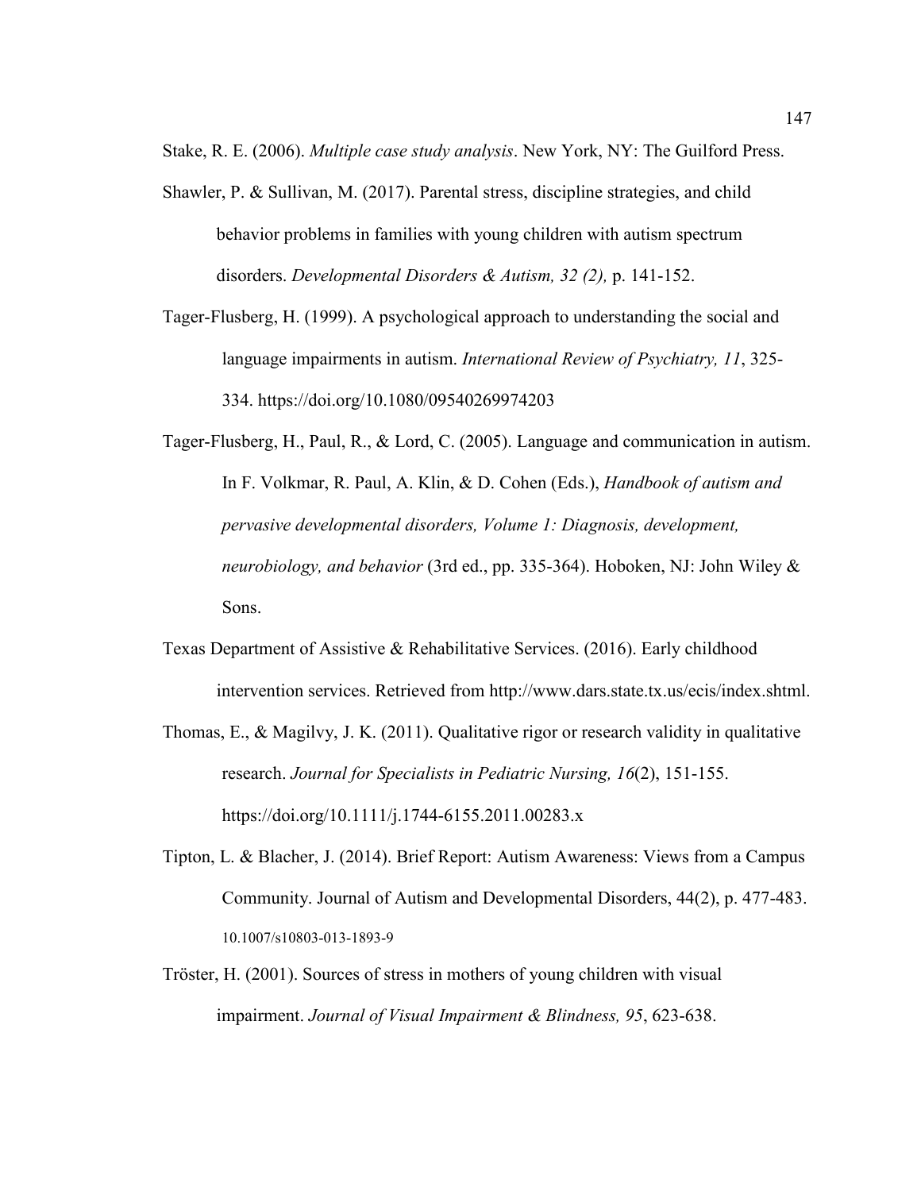Stake, R. E. (2006). *Multiple case study analysis*. New York, NY: The Guilford Press.

Shawler, P. & Sullivan, M. (2017). Parental stress, discipline strategies, and child behavior problems in families with young children with autism spectrum disorders. *Developmental Disorders & Autism, 32 (2),* p. 141-152.

Tager-Flusberg, H. (1999). A psychological approach to understanding the social and language impairments in autism. *International Review of Psychiatry, 11*, 325-334. https://doi.org/10.1080/09540269974203

Tager-Flusberg, H., Paul, R., & Lord, C. (2005). Language and communication in autism. In F. Volkmar, R. Paul, A. Klin, & D. Cohen (Eds.), *Handbook of autism and pervasive developmental disorders, Volume 1: Diagnosis, development, neurobiology, and behavior* (3rd ed., pp. 335-364). Hoboken, NJ: John Wiley & Sons.

Texas Department of Assistive & Rehabilitative Services. (2016). Early childhood intervention services. Retrieved from http://www.dars.state.tx.us/ecis/index.shtml.

Thomas, E., & Magilvy, J. K. (2011). Qualitative rigor or research validity in qualitative research. *Journal for Specialists in Pediatric Nursing, 16*(2), 151-155. https://doi.org/10.1111/j.1744-6155.2011.00283.x

Tipton, L. & Blacher, J. (2014). Brief Report: Autism Awareness: Views from a Campus Community. Journal of Autism and Developmental Disorders, 44(2), p. 477-483. 10.1007/s10803-013-1893-9

Tröster, H. (2001). Sources of stress in mothers of young children with visual impairment. *Journal of Visual Impairment & Blindness, 95*, 623-638.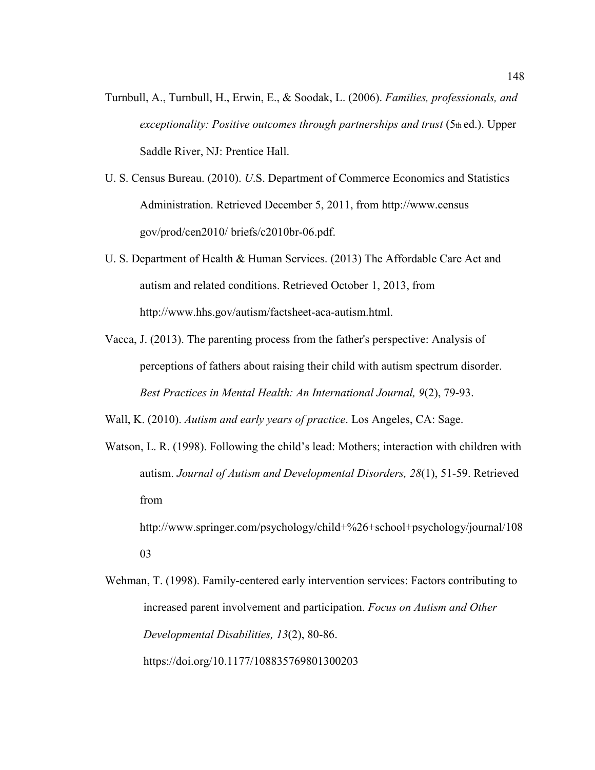Turnbull, A., Turnbull, H., Erwin, E., & Soodak, L. (2006). *Families, professionals, and exceptionality: Positive outcomes through partnerships and trust* (5th ed.). Upper Saddle River, NJ: Prentice Hall.

U. S. Census Bureau. (2010). *U*.S. Department of Commerce Economics and Statistics Administration. Retrieved December 5, 2011, from http://www.census gov/prod/cen2010/ briefs/c2010br-06.pdf.

U. S. Department of Health & Human Services. (2013) The Affordable Care Act and autism and related conditions. Retrieved October 1, 2013, from http://www.hhs.gov/autism/factsheet-aca-autism.html.

Vacca, J. (2013). The parenting process from the father's perspective: Analysis of perceptions of fathers about raising their child with autism spectrum disorder. *Best Practices in Mental Health: An International Journal, 9*(2), 79-93.

Wall, K. (2010). *Autism and early years of practice*. Los Angeles, CA: Sage.

Watson, L. R. (1998). Following the child's lead: Mothers; interaction with children with autism. *Journal of Autism and Developmental Disorders, 28*(1), 51-59. Retrieved from http://www.springer.com/psychology/child+%26+school+psychology/journal/10803

Wehman, T. (1998). Family-centered early intervention services: Factors contributing to increased parent involvement and participation. *Focus on Autism and Other Developmental Disabilities, 13*(2), 80-86. https://doi.org/10.1177/108835769801300203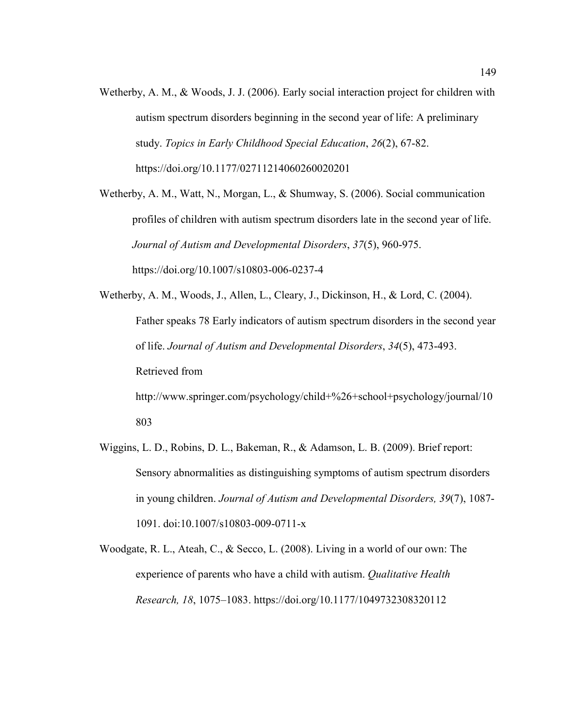Wetherby, A. M., & Woods, J. J. (2006). Early social interaction project for children with autism spectrum disorders beginning in the second year of life: A preliminary study. *Topics in Early Childhood Special Education*, *26*(2), 67-82. https://doi.org/10.1177/02711214060260020201

Wetherby, A. M., Watt, N., Morgan, L., & Shumway, S. (2006). Social communication profiles of children with autism spectrum disorders late in the second year of life. *Journal of Autism and Developmental Disorders*, *37*(5), 960-975. https://doi.org/10.1007/s10803-006-0237-4

Wetherby, A. M., Woods, J., Allen, L., Cleary, J., Dickinson, H., & Lord, C. (2004). Father speaks 78 Early indicators of autism spectrum disorders in the second year of life. *Journal of Autism and Developmental Disorders*, *34*(5), 473-493. Retrieved from http://www.springer.com/psychology/child+%26+school+psychology/journal/10803

Wiggins, L. D., Robins, D. L., Bakeman, R., & Adamson, L. B. (2009). Brief report: Sensory abnormalities as distinguishing symptoms of autism spectrum disorders in young children. *Journal of Autism and Developmental Disorders, 39*(7), 1087-1091. doi:10.1007/s10803-009-0711-x

Woodgate, R. L., Ateah, C., & Secco, L. (2008). Living in a world of our own: The experience of parents who have a child with autism. *Qualitative Health Research, 18*, 1075–1083. https://doi.org/10.1177/1049732308320112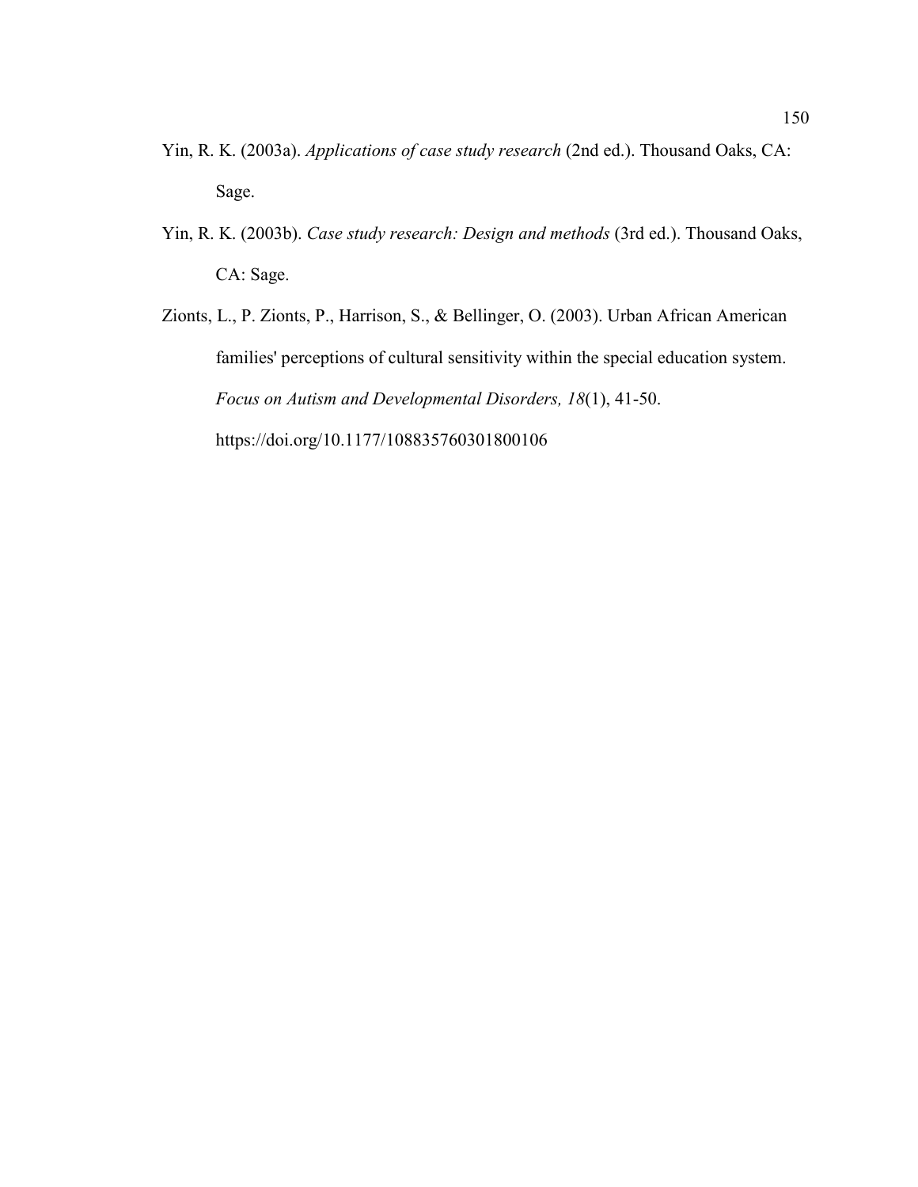Yin, R. K. (2003a). *Applications of case study research* (2nd ed.). Thousand Oaks, CA: Sage.

Yin, R. K. (2003b). *Case study research: Design and methods* (3rd ed.). Thousand Oaks, CA: Sage.

Zionts, L., P. Zionts, P., Harrison, S., & Bellinger, O. (2003). Urban African American families' perceptions of cultural sensitivity within the special education system. *Focus on Autism and Developmental Disorders, 18*(1), 41-50. https://doi.org/10.1177/108835760301800106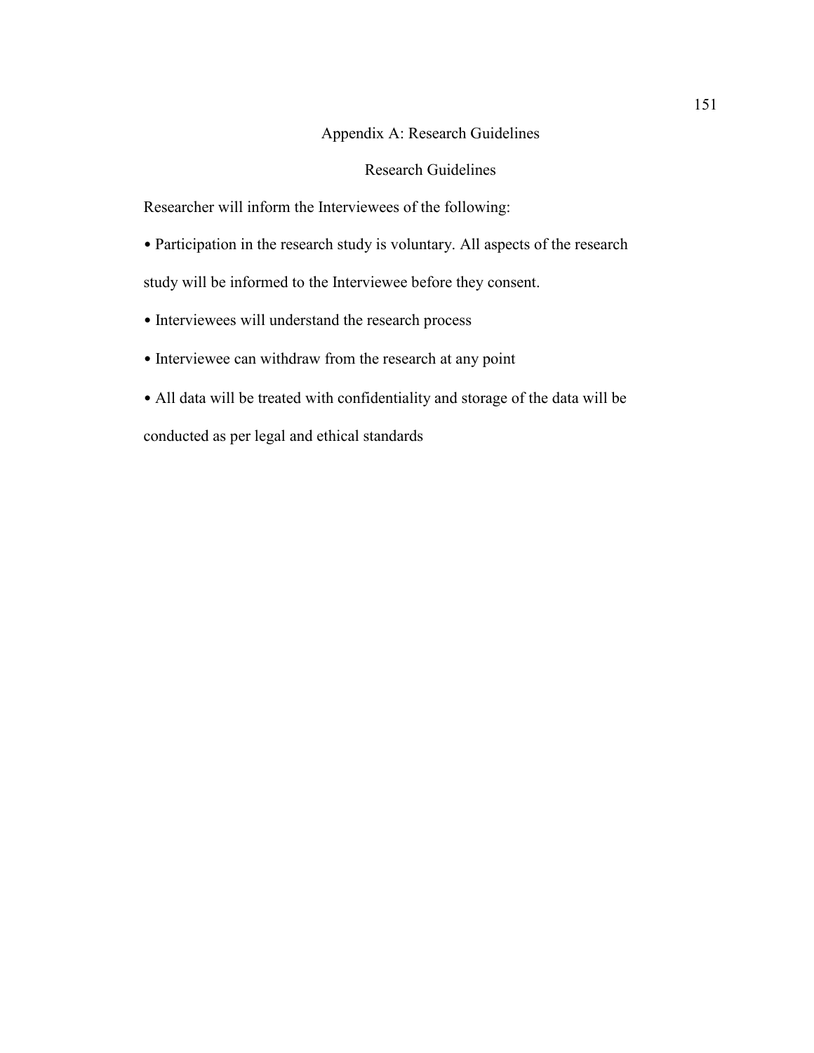# Appendix A: Research Guidelines

## Research Guidelines

Researcher will inform the Interviewees of the following:

- Participation in the research study is voluntary. All aspects of the research study will be informed to the Interviewee before they consent.
- Interviewees will understand the research process
- Interviewee can withdraw from the research at any point
- All data will be treated with confidentiality and storage of the data will be conducted as per legal and ethical standards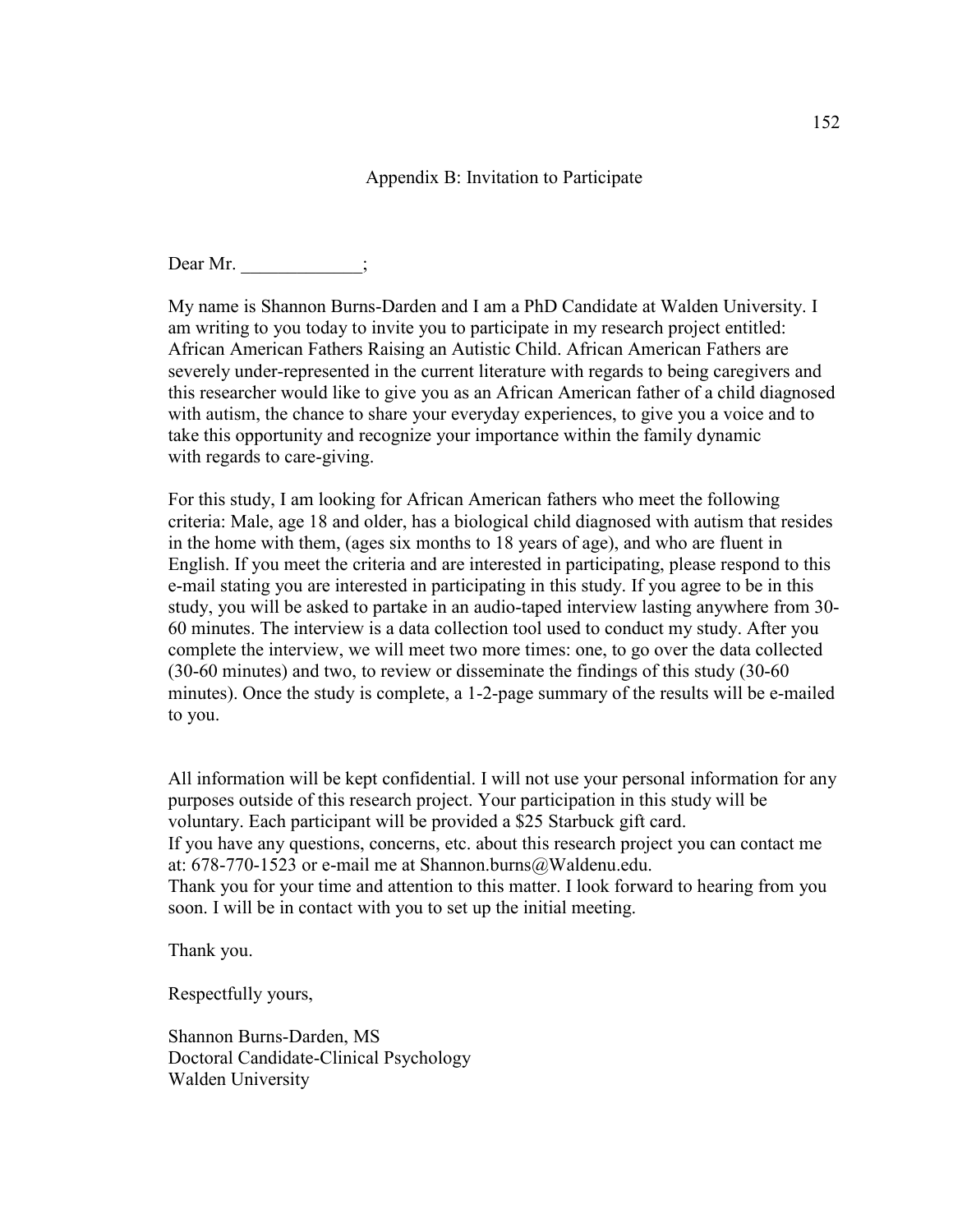## Appendix B: Invitation to Participate

Dear Mr. _____________;

My name is Shannon Burns-Darden and I am a PhD Candidate at Walden University. I am writing to you today to invite you to participate in my research project entitled: African American Fathers Raising an Autistic Child. African American Fathers are severely under-represented in the current literature with regards to being caregivers and this researcher would like to give you as an African American father of a child diagnosed with autism, the chance to share your everyday experiences, to give you a voice and to take this opportunity and recognize your importance within the family dynamic with regards to care-giving.

For this study, I am looking for African American fathers who meet the following criteria: Male, age 18 and older, has a biological child diagnosed with autism that resides in the home with them, (ages six months to 18 years of age), and who are fluent in English. If you meet the criteria and are interested in participating, please respond to this e-mail stating you are interested in participating in this study. If you agree to be in this study, you will be asked to partake in an audio-taped interview lasting anywhere from 30-60 minutes. The interview is a data collection tool used to conduct my study. After you complete the interview, we will meet two more times: one, to go over the data collected (30-60 minutes) and two, to review or disseminate the findings of this study (30-60 minutes). Once the study is complete, a 1-2-page summary of the results will be e-mailed to you.

All information will be kept confidential. I will not use your personal information for any purposes outside of this research project. Your participation in this study will be voluntary. Each participant will be provided a $25 Starbuck gift card.
If you have any questions, concerns, etc. about this research project you can contact me at: 678-770-1523 or e-mail me at Shannon.burns@Waldenu.edu.
Thank you for your time and attention to this matter. I look forward to hearing from you soon. I will be in contact with you to set up the initial meeting.

Thank you.

Respectfully yours,

Shannon Burns-Darden, MS
Doctoral Candidate-Clinical Psychology
Walden University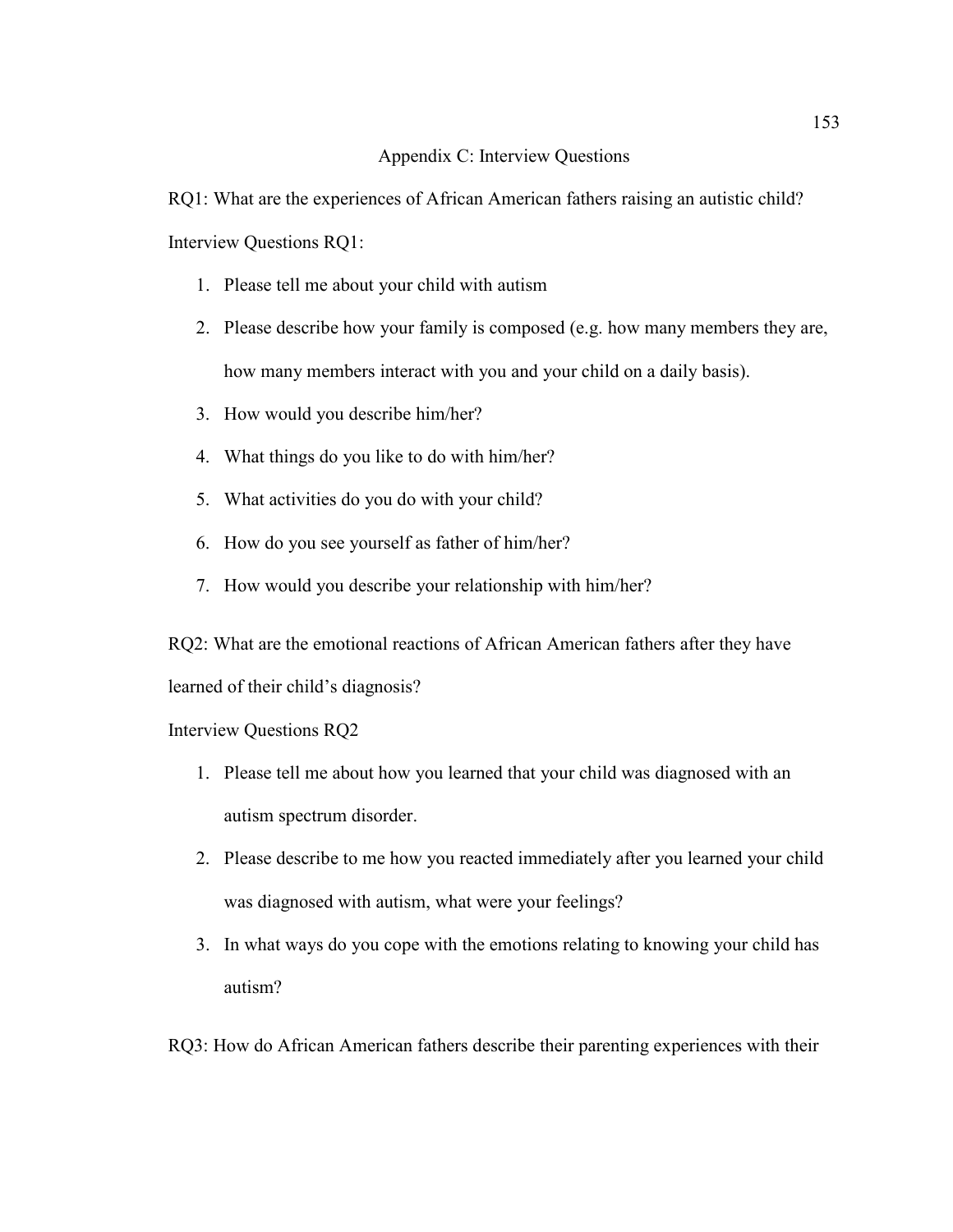## Appendix C: Interview Questions

RQ1: What are the experiences of African American fathers raising an autistic child?

Interview Questions RQ1:

1. Please tell me about your child with autism
2. Please describe how your family is composed (e.g. how many members they are, how many members interact with you and your child on a daily basis).
3. How would you describe him/her?
4. What things do you like to do with him/her?
5. What activities do you do with your child?
6. How do you see yourself as father of him/her?
7. How would you describe your relationship with him/her?

RQ2: What are the emotional reactions of African American fathers after they have learned of their child's diagnosis?

Interview Questions RQ2

1. Please tell me about how you learned that your child was diagnosed with an autism spectrum disorder.
2. Please describe to me how you reacted immediately after you learned your child was diagnosed with autism, what were your feelings?
3. In what ways do you cope with the emotions relating to knowing your child has autism?

RQ3: How do African American fathers describe their parenting experiences with their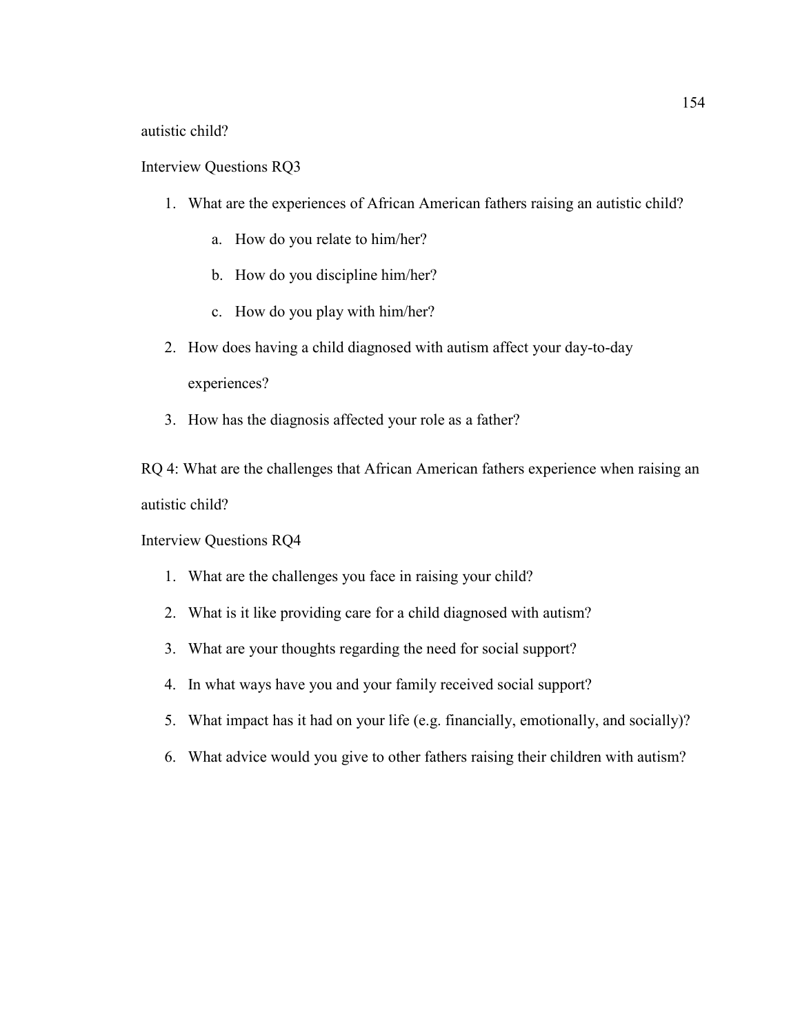autistic child?

Interview Questions RQ3

1. What are the experiences of African American fathers raising an autistic child?
    a. How do you relate to him/her?
    b. How do you discipline him/her?
    c. How do you play with him/her?
2. How does having a child diagnosed with autism affect your day-to-day experiences?
3. How has the diagnosis affected your role as a father?

RQ 4: What are the challenges that African American fathers experience when raising an autistic child?

Interview Questions RQ4

1. What are the challenges you face in raising your child?
2. What is it like providing care for a child diagnosed with autism?
3. What are your thoughts regarding the need for social support?
4. In what ways have you and your family received social support?
5. What impact has it had on your life (e.g. financially, emotionally, and socially)?
6. What advice would you give to other fathers raising their children with autism?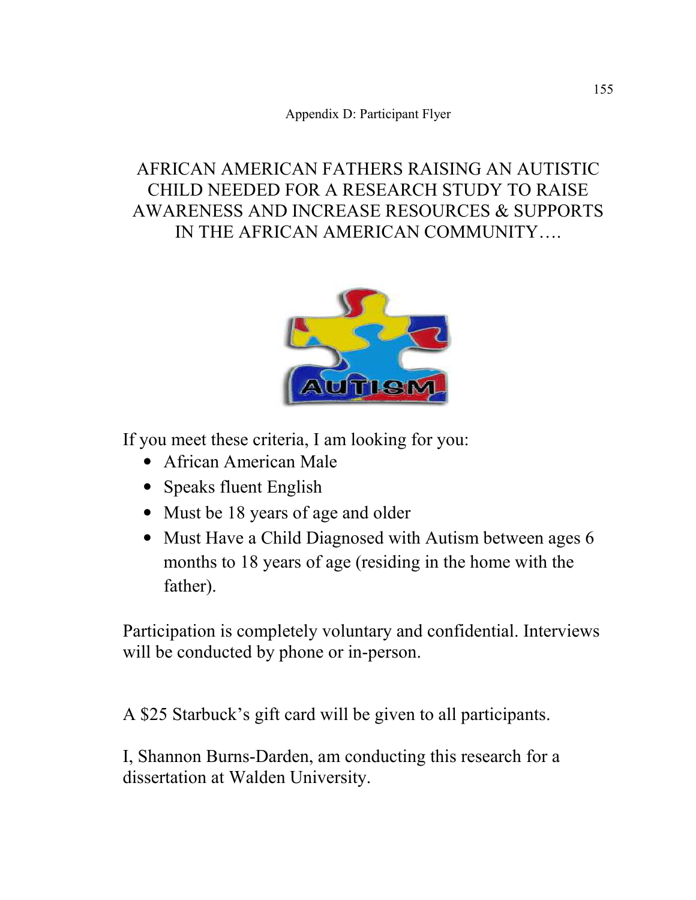Appendix D: Participant Flyer

# AFRICAN AMERICAN FATHERS RAISING AN AUTISTIC CHILD NEEDED FOR A RESEARCH STUDY TO RAISE AWARENESS AND INCREASE RESOURCES & SUPPORTS IN THE AFRICAN AMERICAN COMMUNITY….

If you meet these criteria, I am looking for you:

- African American Male
- Speaks fluent English
- Must be 18 years of age and older
- Must Have a Child Diagnosed with Autism between ages 6 months to 18 years of age (residing in the home with the father).

Participation is completely voluntary and confidential. Interviews will be conducted by phone or in-person.

A $25 Starbuck's gift card will be given to all participants.

I, Shannon Burns-Darden, am conducting this research for a dissertation at Walden University.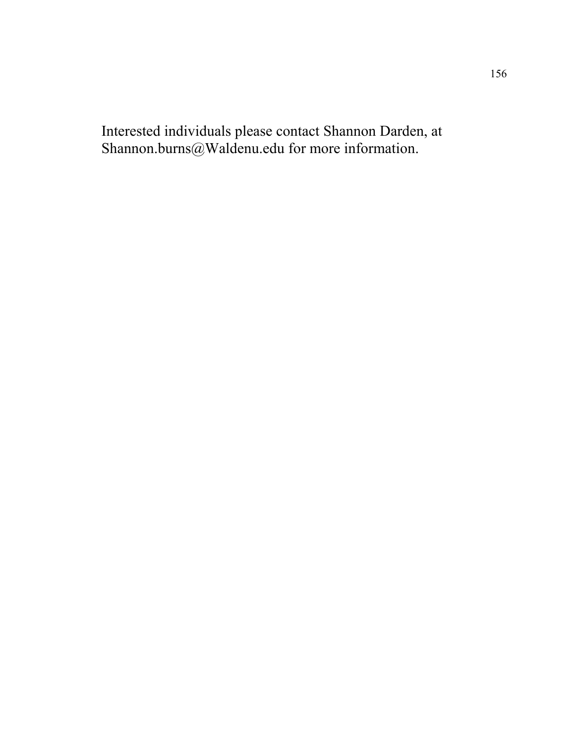Interested individuals please contact Shannon Darden, at Shannon.burns@Waldenu.edu for more information.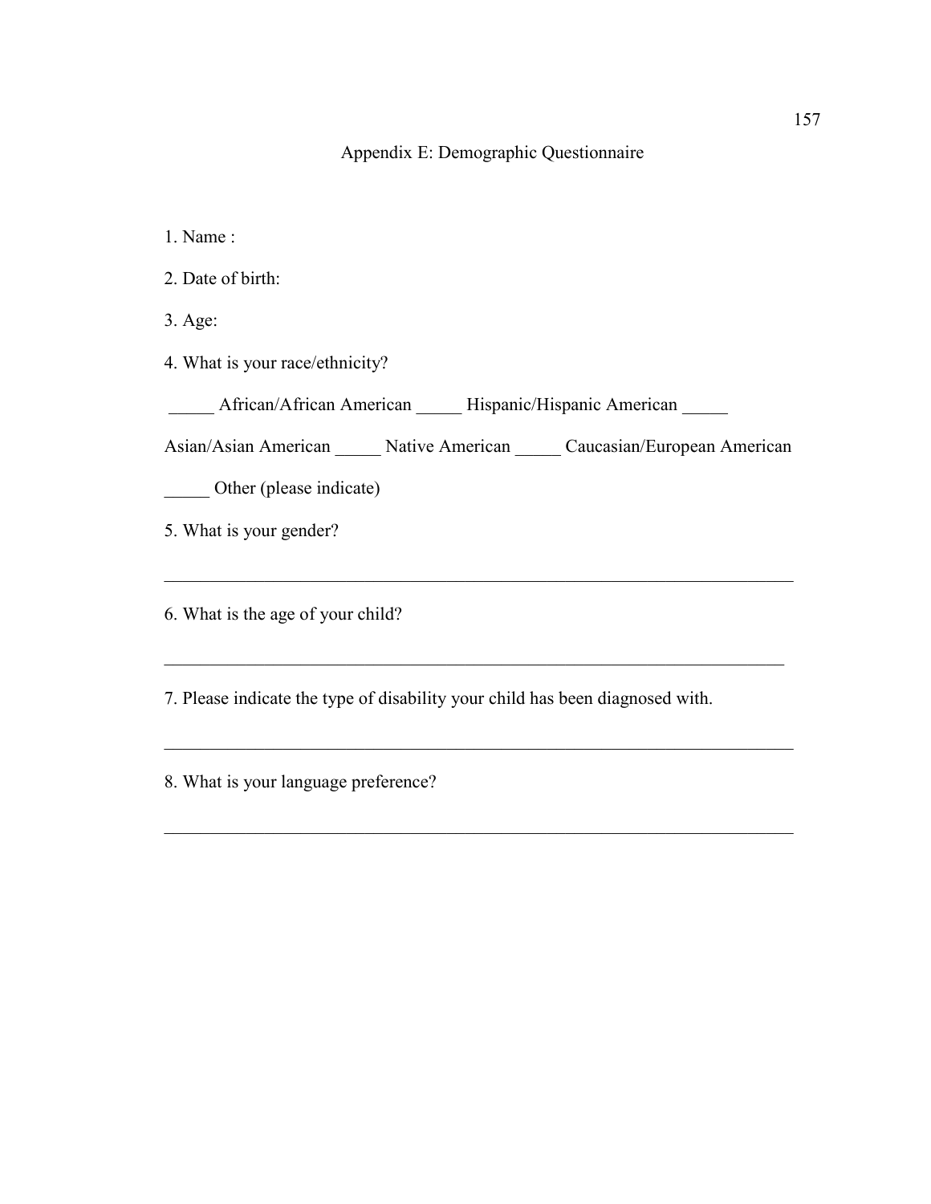## Appendix E: Demographic Questionnaire

1. Name :

2. Date of birth:

3. Age:

4. What is your race/ethnicity?

_____ African/African American _____ Hispanic/Hispanic American _____ Asian/Asian American _____ Native American _____ Caucasian/European American _____ Other (please indicate)

5. What is your gender?

______________________________________________________________________

6. What is the age of your child?

______________________________________________________________________

7. Please indicate the type of disability your child has been diagnosed with.

______________________________________________________________________

8. What is your language preference?

______________________________________________________________________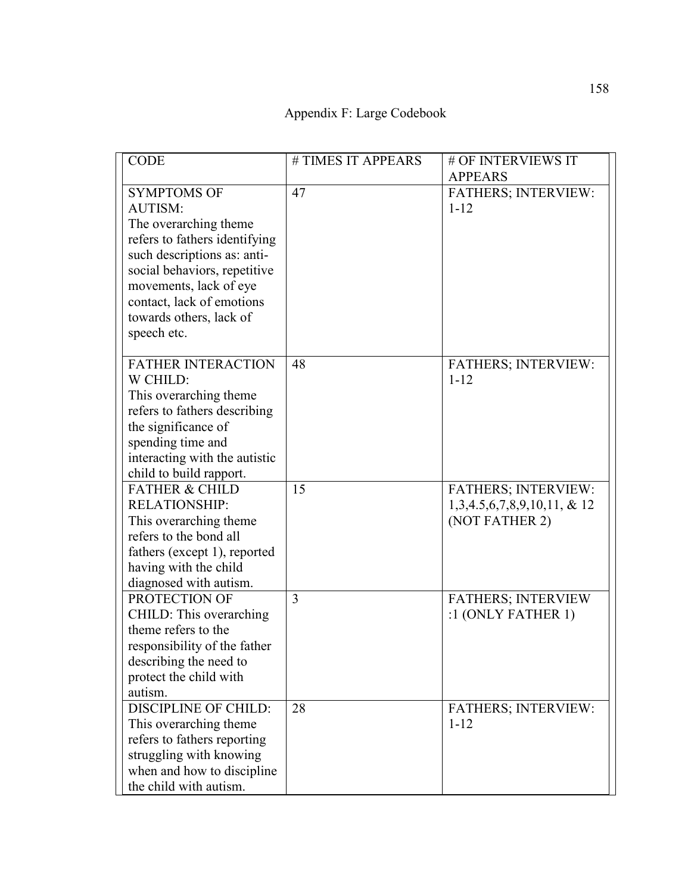# Appendix F: Large Codebook

| CODE | # TIMES IT APPEARS | # OF INTERVIEWS IT APPEARS |
|---|---|---|
| SYMPTOMS OF AUTISM: The overarching theme refers to fathers identifying such descriptions as: anti-social behaviors, repetitive movements, lack of eye contact, lack of emotions towards others, lack of speech etc. | 47 | FATHERS; INTERVIEW: 1-12 |
| FATHER INTERACTION W CHILD: This overarching theme refers to fathers describing the significance of spending time and interacting with the autistic child to build rapport. | 48 | FATHERS; INTERVIEW: 1-12 |
| FATHER & CHILD RELATIONSHIP: This overarching theme refers to the bond all fathers (except 1), reported having with the child diagnosed with autism. | 15 | FATHERS; INTERVIEW: 1,3,4.5,6,7,8,9,10,11, & 12 (NOT FATHER 2) |
| PROTECTION OF CHILD: This overarching theme refers to the responsibility of the father describing the need to protect the child with autism. | 3 | FATHERS; INTERVIEW :1 (ONLY FATHER 1) |
| DISCIPLINE OF CHILD: This overarching theme refers to fathers reporting struggling with knowing when and how to discipline the child with autism. | 28 | FATHERS; INTERVIEW: 1-12 |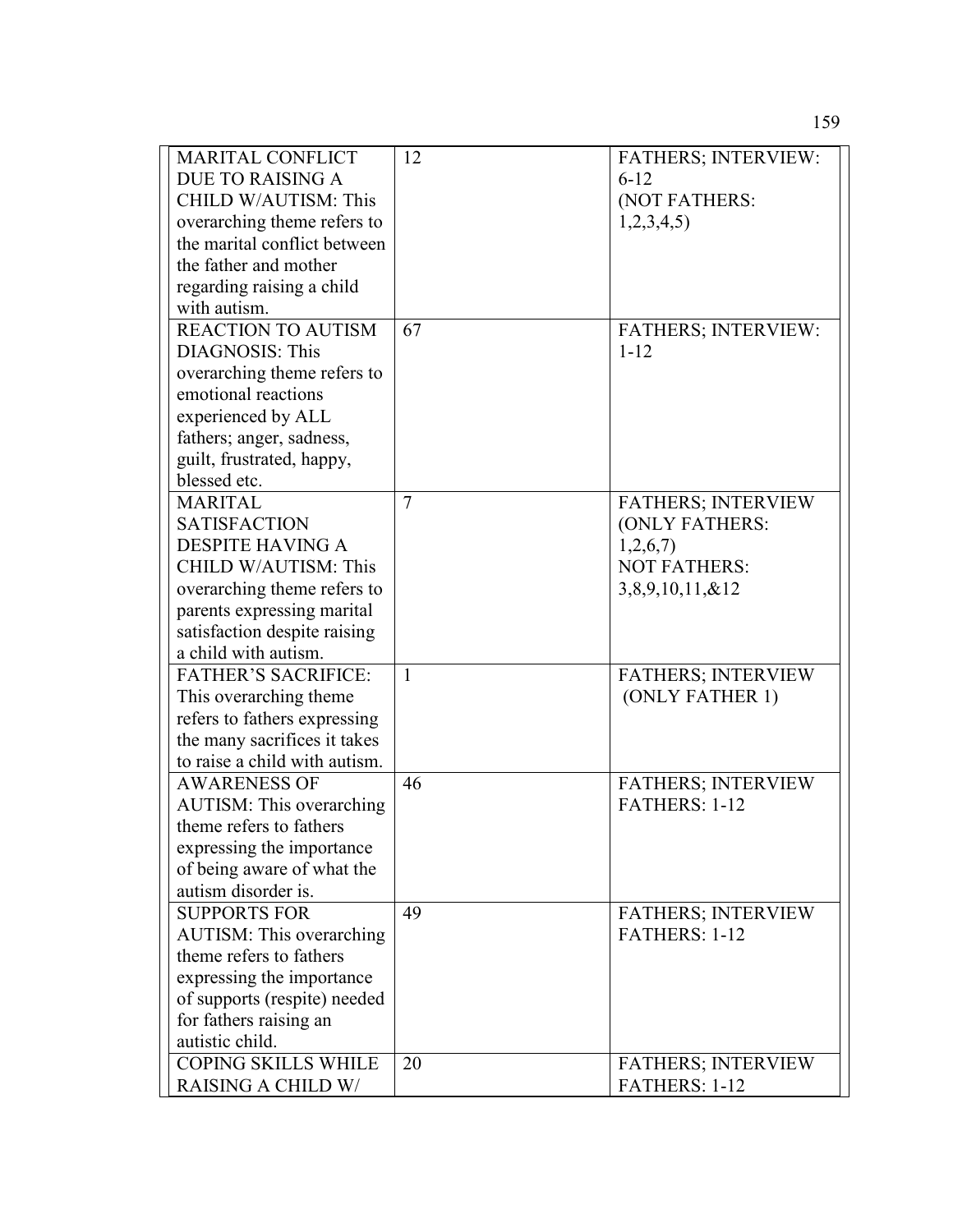| | | |
|---|---|---|
| MARITAL CONFLICT DUE TO RAISING A CHILD W/AUTISM: This overarching theme refers to the marital conflict between the father and mother regarding raising a child with autism. | 12 | FATHERS; INTERVIEW: 6-12 (NOT FATHERS: 1,2,3,4,5) |
| REACTION TO AUTISM DIAGNOSIS: This overarching theme refers to emotional reactions experienced by ALL fathers; anger, sadness, guilt, frustrated, happy, blessed etc. | 67 | FATHERS; INTERVIEW: 1-12 |
| MARITAL SATISFACTION DESPITE HAVING A CHILD W/AUTISM: This overarching theme refers to parents expressing marital satisfaction despite raising a child with autism. | 7 | FATHERS; INTERVIEW (ONLY FATHERS: 1,2,6,7) NOT FATHERS: 3,8,9,10,11,&12 |
| FATHER'S SACRIFICE: This overarching theme refers to fathers expressing the many sacrifices it takes to raise a child with autism. | 1 | FATHERS; INTERVIEW (ONLY FATHER 1) |
| AWARENESS OF AUTISM: This overarching theme refers to fathers expressing the importance of being aware of what the autism disorder is. | 46 | FATHERS; INTERVIEW FATHERS: 1-12 |
| SUPPORTS FOR AUTISM: This overarching theme refers to fathers expressing the importance of supports (respite) needed for fathers raising an autistic child. | 49 | FATHERS; INTERVIEW FATHERS: 1-12 |
| COPING SKILLS WHILE RAISING A CHILD W/ | 20 | FATHERS; INTERVIEW FATHERS: 1-12 |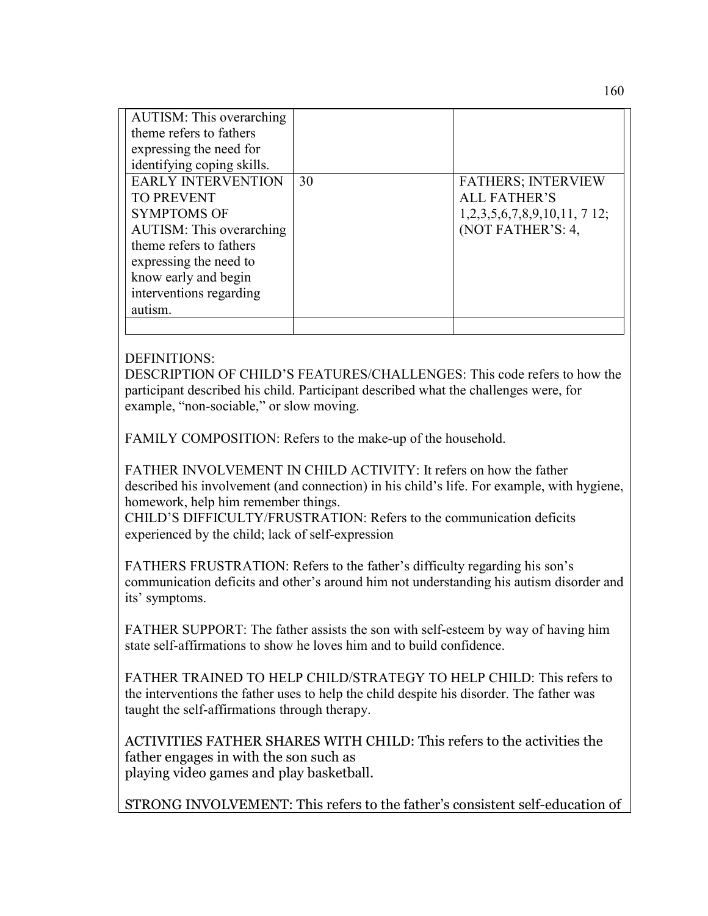| | | |
|---|---|---|
| AUTISM: This overarching theme refers to fathers expressing the need for identifying coping skills. | | |
| EARLY INTERVENTION TO PREVENT SYMPTOMS OF AUTISM: This overarching theme refers to fathers expressing the need to know early and begin interventions regarding autism. | 30 | FATHERS; INTERVIEW ALL FATHER'S 1,2,3,5,6,7,8,9,10,11, 7 12; (NOT FATHER'S: 4, |
| | | |

DEFINITIONS:

DESCRIPTION OF CHILD'S FEATURES/CHALLENGES: This code refers to how the participant described his child. Participant described what the challenges were, for example, "non-sociable," or slow moving.

FAMILY COMPOSITION: Refers to the make-up of the household.

FATHER INVOLVEMENT IN CHILD ACTIVITY: It refers on how the father described his involvement (and connection) in his child's life. For example, with hygiene, homework, help him remember things.

CHILD'S DIFFICULTY/FRUSTRATION: Refers to the communication deficits experienced by the child; lack of self-expression

FATHERS FRUSTRATION: Refers to the father's difficulty regarding his son's communication deficits and other's around him not understanding his autism disorder and its' symptoms.

FATHER SUPPORT: The father assists the son with self-esteem by way of having him state self-affirmations to show he loves him and to build confidence.

FATHER TRAINED TO HELP CHILD/STRATEGY TO HELP CHILD: This refers to the interventions the father uses to help the child despite his disorder. The father was taught the self-affirmations through therapy.

ACTIVITIES FATHER SHARES WITH CHILD: This refers to the activities the father engages in with the son such as playing video games and play basketball.

STRONG INVOLVEMENT: This refers to the father's consistent self-education of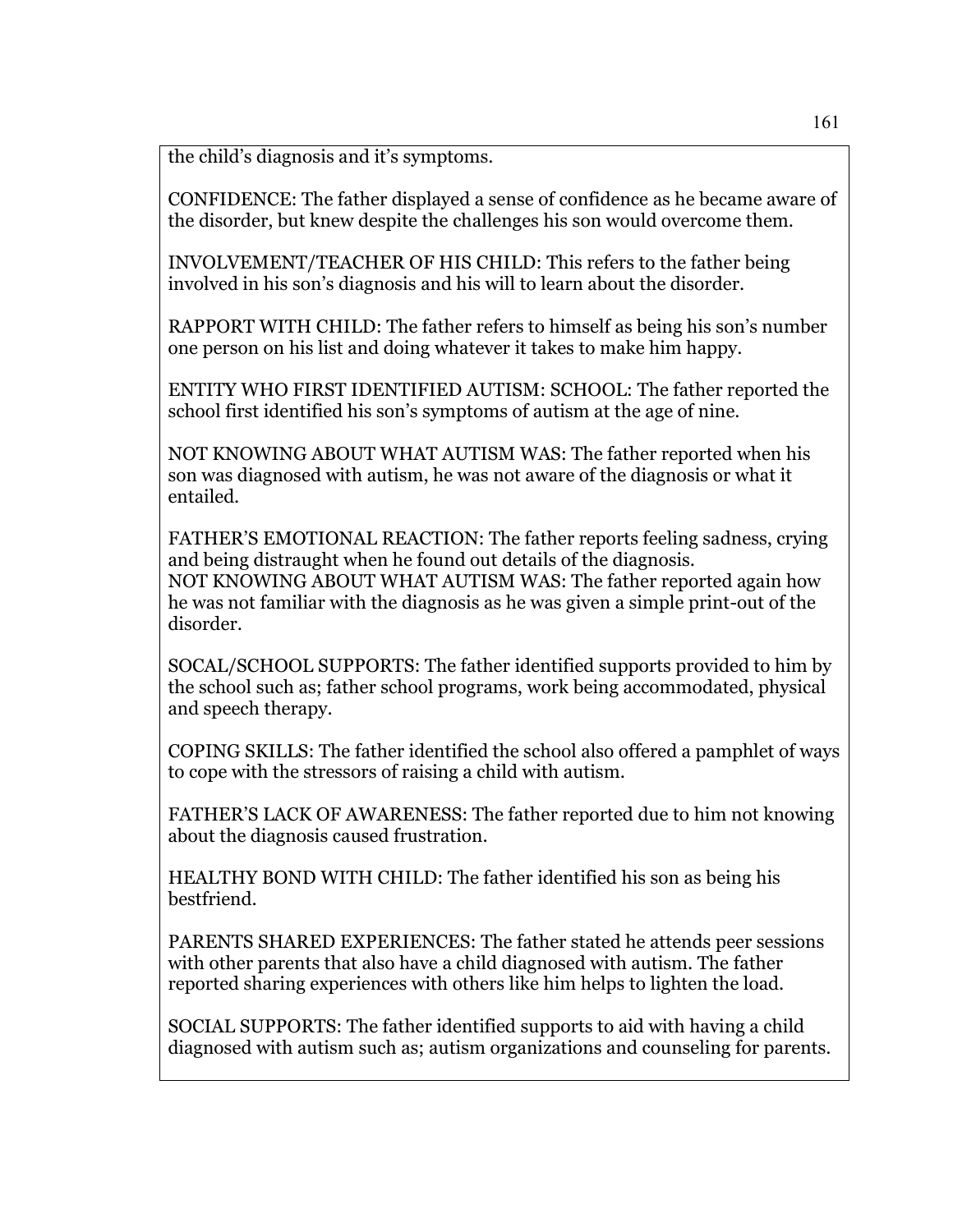the child's diagnosis and it's symptoms.

CONFIDENCE: The father displayed a sense of confidence as he became aware of the disorder, but knew despite the challenges his son would overcome them.

INVOLVEMENT/TEACHER OF HIS CHILD: This refers to the father being involved in his son's diagnosis and his will to learn about the disorder.

RAPPORT WITH CHILD: The father refers to himself as being his son's number one person on his list and doing whatever it takes to make him happy.

ENTITY WHO FIRST IDENTIFIED AUTISM: SCHOOL: The father reported the school first identified his son's symptoms of autism at the age of nine.

NOT KNOWING ABOUT WHAT AUTISM WAS: The father reported when his son was diagnosed with autism, he was not aware of the diagnosis or what it entailed.

FATHER'S EMOTIONAL REACTION: The father reports feeling sadness, crying and being distraught when he found out details of the diagnosis.
NOT KNOWING ABOUT WHAT AUTISM WAS: The father reported again how he was not familiar with the diagnosis as he was given a simple print-out of the disorder.

SOCAL/SCHOOL SUPPORTS: The father identified supports provided to him by the school such as; father school programs, work being accommodated, physical and speech therapy.

COPING SKILLS: The father identified the school also offered a pamphlet of ways to cope with the stressors of raising a child with autism.

FATHER'S LACK OF AWARENESS: The father reported due to him not knowing about the diagnosis caused frustration.

HEALTHY BOND WITH CHILD: The father identified his son as being his bestfriend.

PARENTS SHARED EXPERIENCES: The father stated he attends peer sessions with other parents that also have a child diagnosed with autism. The father reported sharing experiences with others like him helps to lighten the load.

SOCIAL SUPPORTS: The father identified supports to aid with having a child diagnosed with autism such as; autism organizations and counseling for parents.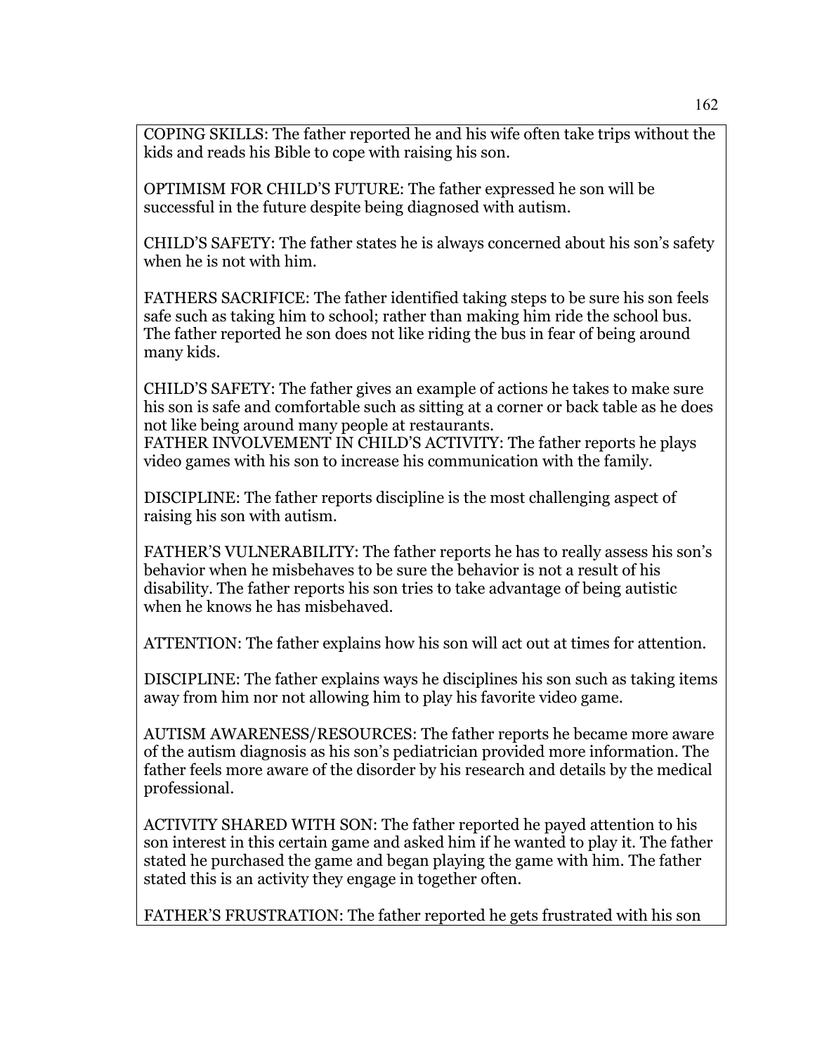COPING SKILLS: The father reported he and his wife often take trips without the kids and reads his Bible to cope with raising his son.

OPTIMISM FOR CHILD'S FUTURE: The father expressed he son will be successful in the future despite being diagnosed with autism.

CHILD'S SAFETY: The father states he is always concerned about his son's safety when he is not with him.

FATHERS SACRIFICE: The father identified taking steps to be sure his son feels safe such as taking him to school; rather than making him ride the school bus. The father reported he son does not like riding the bus in fear of being around many kids.

CHILD'S SAFETY: The father gives an example of actions he takes to make sure his son is safe and comfortable such as sitting at a corner or back table as he does not like being around many people at restaurants.
FATHER INVOLVEMENT IN CHILD'S ACTIVITY: The father reports he plays video games with his son to increase his communication with the family.

DISCIPLINE: The father reports discipline is the most challenging aspect of raising his son with autism.

FATHER'S VULNERABILITY: The father reports he has to really assess his son's behavior when he misbehaves to be sure the behavior is not a result of his disability. The father reports his son tries to take advantage of being autistic when he knows he has misbehaved.

ATTENTION: The father explains how his son will act out at times for attention.

DISCIPLINE: The father explains ways he disciplines his son such as taking items away from him nor not allowing him to play his favorite video game.

AUTISM AWARENESS/RESOURCES: The father reports he became more aware of the autism diagnosis as his son's pediatrician provided more information. The father feels more aware of the disorder by his research and details by the medical professional.

ACTIVITY SHARED WITH SON: The father reported he payed attention to his son interest in this certain game and asked him if he wanted to play it. The father stated he purchased the game and began playing the game with him. The father stated this is an activity they engage in together often.

FATHER'S FRUSTRATION: The father reported he gets frustrated with his son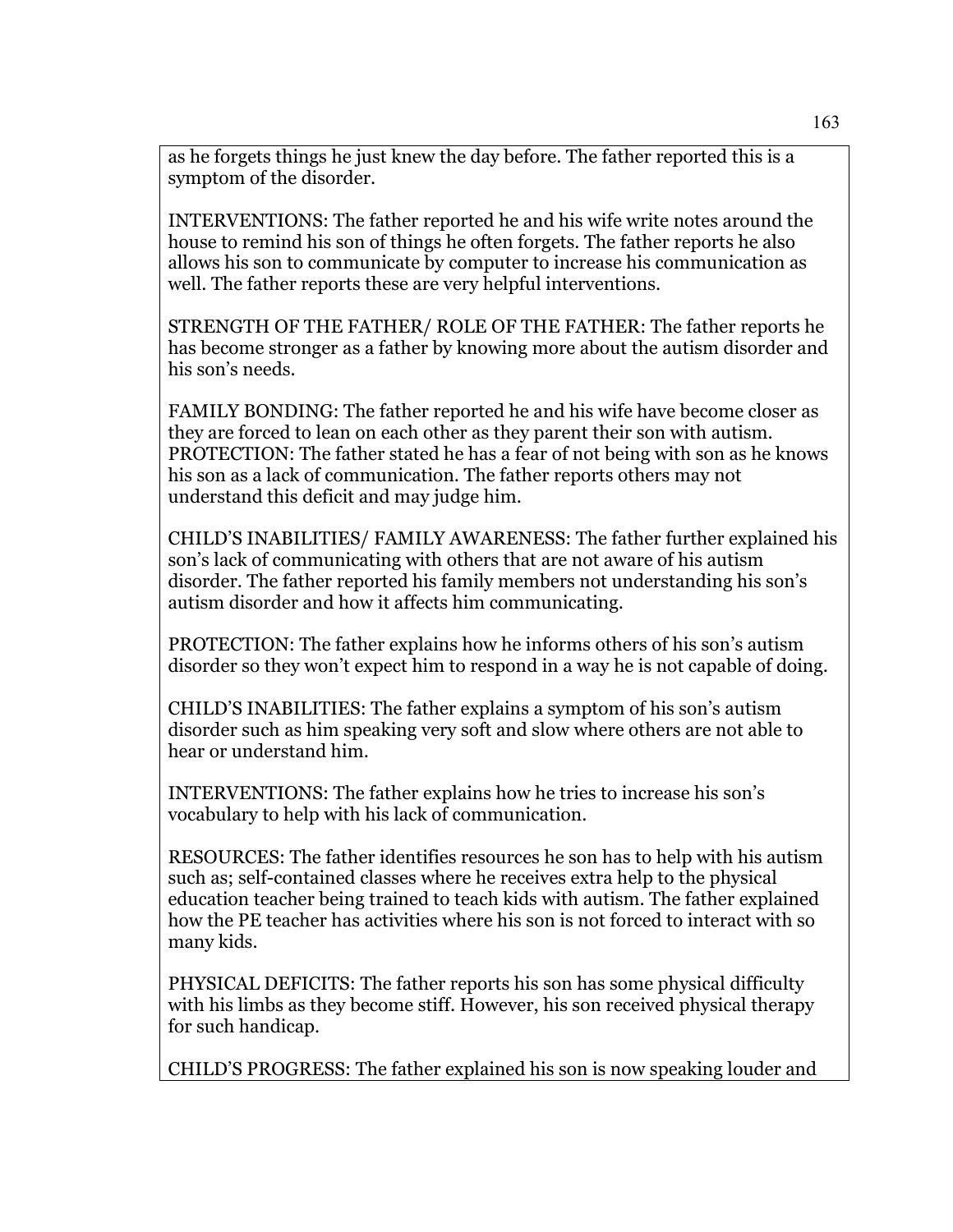as he forgets things he just knew the day before. The father reported this is a symptom of the disorder.

INTERVENTIONS: The father reported he and his wife write notes around the house to remind his son of things he often forgets. The father reports he also allows his son to communicate by computer to increase his communication as well. The father reports these are very helpful interventions.

STRENGTH OF THE FATHER/ ROLE OF THE FATHER: The father reports he has become stronger as a father by knowing more about the autism disorder and his son's needs.

FAMILY BONDING: The father reported he and his wife have become closer as they are forced to lean on each other as they parent their son with autism.
PROTECTION: The father stated he has a fear of not being with son as he knows his son as a lack of communication. The father reports others may not understand this deficit and may judge him.

CHILD'S INABILITIES/ FAMILY AWARENESS: The father further explained his son's lack of communicating with others that are not aware of his autism disorder. The father reported his family members not understanding his son's autism disorder and how it affects him communicating.

PROTECTION: The father explains how he informs others of his son's autism disorder so they won't expect him to respond in a way he is not capable of doing.

CHILD'S INABILITIES: The father explains a symptom of his son's autism disorder such as him speaking very soft and slow where others are not able to hear or understand him.

INTERVENTIONS: The father explains how he tries to increase his son's vocabulary to help with his lack of communication.

RESOURCES: The father identifies resources he son has to help with his autism such as; self-contained classes where he receives extra help to the physical education teacher being trained to teach kids with autism. The father explained how the PE teacher has activities where his son is not forced to interact with so many kids.

PHYSICAL DEFICITS: The father reports his son has some physical difficulty with his limbs as they become stiff. However, his son received physical therapy for such handicap.

CHILD'S PROGRESS: The father explained his son is now speaking louder and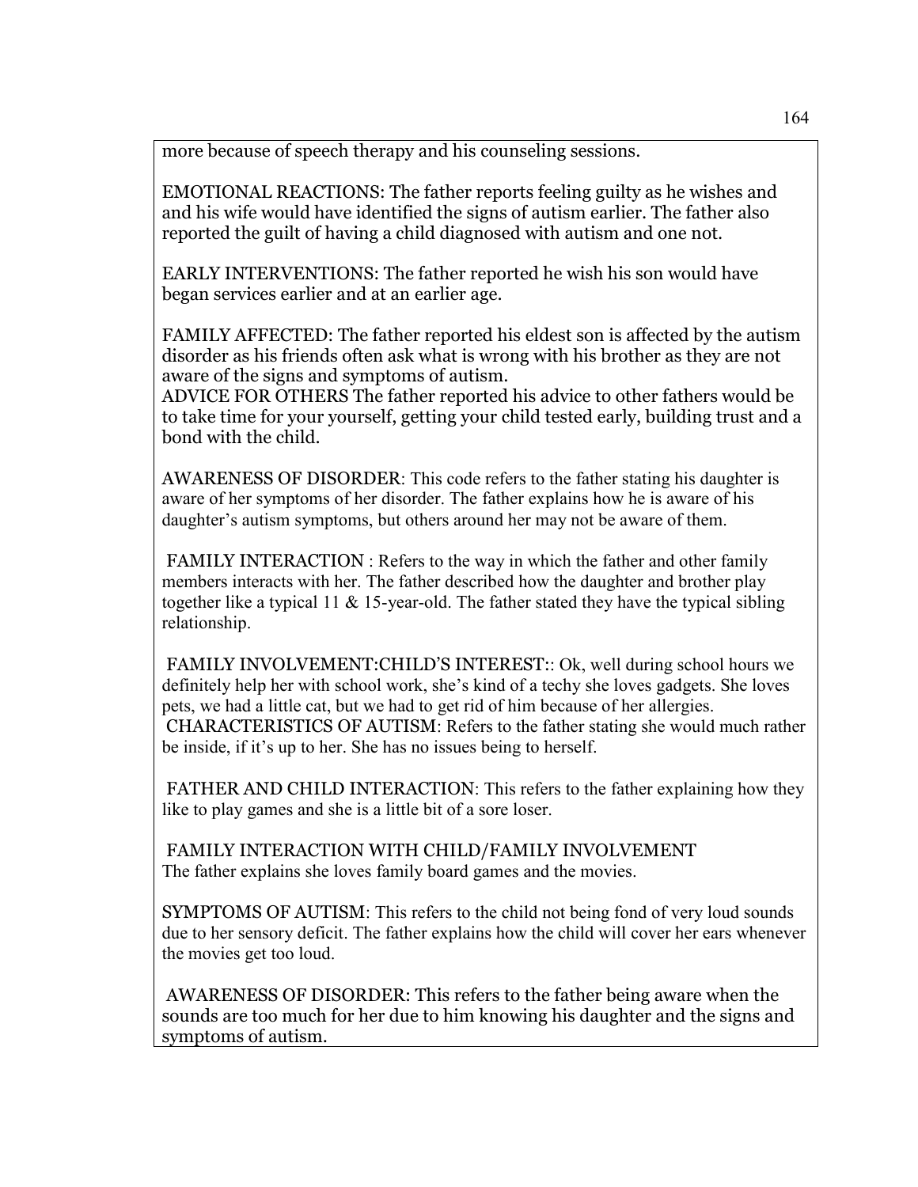more because of speech therapy and his counseling sessions.

EMOTIONAL REACTIONS: The father reports feeling guilty as he wishes and and his wife would have identified the signs of autism earlier. The father also reported the guilt of having a child diagnosed with autism and one not.

EARLY INTERVENTIONS: The father reported he wish his son would have began services earlier and at an earlier age.

FAMILY AFFECTED: The father reported his eldest son is affected by the autism disorder as his friends often ask what is wrong with his brother as they are not aware of the signs and symptoms of autism.
ADVICE FOR OTHERS The father reported his advice to other fathers would be to take time for your yourself, getting your child tested early, building trust and a bond with the child.

AWARENESS OF DISORDER: This code refers to the father stating his daughter is aware of her symptoms of her disorder. The father explains how he is aware of his daughter's autism symptoms, but others around her may not be aware of them.

FAMILY INTERACTION : Refers to the way in which the father and other family members interacts with her. The father described how the daughter and brother play together like a typical 11 & 15-year-old. The father stated they have the typical sibling relationship.

FAMILY INVOLVEMENT:CHILD'S INTEREST:: Ok, well during school hours we definitely help her with school work, she's kind of a techy she loves gadgets. She loves pets, we had a little cat, but we had to get rid of him because of her allergies.
CHARACTERISTICS OF AUTISM: Refers to the father stating she would much rather be inside, if it's up to her. She has no issues being to herself.

FATHER AND CHILD INTERACTION: This refers to the father explaining how they like to play games and she is a little bit of a sore loser.

FAMILY INTERACTION WITH CHILD/FAMILY INVOLVEMENT
The father explains she loves family board games and the movies.

SYMPTOMS OF AUTISM: This refers to the child not being fond of very loud sounds due to her sensory deficit. The father explains how the child will cover her ears whenever the movies get too loud.

AWARENESS OF DISORDER: This refers to the father being aware when the sounds are too much for her due to him knowing his daughter and the signs and symptoms of autism.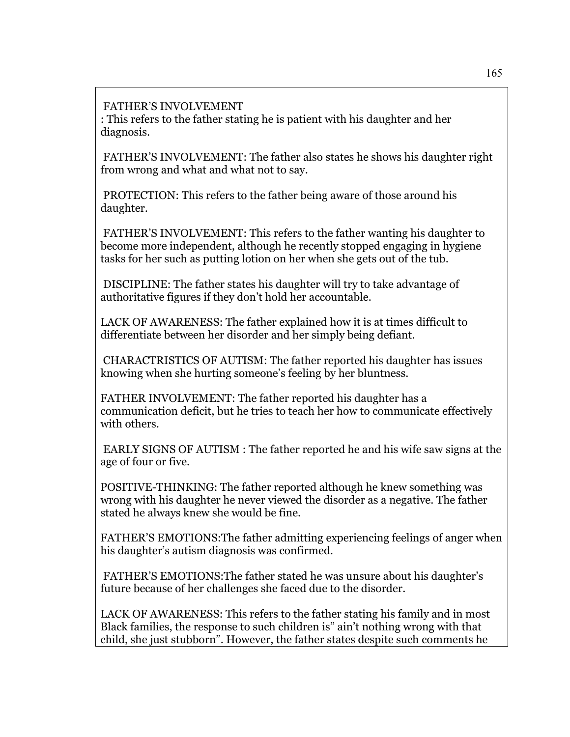FATHER'S INVOLVEMENT
: This refers to the father stating he is patient with his daughter and her diagnosis.

FATHER'S INVOLVEMENT: The father also states he shows his daughter right from wrong and what and what not to say.

PROTECTION: This refers to the father being aware of those around his daughter.

FATHER'S INVOLVEMENT: This refers to the father wanting his daughter to become more independent, although he recently stopped engaging in hygiene tasks for her such as putting lotion on her when she gets out of the tub.

DISCIPLINE: The father states his daughter will try to take advantage of authoritative figures if they don't hold her accountable.

LACK OF AWARENESS: The father explained how it is at times difficult to differentiate between her disorder and her simply being defiant.

CHARACTRISTICS OF AUTISM: The father reported his daughter has issues knowing when she hurting someone's feeling by her bluntness.

FATHER INVOLVEMENT: The father reported his daughter has a communication deficit, but he tries to teach her how to communicate effectively with others.

EARLY SIGNS OF AUTISM : The father reported he and his wife saw signs at the age of four or five.

POSITIVE-THINKING: The father reported although he knew something was wrong with his daughter he never viewed the disorder as a negative. The father stated he always knew she would be fine.

FATHER'S EMOTIONS:The father admitting experiencing feelings of anger when his daughter's autism diagnosis was confirmed.

FATHER'S EMOTIONS:The father stated he was unsure about his daughter's future because of her challenges she faced due to the disorder.

LACK OF AWARENESS: This refers to the father stating his family and in most Black families, the response to such children is" ain't nothing wrong with that child, she just stubborn". However, the father states despite such comments he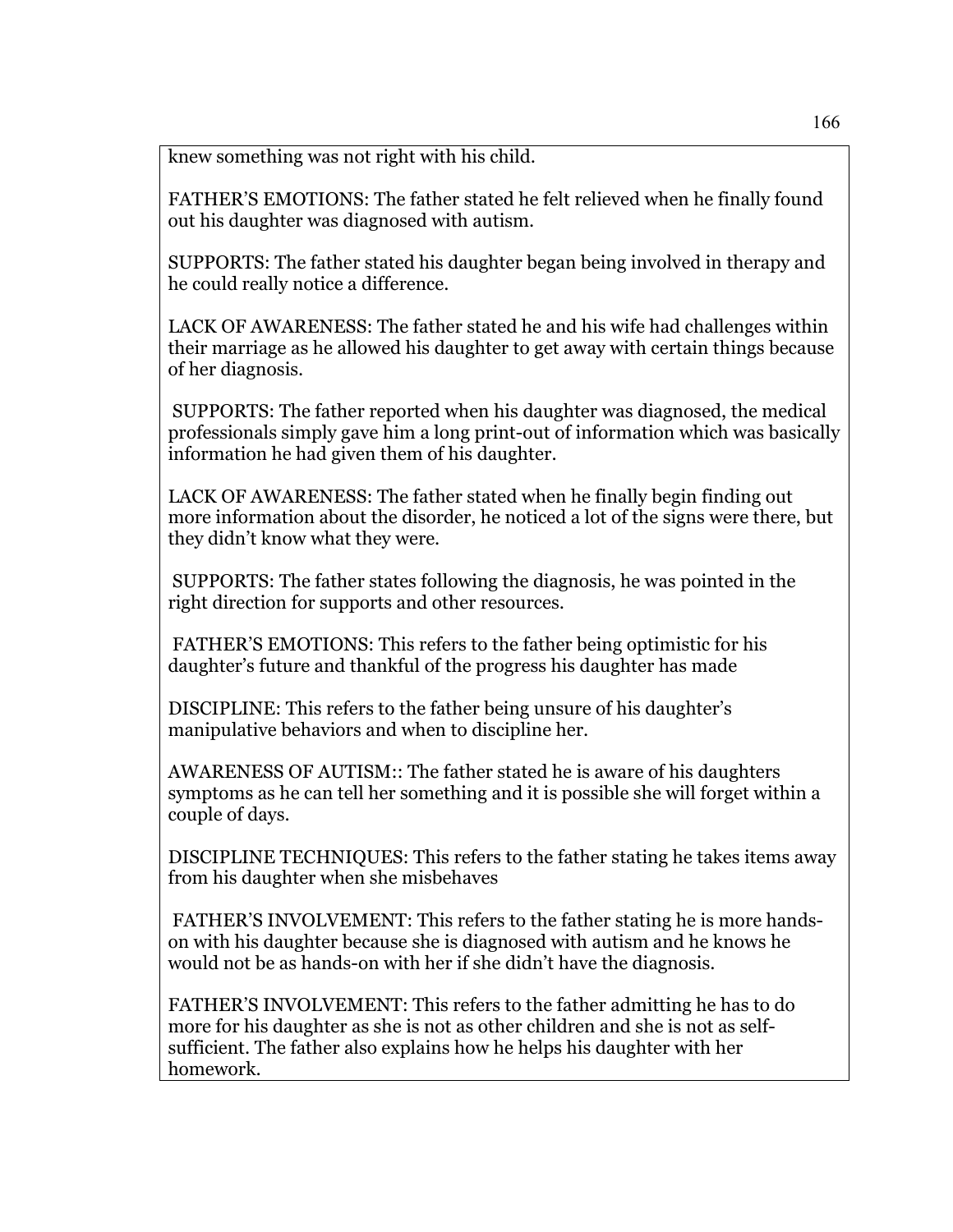knew something was not right with his child.

FATHER'S EMOTIONS: The father stated he felt relieved when he finally found out his daughter was diagnosed with autism.

SUPPORTS: The father stated his daughter began being involved in therapy and he could really notice a difference.

LACK OF AWARENESS: The father stated he and his wife had challenges within their marriage as he allowed his daughter to get away with certain things because of her diagnosis.

SUPPORTS: The father reported when his daughter was diagnosed, the medical professionals simply gave him a long print-out of information which was basically information he had given them of his daughter.

LACK OF AWARENESS: The father stated when he finally begin finding out more information about the disorder, he noticed a lot of the signs were there, but they didn't know what they were.

SUPPORTS: The father states following the diagnosis, he was pointed in the right direction for supports and other resources.

FATHER'S EMOTIONS: This refers to the father being optimistic for his daughter's future and thankful of the progress his daughter has made

DISCIPLINE: This refers to the father being unsure of his daughter's manipulative behaviors and when to discipline her.

AWARENESS OF AUTISM:: The father stated he is aware of his daughters symptoms as he can tell her something and it is possible she will forget within a couple of days.

DISCIPLINE TECHNIQUES: This refers to the father stating he takes items away from his daughter when she misbehaves

FATHER'S INVOLVEMENT: This refers to the father stating he is more hands-on with his daughter because she is diagnosed with autism and he knows he would not be as hands-on with her if she didn't have the diagnosis.

FATHER'S INVOLVEMENT: This refers to the father admitting he has to do more for his daughter as she is not as other children and she is not as self-sufficient. The father also explains how he helps his daughter with her homework.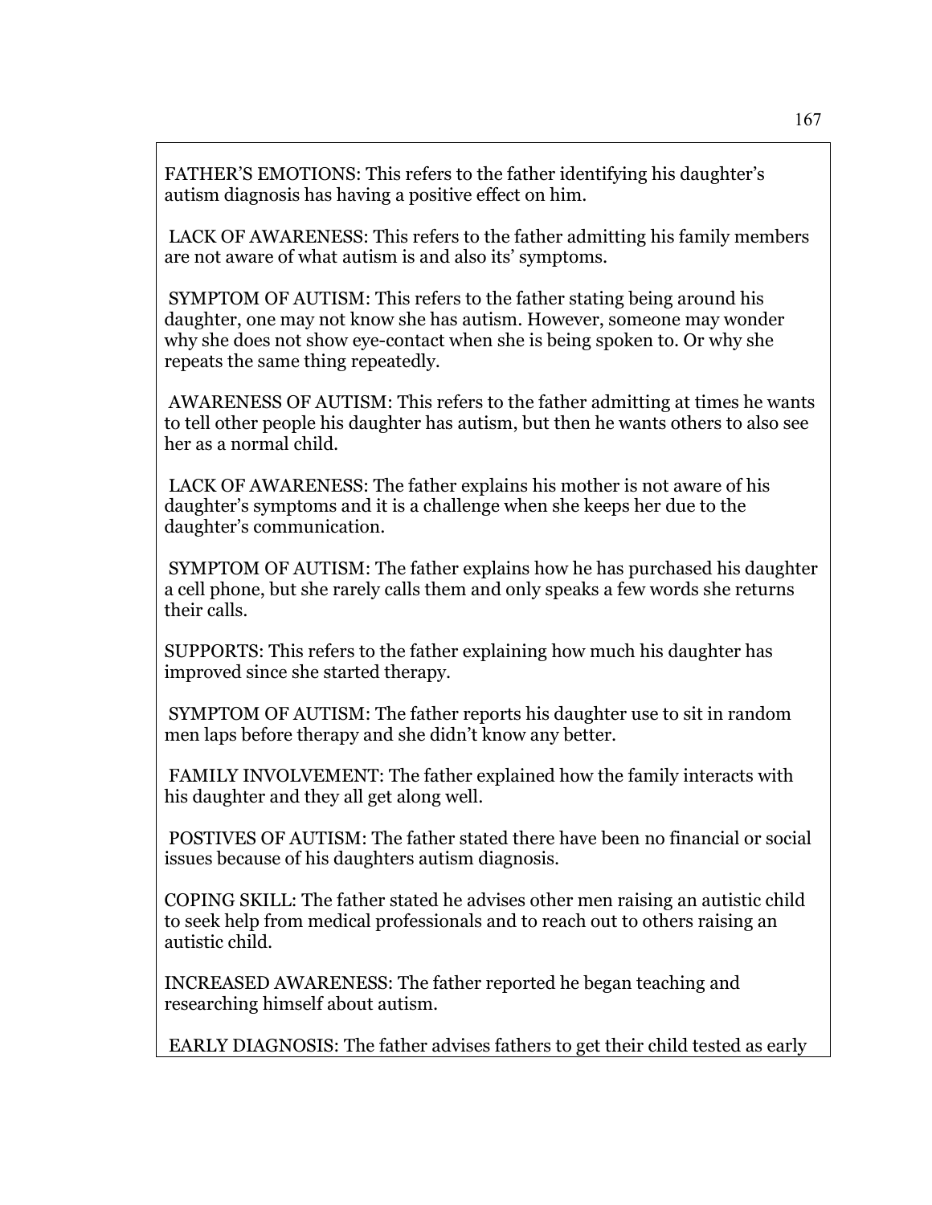FATHER'S EMOTIONS: This refers to the father identifying his daughter's autism diagnosis has having a positive effect on him.

LACK OF AWARENESS: This refers to the father admitting his family members are not aware of what autism is and also its' symptoms.

SYMPTOM OF AUTISM: This refers to the father stating being around his daughter, one may not know she has autism. However, someone may wonder why she does not show eye-contact when she is being spoken to. Or why she repeats the same thing repeatedly.

AWARENESS OF AUTISM: This refers to the father admitting at times he wants to tell other people his daughter has autism, but then he wants others to also see her as a normal child.

LACK OF AWARENESS: The father explains his mother is not aware of his daughter's symptoms and it is a challenge when she keeps her due to the daughter's communication.

SYMPTOM OF AUTISM: The father explains how he has purchased his daughter a cell phone, but she rarely calls them and only speaks a few words she returns their calls.

SUPPORTS: This refers to the father explaining how much his daughter has improved since she started therapy.

SYMPTOM OF AUTISM: The father reports his daughter use to sit in random men laps before therapy and she didn't know any better.

FAMILY INVOLVEMENT: The father explained how the family interacts with his daughter and they all get along well.

POSTIVES OF AUTISM: The father stated there have been no financial or social issues because of his daughters autism diagnosis.

COPING SKILL: The father stated he advises other men raising an autistic child to seek help from medical professionals and to reach out to others raising an autistic child.

INCREASED AWARENESS: The father reported he began teaching and researching himself about autism.

EARLY DIAGNOSIS: The father advises fathers to get their child tested as early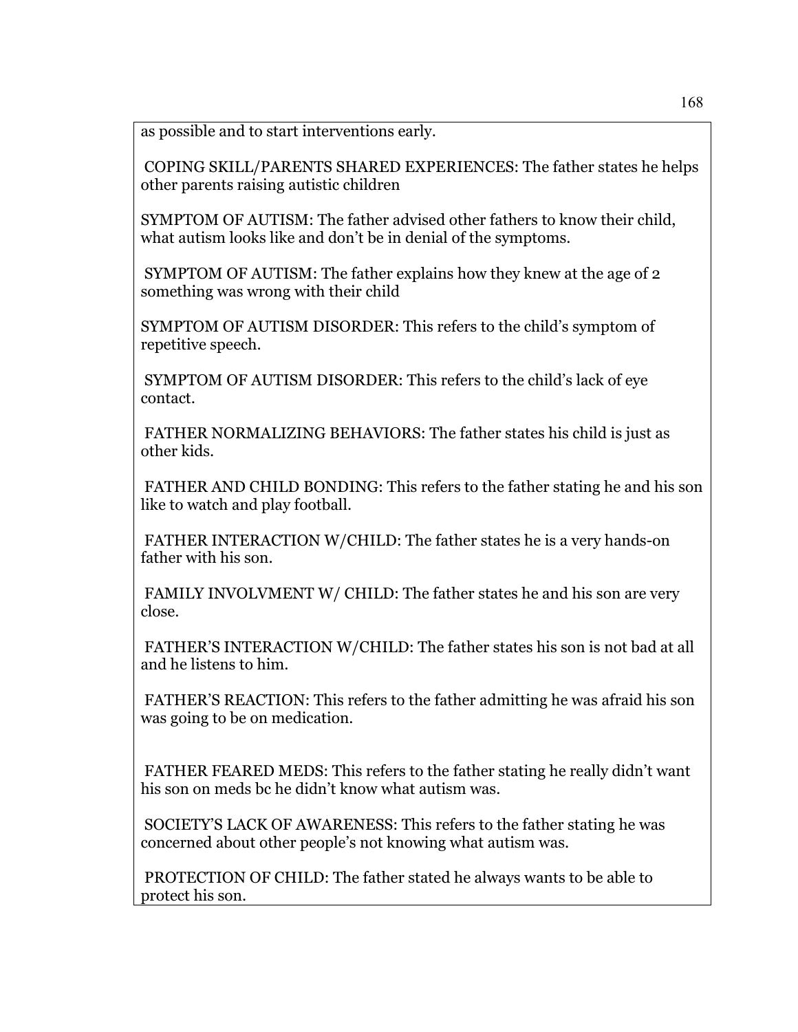as possible and to start interventions early.

COPING SKILL/PARENTS SHARED EXPERIENCES: The father states he helps other parents raising autistic children

SYMPTOM OF AUTISM: The father advised other fathers to know their child, what autism looks like and don't be in denial of the symptoms.

SYMPTOM OF AUTISM: The father explains how they knew at the age of 2 something was wrong with their child

SYMPTOM OF AUTISM DISORDER: This refers to the child's symptom of repetitive speech.

SYMPTOM OF AUTISM DISORDER: This refers to the child's lack of eye contact.

FATHER NORMALIZING BEHAVIORS: The father states his child is just as other kids.

FATHER AND CHILD BONDING: This refers to the father stating he and his son like to watch and play football.

FATHER INTERACTION W/CHILD: The father states he is a very hands-on father with his son.

FAMILY INVOLVMENT W/ CHILD: The father states he and his son are very close.

FATHER'S INTERACTION W/CHILD: The father states his son is not bad at all and he listens to him.

FATHER'S REACTION: This refers to the father admitting he was afraid his son was going to be on medication.

FATHER FEARED MEDS: This refers to the father stating he really didn't want his son on meds bc he didn't know what autism was.

SOCIETY'S LACK OF AWARENESS: This refers to the father stating he was concerned about other people's not knowing what autism was.

PROTECTION OF CHILD: The father stated he always wants to be able to protect his son.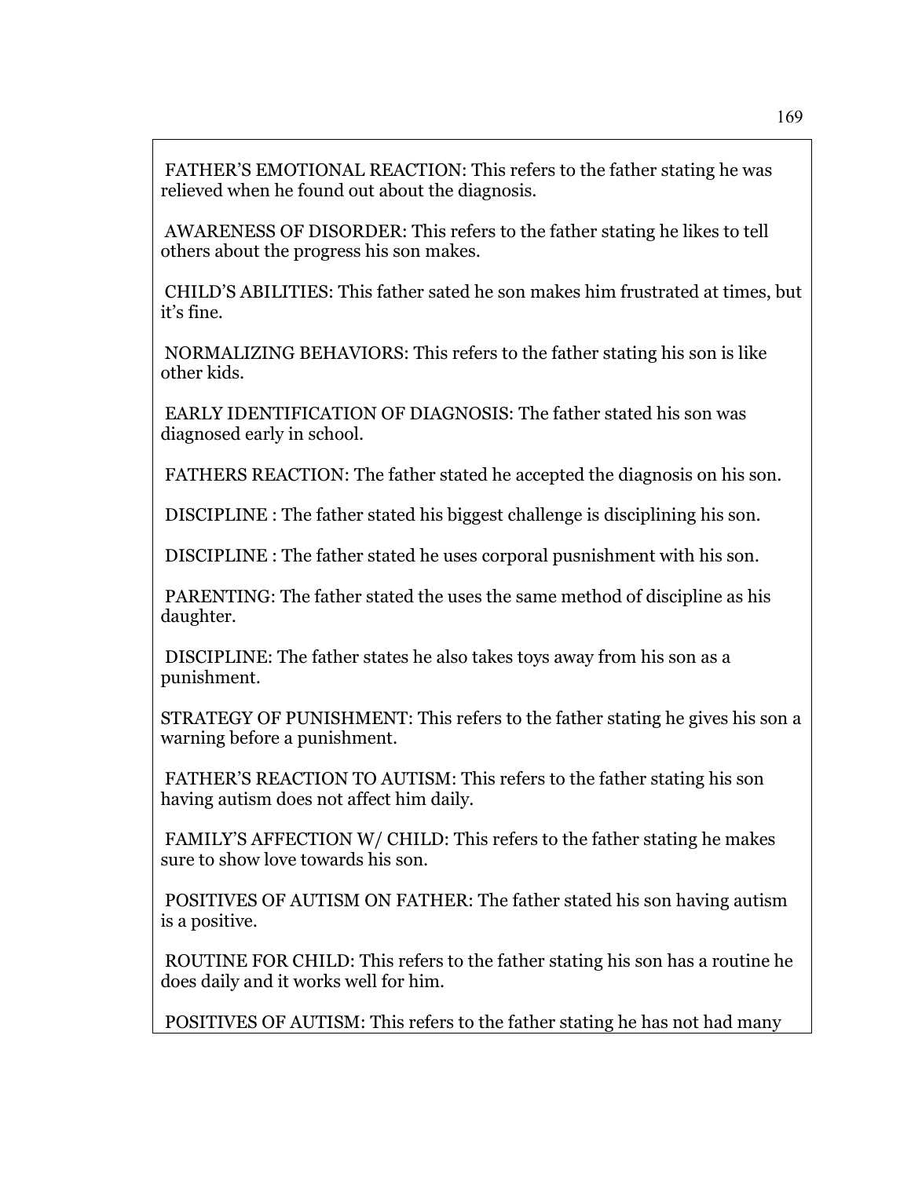FATHER'S EMOTIONAL REACTION: This refers to the father stating he was relieved when he found out about the diagnosis.

AWARENESS OF DISORDER: This refers to the father stating he likes to tell others about the progress his son makes.

CHILD'S ABILITIES: This father sated he son makes him frustrated at times, but it's fine.

NORMALIZING BEHAVIORS: This refers to the father stating his son is like other kids.

EARLY IDENTIFICATION OF DIAGNOSIS: The father stated his son was diagnosed early in school.

FATHERS REACTION: The father stated he accepted the diagnosis on his son.

DISCIPLINE : The father stated his biggest challenge is disciplining his son.

DISCIPLINE : The father stated he uses corporal pusnishment with his son.

PARENTING: The father stated the uses the same method of discipline as his daughter.

DISCIPLINE: The father states he also takes toys away from his son as a punishment.

STRATEGY OF PUNISHMENT: This refers to the father stating he gives his son a warning before a punishment.

FATHER'S REACTION TO AUTISM: This refers to the father stating his son having autism does not affect him daily.

FAMILY'S AFFECTION W/ CHILD: This refers to the father stating he makes sure to show love towards his son.

POSITIVES OF AUTISM ON FATHER: The father stated his son having autism is a positive.

ROUTINE FOR CHILD: This refers to the father stating his son has a routine he does daily and it works well for him.

POSITIVES OF AUTISM: This refers to the father stating he has not had many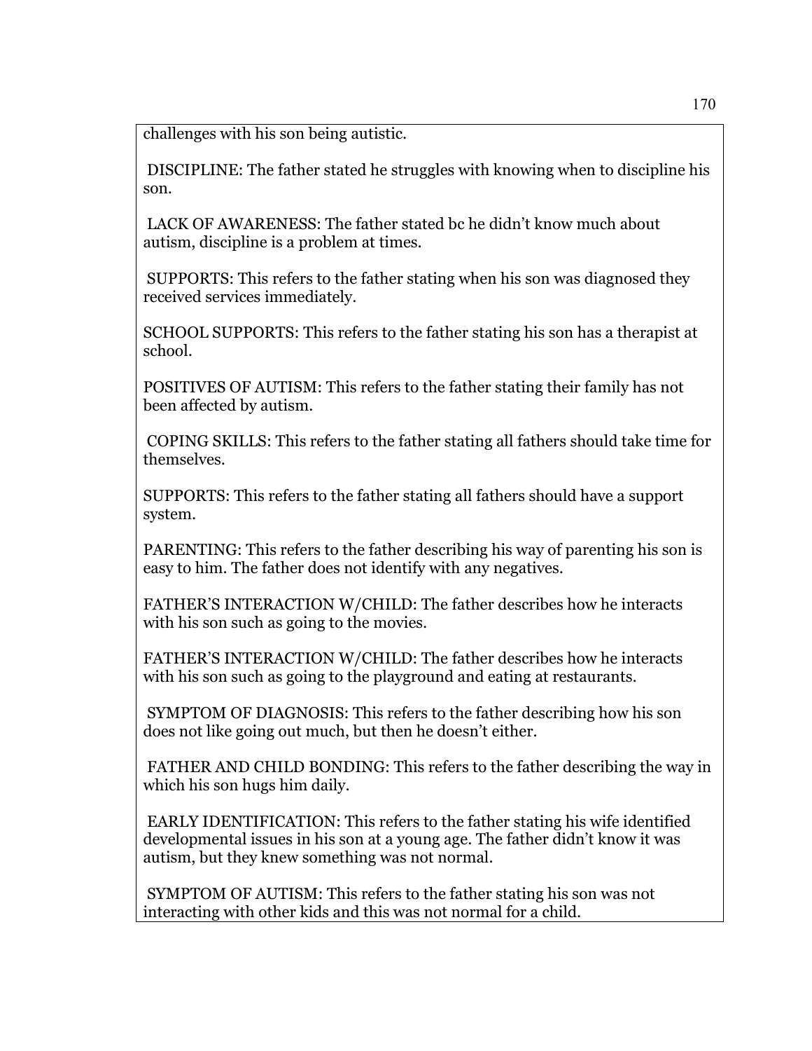challenges with his son being autistic.

DISCIPLINE: The father stated he struggles with knowing when to discipline his son.

LACK OF AWARENESS: The father stated bc he didn't know much about autism, discipline is a problem at times.

SUPPORTS: This refers to the father stating when his son was diagnosed they received services immediately.

SCHOOL SUPPORTS: This refers to the father stating his son has a therapist at school.

POSITIVES OF AUTISM: This refers to the father stating their family has not been affected by autism.

COPING SKILLS: This refers to the father stating all fathers should take time for themselves.

SUPPORTS: This refers to the father stating all fathers should have a support system.

PARENTING: This refers to the father describing his way of parenting his son is easy to him. The father does not identify with any negatives.

FATHER'S INTERACTION W/CHILD: The father describes how he interacts with his son such as going to the movies.

FATHER'S INTERACTION W/CHILD: The father describes how he interacts with his son such as going to the playground and eating at restaurants.

SYMPTOM OF DIAGNOSIS: This refers to the father describing how his son does not like going out much, but then he doesn't either.

FATHER AND CHILD BONDING: This refers to the father describing the way in which his son hugs him daily.

EARLY IDENTIFICATION: This refers to the father stating his wife identified developmental issues in his son at a young age. The father didn't know it was autism, but they knew something was not normal.

SYMPTOM OF AUTISM: This refers to the father stating his son was not interacting with other kids and this was not normal for a child.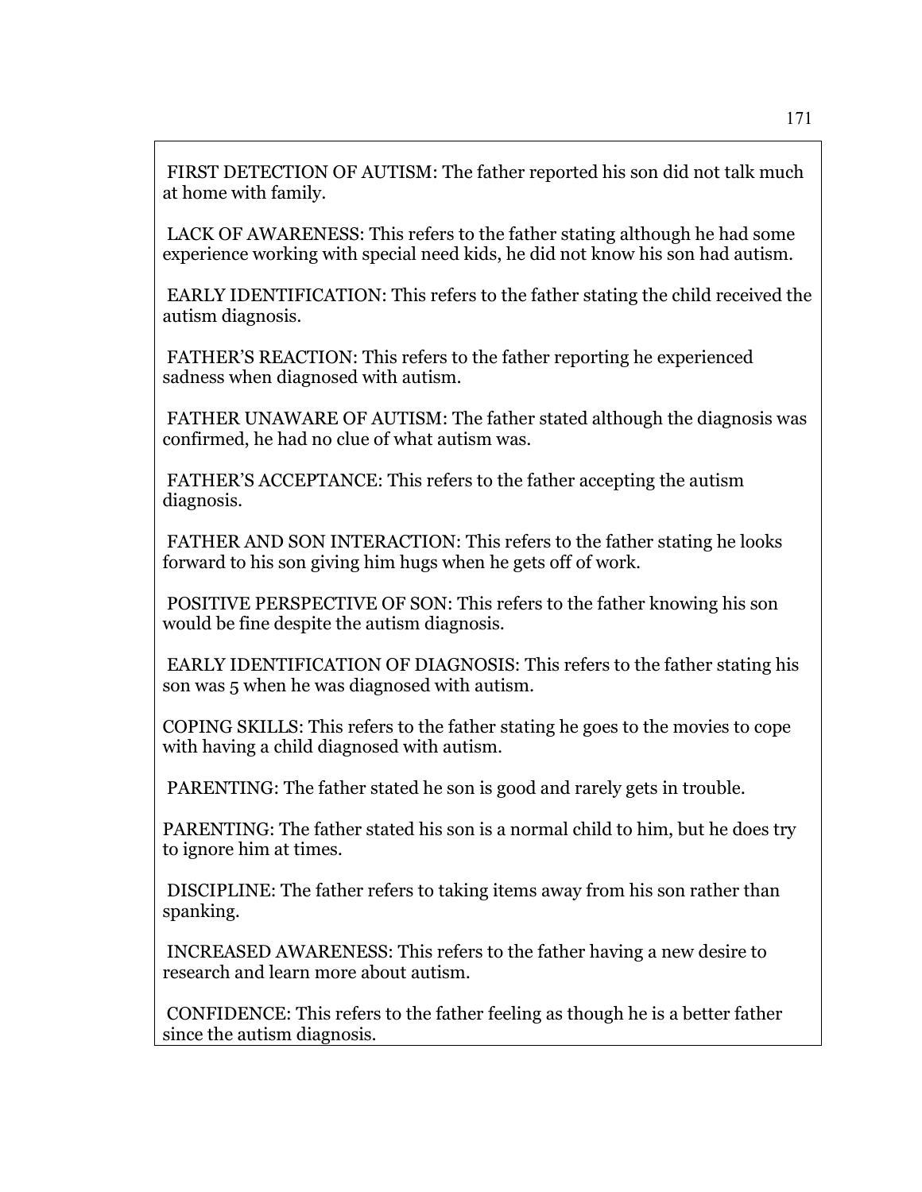FIRST DETECTION OF AUTISM: The father reported his son did not talk much at home with family.

LACK OF AWARENESS: This refers to the father stating although he had some experience working with special need kids, he did not know his son had autism.

EARLY IDENTIFICATION: This refers to the father stating the child received the autism diagnosis.

FATHER'S REACTION: This refers to the father reporting he experienced sadness when diagnosed with autism.

FATHER UNAWARE OF AUTISM: The father stated although the diagnosis was confirmed, he had no clue of what autism was.

FATHER'S ACCEPTANCE: This refers to the father accepting the autism diagnosis.

FATHER AND SON INTERACTION: This refers to the father stating he looks forward to his son giving him hugs when he gets off of work.

POSITIVE PERSPECTIVE OF SON: This refers to the father knowing his son would be fine despite the autism diagnosis.

EARLY IDENTIFICATION OF DIAGNOSIS: This refers to the father stating his son was 5 when he was diagnosed with autism.

COPING SKILLS: This refers to the father stating he goes to the movies to cope with having a child diagnosed with autism.

PARENTING: The father stated he son is good and rarely gets in trouble.

PARENTING: The father stated his son is a normal child to him, but he does try to ignore him at times.

DISCIPLINE: The father refers to taking items away from his son rather than spanking.

INCREASED AWARENESS: This refers to the father having a new desire to research and learn more about autism.

CONFIDENCE: This refers to the father feeling as though he is a better father since the autism diagnosis.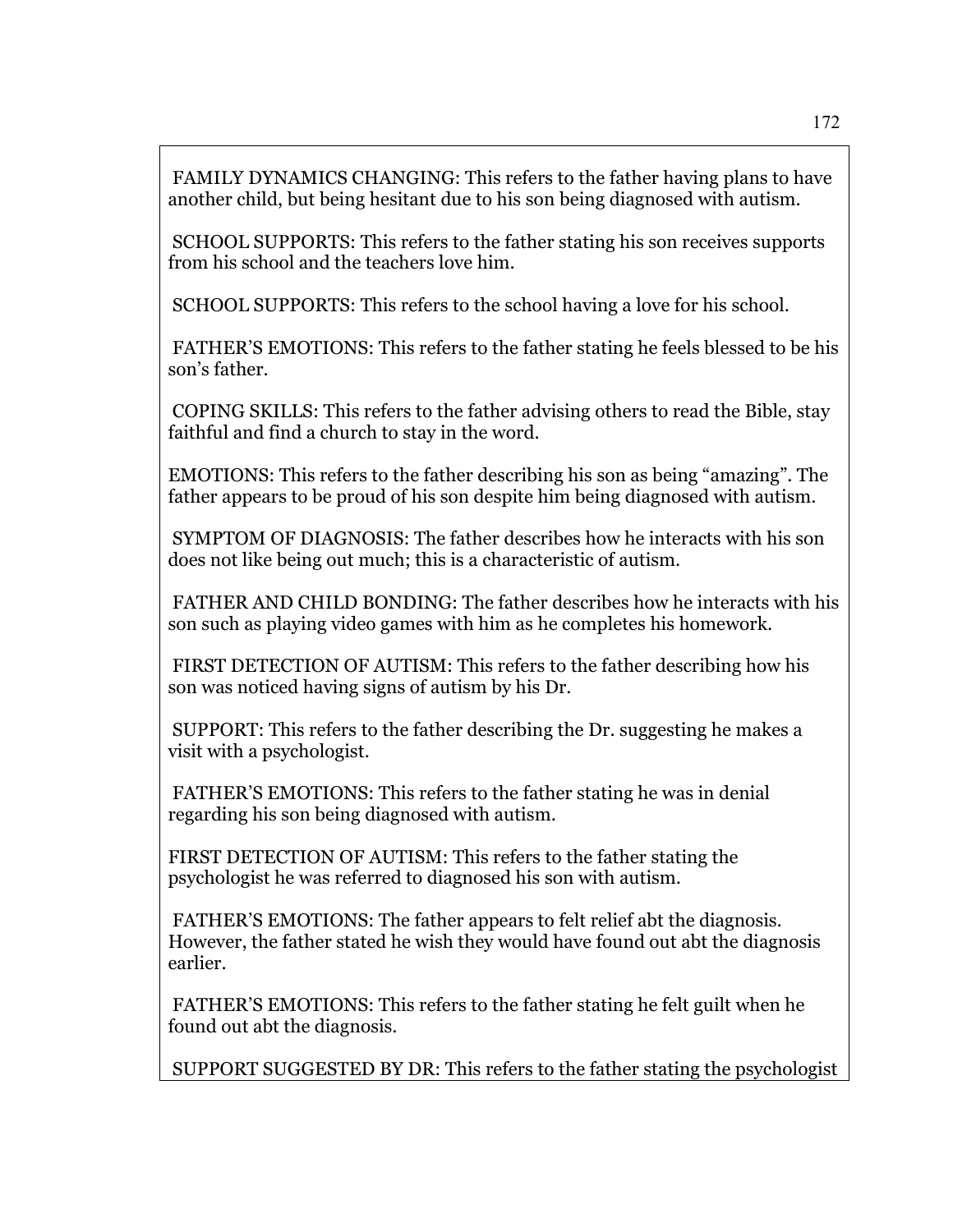FAMILY DYNAMICS CHANGING: This refers to the father having plans to have another child, but being hesitant due to his son being diagnosed with autism.

SCHOOL SUPPORTS: This refers to the father stating his son receives supports from his school and the teachers love him.

SCHOOL SUPPORTS: This refers to the school having a love for his school.

FATHER'S EMOTIONS: This refers to the father stating he feels blessed to be his son's father.

COPING SKILLS: This refers to the father advising others to read the Bible, stay faithful and find a church to stay in the word.

EMOTIONS: This refers to the father describing his son as being "amazing". The father appears to be proud of his son despite him being diagnosed with autism.

SYMPTOM OF DIAGNOSIS: The father describes how he interacts with his son does not like being out much; this is a characteristic of autism.

FATHER AND CHILD BONDING: The father describes how he interacts with his son such as playing video games with him as he completes his homework.

FIRST DETECTION OF AUTISM: This refers to the father describing how his son was noticed having signs of autism by his Dr.

SUPPORT: This refers to the father describing the Dr. suggesting he makes a visit with a psychologist.

FATHER'S EMOTIONS: This refers to the father stating he was in denial regarding his son being diagnosed with autism.

FIRST DETECTION OF AUTISM: This refers to the father stating the psychologist he was referred to diagnosed his son with autism.

FATHER'S EMOTIONS: The father appears to felt relief abt the diagnosis. However, the father stated he wish they would have found out abt the diagnosis earlier.

FATHER'S EMOTIONS: This refers to the father stating he felt guilt when he found out abt the diagnosis.

SUPPORT SUGGESTED BY DR: This refers to the father stating the psychologist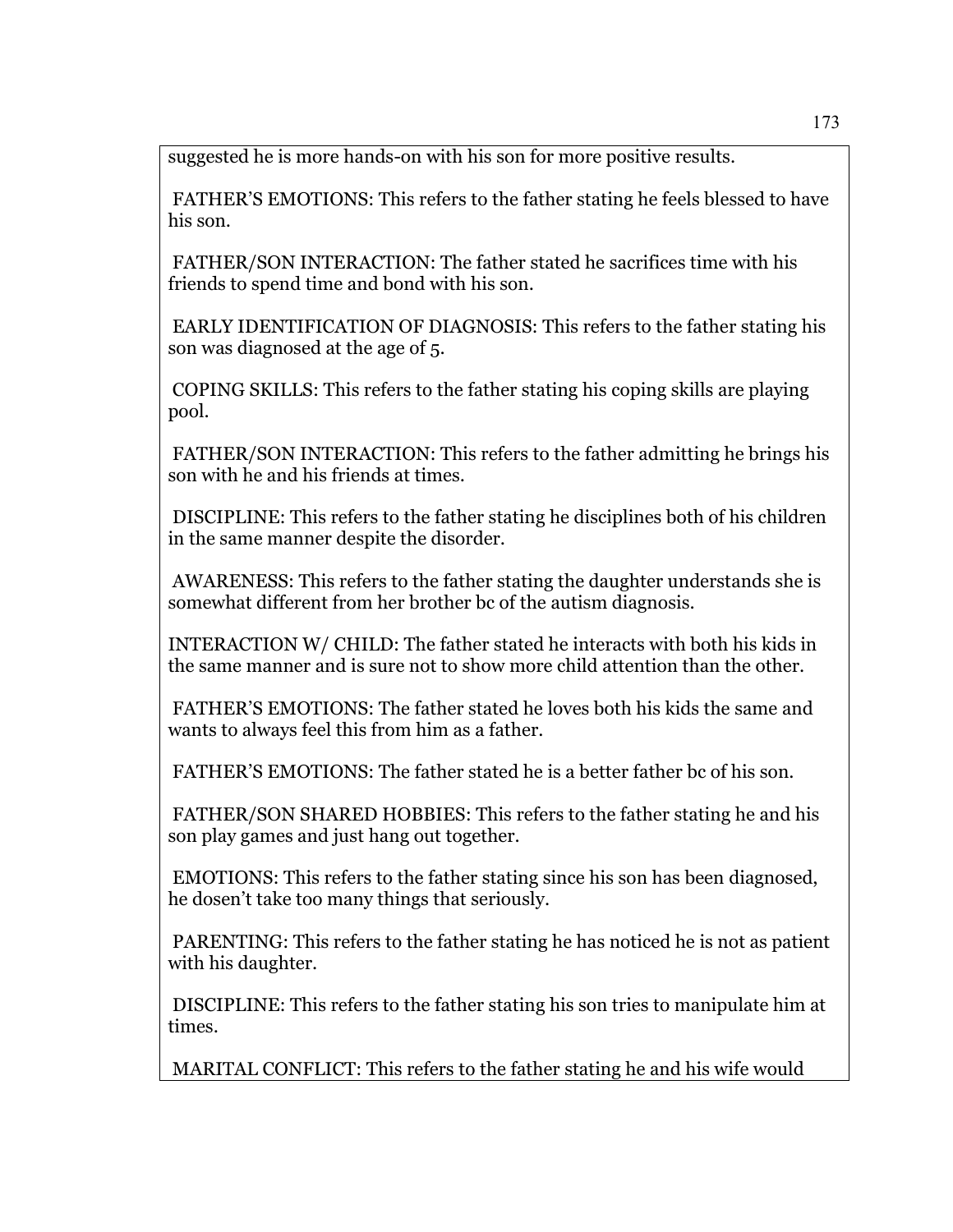suggested he is more hands-on with his son for more positive results.

FATHER'S EMOTIONS: This refers to the father stating he feels blessed to have his son.

FATHER/SON INTERACTION: The father stated he sacrifices time with his friends to spend time and bond with his son.

EARLY IDENTIFICATION OF DIAGNOSIS: This refers to the father stating his son was diagnosed at the age of 5.

COPING SKILLS: This refers to the father stating his coping skills are playing pool.

FATHER/SON INTERACTION: This refers to the father admitting he brings his son with he and his friends at times.

DISCIPLINE: This refers to the father stating he disciplines both of his children in the same manner despite the disorder.

AWARENESS: This refers to the father stating the daughter understands she is somewhat different from her brother bc of the autism diagnosis.

INTERACTION W/ CHILD: The father stated he interacts with both his kids in the same manner and is sure not to show more child attention than the other.

FATHER'S EMOTIONS: The father stated he loves both his kids the same and wants to always feel this from him as a father.

FATHER'S EMOTIONS: The father stated he is a better father bc of his son.

FATHER/SON SHARED HOBBIES: This refers to the father stating he and his son play games and just hang out together.

EMOTIONS: This refers to the father stating since his son has been diagnosed, he dosen't take too many things that seriously.

PARENTING: This refers to the father stating he has noticed he is not as patient with his daughter.

DISCIPLINE: This refers to the father stating his son tries to manipulate him at times.

MARITAL CONFLICT: This refers to the father stating he and his wife would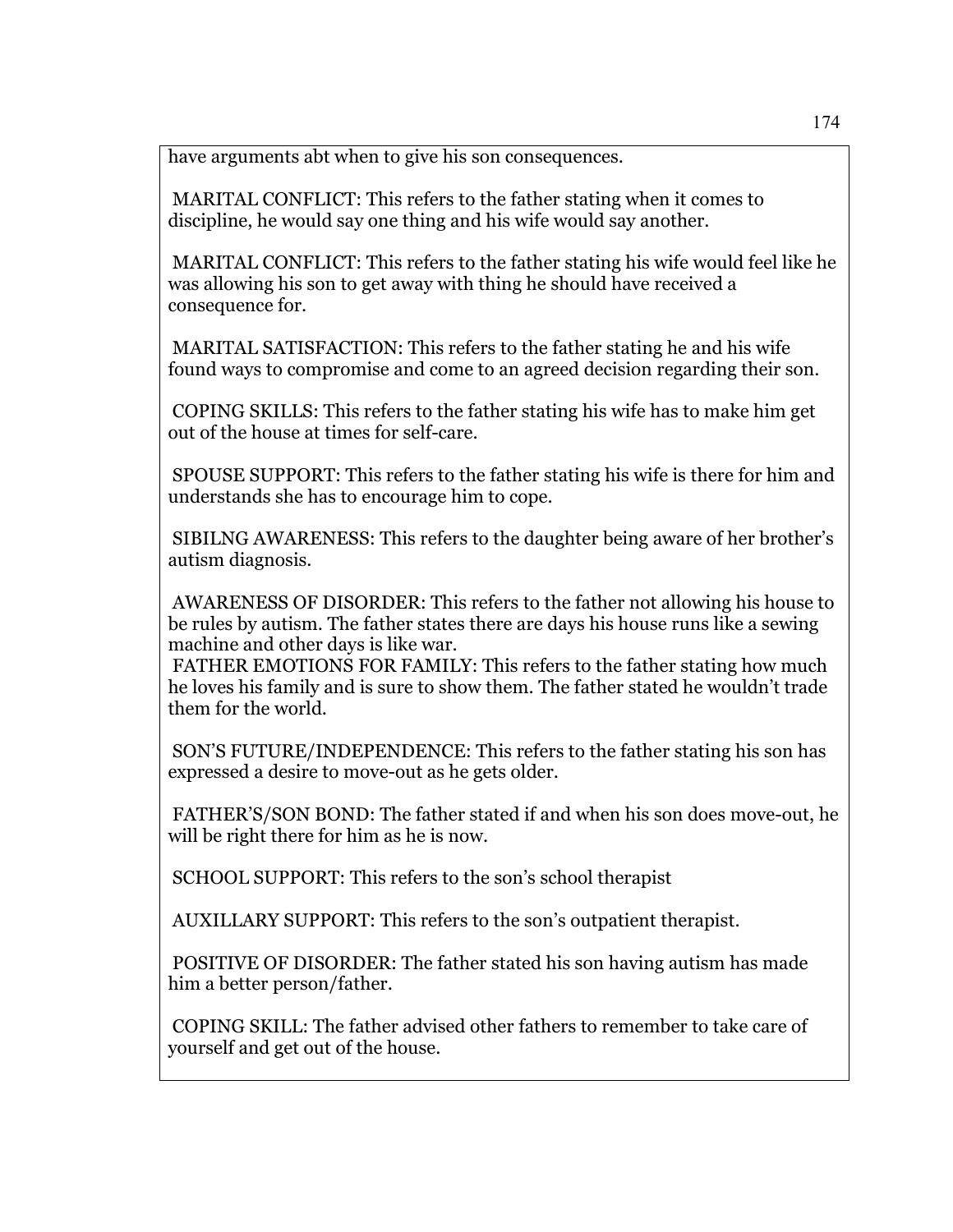have arguments abt when to give his son consequences.

MARITAL CONFLICT: This refers to the father stating when it comes to discipline, he would say one thing and his wife would say another.

MARITAL CONFLICT: This refers to the father stating his wife would feel like he was allowing his son to get away with thing he should have received a consequence for.

MARITAL SATISFACTION: This refers to the father stating he and his wife found ways to compromise and come to an agreed decision regarding their son.

COPING SKILLS: This refers to the father stating his wife has to make him get out of the house at times for self-care.

SPOUSE SUPPORT: This refers to the father stating his wife is there for him and understands she has to encourage him to cope.

SIBILNG AWARENESS: This refers to the daughter being aware of her brother's autism diagnosis.

AWARENESS OF DISORDER: This refers to the father not allowing his house to be rules by autism. The father states there are days his house runs like a sewing machine and other days is like war.
FATHER EMOTIONS FOR FAMILY: This refers to the father stating how much he loves his family and is sure to show them. The father stated he wouldn't trade them for the world.

SON'S FUTURE/INDEPENDENCE: This refers to the father stating his son has expressed a desire to move-out as he gets older.

FATHER'S/SON BOND: The father stated if and when his son does move-out, he will be right there for him as he is now.

SCHOOL SUPPORT: This refers to the son's school therapist

AUXILLARY SUPPORT: This refers to the son's outpatient therapist.

POSITIVE OF DISORDER: The father stated his son having autism has made him a better person/father.

COPING SKILL: The father advised other fathers to remember to take care of yourself and get out of the house.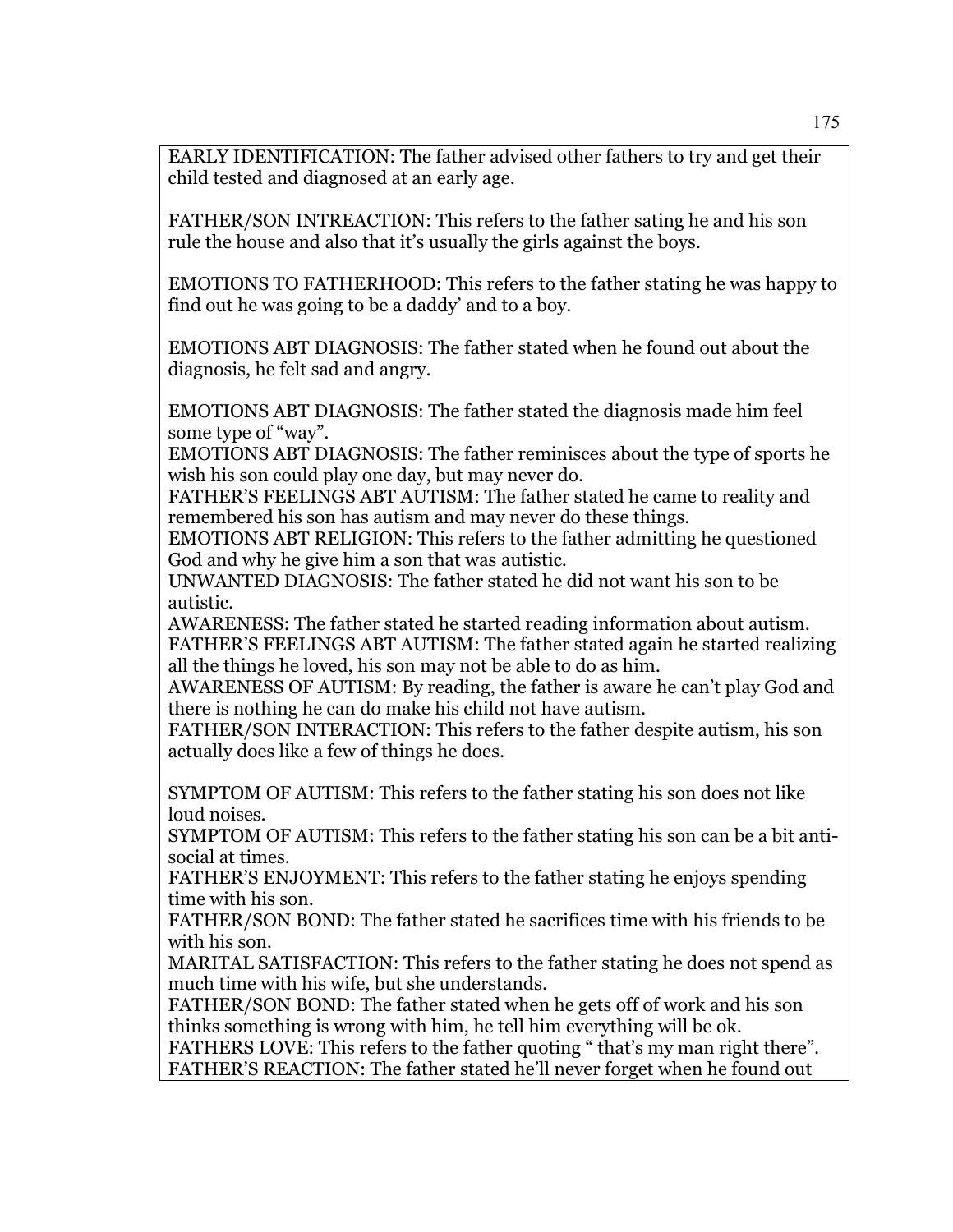EARLY IDENTIFICATION: The father advised other fathers to try and get their child tested and diagnosed at an early age.

FATHER/SON INTREACTION: This refers to the father sating he and his son rule the house and also that it's usually the girls against the boys.

EMOTIONS TO FATHERHOOD: This refers to the father stating he was happy to find out he was going to be a daddy' and to a boy.

EMOTIONS ABT DIAGNOSIS: The father stated when he found out about the diagnosis, he felt sad and angry.

EMOTIONS ABT DIAGNOSIS: The father stated the diagnosis made him feel some type of "way".
EMOTIONS ABT DIAGNOSIS: The father reminisces about the type of sports he wish his son could play one day, but may never do.
FATHER'S FEELINGS ABT AUTISM: The father stated he came to reality and remembered his son has autism and may never do these things.
EMOTIONS ABT RELIGION: This refers to the father admitting he questioned God and why he give him a son that was autistic.
UNWANTED DIAGNOSIS: The father stated he did not want his son to be autistic.
AWARENESS: The father stated he started reading information about autism.
FATHER'S FEELINGS ABT AUTISM: The father stated again he started realizing all the things he loved, his son may not be able to do as him.
AWARENESS OF AUTISM: By reading, the father is aware he can't play God and there is nothing he can do make his child not have autism.
FATHER/SON INTERACTION: This refers to the father despite autism, his son actually does like a few of things he does.

SYMPTOM OF AUTISM: This refers to the father stating his son does not like loud noises.
SYMPTOM OF AUTISM: This refers to the father stating his son can be a bit anti-social at times.
FATHER'S ENJOYMENT: This refers to the father stating he enjoys spending time with his son.
FATHER/SON BOND: The father stated he sacrifices time with his friends to be with his son.
MARITAL SATISFACTION: This refers to the father stating he does not spend as much time with his wife, but she understands.
FATHER/SON BOND: The father stated when he gets off of work and his son thinks something is wrong with him, he tell him everything will be ok.
FATHERS LOVE: This refers to the father quoting " that's my man right there".
FATHER'S REACTION: The father stated he'll never forget when he found out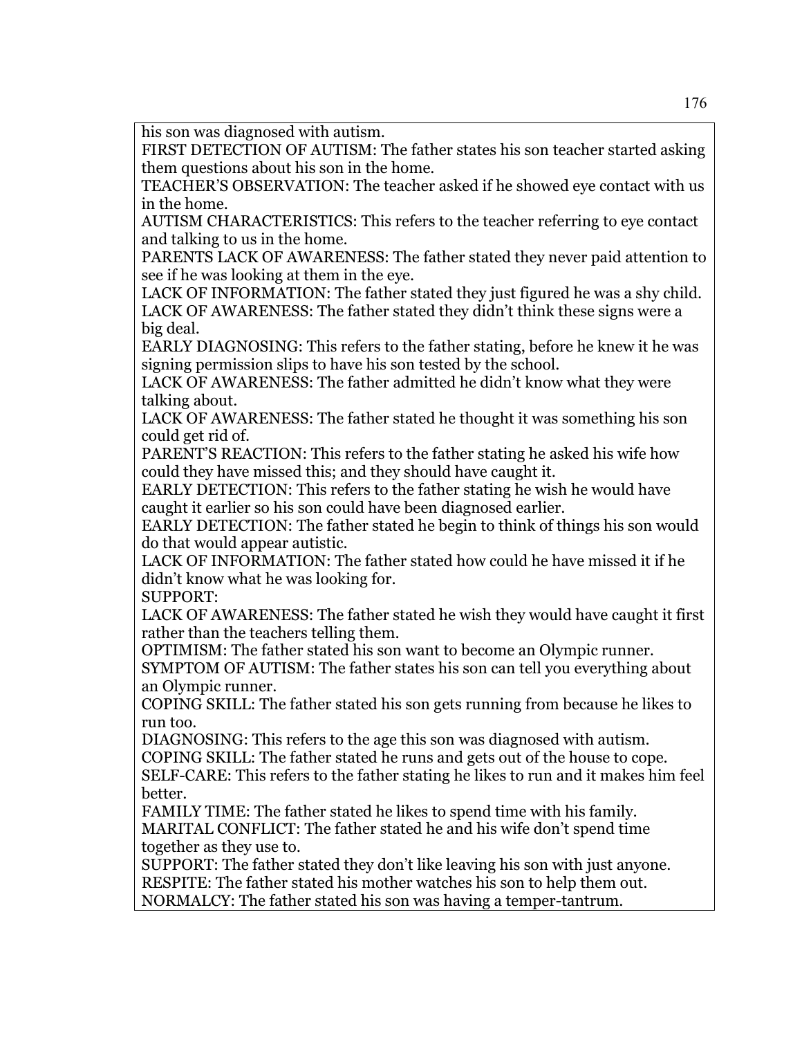his son was diagnosed with autism.

FIRST DETECTION OF AUTISM: The father states his son teacher started asking them questions about his son in the home.

TEACHER'S OBSERVATION: The teacher asked if he showed eye contact with us in the home.

AUTISM CHARACTERISTICS: This refers to the teacher referring to eye contact and talking to us in the home.

PARENTS LACK OF AWARENESS: The father stated they never paid attention to see if he was looking at them in the eye.

LACK OF INFORMATION: The father stated they just figured he was a shy child.

LACK OF AWARENESS: The father stated they didn't think these signs were a big deal.

EARLY DIAGNOSING: This refers to the father stating, before he knew it he was signing permission slips to have his son tested by the school.

LACK OF AWARENESS: The father admitted he didn't know what they were talking about.

LACK OF AWARENESS: The father stated he thought it was something his son could get rid of.

PARENT'S REACTION: This refers to the father stating he asked his wife how could they have missed this; and they should have caught it.

EARLY DETECTION: This refers to the father stating he wish he would have caught it earlier so his son could have been diagnosed earlier.

EARLY DETECTION: The father stated he begin to think of things his son would do that would appear autistic.

LACK OF INFORMATION: The father stated how could he have missed it if he didn't know what he was looking for.

SUPPORT:

LACK OF AWARENESS: The father stated he wish they would have caught it first rather than the teachers telling them.

OPTIMISM: The father stated his son want to become an Olympic runner.

SYMPTOM OF AUTISM: The father states his son can tell you everything about an Olympic runner.

COPING SKILL: The father stated his son gets running from because he likes to run too.

DIAGNOSING: This refers to the age this son was diagnosed with autism.

COPING SKILL: The father stated he runs and gets out of the house to cope.

SELF-CARE: This refers to the father stating he likes to run and it makes him feel better.

FAMILY TIME: The father stated he likes to spend time with his family.

MARITAL CONFLICT: The father stated he and his wife don't spend time together as they use to.

SUPPORT: The father stated they don't like leaving his son with just anyone.

RESPITE: The father stated his mother watches his son to help them out.

NORMALCY: The father stated his son was having a temper-tantrum.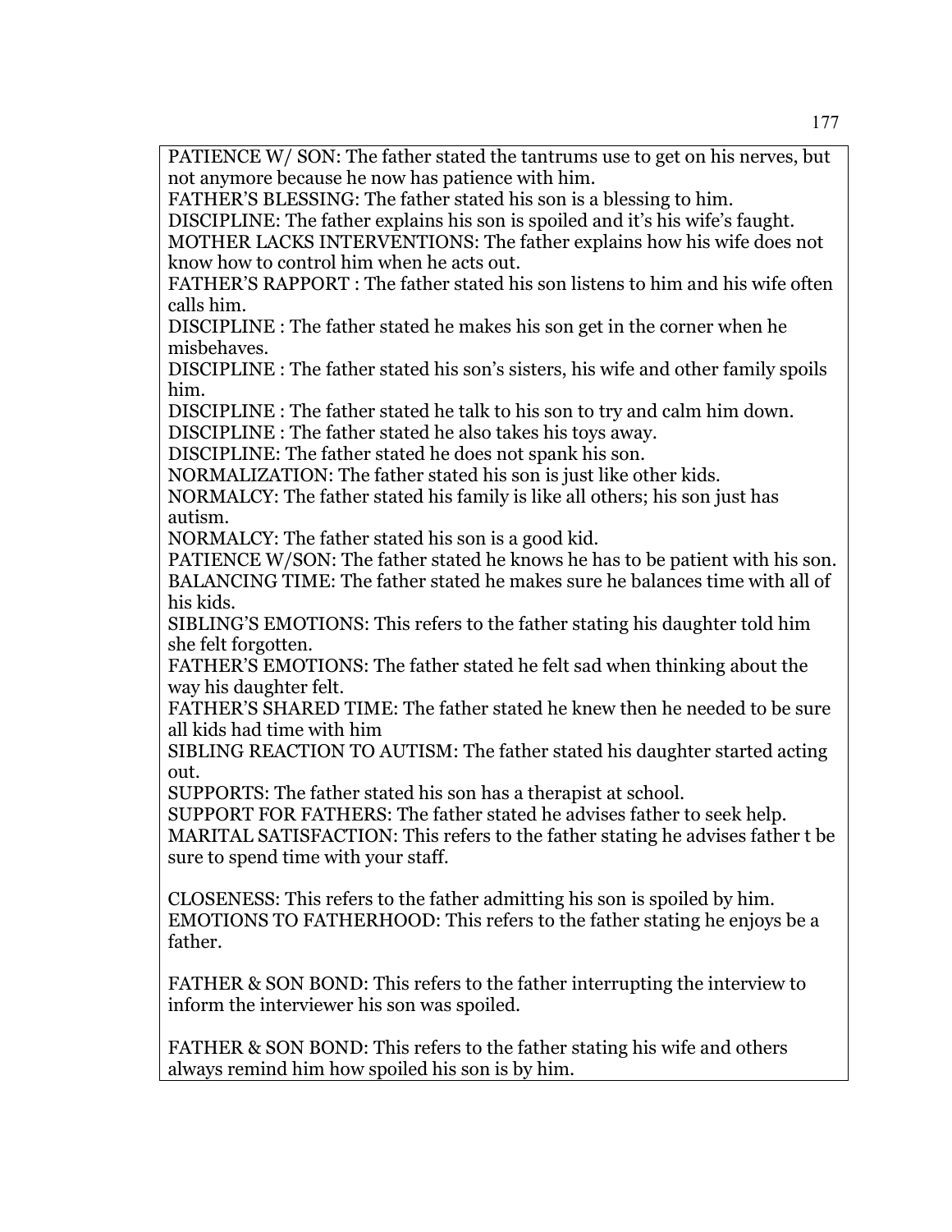PATIENCE W/ SON: The father stated the tantrums use to get on his nerves, but not anymore because he now has patience with him.  
FATHER'S BLESSING: The father stated his son is a blessing to him.  
DISCIPLINE: The father explains his son is spoiled and it's his wife's faught.  
MOTHER LACKS INTERVENTIONS: The father explains how his wife does not know how to control him when he acts out.  
FATHER'S RAPPORT : The father stated his son listens to him and his wife often calls him.  
DISCIPLINE : The father stated he makes his son get in the corner when he misbehaves.  
DISCIPLINE : The father stated his son's sisters, his wife and other family spoils him.  
DISCIPLINE : The father stated he talk to his son to try and calm him down.  
DISCIPLINE : The father stated he also takes his toys away.  
DISCIPLINE: The father stated he does not spank his son.  
NORMALIZATION: The father stated his son is just like other kids.  
NORMALCY: The father stated his family is like all others; his son just has autism.  
NORMALCY: The father stated his son is a good kid.  
PATIENCE W/SON: The father stated he knows he has to be patient with his son.  
BALANCING TIME: The father stated he makes sure he balances time with all of his kids.  
SIBLING'S EMOTIONS: This refers to the father stating his daughter told him she felt forgotten.  
FATHER'S EMOTIONS: The father stated he felt sad when thinking about the way his daughter felt.  
FATHER'S SHARED TIME: The father stated he knew then he needed to be sure all kids had time with him  
SIBLING REACTION TO AUTISM: The father stated his daughter started acting out.  
SUPPORTS: The father stated his son has a therapist at school.  
SUPPORT FOR FATHERS: The father stated he advises father to seek help.  
MARITAL SATISFACTION: This refers to the father stating he advises father t be sure to spend time with your staff.

CLOSENESS: This refers to the father admitting his son is spoiled by him.  
EMOTIONS TO FATHERHOOD: This refers to the father stating he enjoys be a father.

FATHER & SON BOND: This refers to the father interrupting the interview to inform the interviewer his son was spoiled.

FATHER & SON BOND: This refers to the father stating his wife and others always remind him how spoiled his son is by him.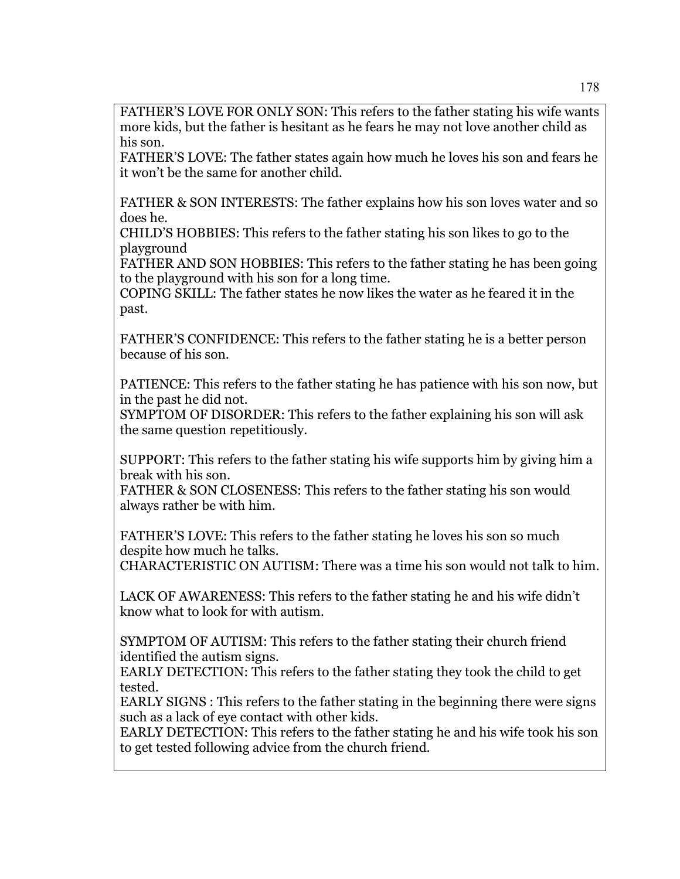FATHER’S LOVE FOR ONLY SON: This refers to the father stating his wife wants more kids, but the father is hesitant as he fears he may not love another child as his son.
FATHER’S LOVE: The father states again how much he loves his son and fears he it won’t be the same for another child.

FATHER & SON INTERESTS: The father explains how his son loves water and so does he.
CHILD’S HOBBIES: This refers to the father stating his son likes to go to the playground
FATHER AND SON HOBBIES: This refers to the father stating he has been going to the playground with his son for a long time.
COPING SKILL: The father states he now likes the water as he feared it in the past.

FATHER’S CONFIDENCE: This refers to the father stating he is a better person because of his son.

PATIENCE: This refers to the father stating he has patience with his son now, but in the past he did not.
SYMPTOM OF DISORDER: This refers to the father explaining his son will ask the same question repetitiously.

SUPPORT: This refers to the father stating his wife supports him by giving him a break with his son.
FATHER & SON CLOSENESS: This refers to the father stating his son would always rather be with him.

FATHER’S LOVE: This refers to the father stating he loves his son so much despite how much he talks.
CHARACTERISTIC ON AUTISM: There was a time his son would not talk to him.

LACK OF AWARENESS: This refers to the father stating he and his wife didn’t know what to look for with autism.

SYMPTOM OF AUTISM: This refers to the father stating their church friend identified the autism signs.
EARLY DETECTION: This refers to the father stating they took the child to get tested.
EARLY SIGNS : This refers to the father stating in the beginning there were signs such as a lack of eye contact with other kids.
EARLY DETECTION: This refers to the father stating he and his wife took his son to get tested following advice from the church friend.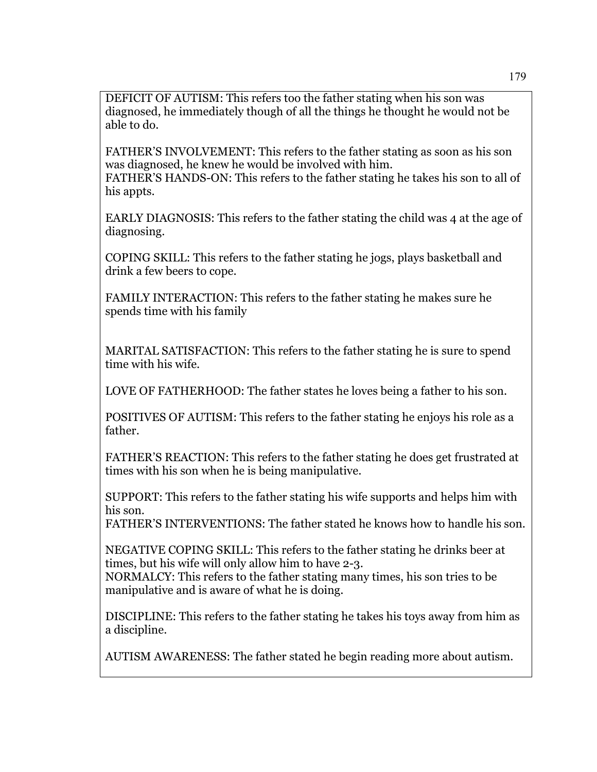DEFICIT OF AUTISM: This refers too the father stating when his son was diagnosed, he immediately though of all the things he thought he would not be able to do.

FATHER'S INVOLVEMENT: This refers to the father stating as soon as his son was diagnosed, he knew he would be involved with him.
FATHER'S HANDS-ON: This refers to the father stating he takes his son to all of his appts.

EARLY DIAGNOSIS: This refers to the father stating the child was 4 at the age of diagnosing.

COPING SKILL: This refers to the father stating he jogs, plays basketball and drink a few beers to cope.

FAMILY INTERACTION: This refers to the father stating he makes sure he spends time with his family

MARITAL SATISFACTION: This refers to the father stating he is sure to spend time with his wife.

LOVE OF FATHERHOOD: The father states he loves being a father to his son.

POSITIVES OF AUTISM: This refers to the father stating he enjoys his role as a father.

FATHER'S REACTION: This refers to the father stating he does get frustrated at times with his son when he is being manipulative.

SUPPORT: This refers to the father stating his wife supports and helps him with his son.
FATHER'S INTERVENTIONS: The father stated he knows how to handle his son.

NEGATIVE COPING SKILL: This refers to the father stating he drinks beer at times, but his wife will only allow him to have 2-3.
NORMALCY: This refers to the father stating many times, his son tries to be manipulative and is aware of what he is doing.

DISCIPLINE: This refers to the father stating he takes his toys away from him as a discipline.

AUTISM AWARENESS: The father stated he begin reading more about autism.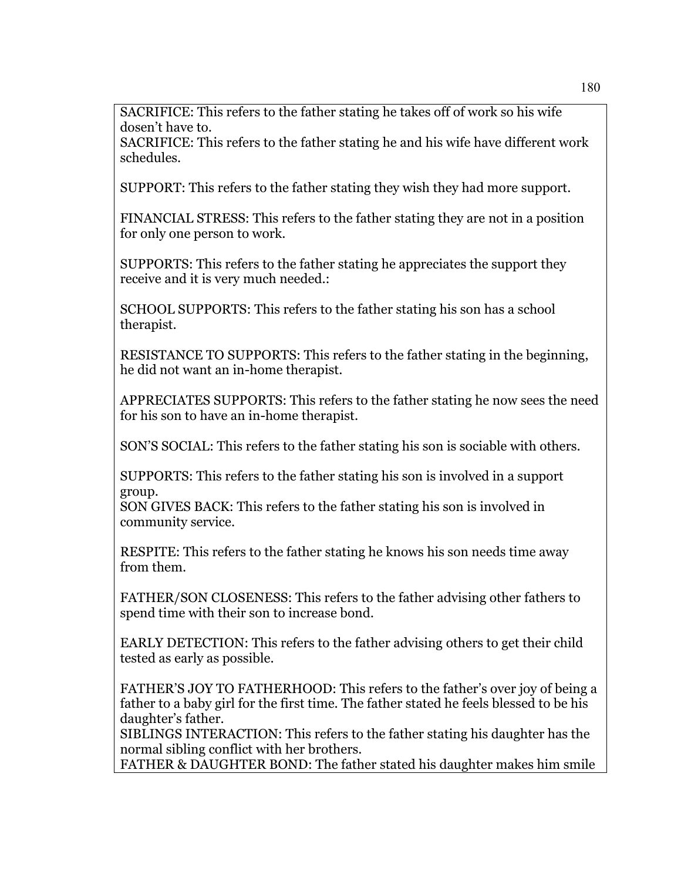SACRIFICE: This refers to the father stating he takes off of work so his wife dosen't have to.
SACRIFICE: This refers to the father stating he and his wife have different work schedules.

SUPPORT: This refers to the father stating they wish they had more support.

FINANCIAL STRESS: This refers to the father stating they are not in a position for only one person to work.

SUPPORTS: This refers to the father stating he appreciates the support they receive and it is very much needed.:

SCHOOL SUPPORTS: This refers to the father stating his son has a school therapist.

RESISTANCE TO SUPPORTS: This refers to the father stating in the beginning, he did not want an in-home therapist.

APPRECIATES SUPPORTS: This refers to the father stating he now sees the need for his son to have an in-home therapist.

SON'S SOCIAL: This refers to the father stating his son is sociable with others.

SUPPORTS: This refers to the father stating his son is involved in a support group.
SON GIVES BACK: This refers to the father stating his son is involved in community service.

RESPITE: This refers to the father stating he knows his son needs time away from them.

FATHER/SON CLOSENESS: This refers to the father advising other fathers to spend time with their son to increase bond.

EARLY DETECTION: This refers to the father advising others to get their child tested as early as possible.

FATHER'S JOY TO FATHERHOOD: This refers to the father's over joy of being a father to a baby girl for the first time. The father stated he feels blessed to be his daughter's father.
SIBLINGS INTERACTION: This refers to the father stating his daughter has the normal sibling conflict with her brothers.
FATHER & DAUGHTER BOND: The father stated his daughter makes him smile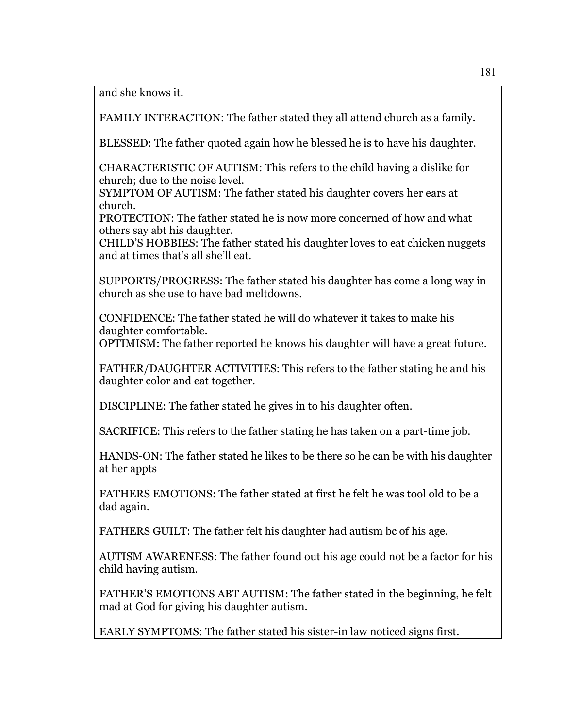and she knows it.

FAMILY INTERACTION: The father stated they all attend church as a family.

BLESSED: The father quoted again how he blessed he is to have his daughter.

CHARACTERISTIC OF AUTISM: This refers to the child having a dislike for church; due to the noise level.
SYMPTOM OF AUTISM: The father stated his daughter covers her ears at church.
PROTECTION: The father stated he is now more concerned of how and what others say abt his daughter.
CHILD'S HOBBIES: The father stated his daughter loves to eat chicken nuggets and at times that's all she'll eat.

SUPPORTS/PROGRESS: The father stated his daughter has come a long way in church as she use to have bad meltdowns.

CONFIDENCE: The father stated he will do whatever it takes to make his daughter comfortable.
OPTIMISM: The father reported he knows his daughter will have a great future.

FATHER/DAUGHTER ACTIVITIES: This refers to the father stating he and his daughter color and eat together.

DISCIPLINE: The father stated he gives in to his daughter often.

SACRIFICE: This refers to the father stating he has taken on a part-time job.

HANDS-ON: The father stated he likes to be there so he can be with his daughter at her appts

FATHERS EMOTIONS: The father stated at first he felt he was tool old to be a dad again.

FATHERS GUILT: The father felt his daughter had autism bc of his age.

AUTISM AWARENESS: The father found out his age could not be a factor for his child having autism.

FATHER'S EMOTIONS ABT AUTISM: The father stated in the beginning, he felt mad at God for giving his daughter autism.

EARLY SYMPTOMS: The father stated his sister-in law noticed signs first.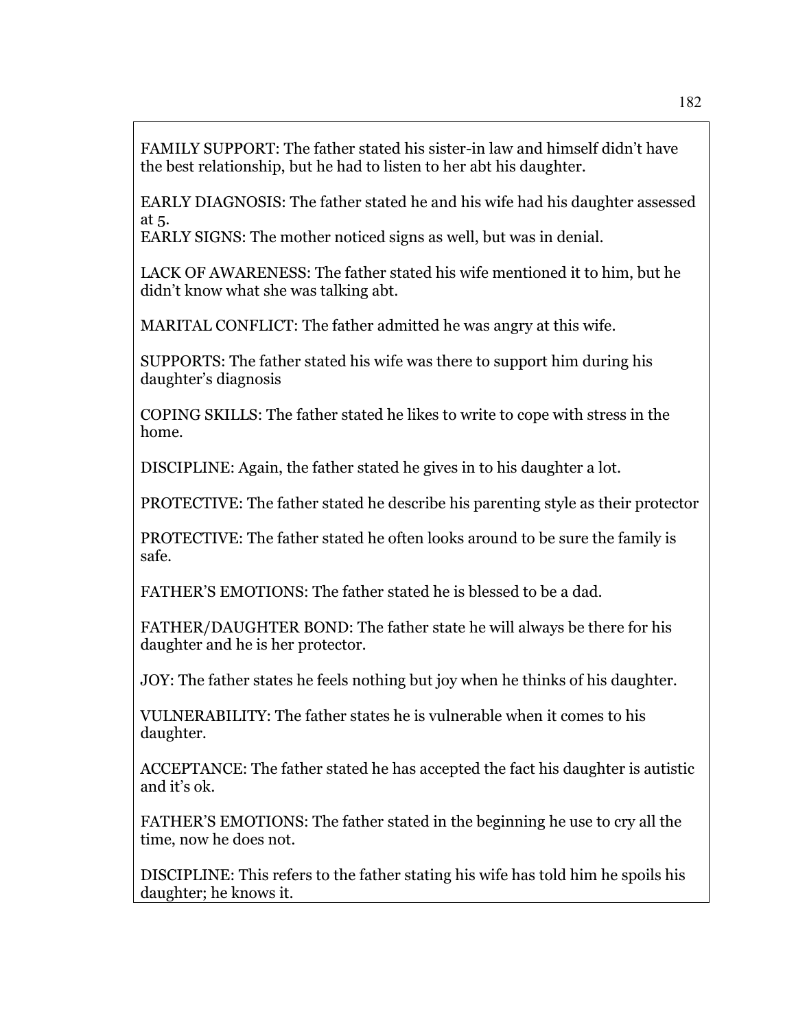FAMILY SUPPORT: The father stated his sister-in law and himself didn't have the best relationship, but he had to listen to her abt his daughter.

EARLY DIAGNOSIS: The father stated he and his wife had his daughter assessed at 5.
EARLY SIGNS: The mother noticed signs as well, but was in denial.

LACK OF AWARENESS: The father stated his wife mentioned it to him, but he didn't know what she was talking abt.

MARITAL CONFLICT: The father admitted he was angry at this wife.

SUPPORTS: The father stated his wife was there to support him during his daughter's diagnosis

COPING SKILLS: The father stated he likes to write to cope with stress in the home.

DISCIPLINE: Again, the father stated he gives in to his daughter a lot.

PROTECTIVE: The father stated he describe his parenting style as their protector

PROTECTIVE: The father stated he often looks around to be sure the family is safe.

FATHER'S EMOTIONS: The father stated he is blessed to be a dad.

FATHER/DAUGHTER BOND: The father state he will always be there for his daughter and he is her protector.

JOY: The father states he feels nothing but joy when he thinks of his daughter.

VULNERABILITY: The father states he is vulnerable when it comes to his daughter.

ACCEPTANCE: The father stated he has accepted the fact his daughter is autistic and it's ok.

FATHER'S EMOTIONS: The father stated in the beginning he use to cry all the time, now he does not.

DISCIPLINE: This refers to the father stating his wife has told him he spoils his daughter; he knows it.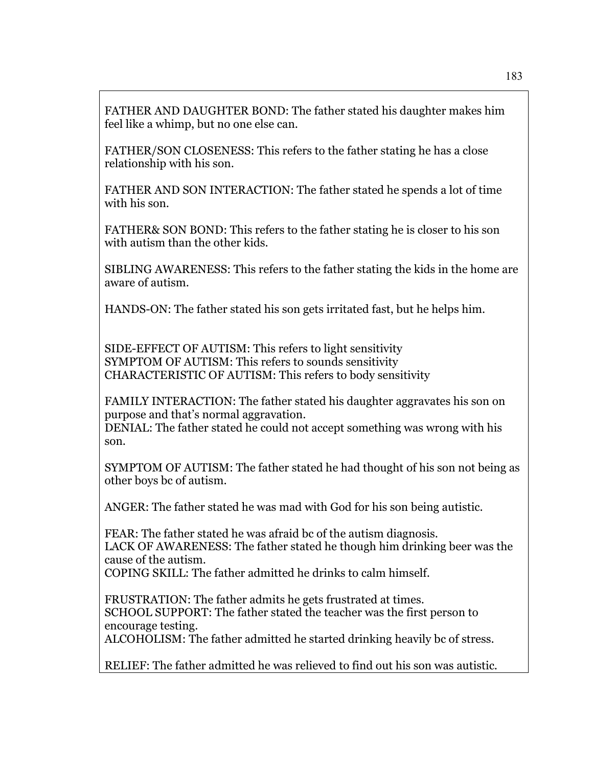FATHER AND DAUGHTER BOND: The father stated his daughter makes him feel like a whimp, but no one else can.

FATHER/SON CLOSENESS: This refers to the father stating he has a close relationship with his son.

FATHER AND SON INTERACTION: The father stated he spends a lot of time with his son.

FATHER& SON BOND: This refers to the father stating he is closer to his son with autism than the other kids.

SIBLING AWARENESS: This refers to the father stating the kids in the home are aware of autism.

HANDS-ON: The father stated his son gets irritated fast, but he helps him.

SIDE-EFFECT OF AUTISM: This refers to light sensitivity
SYMPTOM OF AUTISM: This refers to sounds sensitivity
CHARACTERISTIC OF AUTISM: This refers to body sensitivity

FAMILY INTERACTION: The father stated his daughter aggravates his son on purpose and that's normal aggravation.
DENIAL: The father stated he could not accept something was wrong with his son.

SYMPTOM OF AUTISM: The father stated he had thought of his son not being as other boys bc of autism.

ANGER: The father stated he was mad with God for his son being autistic.

FEAR: The father stated he was afraid bc of the autism diagnosis.
LACK OF AWARENESS: The father stated he though him drinking beer was the cause of the autism.
COPING SKILL: The father admitted he drinks to calm himself.

FRUSTRATION: The father admits he gets frustrated at times.
SCHOOL SUPPORT: The father stated the teacher was the first person to encourage testing.
ALCOHOLISM: The father admitted he started drinking heavily bc of stress.

RELIEF: The father admitted he was relieved to find out his son was autistic.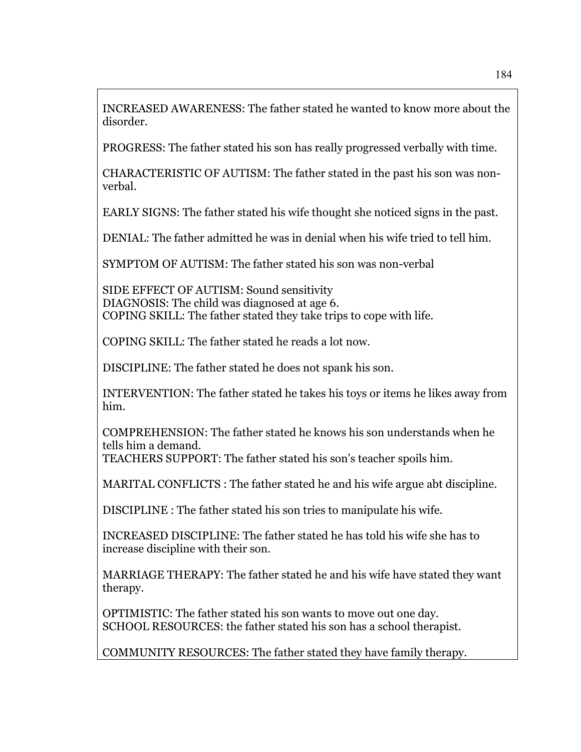INCREASED AWARENESS: The father stated he wanted to know more about the disorder.

PROGRESS: The father stated his son has really progressed verbally with time.

CHARACTERISTIC OF AUTISM: The father stated in the past his son was non-verbal.

EARLY SIGNS: The father stated his wife thought she noticed signs in the past.

DENIAL: The father admitted he was in denial when his wife tried to tell him.

SYMPTOM OF AUTISM: The father stated his son was non-verbal

SIDE EFFECT OF AUTISM: Sound sensitivity
DIAGNOSIS: The child was diagnosed at age 6.
COPING SKILL: The father stated they take trips to cope with life.

COPING SKILL: The father stated he reads a lot now.

DISCIPLINE: The father stated he does not spank his son.

INTERVENTION: The father stated he takes his toys or items he likes away from him.

COMPREHENSION: The father stated he knows his son understands when he tells him a demand.
TEACHERS SUPPORT: The father stated his son's teacher spoils him.

MARITAL CONFLICTS : The father stated he and his wife argue abt discipline.

DISCIPLINE : The father stated his son tries to manipulate his wife.

INCREASED DISCIPLINE: The father stated he has told his wife she has to increase discipline with their son.

MARRIAGE THERAPY: The father stated he and his wife have stated they want therapy.

OPTIMISTIC: The father stated his son wants to move out one day.
SCHOOL RESOURCES: the father stated his son has a school therapist.

COMMUNITY RESOURCES: The father stated they have family therapy.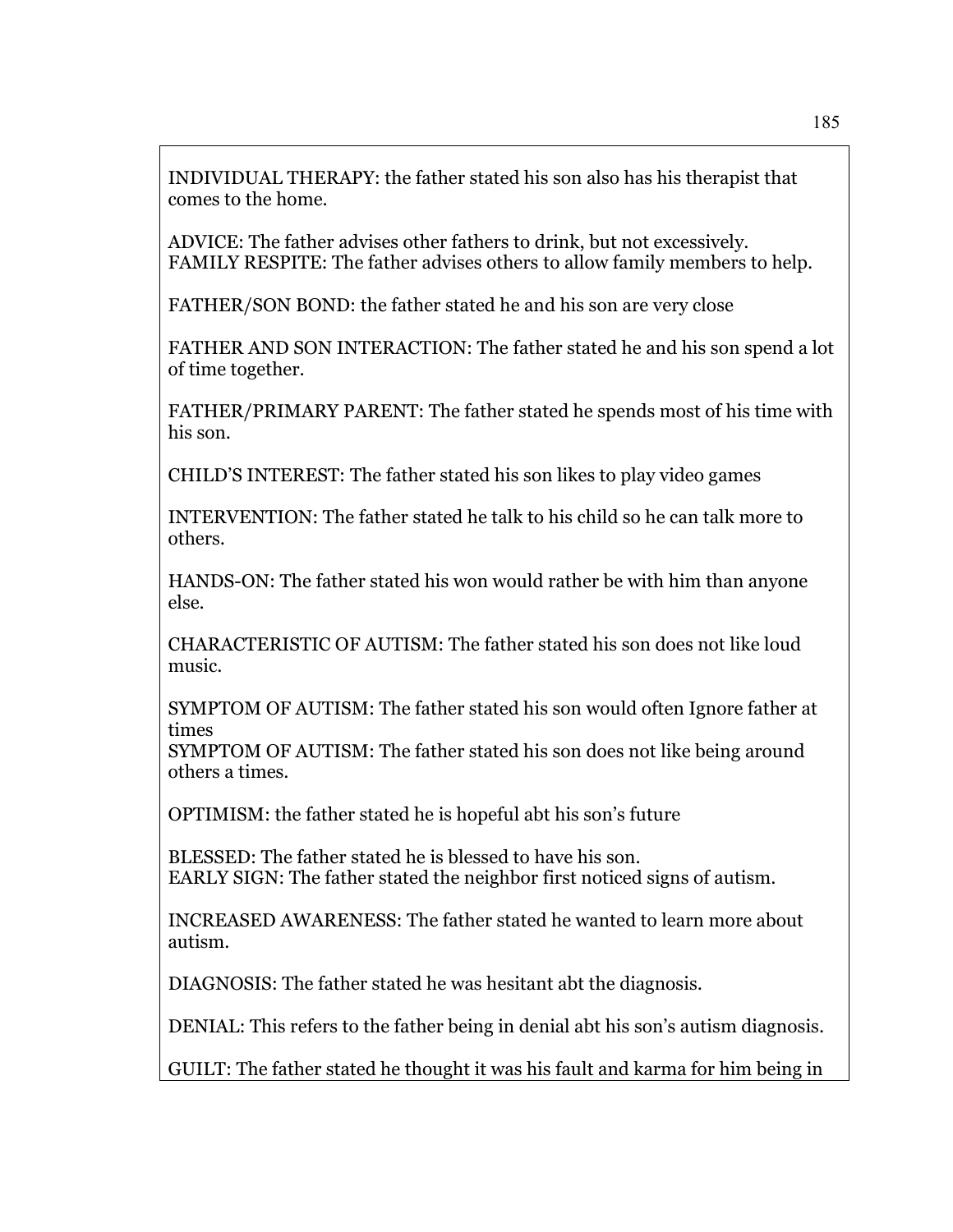INDIVIDUAL THERAPY: the father stated his son also has his therapist that comes to the home.

ADVICE: The father advises other fathers to drink, but not excessively.
FAMILY RESPITE: The father advises others to allow family members to help.

FATHER/SON BOND: the father stated he and his son are very close

FATHER AND SON INTERACTION: The father stated he and his son spend a lot of time together.

FATHER/PRIMARY PARENT: The father stated he spends most of his time with his son.

CHILD'S INTEREST: The father stated his son likes to play video games

INTERVENTION: The father stated he talk to his child so he can talk more to others.

HANDS-ON: The father stated his won would rather be with him than anyone else.

CHARACTERISTIC OF AUTISM: The father stated his son does not like loud music.

SYMPTOM OF AUTISM: The father stated his son would often Ignore father at times
SYMPTOM OF AUTISM: The father stated his son does not like being around others a times.

OPTIMISM: the father stated he is hopeful abt his son's future

BLESSED: The father stated he is blessed to have his son.
EARLY SIGN: The father stated the neighbor first noticed signs of autism.

INCREASED AWARENESS: The father stated he wanted to learn more about autism.

DIAGNOSIS: The father stated he was hesitant abt the diagnosis.

DENIAL: This refers to the father being in denial abt his son's autism diagnosis.

GUILT: The father stated he thought it was his fault and karma for him being in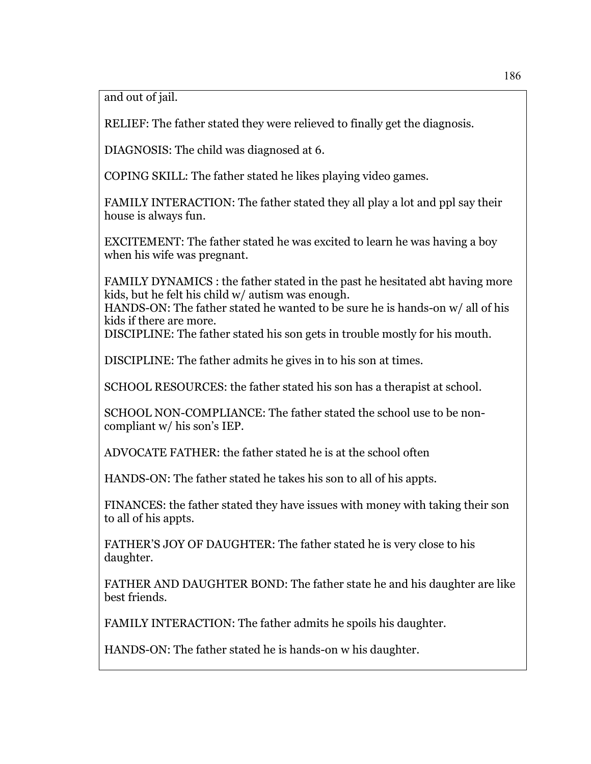and out of jail.

RELIEF: The father stated they were relieved to finally get the diagnosis.

DIAGNOSIS: The child was diagnosed at 6.

COPING SKILL: The father stated he likes playing video games.

FAMILY INTERACTION: The father stated they all play a lot and ppl say their house is always fun.

EXCITEMENT: The father stated he was excited to learn he was having a boy when his wife was pregnant.

FAMILY DYNAMICS : the father stated in the past he hesitated abt having more kids, but he felt his child w/ autism was enough.
HANDS-ON: The father stated he wanted to be sure he is hands-on w/ all of his kids if there are more.
DISCIPLINE: The father stated his son gets in trouble mostly for his mouth.

DISCIPLINE: The father admits he gives in to his son at times.

SCHOOL RESOURCES: the father stated his son has a therapist at school.

SCHOOL NON-COMPLIANCE: The father stated the school use to be non-compliant w/ his son's IEP.

ADVOCATE FATHER: the father stated he is at the school often

HANDS-ON: The father stated he takes his son to all of his appts.

FINANCES: the father stated they have issues with money with taking their son to all of his appts.

FATHER'S JOY OF DAUGHTER: The father stated he is very close to his daughter.

FATHER AND DAUGHTER BOND: The father state he and his daughter are like best friends.

FAMILY INTERACTION: The father admits he spoils his daughter.

HANDS-ON: The father stated he is hands-on w his daughter.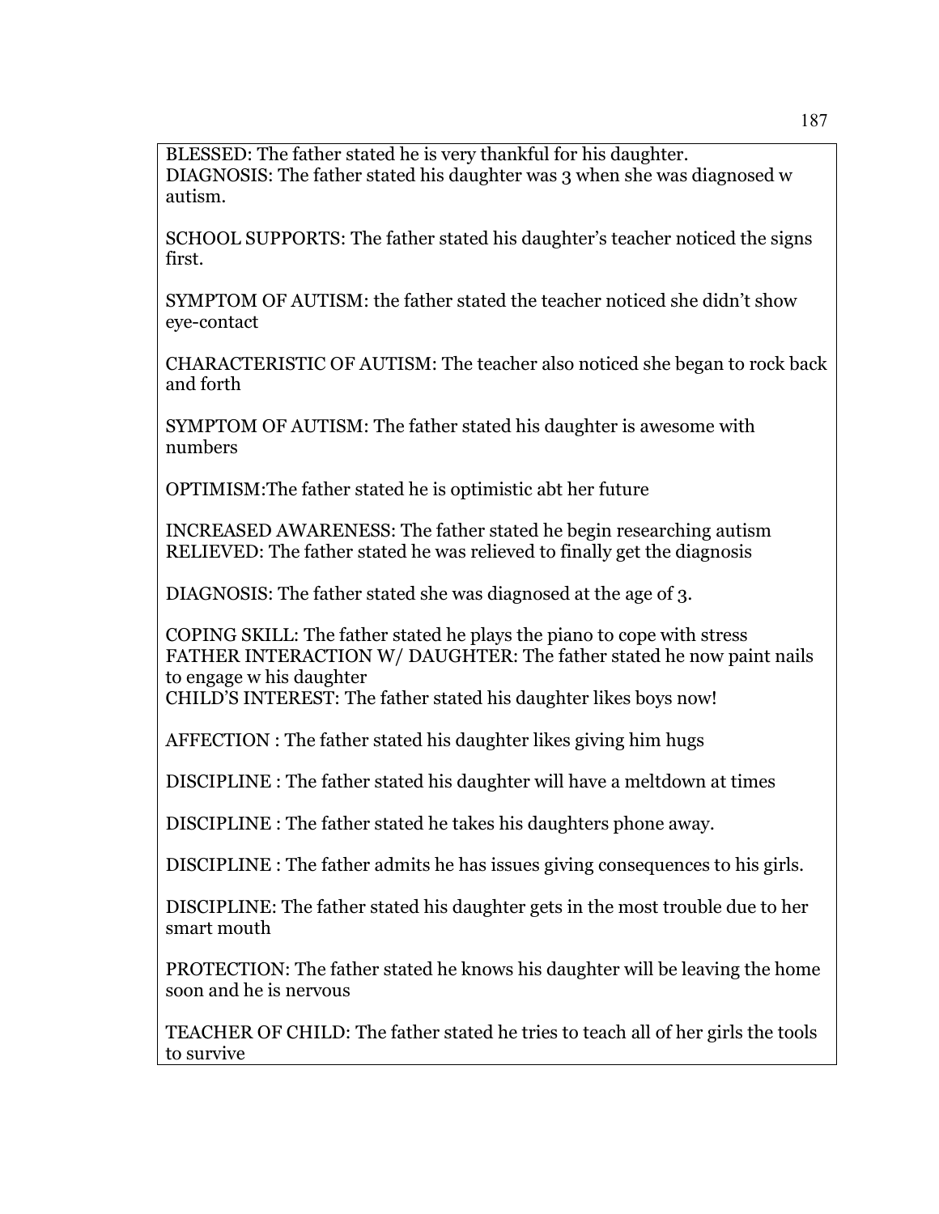BLESSED: The father stated he is very thankful for his daughter.
DIAGNOSIS: The father stated his daughter was 3 when she was diagnosed w autism.

SCHOOL SUPPORTS: The father stated his daughter's teacher noticed the signs first.

SYMPTOM OF AUTISM: the father stated the teacher noticed she didn't show eye-contact

CHARACTERISTIC OF AUTISM: The teacher also noticed she began to rock back and forth

SYMPTOM OF AUTISM: The father stated his daughter is awesome with numbers

OPTIMISM:The father stated he is optimistic abt her future

INCREASED AWARENESS: The father stated he begin researching autism
RELIEVED: The father stated he was relieved to finally get the diagnosis

DIAGNOSIS: The father stated she was diagnosed at the age of 3.

COPING SKILL: The father stated he plays the piano to cope with stress
FATHER INTERACTION W/ DAUGHTER: The father stated he now paint nails to engage w his daughter
CHILD'S INTEREST: The father stated his daughter likes boys now!

AFFECTION : The father stated his daughter likes giving him hugs

DISCIPLINE : The father stated his daughter will have a meltdown at times

DISCIPLINE : The father stated he takes his daughters phone away.

DISCIPLINE : The father admits he has issues giving consequences to his girls.

DISCIPLINE: The father stated his daughter gets in the most trouble due to her smart mouth

PROTECTION: The father stated he knows his daughter will be leaving the home soon and he is nervous

TEACHER OF CHILD: The father stated he tries to teach all of her girls the tools to survive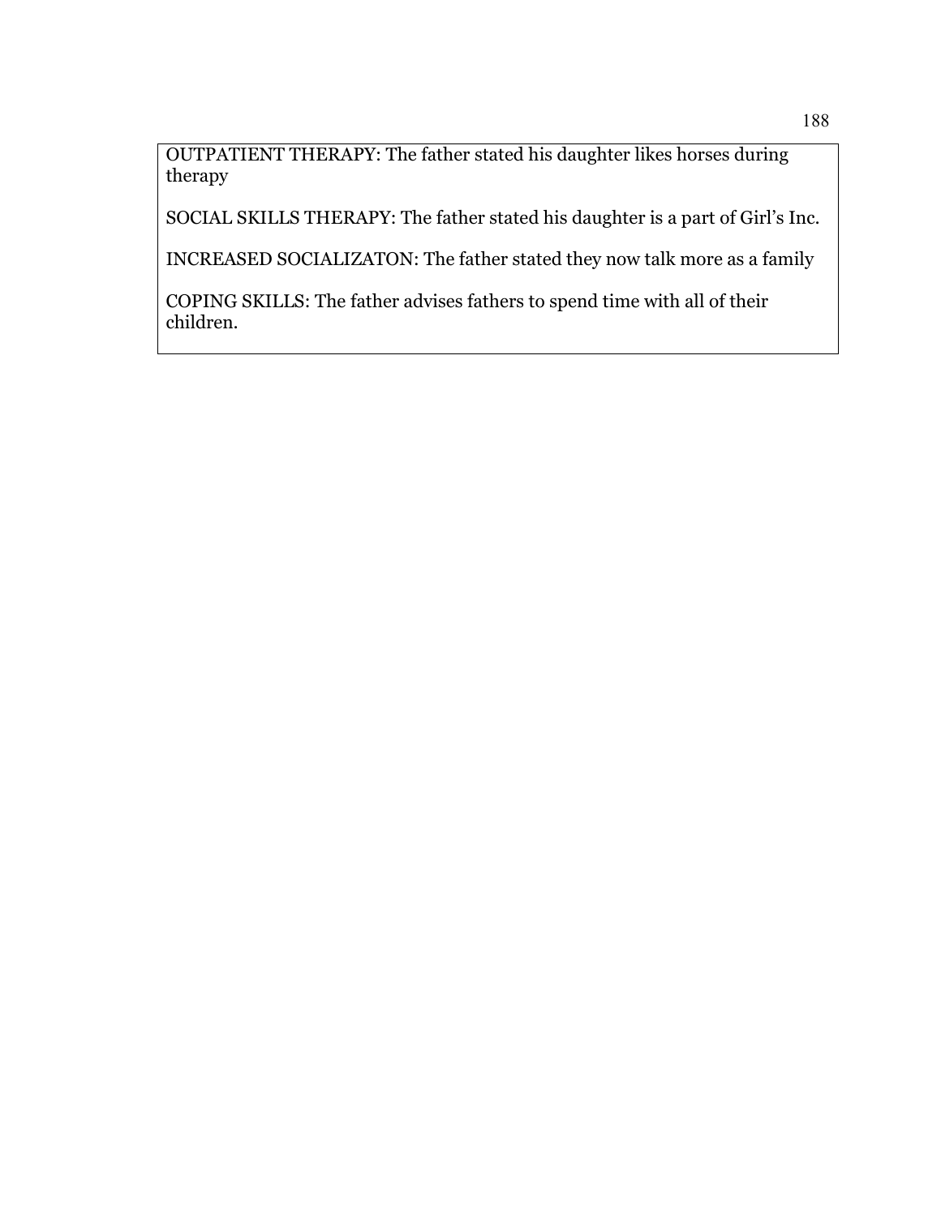OUTPATIENT THERAPY: The father stated his daughter likes horses during therapy

SOCIAL SKILLS THERAPY: The father stated his daughter is a part of Girl's Inc.

INCREASED SOCIALIZATON: The father stated they now talk more as a family

COPING SKILLS: The father advises fathers to spend time with all of their children.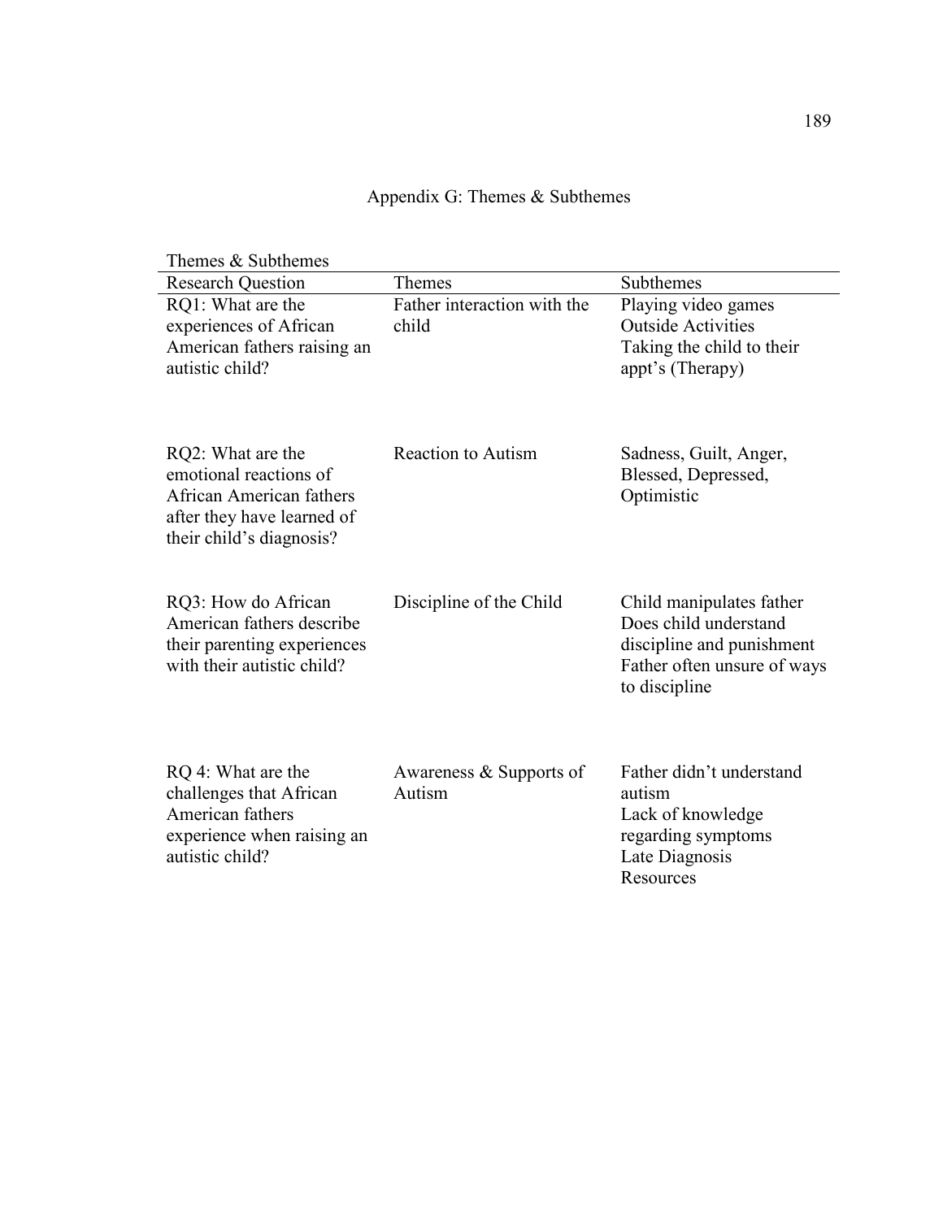# Appendix G: Themes & Subthemes

Themes & Subthemes

| Research Question | Themes | Subthemes |
|---|---|---|
| RQ1: What are the experiences of African American fathers raising an autistic child? | Father interaction with the child | Playing video games<br>Outside Activities<br>Taking the child to their appt's (Therapy) |
| RQ2: What are the emotional reactions of African American fathers after they have learned of their child's diagnosis? | Reaction to Autism | Sadness, Guilt, Anger, Blessed, Depressed, Optimistic |
| RQ3: How do African American fathers describe their parenting experiences with their autistic child? | Discipline of the Child | Child manipulates father<br>Does child understand discipline and punishment<br>Father often unsure of ways to discipline |
| RQ 4: What are the challenges that African American fathers experience when raising an autistic child? | Awareness & Supports of Autism | Father didn't understand autism<br>Lack of knowledge regarding symptoms<br>Late Diagnosis<br>Resources |